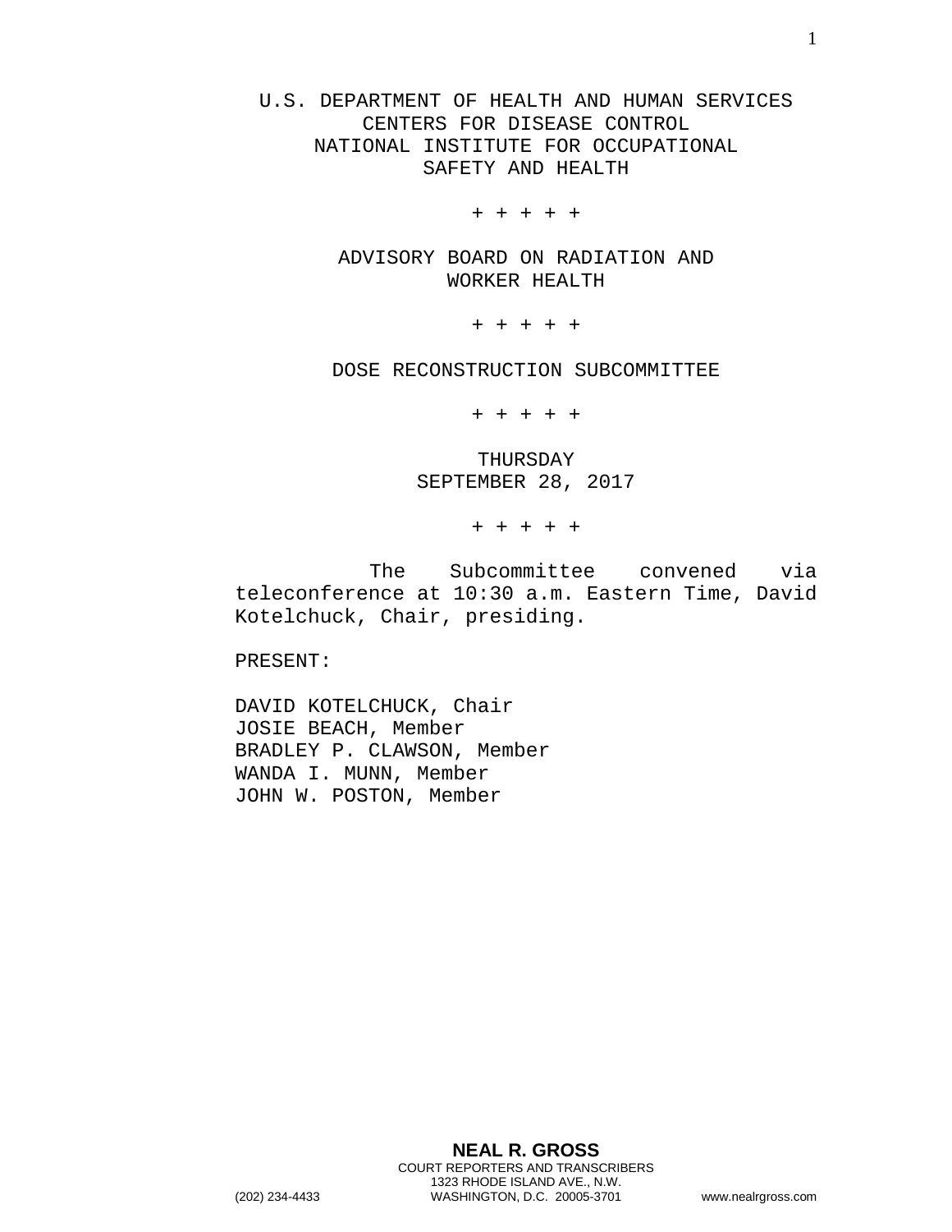U.S. DEPARTMENT OF HEALTH AND HUMAN SERVICES
CENTERS FOR DISEASE CONTROL
NATIONAL INSTITUTE FOR OCCUPATIONAL
SAFETY AND HEALTH

+ + + + +

ADVISORY BOARD ON RADIATION AND
WORKER HEALTH

+ + + + +

DOSE RECONSTRUCTION SUBCOMMITTEE

+ + + + +

THURSDAY
SEPTEMBER 28, 2017

+ + + + +

The Subcommittee convened via teleconference at 10:30 a.m. Eastern Time, David Kotelchuck, Chair, presiding.

PRESENT:

DAVID KOTELCHUCK, Chair
JOSIE BEACH, Member
BRADLEY P. CLAWSON, Member
WANDA I. MUNN, Member
JOHN W. POSTON, Member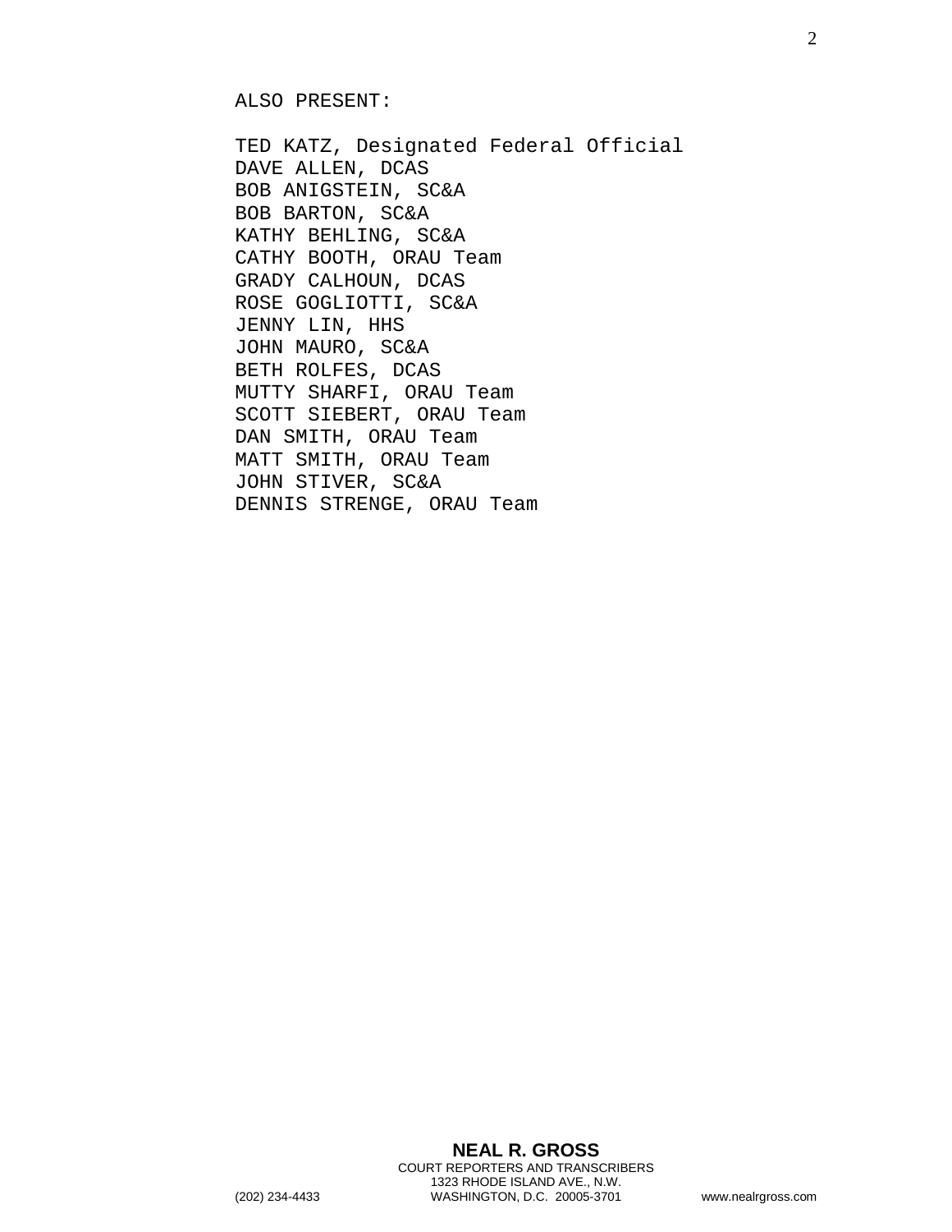ALSO PRESENT:

TED KATZ, Designated Federal Official
DAVE ALLEN, DCAS
BOB ANIGSTEIN, SC&A
BOB BARTON, SC&A
KATHY BEHLING, SC&A
CATHY BOOTH, ORAU Team
GRADY CALHOUN, DCAS
ROSE GOGLIOTTI, SC&A
JENNY LIN, HHS
JOHN MAURO, SC&A
BETH ROLFES, DCAS
MUTTY SHARFI, ORAU Team
SCOTT SIEBERT, ORAU Team
DAN SMITH, ORAU Team
MATT SMITH, ORAU Team
JOHN STIVER, SC&A
DENNIS STRENGE, ORAU Team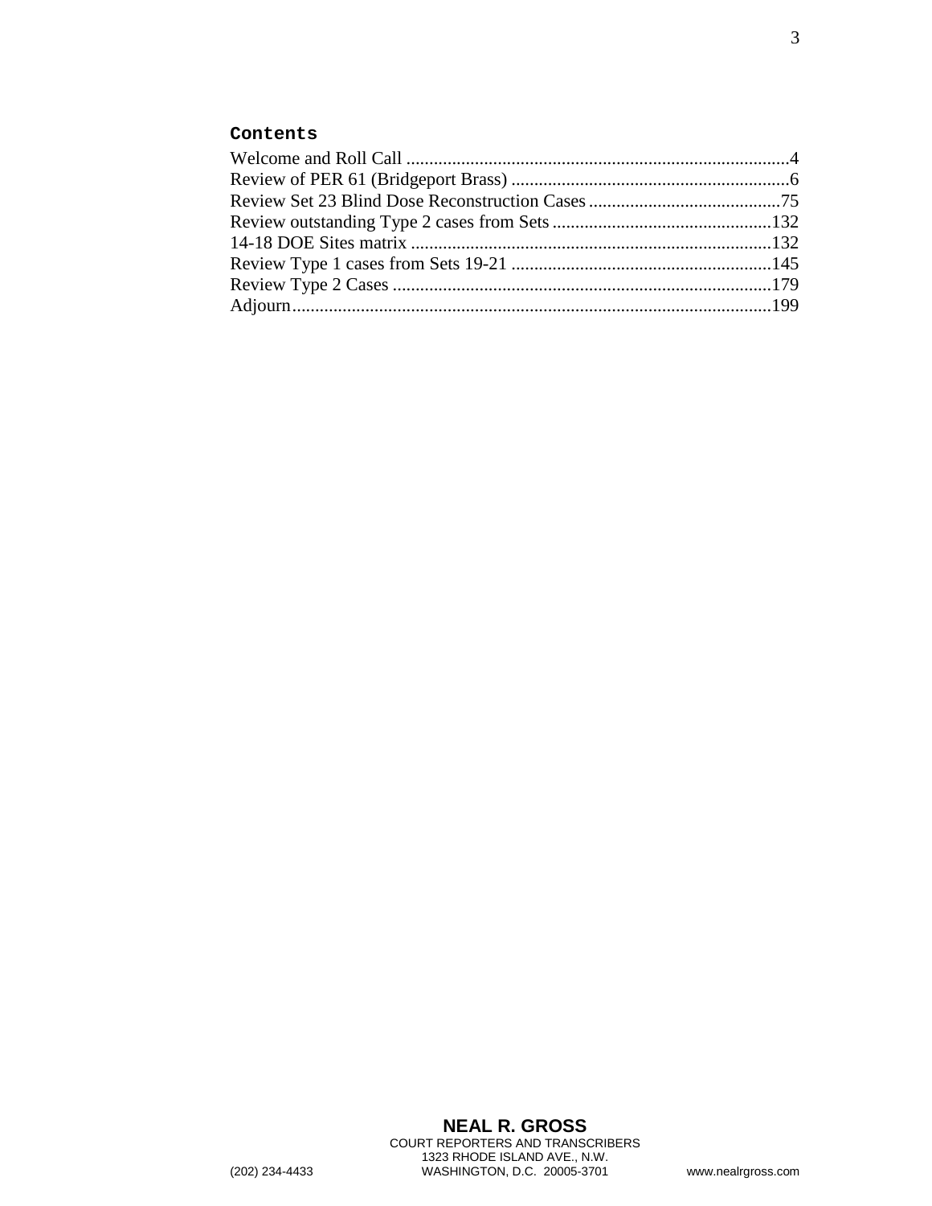**Contents**

Welcome and Roll Call ....................................................................................4
Review of PER 61 (Bridgeport Brass) .............................................................6
Review Set 23 Blind Dose Reconstruction Cases ..........................................75
Review outstanding Type 2 cases from Sets ................................................132
14-18 DOE Sites matrix ...............................................................................132
Review Type 1 cases from Sets 19-21 .........................................................145
Review Type 2 Cases ...................................................................................179
Adjourn.........................................................................................................199

NEAL R. GROSS
COURT REPORTERS AND TRANSCRIBERS
1323 RHODE ISLAND AVE., N.W.
(202) 234-4433 WASHINGTON, D.C. 20005-3701 www.nealrgross.com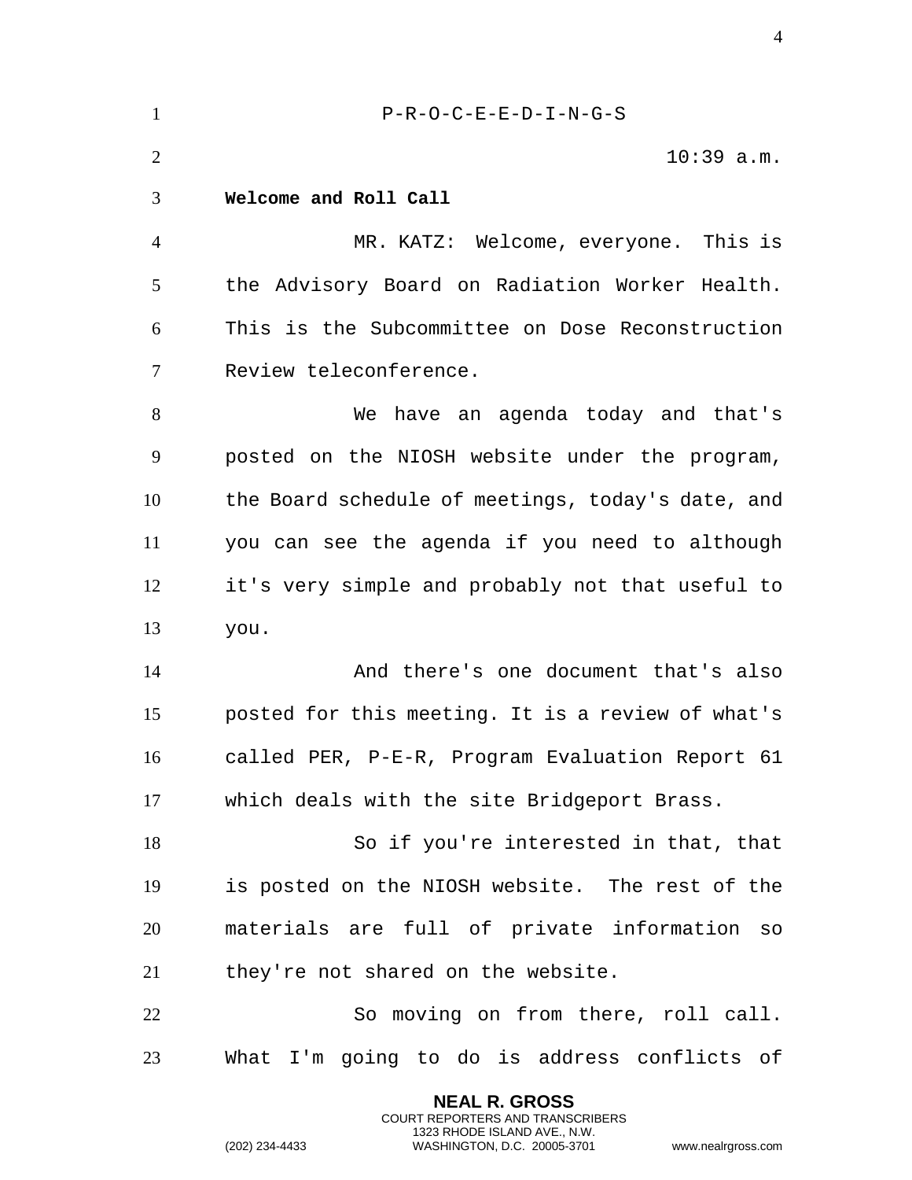P-R-O-C-E-E-D-I-N-G-S

10:39 a.m.

**Welcome and Roll Call**

MR. KATZ: Welcome, everyone. This is the Advisory Board on Radiation Worker Health. This is the Subcommittee on Dose Reconstruction Review teleconference.

We have an agenda today and that's posted on the NIOSH website under the program, the Board schedule of meetings, today's date, and you can see the agenda if you need to although it's very simple and probably not that useful to you.

And there's one document that's also posted for this meeting. It is a review of what's called PER, P-E-R, Program Evaluation Report 61 which deals with the site Bridgeport Brass.

So if you're interested in that, that is posted on the NIOSH website. The rest of the materials are full of private information so they're not shared on the website.

So moving on from there, roll call. What I'm going to do is address conflicts of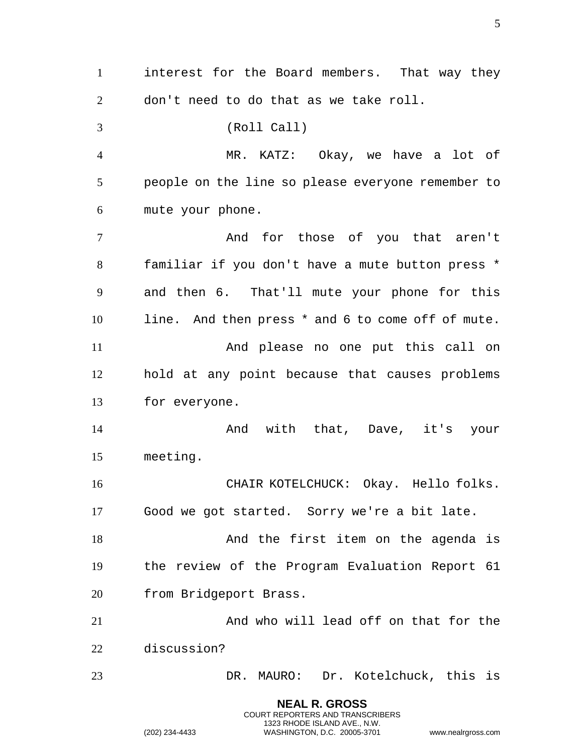interest for the Board members. That way they don't need to do that as we take roll.

(Roll Call)

MR. KATZ: Okay, we have a lot of people on the line so please everyone remember to mute your phone.

And for those of you that aren't familiar if you don't have a mute button press * and then 6. That'll mute your phone for this line. And then press * and 6 to come off of mute.

And please no one put this call on hold at any point because that causes problems for everyone.

And with that, Dave, it's your meeting.

CHAIR KOTELCHUCK: Okay. Hello folks. Good we got started. Sorry we're a bit late.

And the first item on the agenda is the review of the Program Evaluation Report 61 from Bridgeport Brass.

And who will lead off on that for the discussion?

DR. MAURO: Dr. Kotelchuck, this is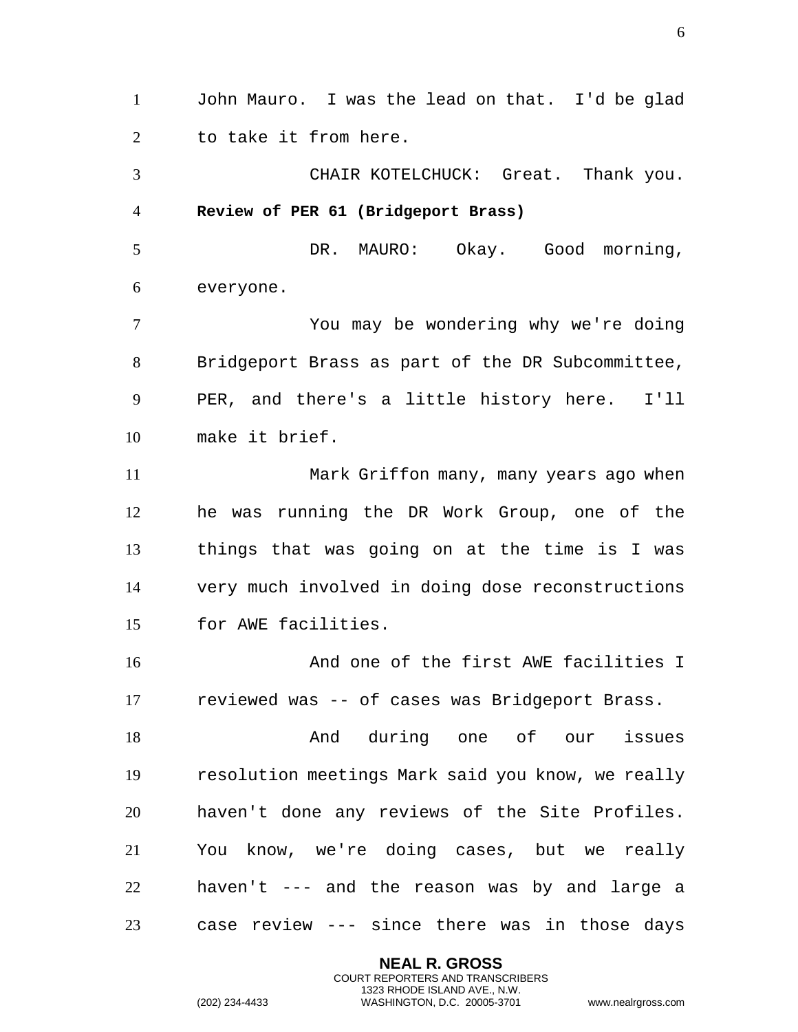John Mauro. I was the lead on that. I'd be glad to take it from here.

CHAIR KOTELCHUCK: Great. Thank you.

**Review of PER 61 (Bridgeport Brass)**

DR. MAURO: Okay. Good morning, everyone.

You may be wondering why we're doing Bridgeport Brass as part of the DR Subcommittee, PER, and there's a little history here. I'll make it brief.

Mark Griffon many, many years ago when he was running the DR Work Group, one of the things that was going on at the time is I was very much involved in doing dose reconstructions for AWE facilities.

And one of the first AWE facilities I reviewed was -- of cases was Bridgeport Brass.

And during one of our issues resolution meetings Mark said you know, we really haven't done any reviews of the Site Profiles. You know, we're doing cases, but we really haven't --- and the reason was by and large a case review --- since there was in those days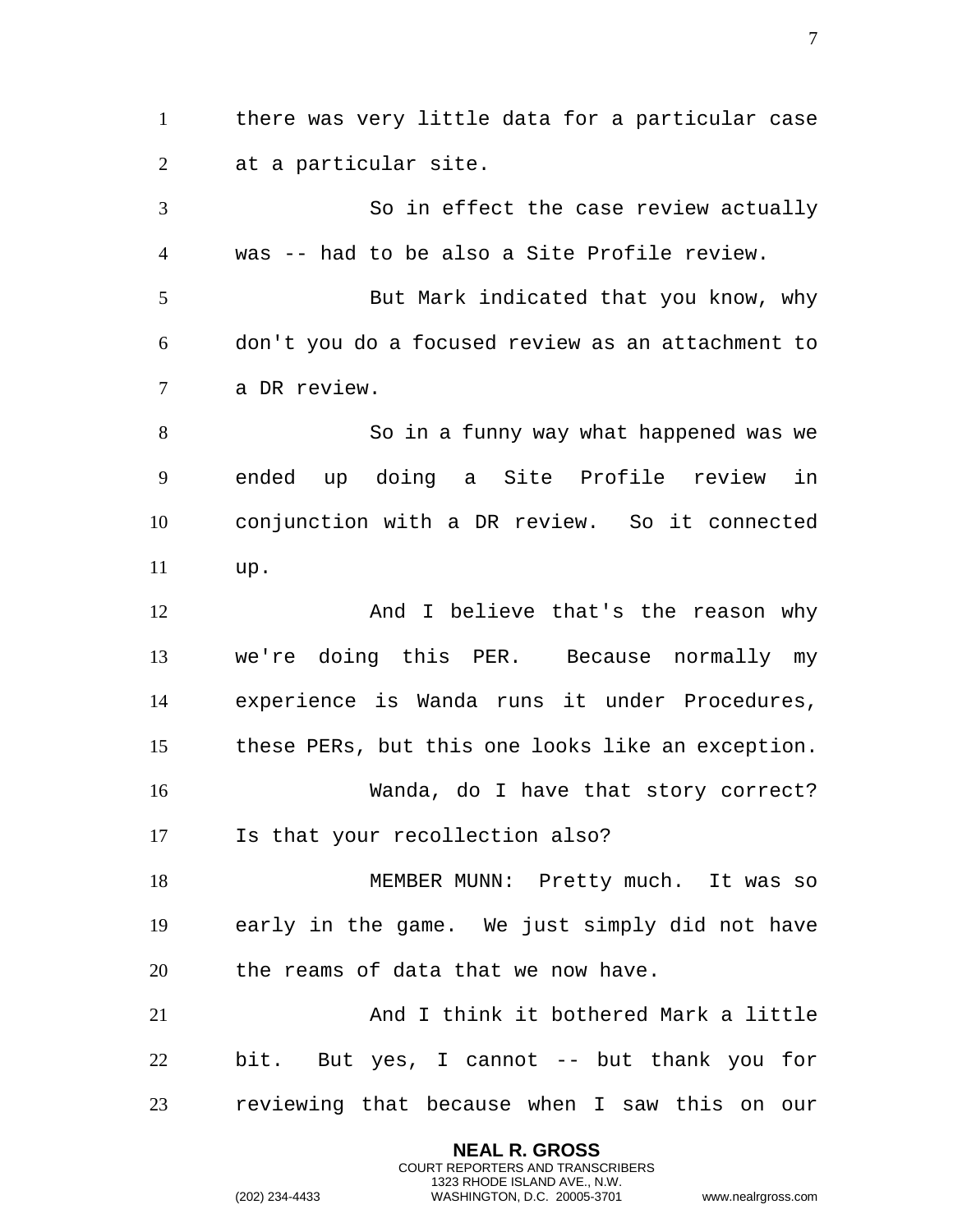there was very little data for a particular case at a particular site.

So in effect the case review actually was -- had to be also a Site Profile review.

But Mark indicated that you know, why don't you do a focused review as an attachment to a DR review.

So in a funny way what happened was we ended up doing a Site Profile review in conjunction with a DR review. So it connected up.

And I believe that's the reason why we're doing this PER. Because normally my experience is Wanda runs it under Procedures, these PERs, but this one looks like an exception.

Wanda, do I have that story correct? Is that your recollection also?

MEMBER MUNN: Pretty much. It was so early in the game. We just simply did not have the reams of data that we now have.

And I think it bothered Mark a little bit. But yes, I cannot -- but thank you for reviewing that because when I saw this on our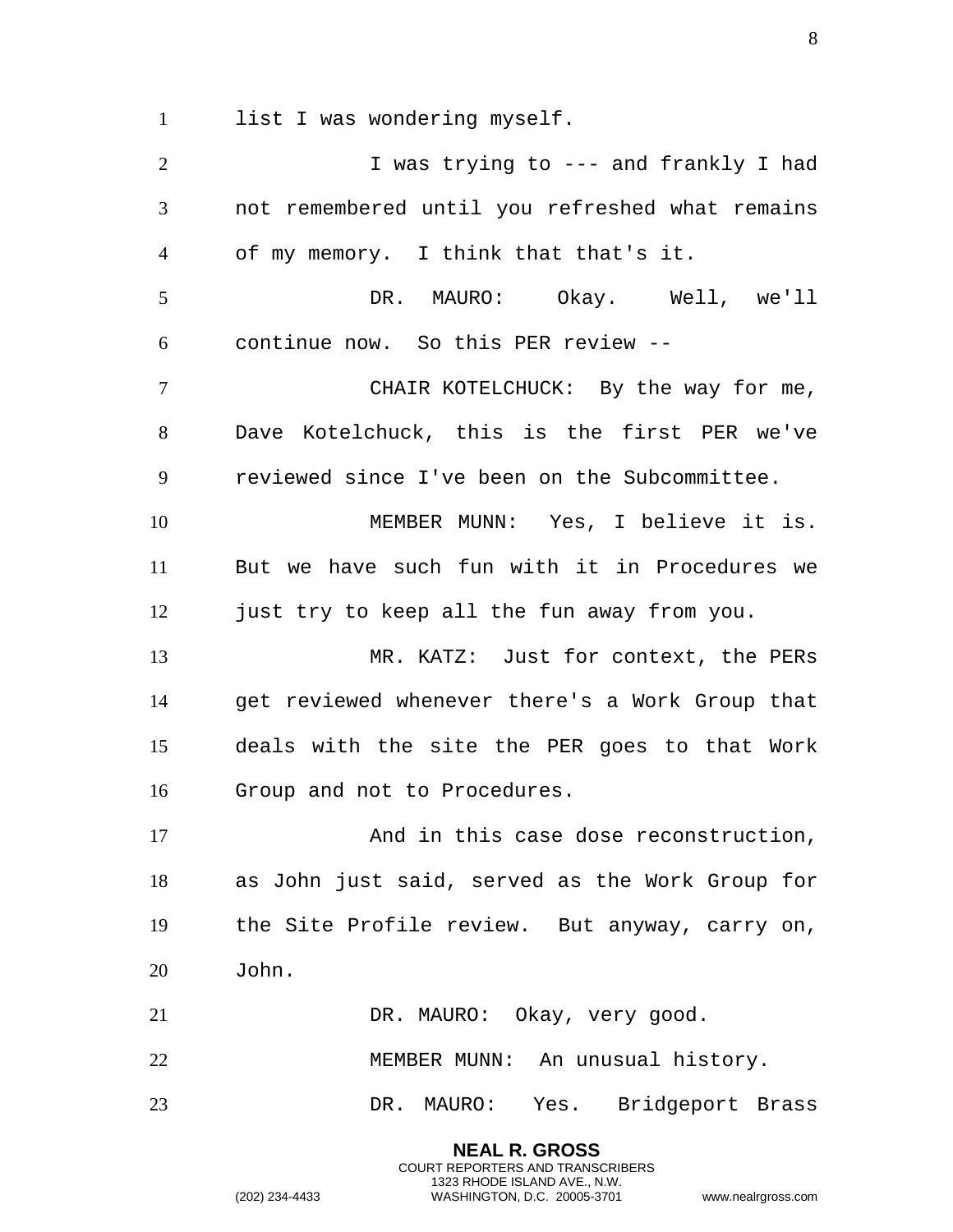list I was wondering myself.

I was trying to --- and frankly I had not remembered until you refreshed what remains of my memory. I think that that's it.

DR. MAURO: Okay. Well, we'll continue now. So this PER review --

CHAIR KOTELCHUCK: By the way for me, Dave Kotelchuck, this is the first PER we've reviewed since I've been on the Subcommittee.

MEMBER MUNN: Yes, I believe it is. But we have such fun with it in Procedures we just try to keep all the fun away from you.

MR. KATZ: Just for context, the PERs get reviewed whenever there's a Work Group that deals with the site the PER goes to that Work Group and not to Procedures.

And in this case dose reconstruction, as John just said, served as the Work Group for the Site Profile review. But anyway, carry on, John.

DR. MAURO: Okay, very good.

MEMBER MUNN: An unusual history.

DR. MAURO: Yes. Bridgeport Brass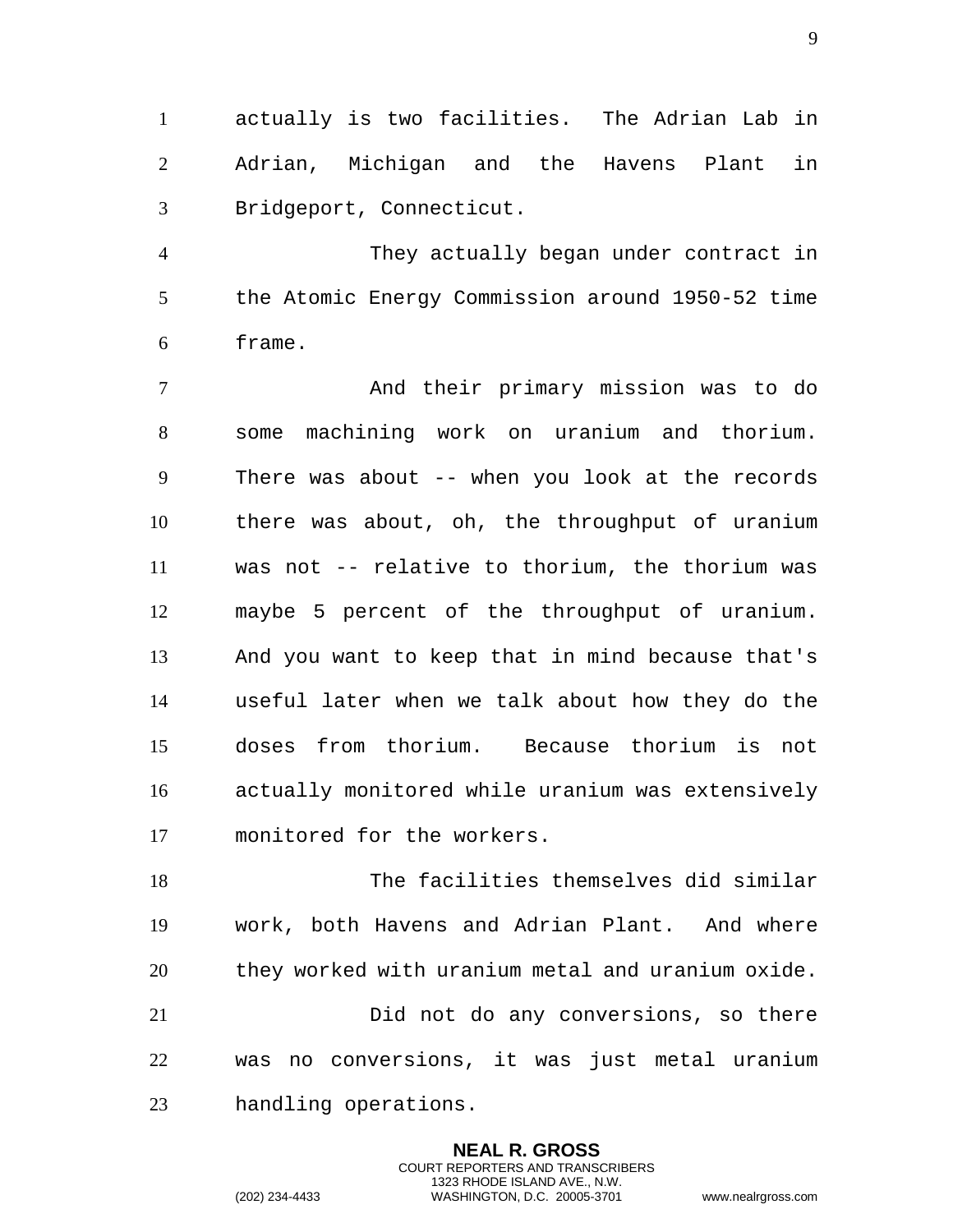actually is two facilities. The Adrian Lab in Adrian, Michigan and the Havens Plant in Bridgeport, Connecticut.

They actually began under contract in the Atomic Energy Commission around 1950-52 time frame.

And their primary mission was to do some machining work on uranium and thorium. There was about -- when you look at the records there was about, oh, the throughput of uranium was not -- relative to thorium, the thorium was maybe 5 percent of the throughput of uranium. And you want to keep that in mind because that's useful later when we talk about how they do the doses from thorium. Because thorium is not actually monitored while uranium was extensively monitored for the workers.

The facilities themselves did similar work, both Havens and Adrian Plant. And where they worked with uranium metal and uranium oxide.

Did not do any conversions, so there was no conversions, it was just metal uranium handling operations.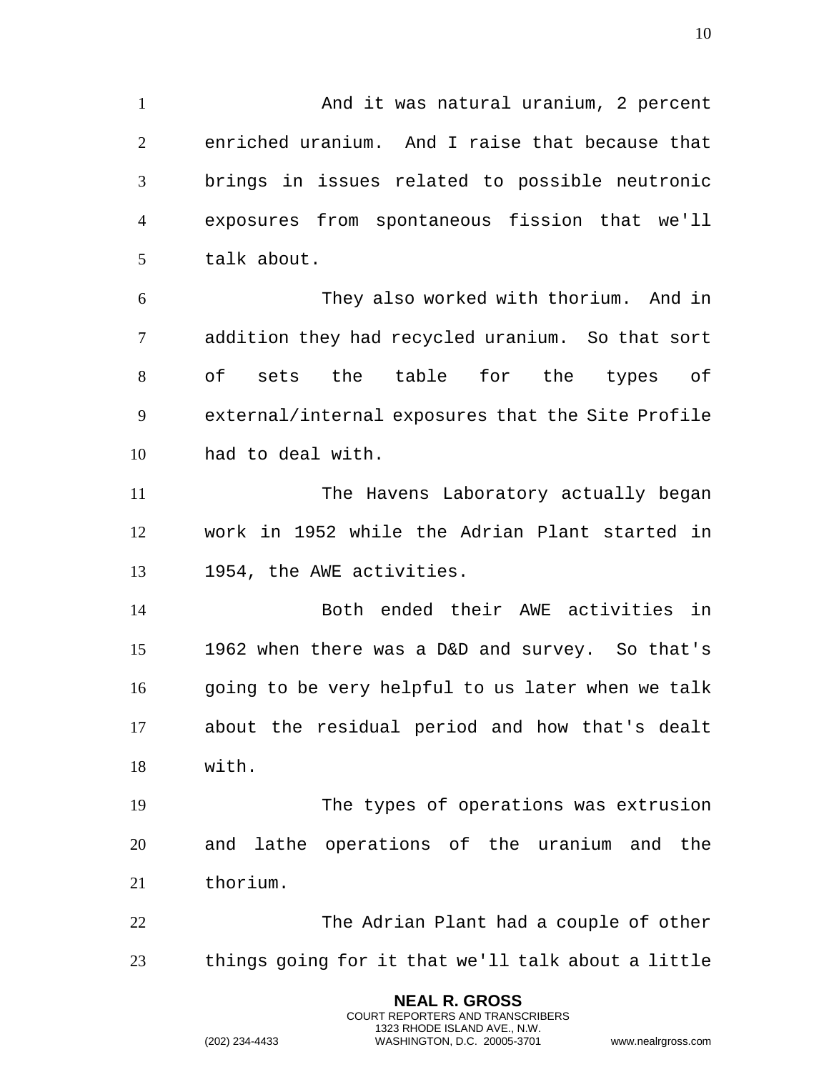And it was natural uranium, 2 percent enriched uranium. And I raise that because that brings in issues related to possible neutronic exposures from spontaneous fission that we'll talk about.

They also worked with thorium. And in addition they had recycled uranium. So that sort of sets the table for the types of external/internal exposures that the Site Profile had to deal with.

The Havens Laboratory actually began work in 1952 while the Adrian Plant started in 1954, the AWE activities.

Both ended their AWE activities in 1962 when there was a D&D and survey. So that's going to be very helpful to us later when we talk about the residual period and how that's dealt with.

The types of operations was extrusion and lathe operations of the uranium and the thorium.

The Adrian Plant had a couple of other things going for it that we'll talk about a little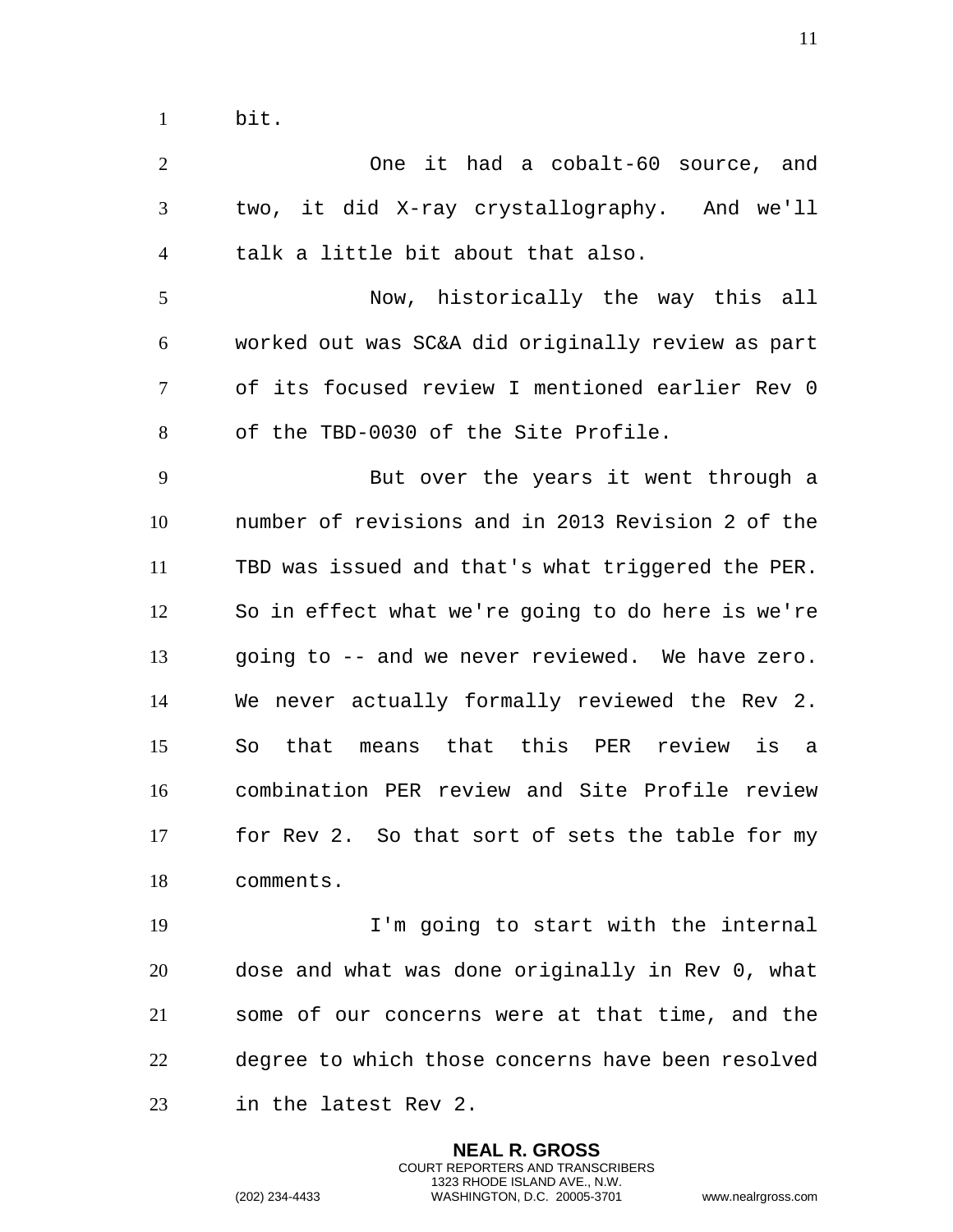bit.

One it had a cobalt-60 source, and two, it did X-ray crystallography. And we'll talk a little bit about that also.

Now, historically the way this all worked out was SC&A did originally review as part of its focused review I mentioned earlier Rev 0 of the TBD-0030 of the Site Profile.

But over the years it went through a number of revisions and in 2013 Revision 2 of the TBD was issued and that's what triggered the PER. So in effect what we're going to do here is we're going to -- and we never reviewed. We have zero. We never actually formally reviewed the Rev 2. So that means that this PER review is a combination PER review and Site Profile review for Rev 2. So that sort of sets the table for my comments.

I'm going to start with the internal dose and what was done originally in Rev 0, what some of our concerns were at that time, and the degree to which those concerns have been resolved in the latest Rev 2.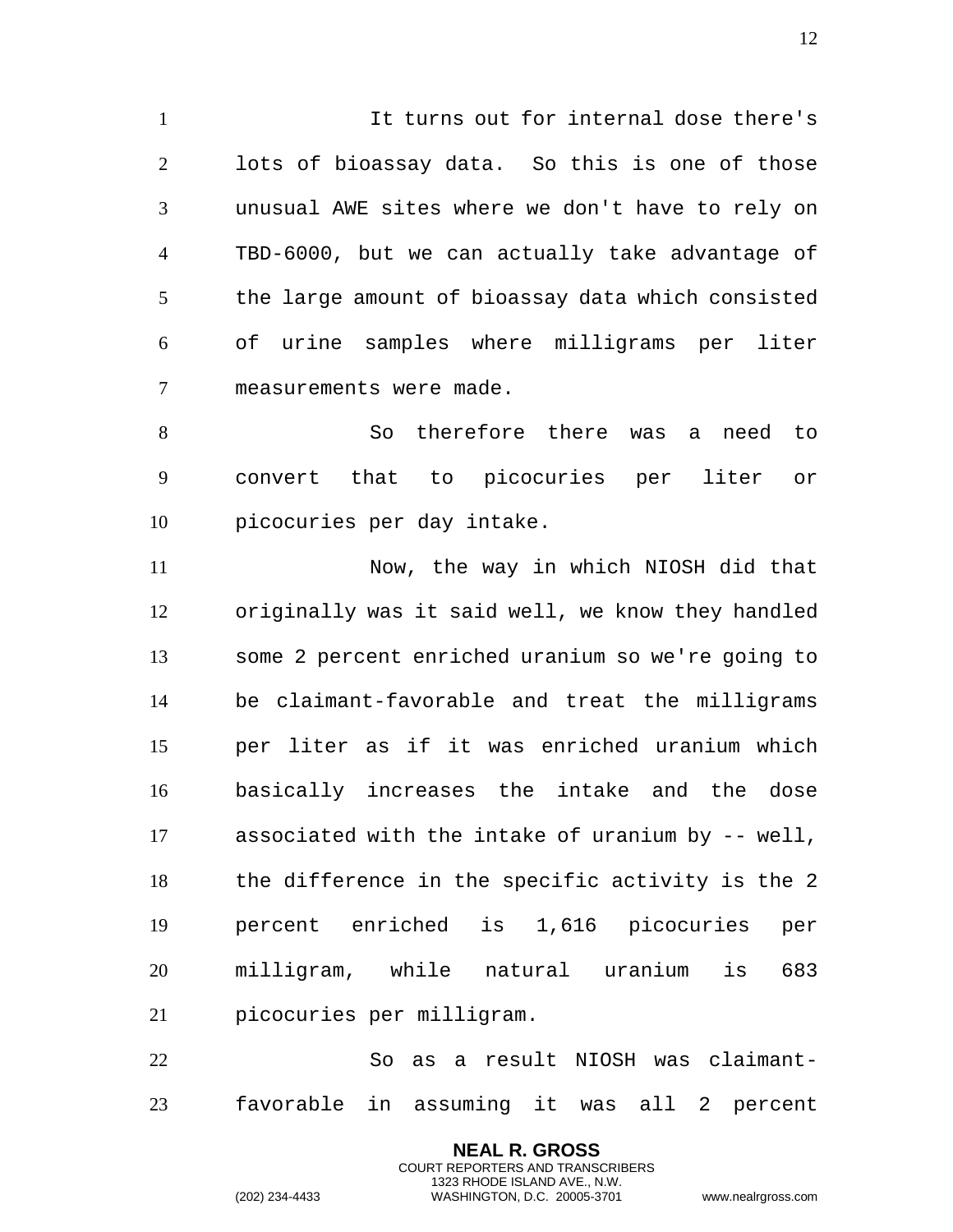It turns out for internal dose there's lots of bioassay data. So this is one of those unusual AWE sites where we don't have to rely on TBD-6000, but we can actually take advantage of the large amount of bioassay data which consisted of urine samples where milligrams per liter measurements were made.

So therefore there was a need to convert that to picocuries per liter or picocuries per day intake.

Now, the way in which NIOSH did that originally was it said well, we know they handled some 2 percent enriched uranium so we're going to be claimant-favorable and treat the milligrams per liter as if it was enriched uranium which basically increases the intake and the dose associated with the intake of uranium by -- well, the difference in the specific activity is the 2 percent enriched is 1,616 picocuries per milligram, while natural uranium is 683 picocuries per milligram.

So as a result NIOSH was claimant-favorable in assuming it was all 2 percent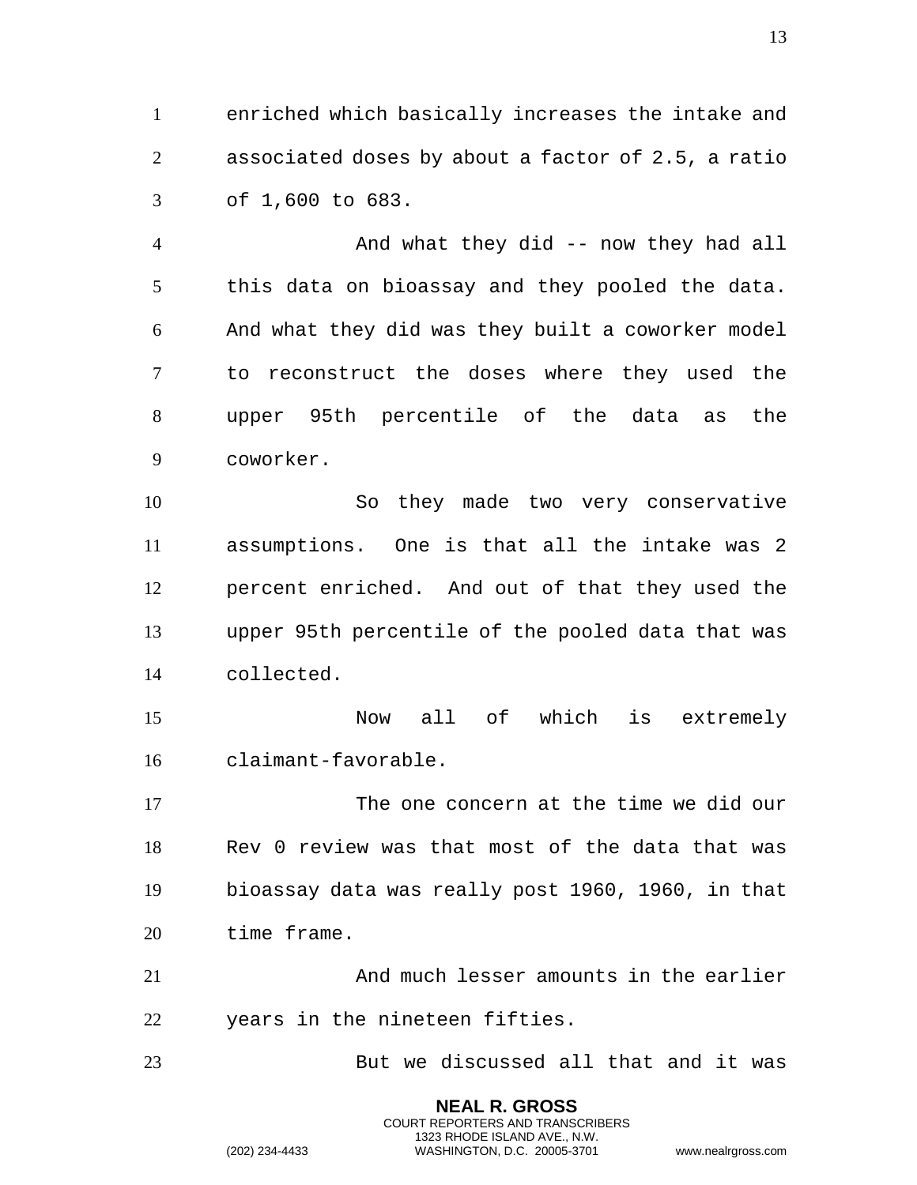enriched which basically increases the intake and associated doses by about a factor of 2.5, a ratio of 1,600 to 683.

And what they did -- now they had all this data on bioassay and they pooled the data. And what they did was they built a coworker model to reconstruct the doses where they used the upper 95th percentile of the data as the coworker.

So they made two very conservative assumptions. One is that all the intake was 2 percent enriched. And out of that they used the upper 95th percentile of the pooled data that was collected.

Now all of which is extremely claimant-favorable.

The one concern at the time we did our Rev 0 review was that most of the data that was bioassay data was really post 1960, 1960, in that time frame.

And much lesser amounts in the earlier years in the nineteen fifties.

But we discussed all that and it was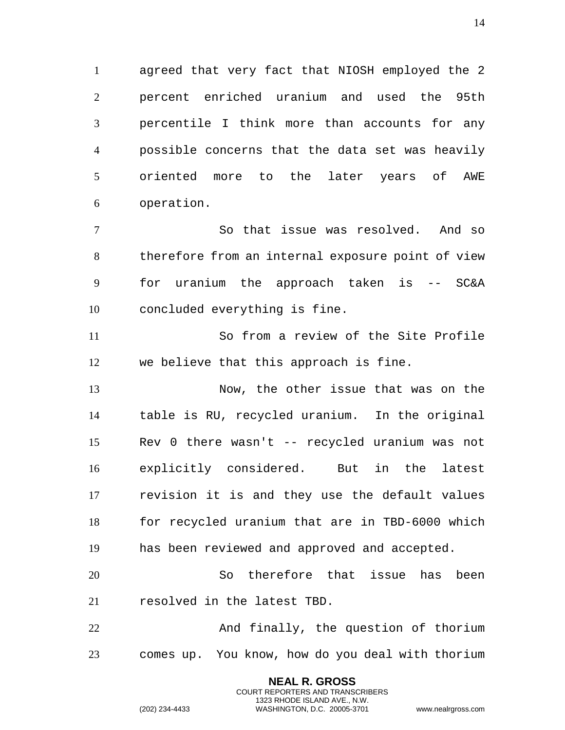agreed that very fact that NIOSH employed the 2 percent enriched uranium and used the 95th percentile I think more than accounts for any possible concerns that the data set was heavily oriented more to the later years of AWE operation.

So that issue was resolved. And so therefore from an internal exposure point of view for uranium the approach taken is -- SC&A concluded everything is fine.

So from a review of the Site Profile we believe that this approach is fine.

Now, the other issue that was on the table is RU, recycled uranium. In the original Rev 0 there wasn't -- recycled uranium was not explicitly considered. But in the latest revision it is and they use the default values for recycled uranium that are in TBD-6000 which has been reviewed and approved and accepted.

So therefore that issue has been resolved in the latest TBD.

And finally, the question of thorium comes up. You know, how do you deal with thorium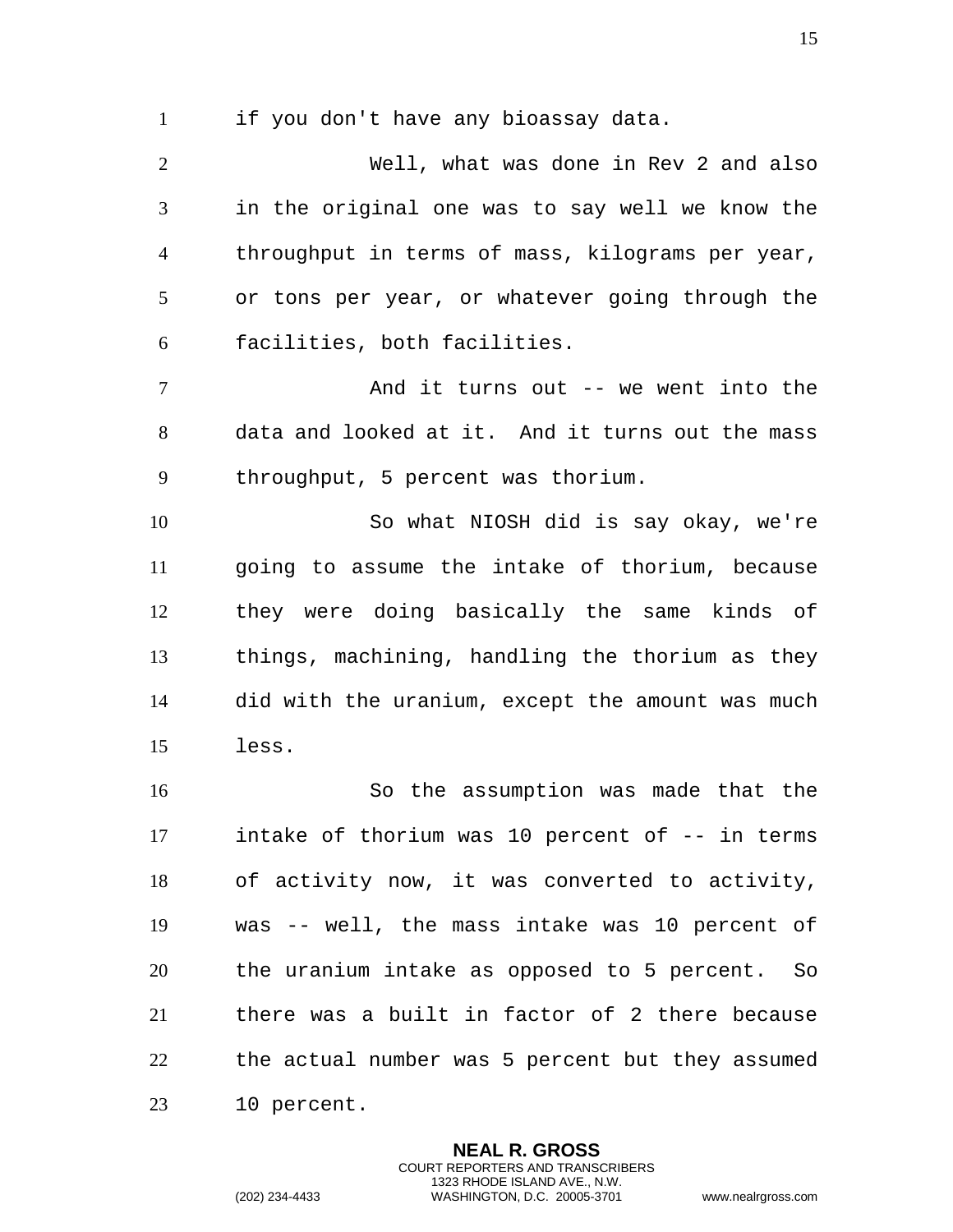if you don't have any bioassay data.

Well, what was done in Rev 2 and also in the original one was to say well we know the throughput in terms of mass, kilograms per year, or tons per year, or whatever going through the facilities, both facilities.

And it turns out -- we went into the data and looked at it. And it turns out the mass throughput, 5 percent was thorium.

So what NIOSH did is say okay, we're going to assume the intake of thorium, because they were doing basically the same kinds of things, machining, handling the thorium as they did with the uranium, except the amount was much less.

So the assumption was made that the intake of thorium was 10 percent of -- in terms of activity now, it was converted to activity, was -- well, the mass intake was 10 percent of the uranium intake as opposed to 5 percent. So there was a built in factor of 2 there because the actual number was 5 percent but they assumed 10 percent.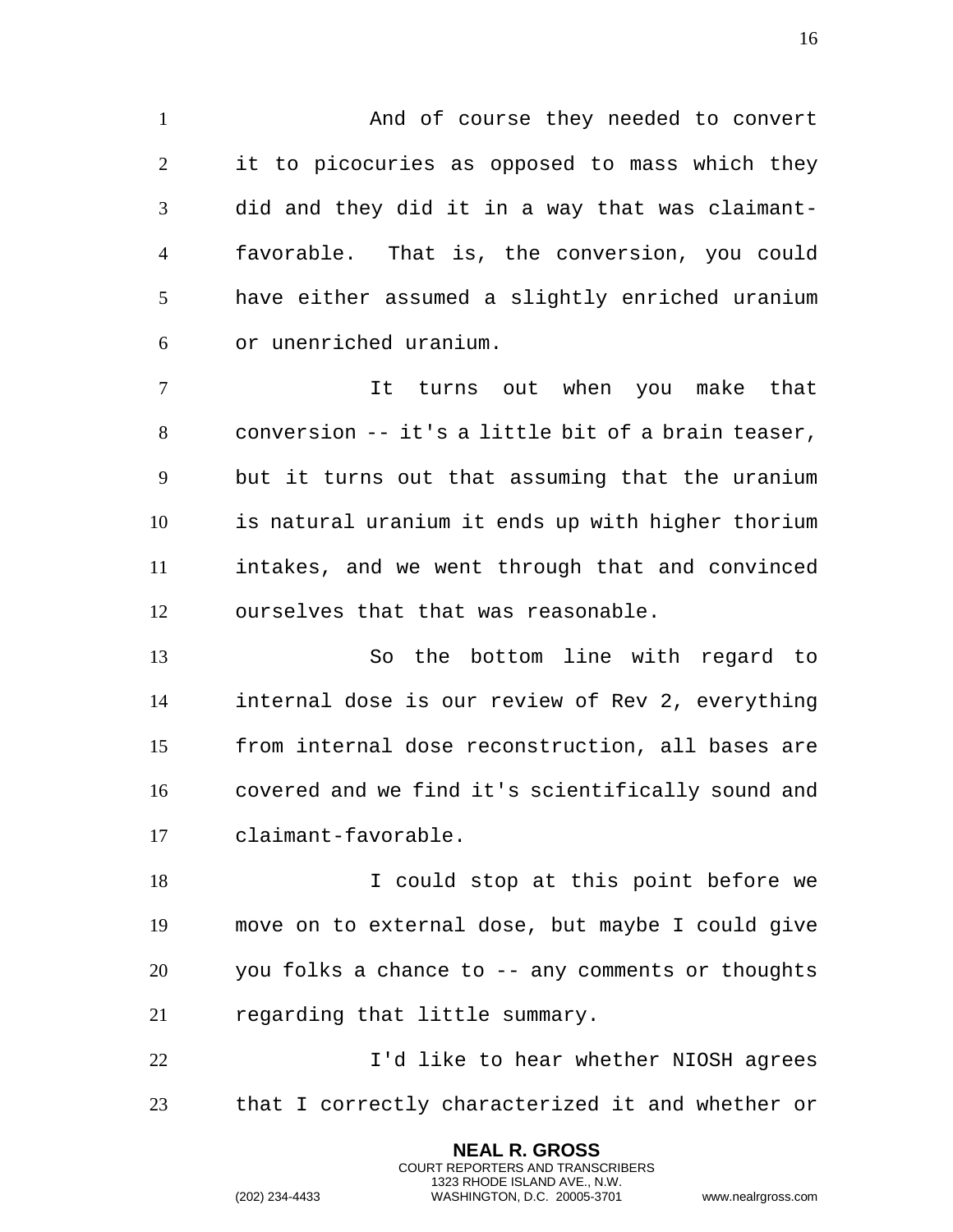And of course they needed to convert it to picocuries as opposed to mass which they did and they did it in a way that was claimant-favorable. That is, the conversion, you could have either assumed a slightly enriched uranium or unenriched uranium.

It turns out when you make that conversion -- it's a little bit of a brain teaser, but it turns out that assuming that the uranium is natural uranium it ends up with higher thorium intakes, and we went through that and convinced ourselves that that was reasonable.

So the bottom line with regard to internal dose is our review of Rev 2, everything from internal dose reconstruction, all bases are covered and we find it's scientifically sound and claimant-favorable.

I could stop at this point before we move on to external dose, but maybe I could give you folks a chance to -- any comments or thoughts regarding that little summary.

I'd like to hear whether NIOSH agrees that I correctly characterized it and whether or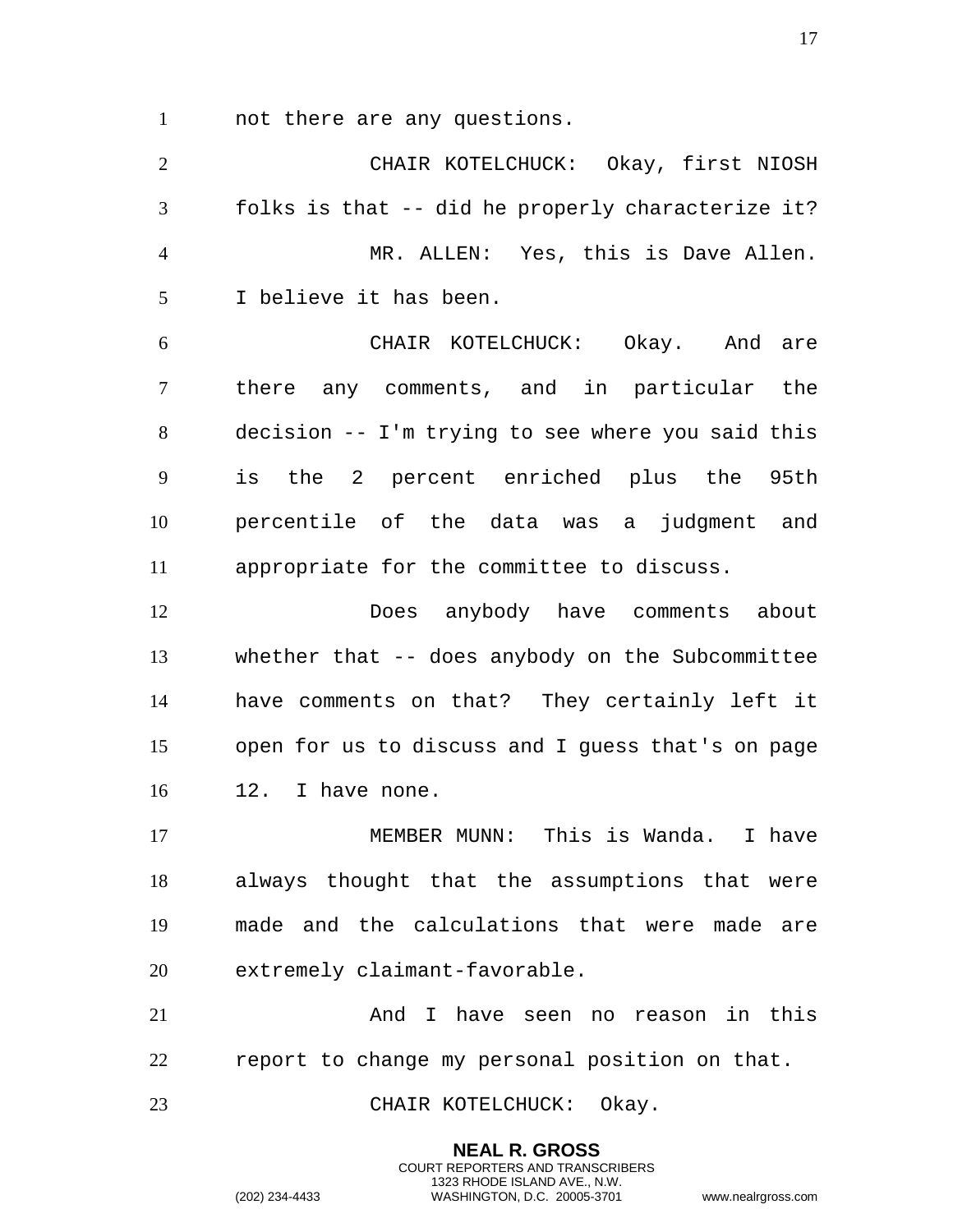not there are any questions.

CHAIR KOTELCHUCK: Okay, first NIOSH folks is that -- did he properly characterize it?

MR. ALLEN: Yes, this is Dave Allen. I believe it has been.

CHAIR KOTELCHUCK: Okay. And are there any comments, and in particular the decision -- I'm trying to see where you said this is the 2 percent enriched plus the 95th percentile of the data was a judgment and appropriate for the committee to discuss.

Does anybody have comments about whether that -- does anybody on the Subcommittee have comments on that? They certainly left it open for us to discuss and I guess that's on page 12. I have none.

MEMBER MUNN: This is Wanda. I have always thought that the assumptions that were made and the calculations that were made are extremely claimant-favorable.

And I have seen no reason in this report to change my personal position on that.

CHAIR KOTELCHUCK: Okay.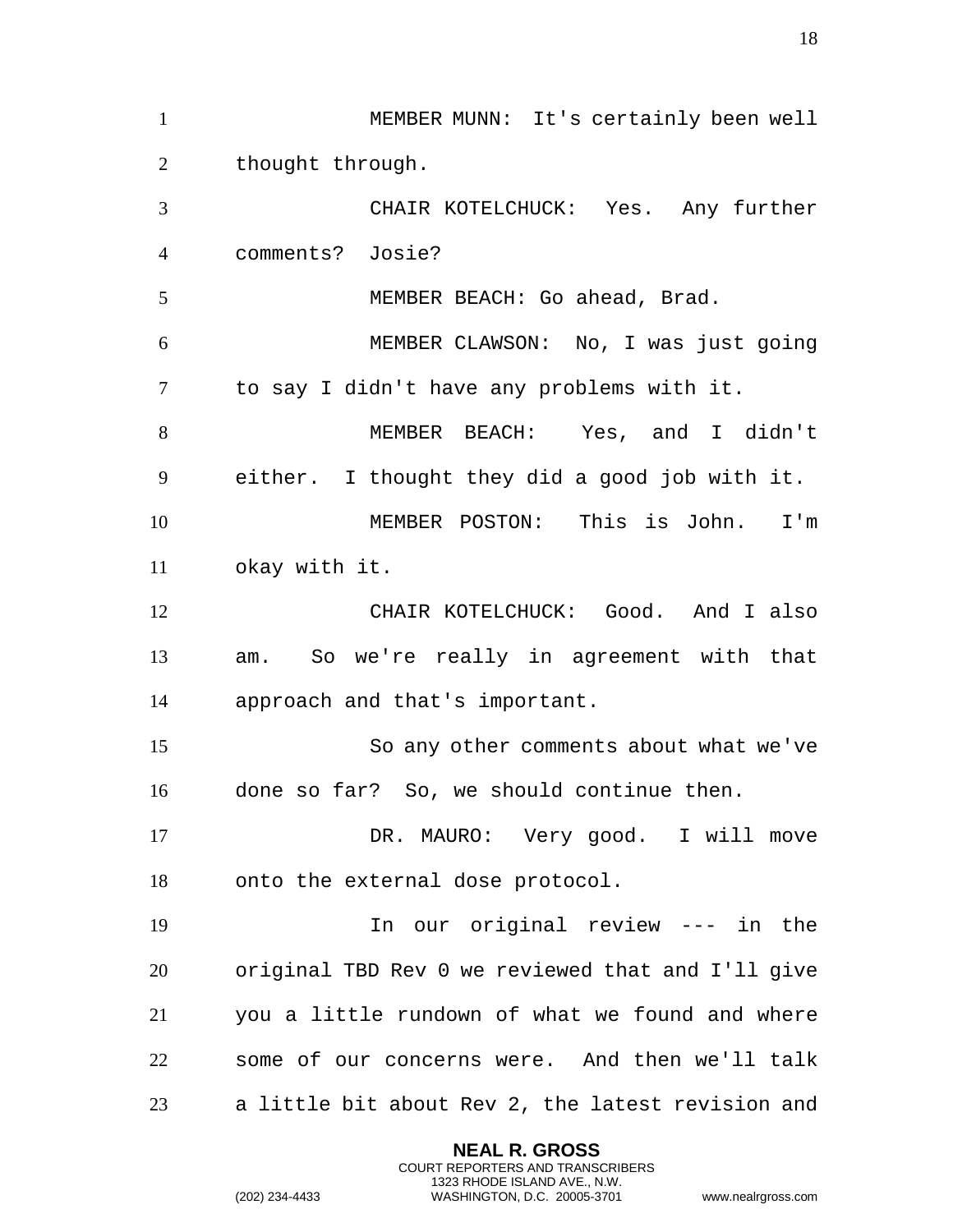MEMBER MUNN: It's certainly been well thought through.

CHAIR KOTELCHUCK: Yes. Any further comments? Josie?

MEMBER BEACH: Go ahead, Brad.

MEMBER CLAWSON: No, I was just going to say I didn't have any problems with it.

MEMBER BEACH: Yes, and I didn't either. I thought they did a good job with it.

MEMBER POSTON: This is John. I'm okay with it.

CHAIR KOTELCHUCK: Good. And I also am. So we're really in agreement with that approach and that's important.

So any other comments about what we've done so far? So, we should continue then.

DR. MAURO: Very good. I will move onto the external dose protocol.

In our original review --- in the original TBD Rev 0 we reviewed that and I'll give you a little rundown of what we found and where some of our concerns were. And then we'll talk a little bit about Rev 2, the latest revision and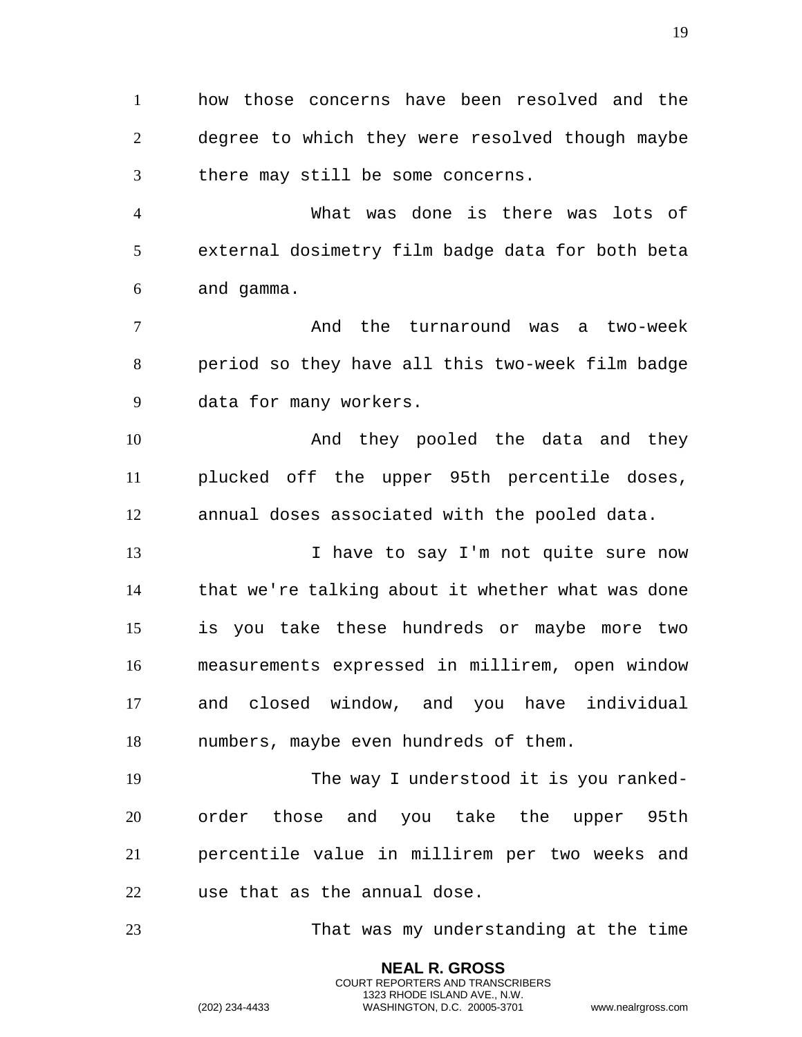how those concerns have been resolved and the degree to which they were resolved though maybe there may still be some concerns.

What was done is there was lots of external dosimetry film badge data for both beta and gamma.

And the turnaround was a two-week period so they have all this two-week film badge data for many workers.

And they pooled the data and they plucked off the upper 95th percentile doses, annual doses associated with the pooled data.

I have to say I'm not quite sure now that we're talking about it whether what was done is you take these hundreds or maybe more two measurements expressed in millirem, open window and closed window, and you have individual numbers, maybe even hundreds of them.

The way I understood it is you ranked-order those and you take the upper 95th percentile value in millirem per two weeks and use that as the annual dose.

That was my understanding at the time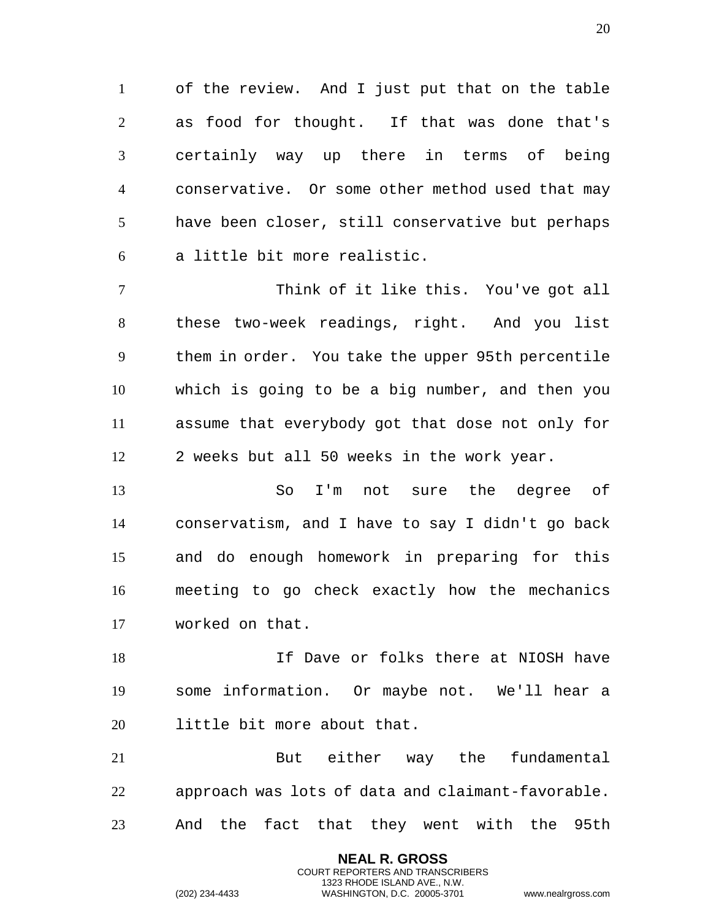of the review. And I just put that on the table as food for thought. If that was done that's certainly way up there in terms of being conservative. Or some other method used that may have been closer, still conservative but perhaps a little bit more realistic.

Think of it like this. You've got all these two-week readings, right. And you list them in order. You take the upper 95th percentile which is going to be a big number, and then you assume that everybody got that dose not only for 2 weeks but all 50 weeks in the work year.

So I'm not sure the degree of conservatism, and I have to say I didn't go back and do enough homework in preparing for this meeting to go check exactly how the mechanics worked on that.

If Dave or folks there at NIOSH have some information. Or maybe not. We'll hear a little bit more about that.

But either way the fundamental approach was lots of data and claimant-favorable. And the fact that they went with the 95th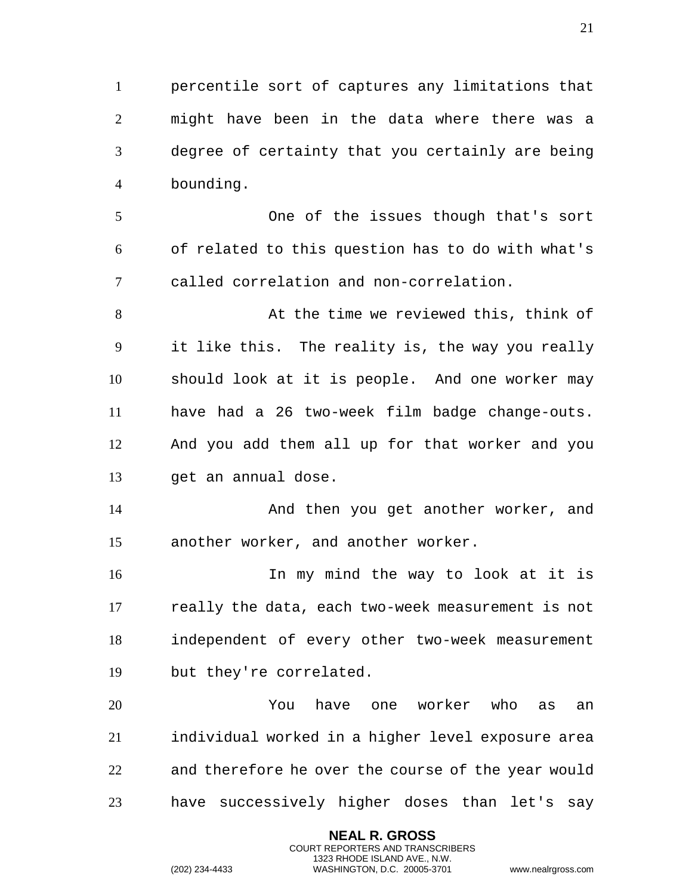percentile sort of captures any limitations that might have been in the data where there was a degree of certainty that you certainly are being bounding.

One of the issues though that's sort of related to this question has to do with what's called correlation and non-correlation.

At the time we reviewed this, think of it like this. The reality is, the way you really should look at it is people. And one worker may have had a 26 two-week film badge change-outs. And you add them all up for that worker and you get an annual dose.

And then you get another worker, and another worker, and another worker.

In my mind the way to look at it is really the data, each two-week measurement is not independent of every other two-week measurement but they're correlated.

You have one worker who as an individual worked in a higher level exposure area and therefore he over the course of the year would have successively higher doses than let's say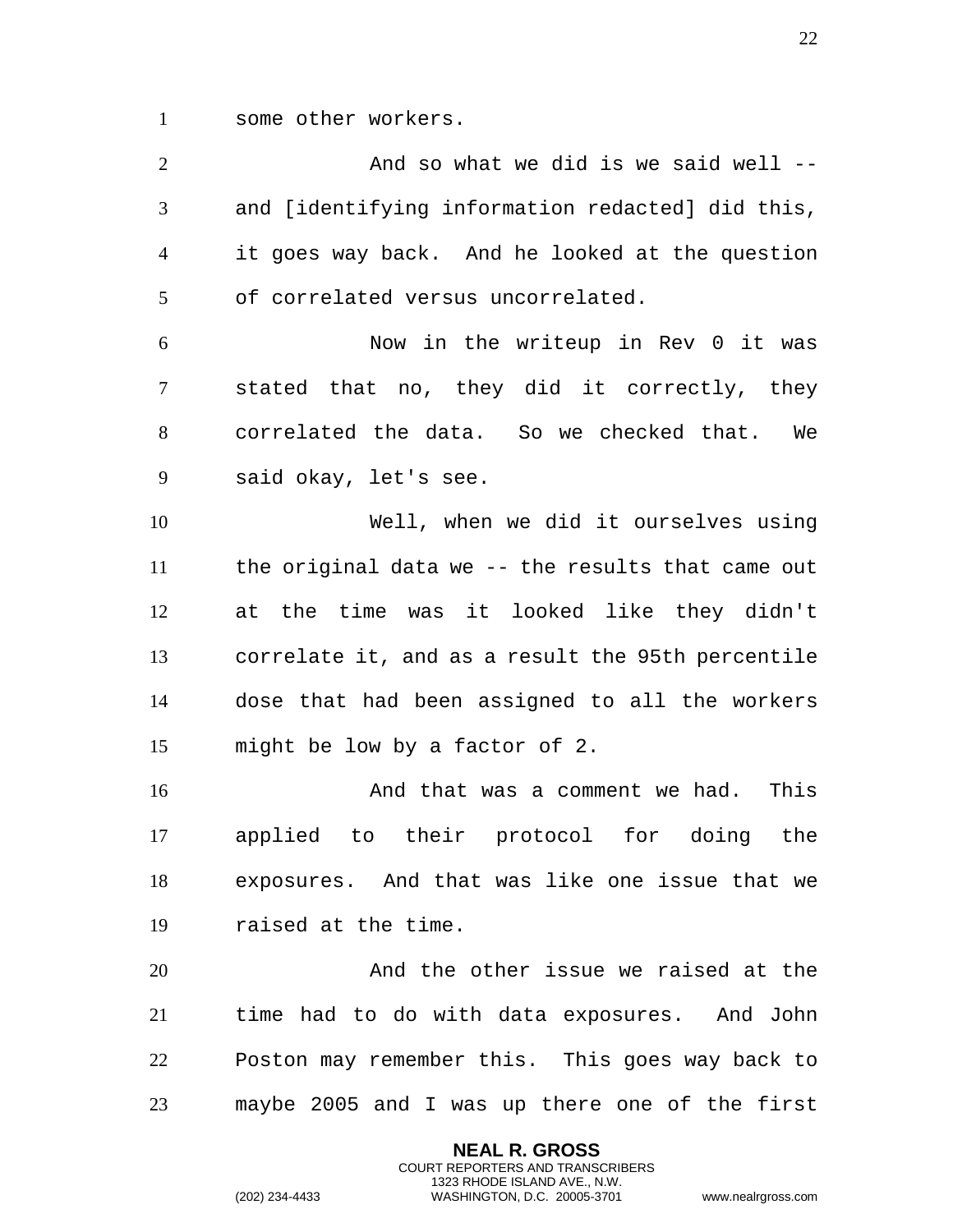some other workers.

And so what we did is we said well -- and [identifying information redacted] did this, it goes way back. And he looked at the question of correlated versus uncorrelated.

Now in the writeup in Rev 0 it was stated that no, they did it correctly, they correlated the data. So we checked that. We said okay, let's see.

Well, when we did it ourselves using the original data we -- the results that came out at the time was it looked like they didn't correlate it, and as a result the 95th percentile dose that had been assigned to all the workers might be low by a factor of 2.

And that was a comment we had. This applied to their protocol for doing the exposures. And that was like one issue that we raised at the time.

And the other issue we raised at the time had to do with data exposures. And John Poston may remember this. This goes way back to maybe 2005 and I was up there one of the first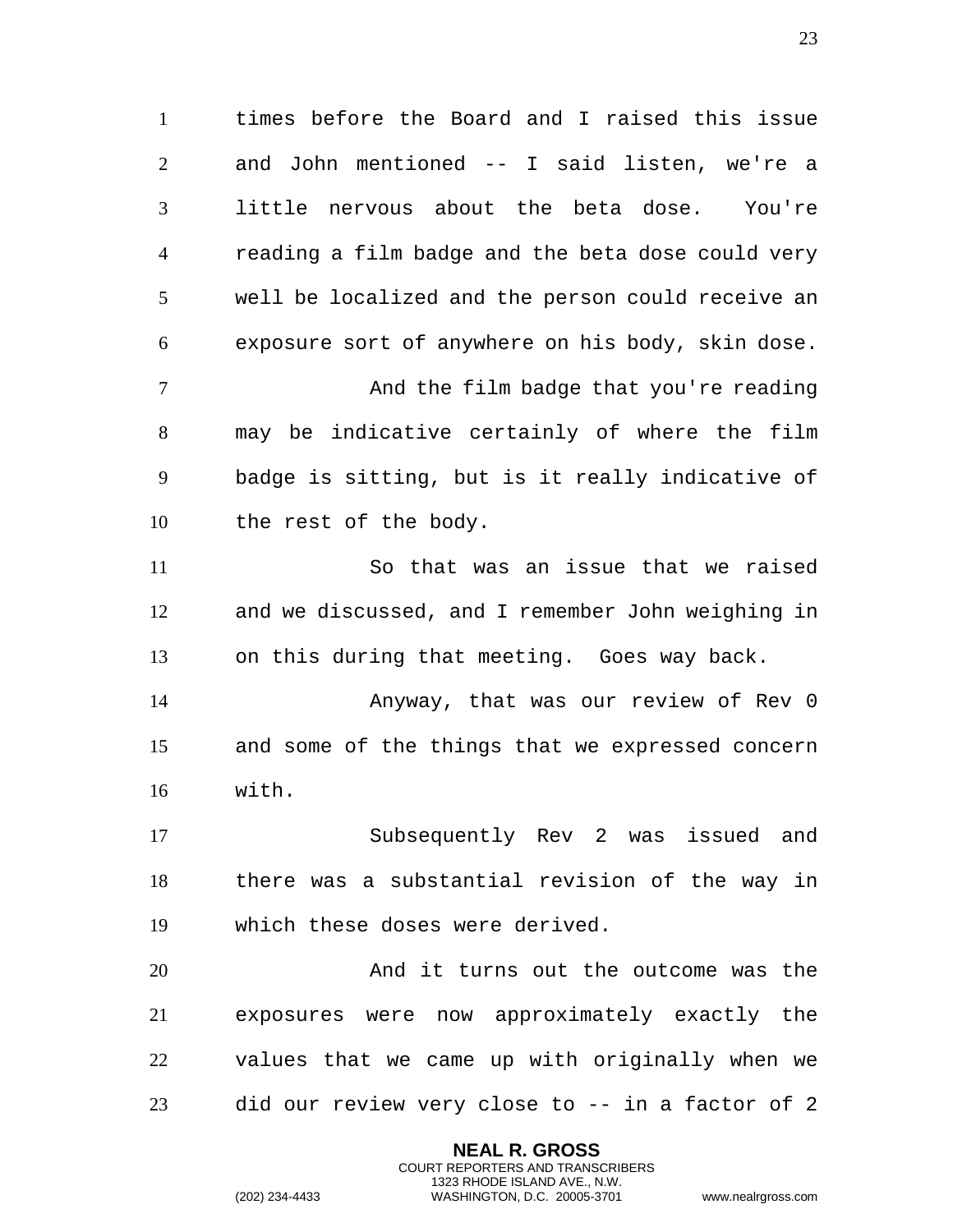times before the Board and I raised this issue and John mentioned -- I said listen, we're a little nervous about the beta dose. You're reading a film badge and the beta dose could very well be localized and the person could receive an exposure sort of anywhere on his body, skin dose.

And the film badge that you're reading may be indicative certainly of where the film badge is sitting, but is it really indicative of the rest of the body.

So that was an issue that we raised and we discussed, and I remember John weighing in on this during that meeting. Goes way back.

Anyway, that was our review of Rev 0 and some of the things that we expressed concern with.

Subsequently Rev 2 was issued and there was a substantial revision of the way in which these doses were derived.

And it turns out the outcome was the exposures were now approximately exactly the values that we came up with originally when we did our review very close to -- in a factor of 2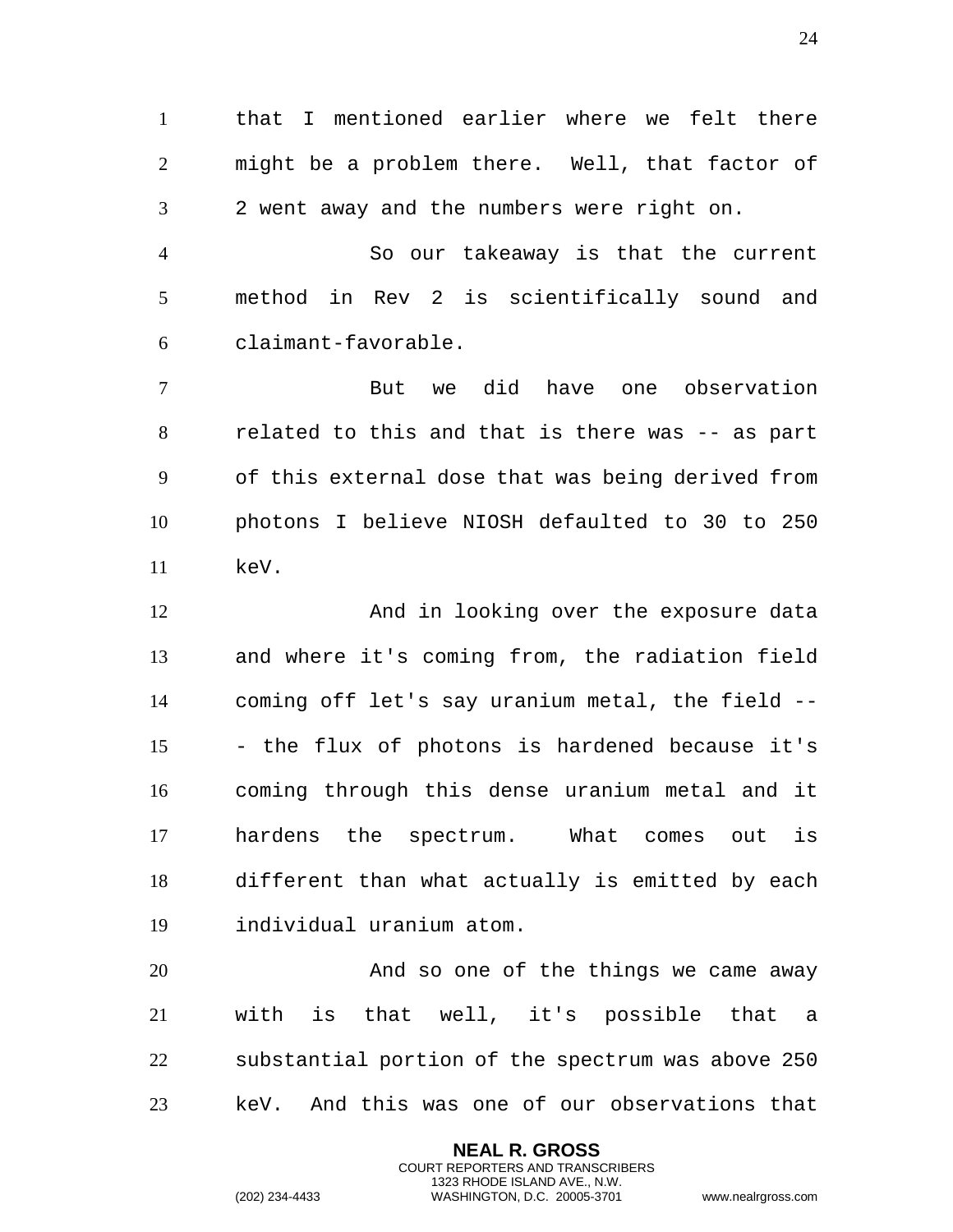that I mentioned earlier where we felt there might be a problem there. Well, that factor of 2 went away and the numbers were right on.

So our takeaway is that the current method in Rev 2 is scientifically sound and claimant-favorable.

But we did have one observation related to this and that is there was -- as part of this external dose that was being derived from photons I believe NIOSH defaulted to 30 to 250 keV.

And in looking over the exposure data and where it's coming from, the radiation field coming off let's say uranium metal, the field --- the flux of photons is hardened because it's coming through this dense uranium metal and it hardens the spectrum. What comes out is different than what actually is emitted by each individual uranium atom.

And so one of the things we came away with is that well, it's possible that a substantial portion of the spectrum was above 250 keV. And this was one of our observations that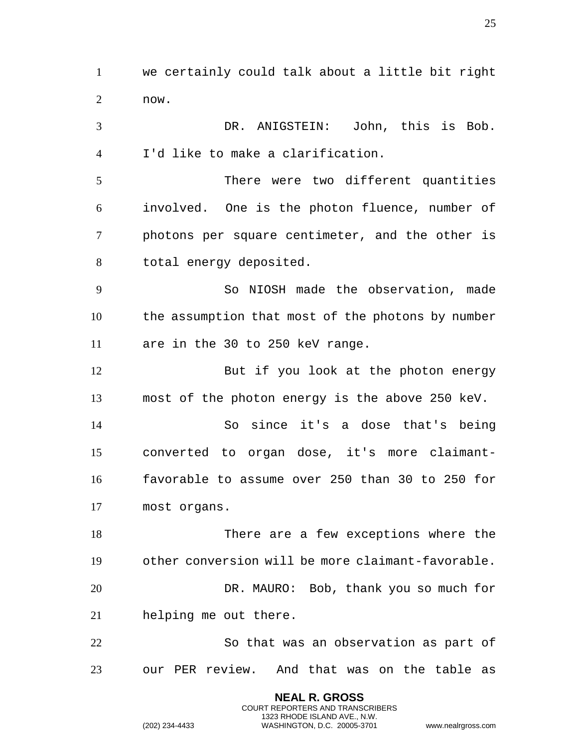we certainly could talk about a little bit right now.

DR. ANIGSTEIN: John, this is Bob. I'd like to make a clarification.

There were two different quantities involved. One is the photon fluence, number of photons per square centimeter, and the other is total energy deposited.

So NIOSH made the observation, made the assumption that most of the photons by number are in the 30 to 250 keV range.

But if you look at the photon energy most of the photon energy is the above 250 keV.

So since it's a dose that's being converted to organ dose, it's more claimant-favorable to assume over 250 than 30 to 250 for most organs.

There are a few exceptions where the other conversion will be more claimant-favorable.

DR. MAURO: Bob, thank you so much for helping me out there.

So that was an observation as part of our PER review. And that was on the table as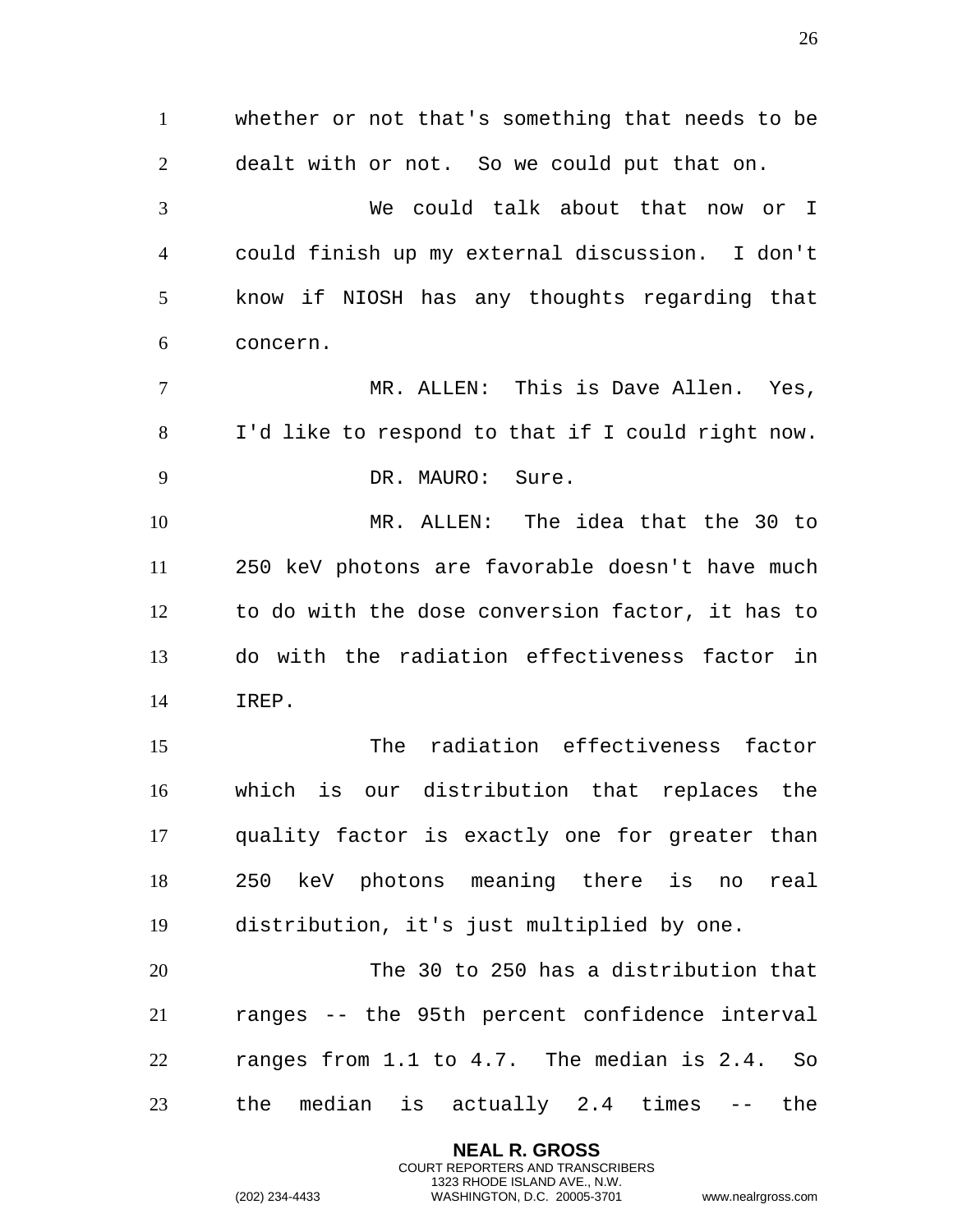whether or not that's something that needs to be dealt with or not. So we could put that on.

We could talk about that now or I could finish up my external discussion. I don't know if NIOSH has any thoughts regarding that concern.

MR. ALLEN: This is Dave Allen. Yes, I'd like to respond to that if I could right now.

DR. MAURO: Sure.

MR. ALLEN: The idea that the 30 to 250 keV photons are favorable doesn't have much to do with the dose conversion factor, it has to do with the radiation effectiveness factor in IREP.

The radiation effectiveness factor which is our distribution that replaces the quality factor is exactly one for greater than 250 keV photons meaning there is no real distribution, it's just multiplied by one.

The 30 to 250 has a distribution that ranges -- the 95th percent confidence interval ranges from 1.1 to 4.7. The median is 2.4. So the median is actually 2.4 times -- the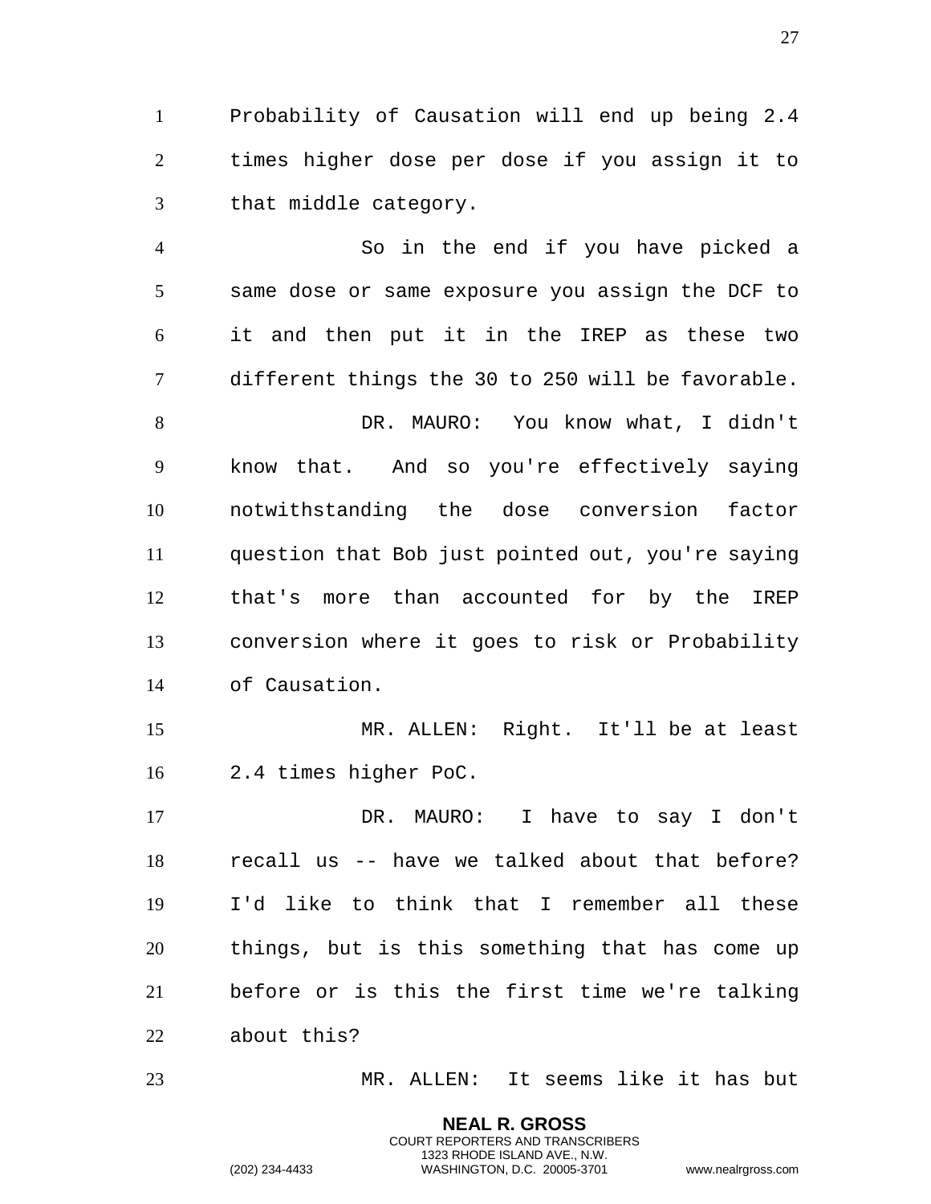Probability of Causation will end up being 2.4 times higher dose per dose if you assign it to that middle category.

So in the end if you have picked a same dose or same exposure you assign the DCF to it and then put it in the IREP as these two different things the 30 to 250 will be favorable.

DR. MAURO: You know what, I didn't know that. And so you're effectively saying notwithstanding the dose conversion factor question that Bob just pointed out, you're saying that's more than accounted for by the IREP conversion where it goes to risk or Probability of Causation.

MR. ALLEN: Right. It'll be at least 2.4 times higher PoC.

DR. MAURO: I have to say I don't recall us -- have we talked about that before? I'd like to think that I remember all these things, but is this something that has come up before or is this the first time we're talking about this?

MR. ALLEN: It seems like it has but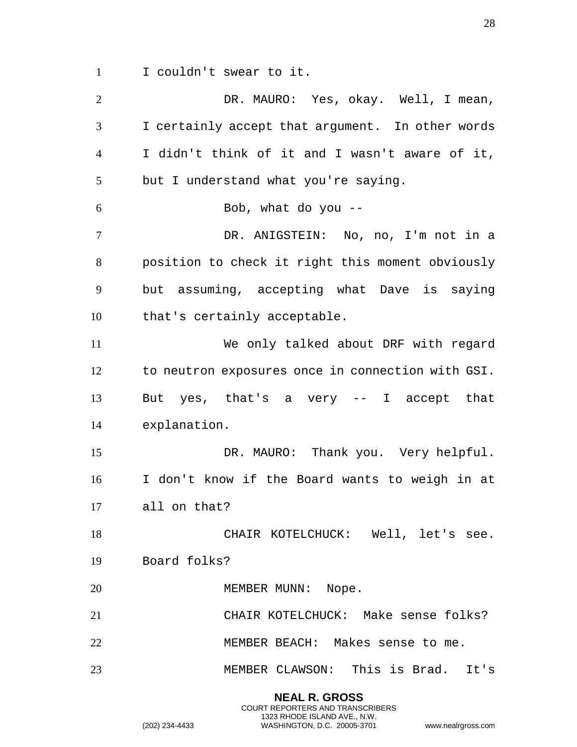I couldn't swear to it.

DR. MAURO: Yes, okay. Well, I mean, I certainly accept that argument. In other words I didn't think of it and I wasn't aware of it, but I understand what you're saying.

Bob, what do you --

DR. ANIGSTEIN: No, no, I'm not in a position to check it right this moment obviously but assuming, accepting what Dave is saying that's certainly acceptable.

We only talked about DRF with regard to neutron exposures once in connection with GSI. But yes, that's a very -- I accept that explanation.

DR. MAURO: Thank you. Very helpful. I don't know if the Board wants to weigh in at all on that?

CHAIR KOTELCHUCK: Well, let's see. Board folks?

MEMBER MUNN: Nope.

CHAIR KOTELCHUCK: Make sense folks?

MEMBER BEACH: Makes sense to me.

MEMBER CLAWSON: This is Brad. It's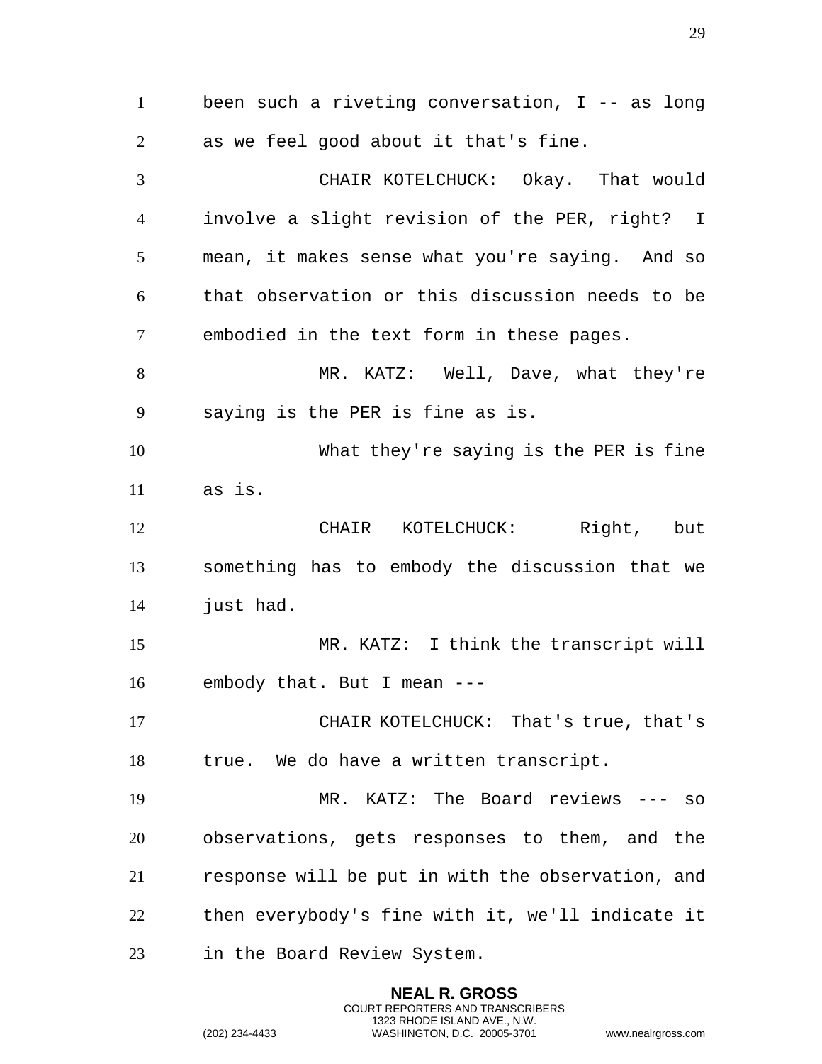been such a riveting conversation, I -- as long as we feel good about it that's fine.

CHAIR KOTELCHUCK: Okay. That would involve a slight revision of the PER, right? I mean, it makes sense what you're saying. And so that observation or this discussion needs to be embodied in the text form in these pages.

MR. KATZ: Well, Dave, what they're saying is the PER is fine as is.

What they're saying is the PER is fine as is.

CHAIR KOTELCHUCK: Right, but something has to embody the discussion that we just had.

MR. KATZ: I think the transcript will embody that. But I mean ---

CHAIR KOTELCHUCK: That's true, that's true. We do have a written transcript.

MR. KATZ: The Board reviews --- so observations, gets responses to them, and the response will be put in with the observation, and then everybody's fine with it, we'll indicate it in the Board Review System.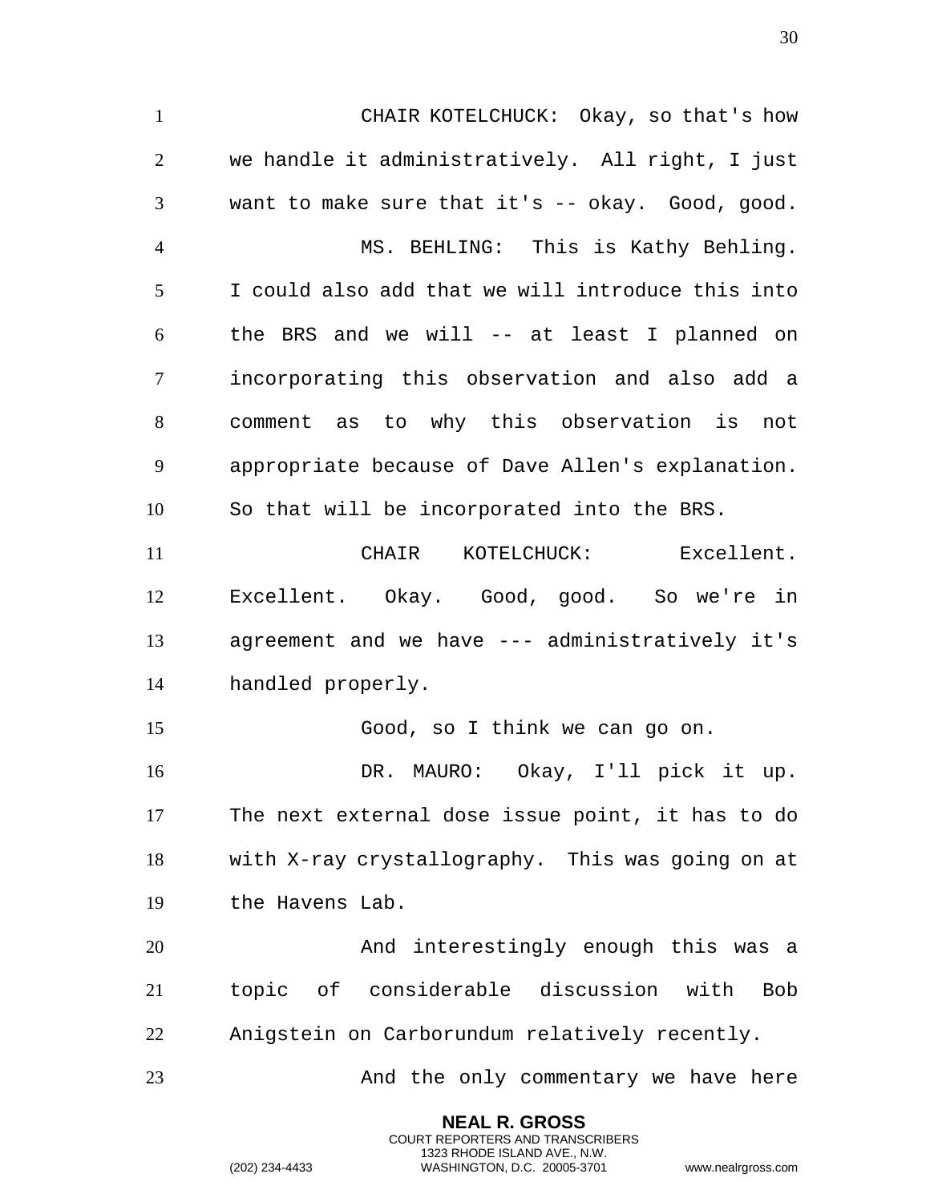CHAIR KOTELCHUCK: Okay, so that's how we handle it administratively. All right, I just want to make sure that it's -- okay. Good, good.

MS. BEHLING: This is Kathy Behling. I could also add that we will introduce this into the BRS and we will -- at least I planned on incorporating this observation and also add a comment as to why this observation is not appropriate because of Dave Allen's explanation. So that will be incorporated into the BRS.

CHAIR KOTELCHUCK: Excellent. Excellent. Okay. Good, good. So we're in agreement and we have --- administratively it's handled properly.

Good, so I think we can go on.

DR. MAURO: Okay, I'll pick it up. The next external dose issue point, it has to do with X-ray crystallography. This was going on at the Havens Lab.

And interestingly enough this was a topic of considerable discussion with Bob Anigstein on Carborundum relatively recently.

And the only commentary we have here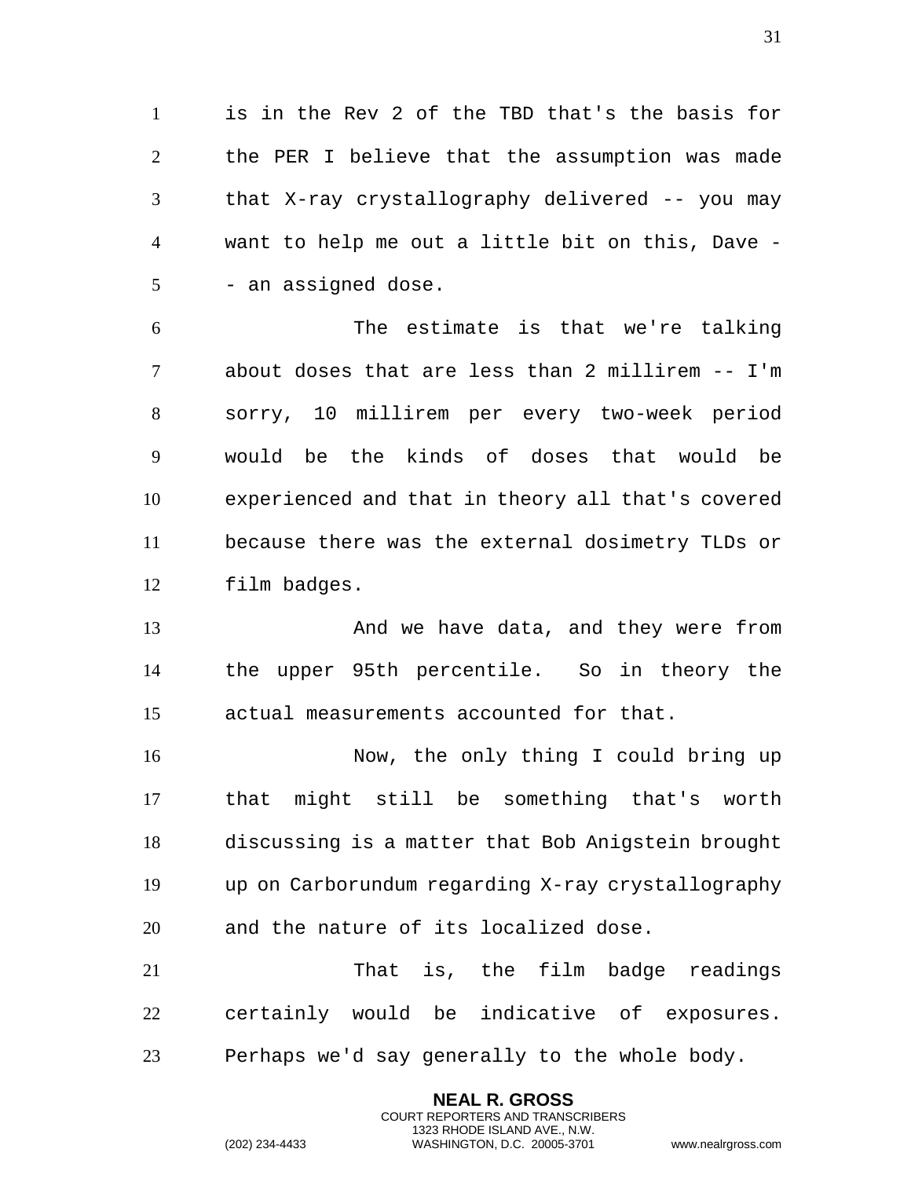is in the Rev 2 of the TBD that's the basis for the PER I believe that the assumption was made that X-ray crystallography delivered -- you may want to help me out a little bit on this, Dave -- an assigned dose.

The estimate is that we're talking about doses that are less than 2 millirem -- I'm sorry, 10 millirem per every two-week period would be the kinds of doses that would be experienced and that in theory all that's covered because there was the external dosimetry TLDs or film badges.

And we have data, and they were from the upper 95th percentile. So in theory the actual measurements accounted for that.

Now, the only thing I could bring up that might still be something that's worth discussing is a matter that Bob Anigstein brought up on Carborundum regarding X-ray crystallography and the nature of its localized dose.

That is, the film badge readings certainly would be indicative of exposures. Perhaps we'd say generally to the whole body.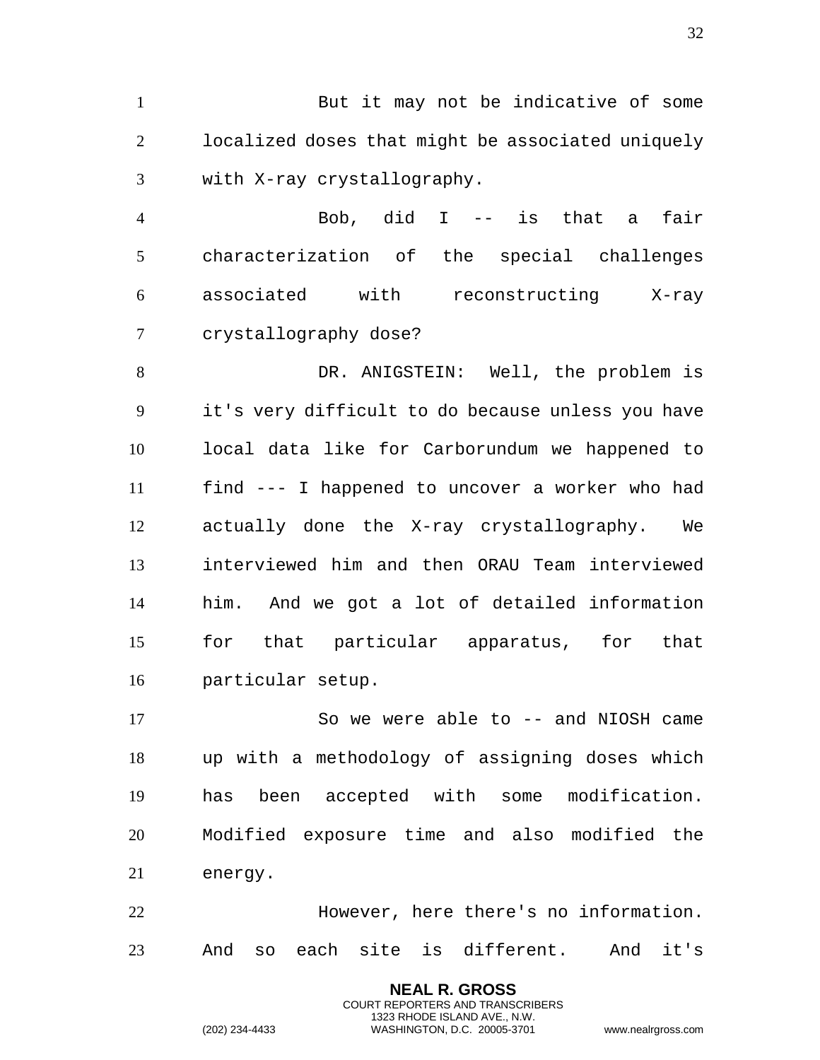But it may not be indicative of some localized doses that might be associated uniquely with X-ray crystallography.

Bob, did I -- is that a fair characterization of the special challenges associated with reconstructing X-ray crystallography dose?

DR. ANIGSTEIN: Well, the problem is it's very difficult to do because unless you have local data like for Carborundum we happened to find --- I happened to uncover a worker who had actually done the X-ray crystallography. We interviewed him and then ORAU Team interviewed him. And we got a lot of detailed information for that particular apparatus, for that particular setup.

So we were able to -- and NIOSH came up with a methodology of assigning doses which has been accepted with some modification. Modified exposure time and also modified the energy.

However, here there's no information. And so each site is different. And it's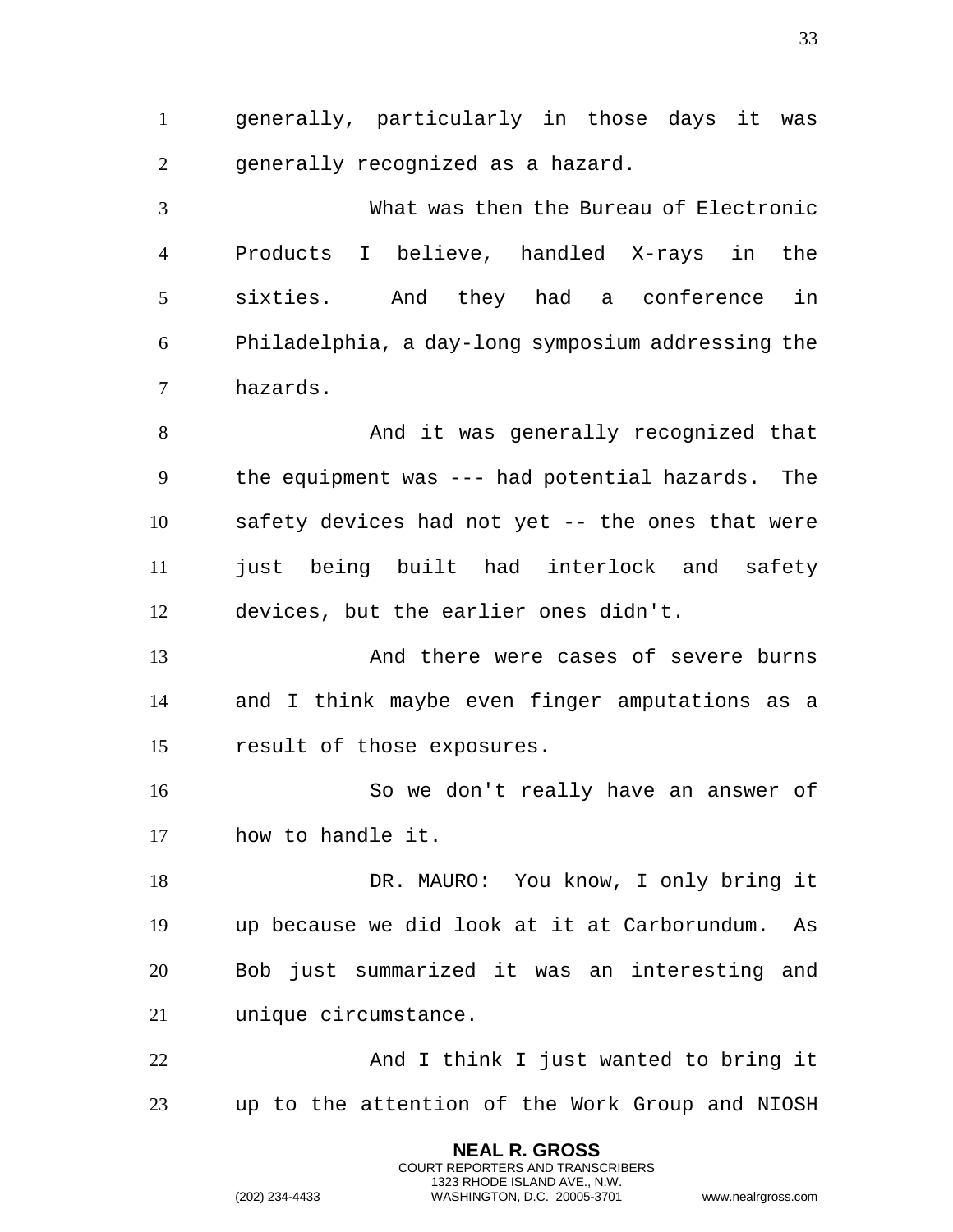generally, particularly in those days it was generally recognized as a hazard.

What was then the Bureau of Electronic Products I believe, handled X-rays in the sixties. And they had a conference in Philadelphia, a day-long symposium addressing the hazards.

And it was generally recognized that the equipment was --- had potential hazards. The safety devices had not yet -- the ones that were just being built had interlock and safety devices, but the earlier ones didn't.

And there were cases of severe burns and I think maybe even finger amputations as a result of those exposures.

So we don't really have an answer of how to handle it.

DR. MAURO: You know, I only bring it up because we did look at it at Carborundum. As Bob just summarized it was an interesting and unique circumstance.

And I think I just wanted to bring it up to the attention of the Work Group and NIOSH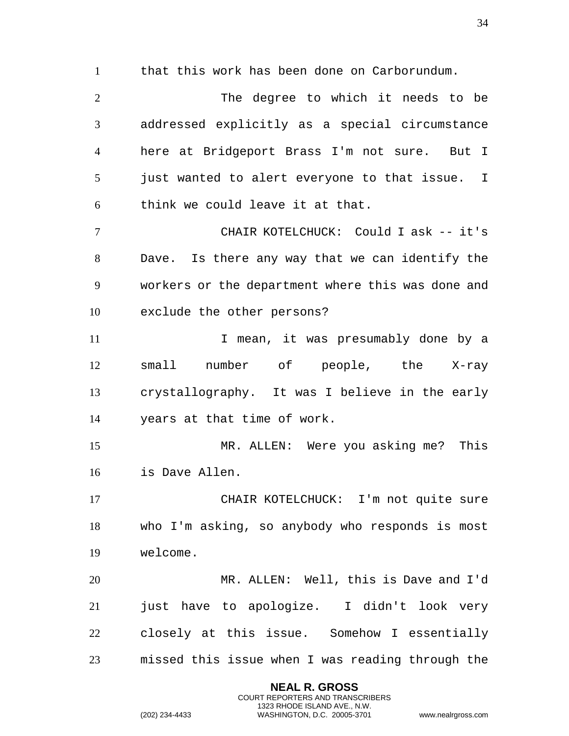that this work has been done on Carborundum.

The degree to which it needs to be addressed explicitly as a special circumstance here at Bridgeport Brass I'm not sure. But I just wanted to alert everyone to that issue. I think we could leave it at that.

CHAIR KOTELCHUCK: Could I ask -- it's Dave. Is there any way that we can identify the workers or the department where this was done and exclude the other persons?

I mean, it was presumably done by a small number of people, the X-ray crystallography. It was I believe in the early years at that time of work.

MR. ALLEN: Were you asking me? This is Dave Allen.

CHAIR KOTELCHUCK: I'm not quite sure who I'm asking, so anybody who responds is most welcome.

MR. ALLEN: Well, this is Dave and I'd just have to apologize. I didn't look very closely at this issue. Somehow I essentially missed this issue when I was reading through the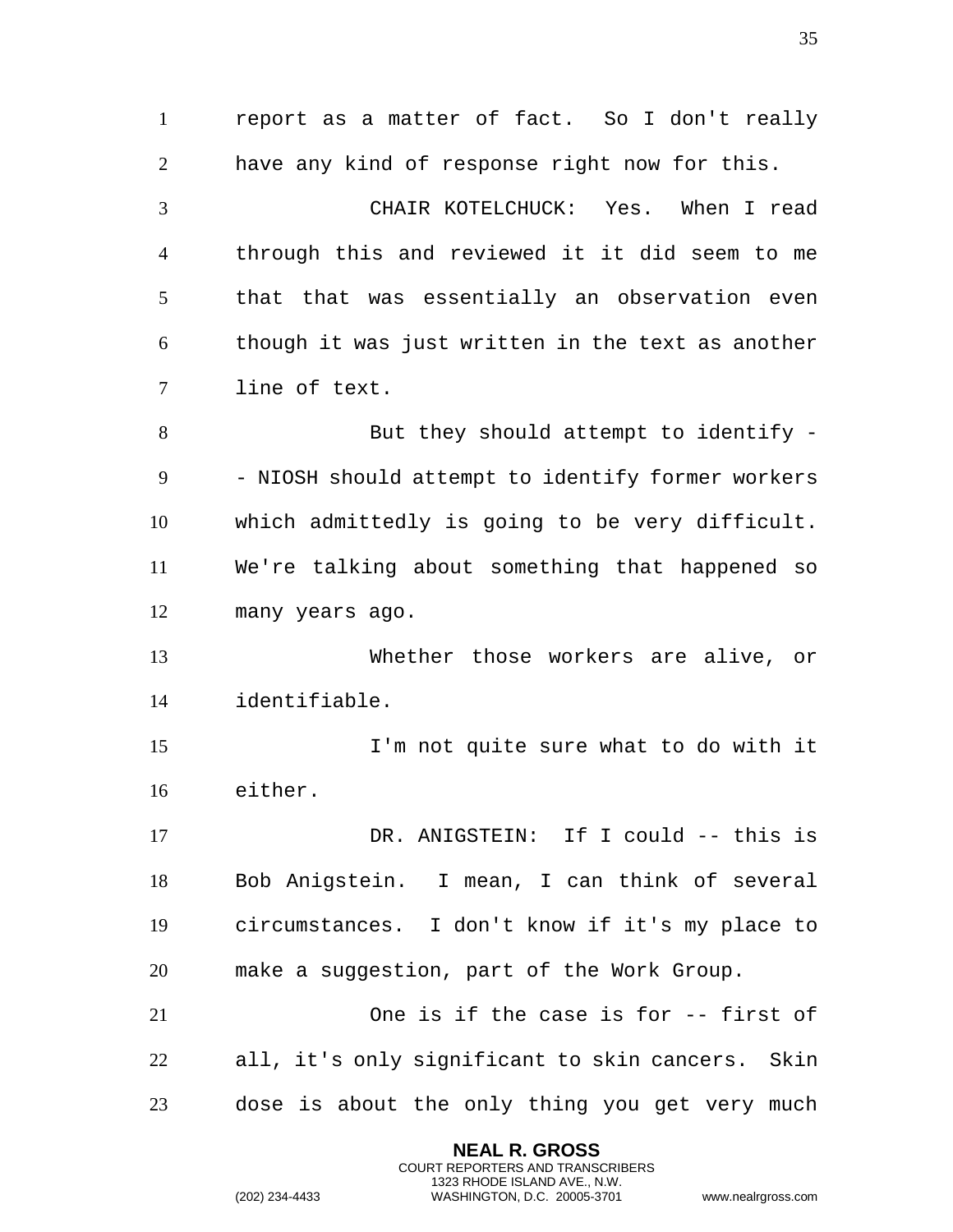report as a matter of fact. So I don't really have any kind of response right now for this.

CHAIR KOTELCHUCK: Yes. When I read through this and reviewed it it did seem to me that that was essentially an observation even though it was just written in the text as another line of text.

But they should attempt to identify -- NIOSH should attempt to identify former workers which admittedly is going to be very difficult. We're talking about something that happened so many years ago.

Whether those workers are alive, or identifiable.

I'm not quite sure what to do with it either.

DR. ANIGSTEIN: If I could -- this is Bob Anigstein. I mean, I can think of several circumstances. I don't know if it's my place to make a suggestion, part of the Work Group.

One is if the case is for -- first of all, it's only significant to skin cancers. Skin dose is about the only thing you get very much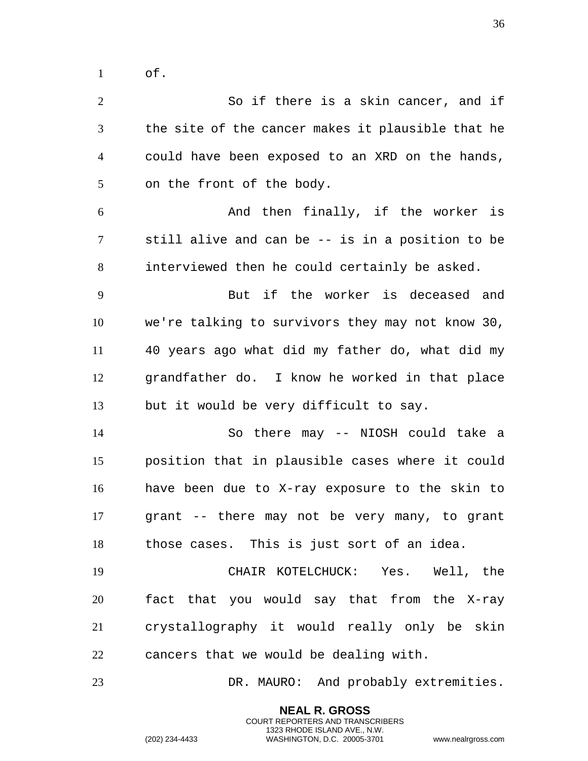of.

So if there is a skin cancer, and if the site of the cancer makes it plausible that he could have been exposed to an XRD on the hands, on the front of the body.

And then finally, if the worker is still alive and can be -- is in a position to be interviewed then he could certainly be asked.

But if the worker is deceased and we're talking to survivors they may not know 30, 40 years ago what did my father do, what did my grandfather do. I know he worked in that place but it would be very difficult to say.

So there may -- NIOSH could take a position that in plausible cases where it could have been due to X-ray exposure to the skin to grant -- there may not be very many, to grant those cases. This is just sort of an idea.

CHAIR KOTELCHUCK: Yes. Well, the fact that you would say that from the X-ray crystallography it would really only be skin cancers that we would be dealing with.

DR. MAURO: And probably extremities.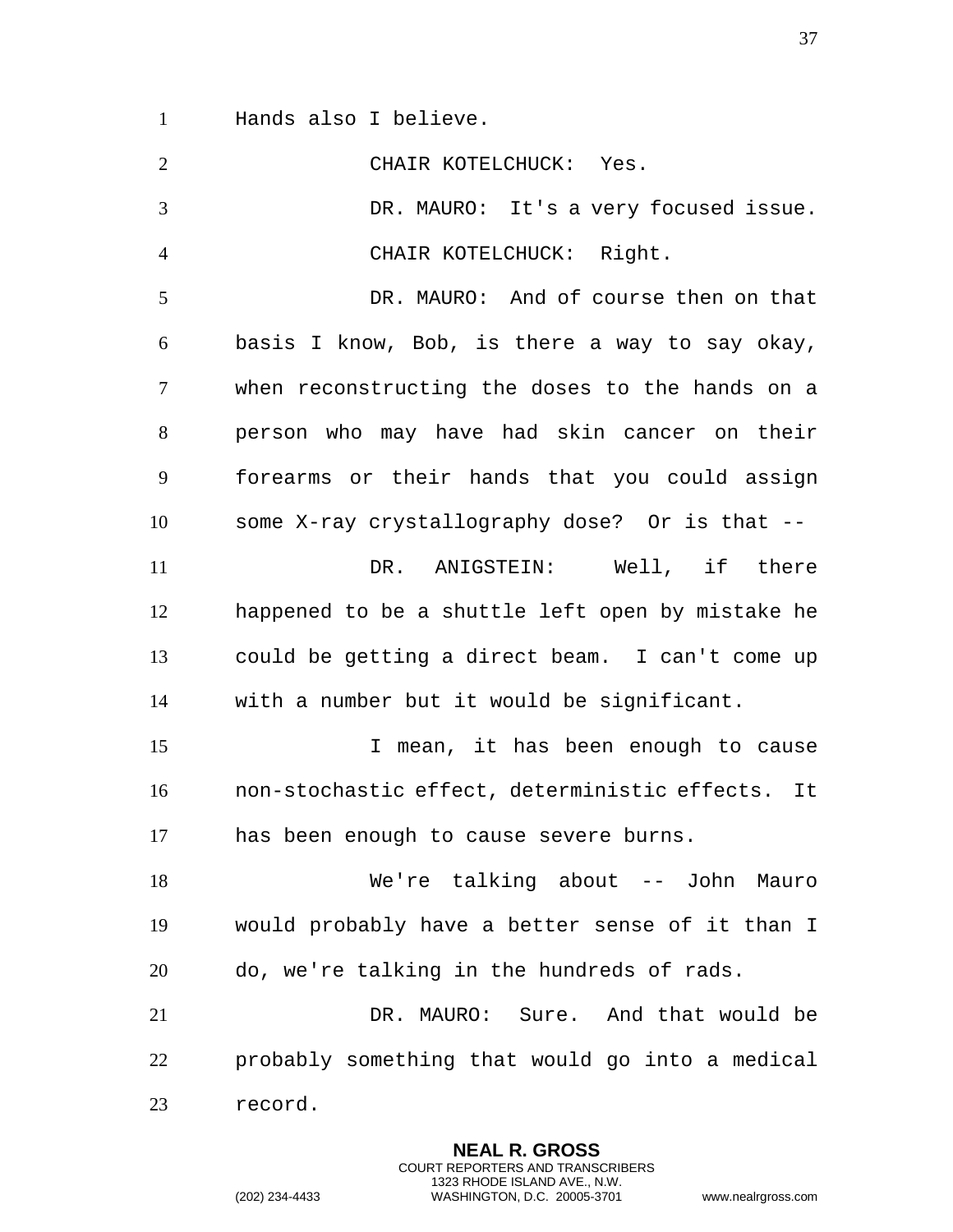Hands also I believe.

CHAIR KOTELCHUCK: Yes.

DR. MAURO: It's a very focused issue.

CHAIR KOTELCHUCK: Right.

DR. MAURO: And of course then on that basis I know, Bob, is there a way to say okay, when reconstructing the doses to the hands on a person who may have had skin cancer on their forearms or their hands that you could assign some X-ray crystallography dose? Or is that --

DR. ANIGSTEIN: Well, if there happened to be a shuttle left open by mistake he could be getting a direct beam. I can't come up with a number but it would be significant.

I mean, it has been enough to cause non-stochastic effect, deterministic effects. It has been enough to cause severe burns.

We're talking about -- John Mauro would probably have a better sense of it than I do, we're talking in the hundreds of rads.

DR. MAURO: Sure. And that would be probably something that would go into a medical record.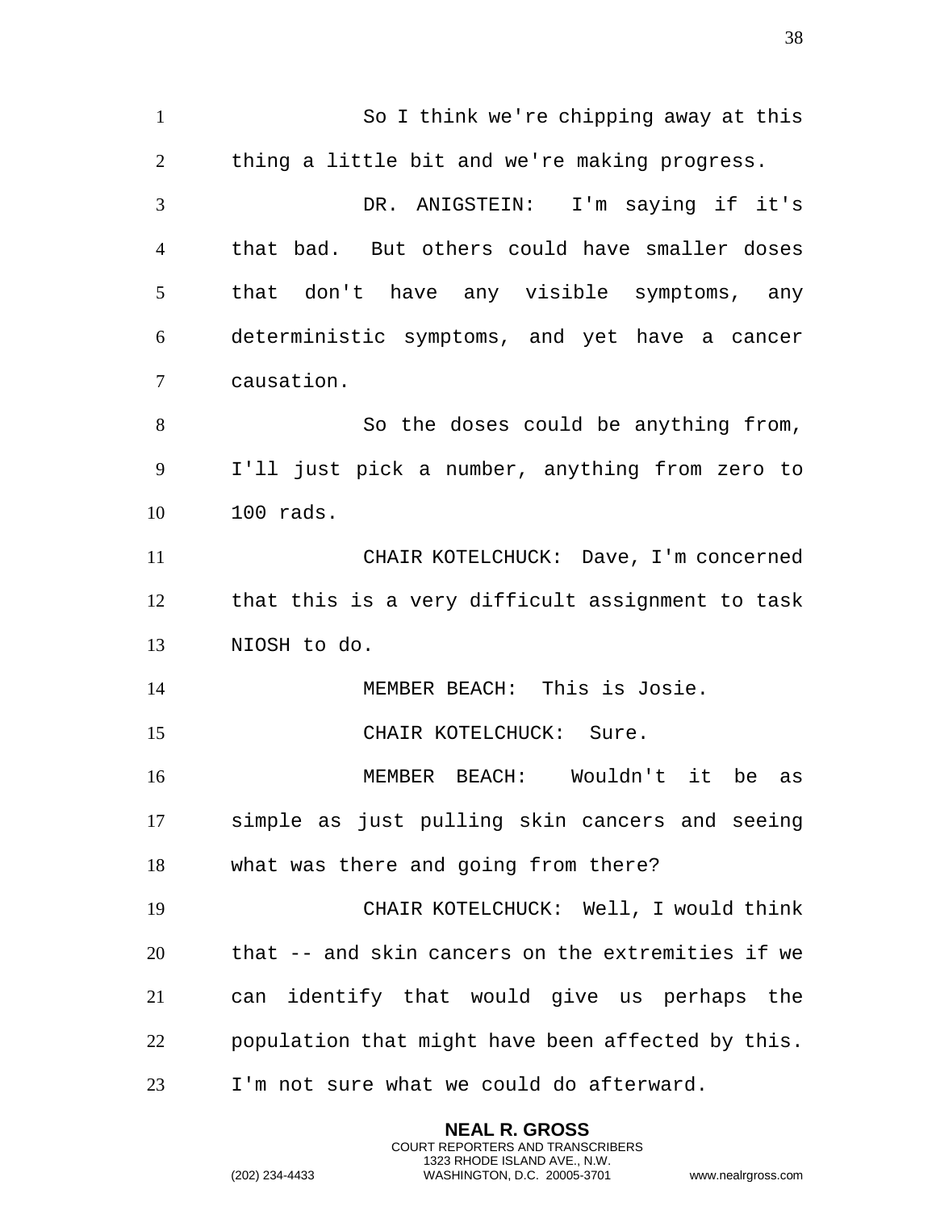So I think we're chipping away at this thing a little bit and we're making progress.

DR. ANIGSTEIN: I'm saying if it's that bad. But others could have smaller doses that don't have any visible symptoms, any deterministic symptoms, and yet have a cancer causation.

So the doses could be anything from, I'll just pick a number, anything from zero to 100 rads.

CHAIR KOTELCHUCK: Dave, I'm concerned that this is a very difficult assignment to task NIOSH to do.

MEMBER BEACH: This is Josie.

CHAIR KOTELCHUCK: Sure.

MEMBER BEACH: Wouldn't it be as simple as just pulling skin cancers and seeing what was there and going from there?

CHAIR KOTELCHUCK: Well, I would think that -- and skin cancers on the extremities if we can identify that would give us perhaps the population that might have been affected by this. I'm not sure what we could do afterward.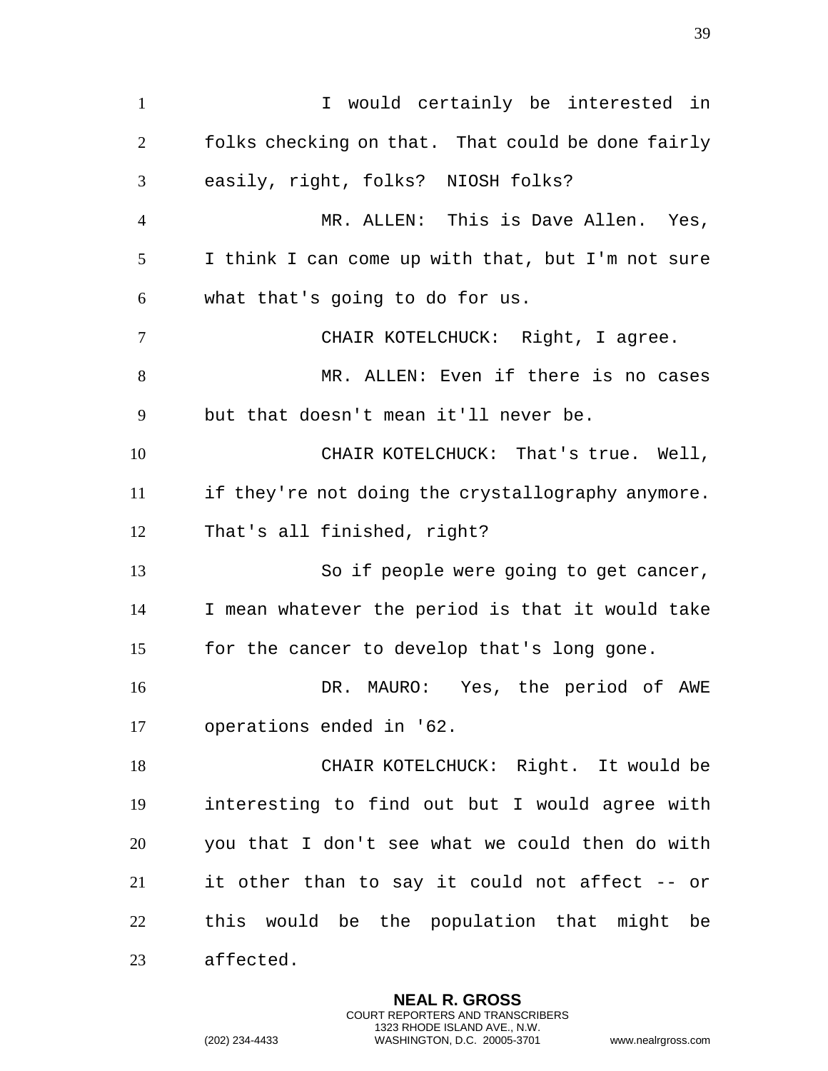I would certainly be interested in folks checking on that. That could be done fairly easily, right, folks? NIOSH folks?

MR. ALLEN: This is Dave Allen. Yes, I think I can come up with that, but I'm not sure what that's going to do for us.

CHAIR KOTELCHUCK: Right, I agree.

MR. ALLEN: Even if there is no cases but that doesn't mean it'll never be.

CHAIR KOTELCHUCK: That's true. Well, if they're not doing the crystallography anymore. That's all finished, right?

So if people were going to get cancer, I mean whatever the period is that it would take for the cancer to develop that's long gone.

DR. MAURO: Yes, the period of AWE operations ended in '62.

CHAIR KOTELCHUCK: Right. It would be interesting to find out but I would agree with you that I don't see what we could then do with it other than to say it could not affect -- or this would be the population that might be affected.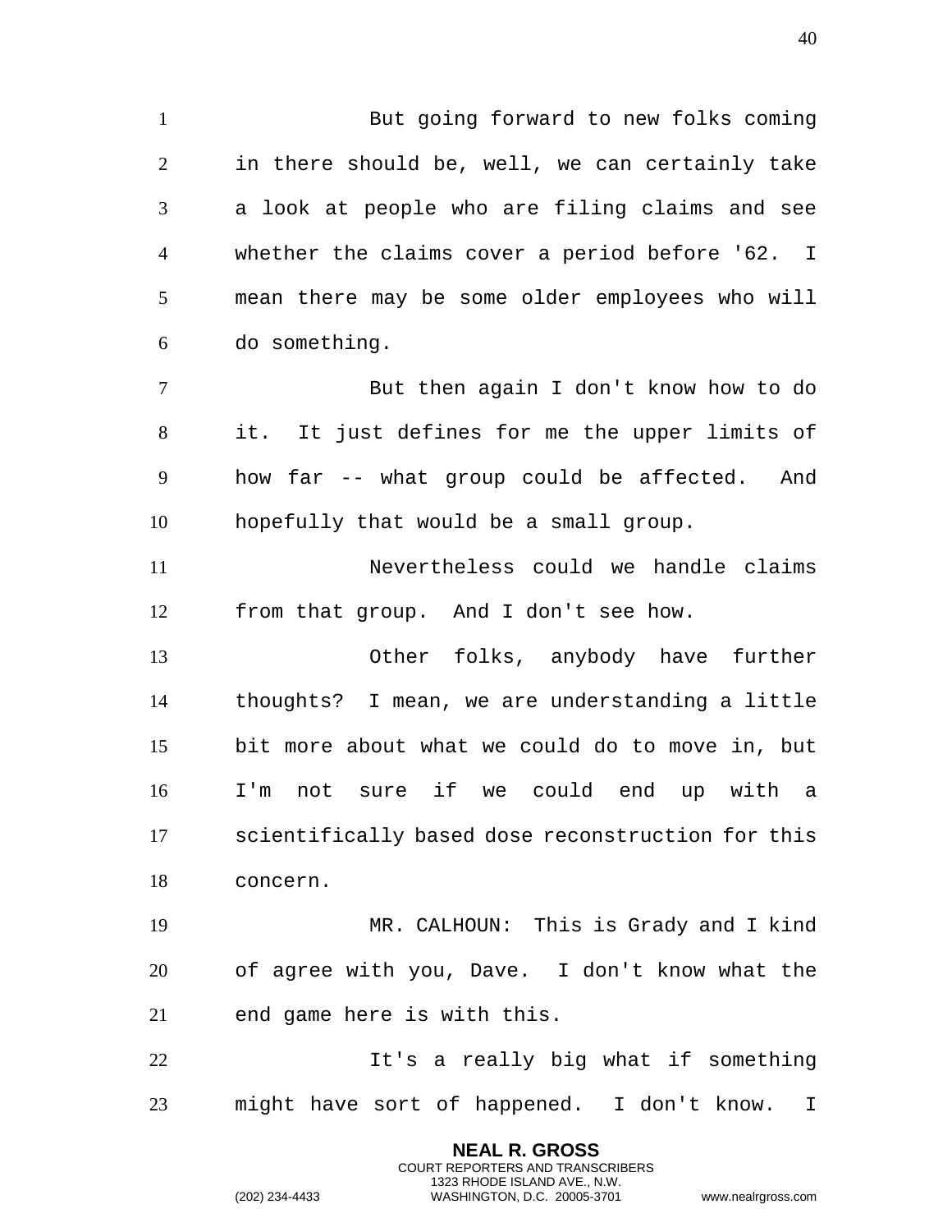But going forward to new folks coming in there should be, well, we can certainly take a look at people who are filing claims and see whether the claims cover a period before '62. I mean there may be some older employees who will do something.

But then again I don't know how to do it. It just defines for me the upper limits of how far -- what group could be affected. And hopefully that would be a small group.

Nevertheless could we handle claims from that group. And I don't see how.

Other folks, anybody have further thoughts? I mean, we are understanding a little bit more about what we could do to move in, but I'm not sure if we could end up with a scientifically based dose reconstruction for this concern.

MR. CALHOUN: This is Grady and I kind of agree with you, Dave. I don't know what the end game here is with this.

It's a really big what if something might have sort of happened. I don't know. I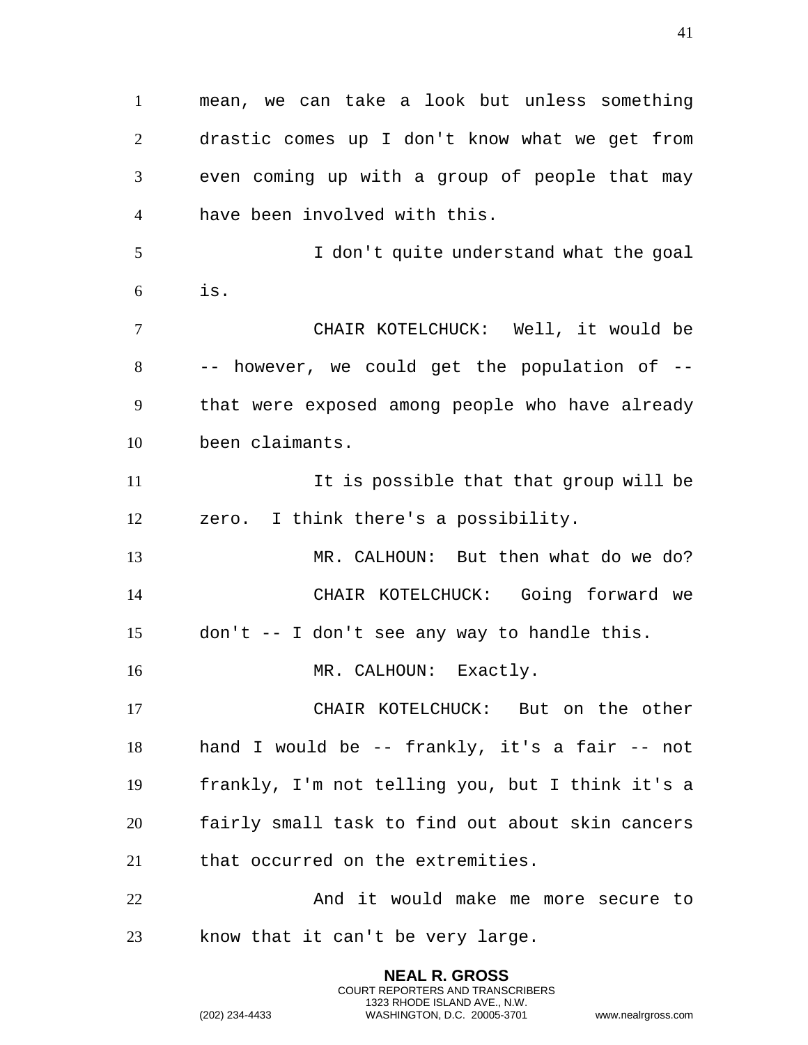mean, we can take a look but unless something drastic comes up I don't know what we get from even coming up with a group of people that may have been involved with this.

I don't quite understand what the goal is.

CHAIR KOTELCHUCK: Well, it would be -- however, we could get the population of -- that were exposed among people who have already been claimants.

It is possible that that group will be zero. I think there's a possibility.

MR. CALHOUN: But then what do we do?

CHAIR KOTELCHUCK: Going forward we don't -- I don't see any way to handle this.

MR. CALHOUN: Exactly.

CHAIR KOTELCHUCK: But on the other hand I would be -- frankly, it's a fair -- not frankly, I'm not telling you, but I think it's a fairly small task to find out about skin cancers that occurred on the extremities.

And it would make me more secure to know that it can't be very large.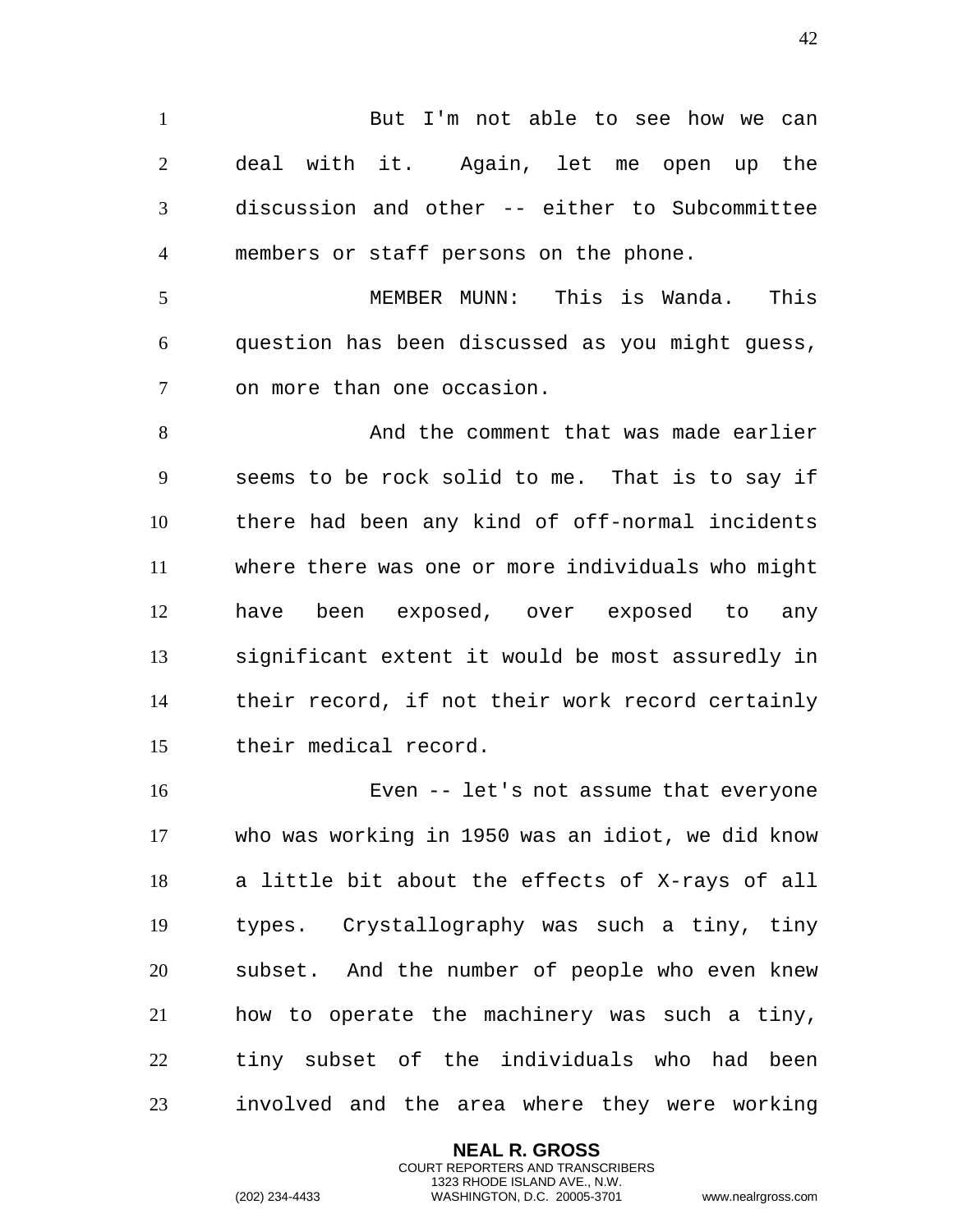But I'm not able to see how we can deal with it. Again, let me open up the discussion and other -- either to Subcommittee members or staff persons on the phone.

MEMBER MUNN: This is Wanda. This question has been discussed as you might guess, on more than one occasion.

And the comment that was made earlier seems to be rock solid to me. That is to say if there had been any kind of off-normal incidents where there was one or more individuals who might have been exposed, over exposed to any significant extent it would be most assuredly in their record, if not their work record certainly their medical record.

Even -- let's not assume that everyone who was working in 1950 was an idiot, we did know a little bit about the effects of X-rays of all types. Crystallography was such a tiny, tiny subset. And the number of people who even knew how to operate the machinery was such a tiny, tiny subset of the individuals who had been involved and the area where they were working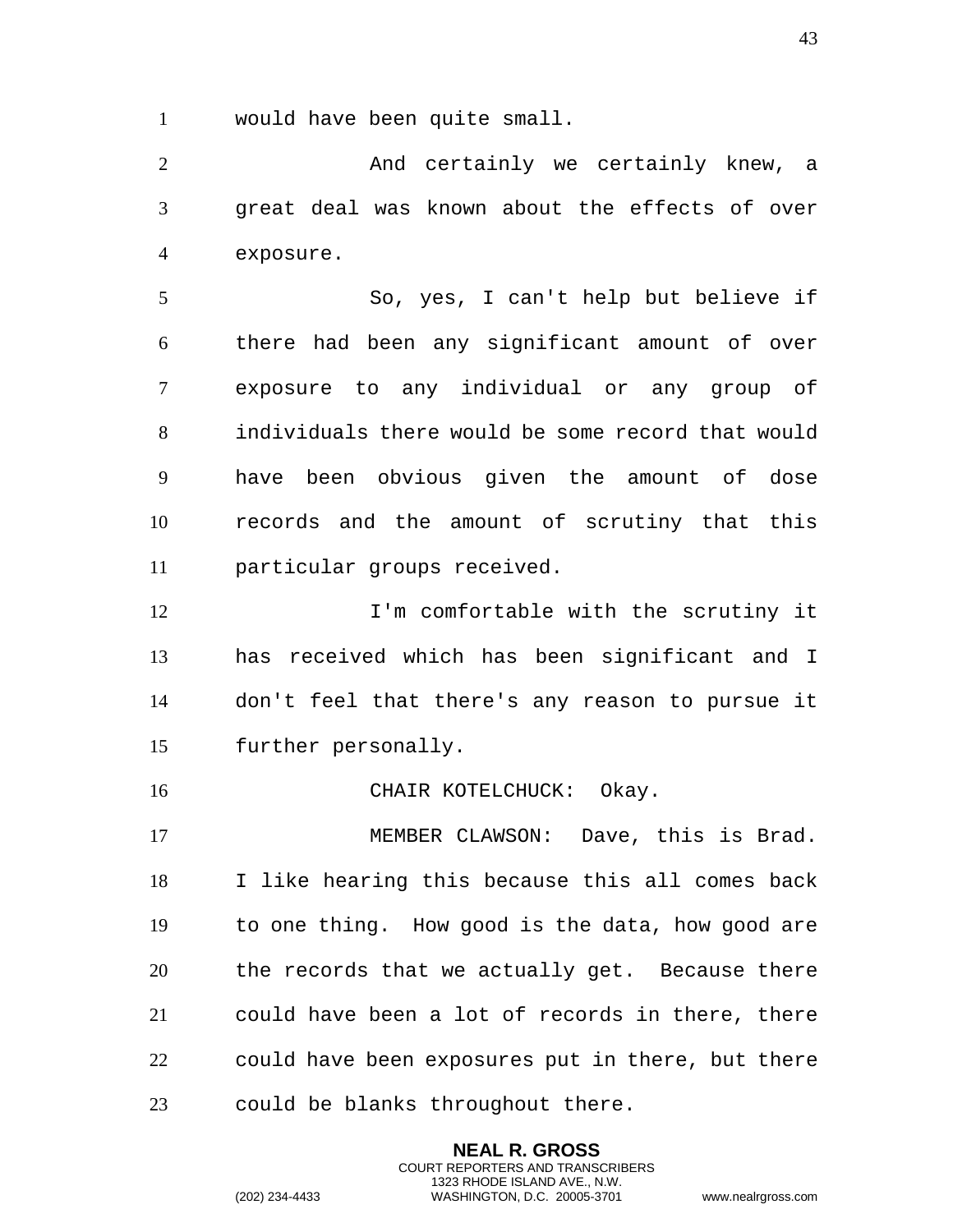would have been quite small.

And certainly we certainly knew, a great deal was known about the effects of over exposure.

So, yes, I can't help but believe if there had been any significant amount of over exposure to any individual or any group of individuals there would be some record that would have been obvious given the amount of dose records and the amount of scrutiny that this particular groups received.

I'm comfortable with the scrutiny it has received which has been significant and I don't feel that there's any reason to pursue it further personally.

CHAIR KOTELCHUCK: Okay.

MEMBER CLAWSON: Dave, this is Brad. I like hearing this because this all comes back to one thing. How good is the data, how good are the records that we actually get. Because there could have been a lot of records in there, there could have been exposures put in there, but there could be blanks throughout there.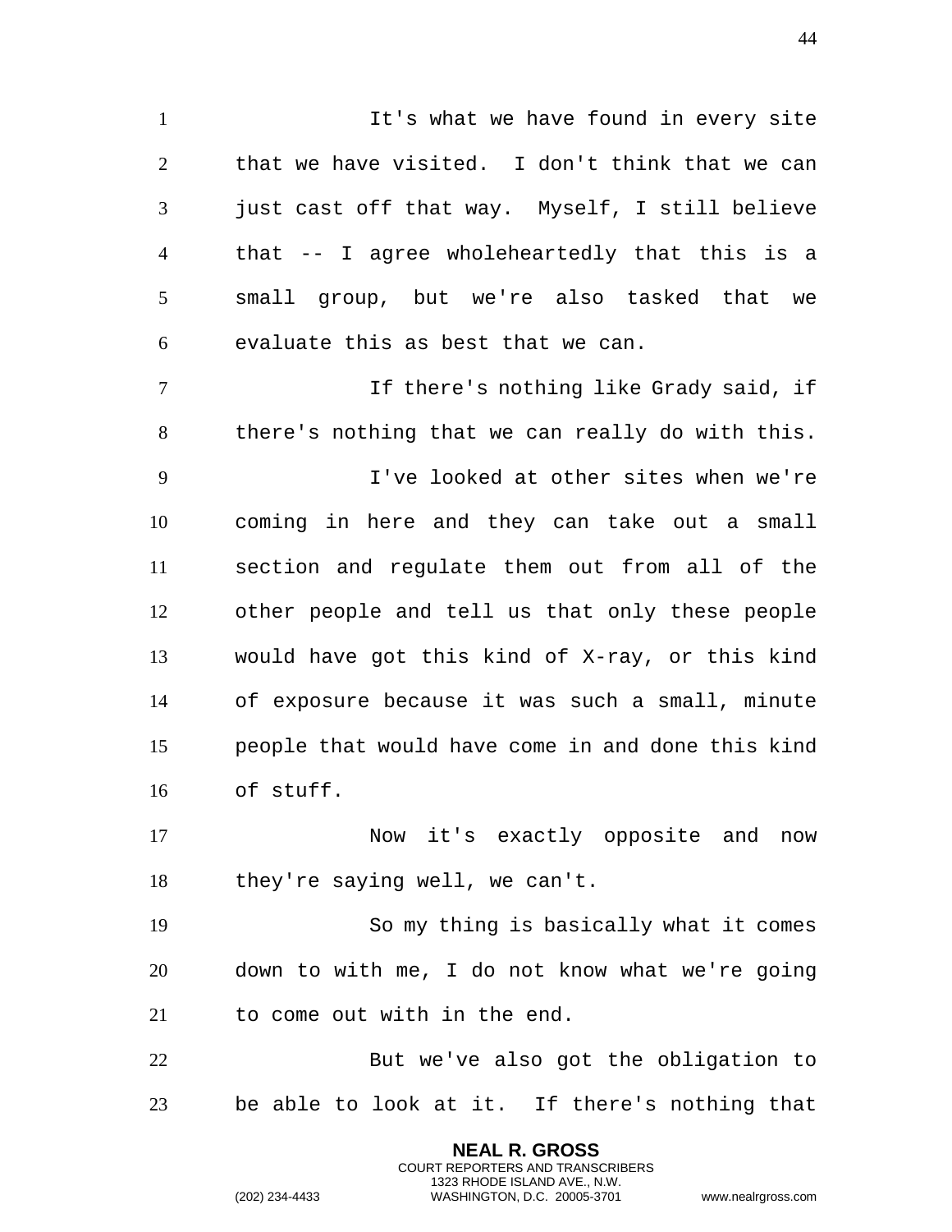It's what we have found in every site that we have visited. I don't think that we can just cast off that way. Myself, I still believe that -- I agree wholeheartedly that this is a small group, but we're also tasked that we evaluate this as best that we can.

If there's nothing like Grady said, if there's nothing that we can really do with this.

I've looked at other sites when we're coming in here and they can take out a small section and regulate them out from all of the other people and tell us that only these people would have got this kind of X-ray, or this kind of exposure because it was such a small, minute people that would have come in and done this kind of stuff.

Now it's exactly opposite and now they're saying well, we can't.

So my thing is basically what it comes down to with me, I do not know what we're going to come out with in the end.

But we've also got the obligation to be able to look at it. If there's nothing that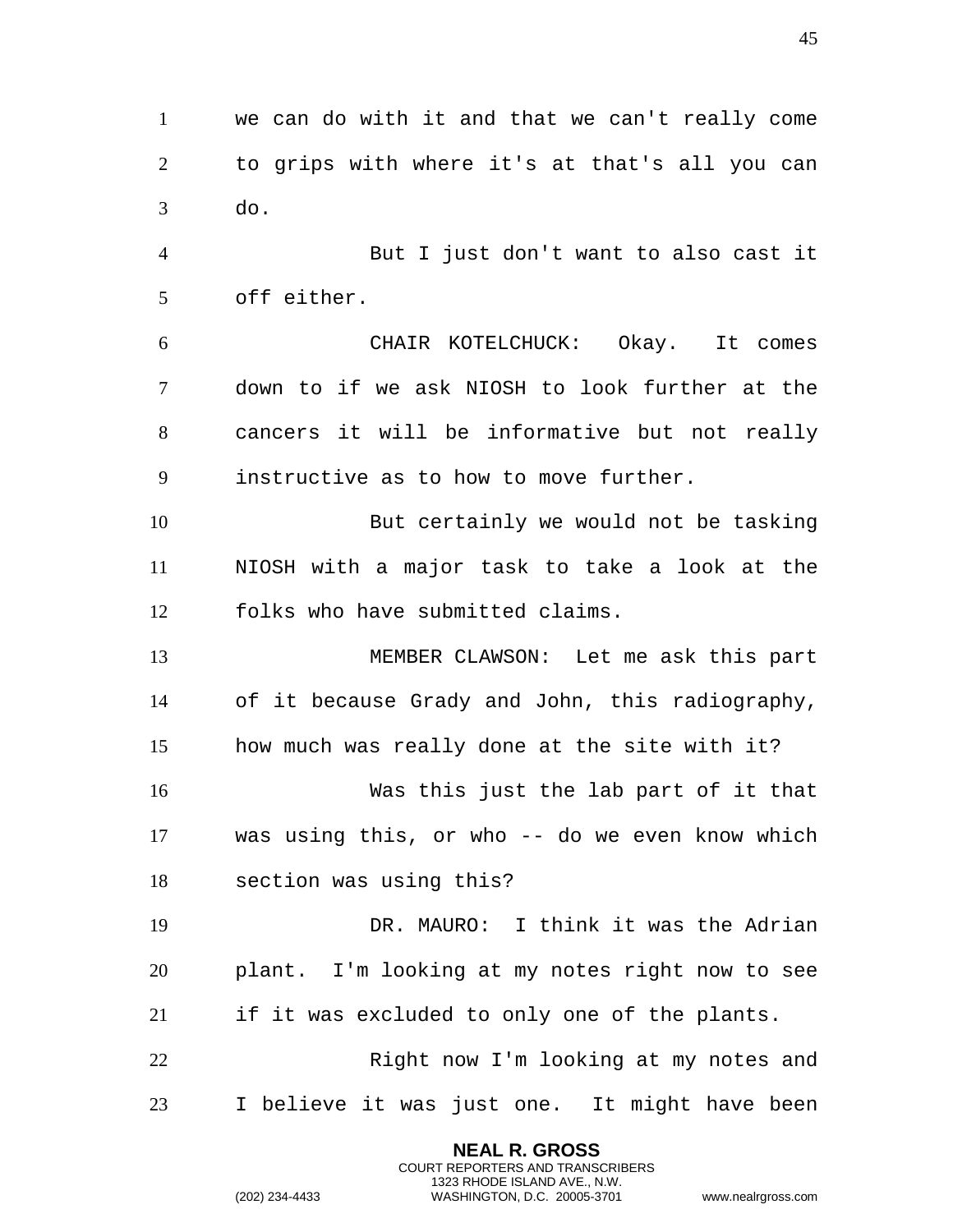we can do with it and that we can't really come to grips with where it's at that's all you can do.

But I just don't want to also cast it off either.

CHAIR KOTELCHUCK: Okay. It comes down to if we ask NIOSH to look further at the cancers it will be informative but not really instructive as to how to move further.

But certainly we would not be tasking NIOSH with a major task to take a look at the folks who have submitted claims.

MEMBER CLAWSON: Let me ask this part of it because Grady and John, this radiography, how much was really done at the site with it?

Was this just the lab part of it that was using this, or who -- do we even know which section was using this?

DR. MAURO: I think it was the Adrian plant. I'm looking at my notes right now to see if it was excluded to only one of the plants.

Right now I'm looking at my notes and I believe it was just one. It might have been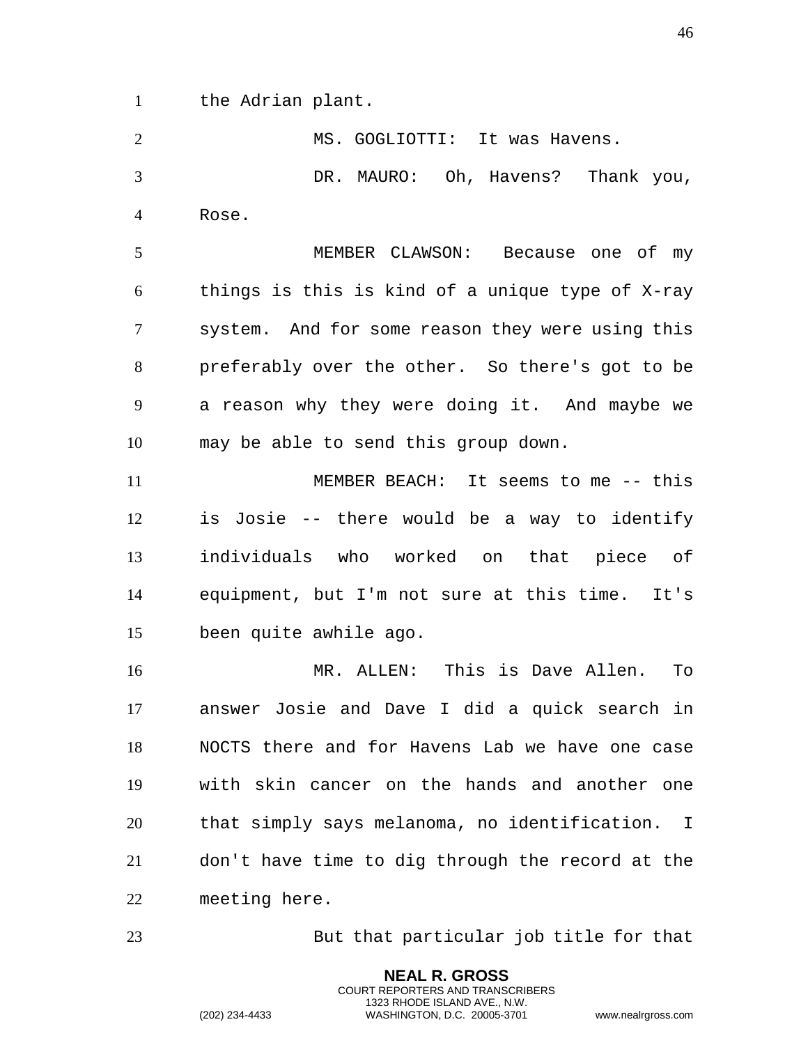the Adrian plant.

MS. GOGLIOTTI: It was Havens.

DR. MAURO: Oh, Havens? Thank you, Rose.

MEMBER CLAWSON: Because one of my things is this is kind of a unique type of X-ray system. And for some reason they were using this preferably over the other. So there's got to be a reason why they were doing it. And maybe we may be able to send this group down.

MEMBER BEACH: It seems to me -- this is Josie -- there would be a way to identify individuals who worked on that piece of equipment, but I'm not sure at this time. It's been quite awhile ago.

MR. ALLEN: This is Dave Allen. To answer Josie and Dave I did a quick search in NOCTS there and for Havens Lab we have one case with skin cancer on the hands and another one that simply says melanoma, no identification. I don't have time to dig through the record at the meeting here.

But that particular job title for that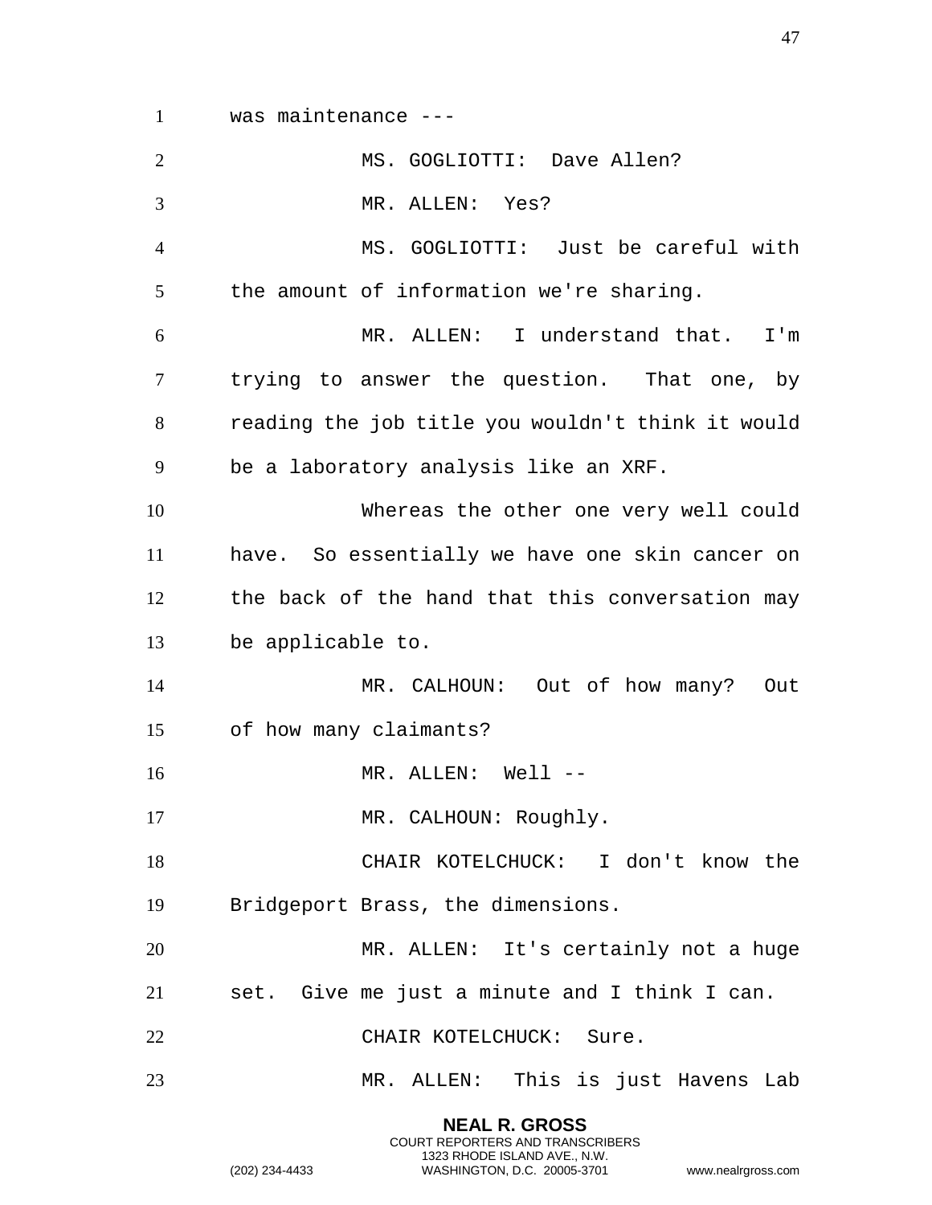was maintenance ---

MS. GOGLIOTTI: Dave Allen?

MR. ALLEN: Yes?

MS. GOGLIOTTI: Just be careful with the amount of information we're sharing.

MR. ALLEN: I understand that. I'm trying to answer the question. That one, by reading the job title you wouldn't think it would be a laboratory analysis like an XRF.

Whereas the other one very well could have. So essentially we have one skin cancer on the back of the hand that this conversation may be applicable to.

MR. CALHOUN: Out of how many? Out of how many claimants?

MR. ALLEN: Well --

MR. CALHOUN: Roughly.

CHAIR KOTELCHUCK: I don't know the Bridgeport Brass, the dimensions.

MR. ALLEN: It's certainly not a huge set. Give me just a minute and I think I can.

CHAIR KOTELCHUCK: Sure.

MR. ALLEN: This is just Havens Lab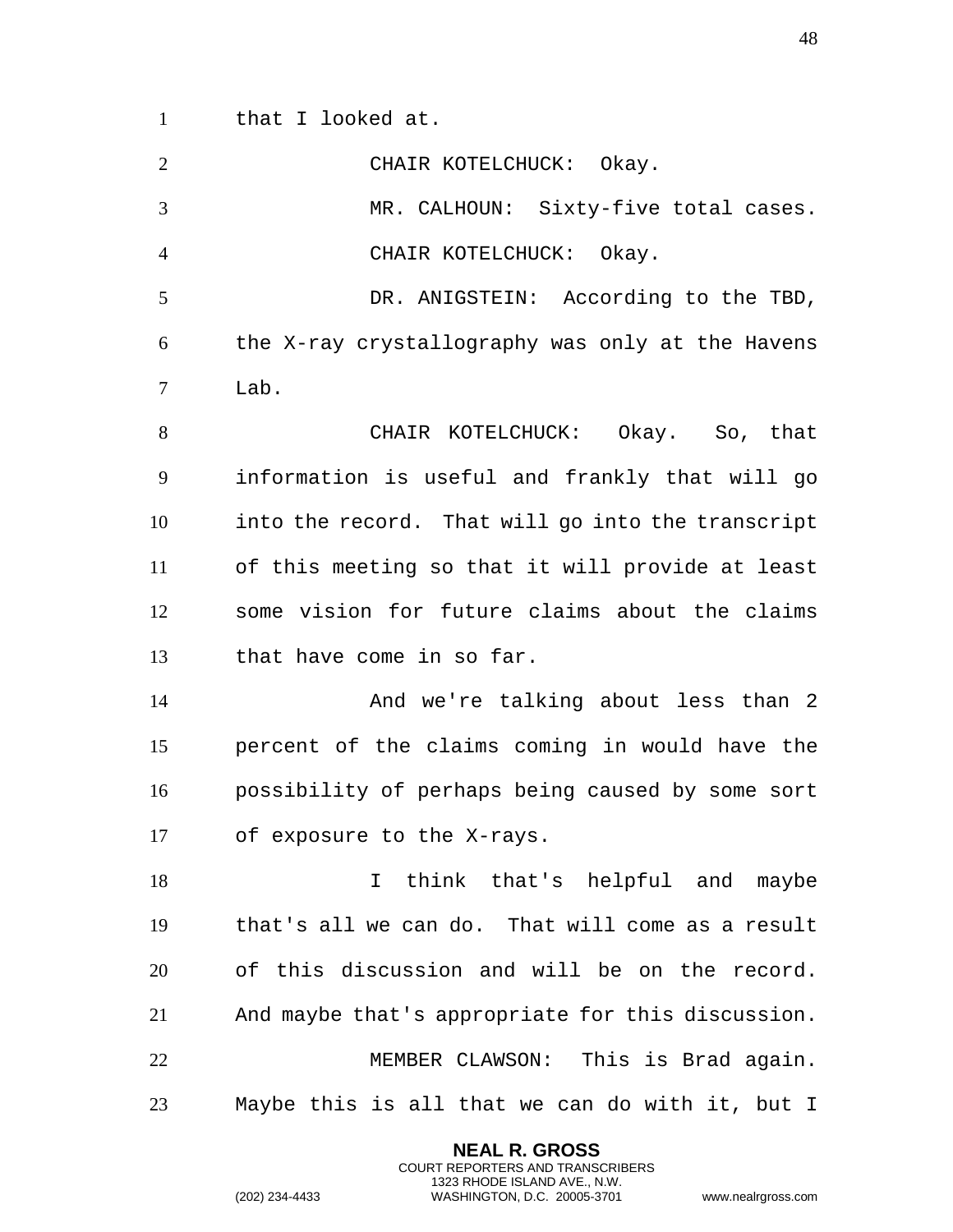that I looked at.

CHAIR KOTELCHUCK: Okay.

MR. CALHOUN: Sixty-five total cases.

CHAIR KOTELCHUCK: Okay.

DR. ANIGSTEIN: According to the TBD, the X-ray crystallography was only at the Havens Lab.

CHAIR KOTELCHUCK: Okay. So, that information is useful and frankly that will go into the record. That will go into the transcript of this meeting so that it will provide at least some vision for future claims about the claims that have come in so far.

And we're talking about less than 2 percent of the claims coming in would have the possibility of perhaps being caused by some sort of exposure to the X-rays.

I think that's helpful and maybe that's all we can do. That will come as a result of this discussion and will be on the record. And maybe that's appropriate for this discussion.

MEMBER CLAWSON: This is Brad again. Maybe this is all that we can do with it, but I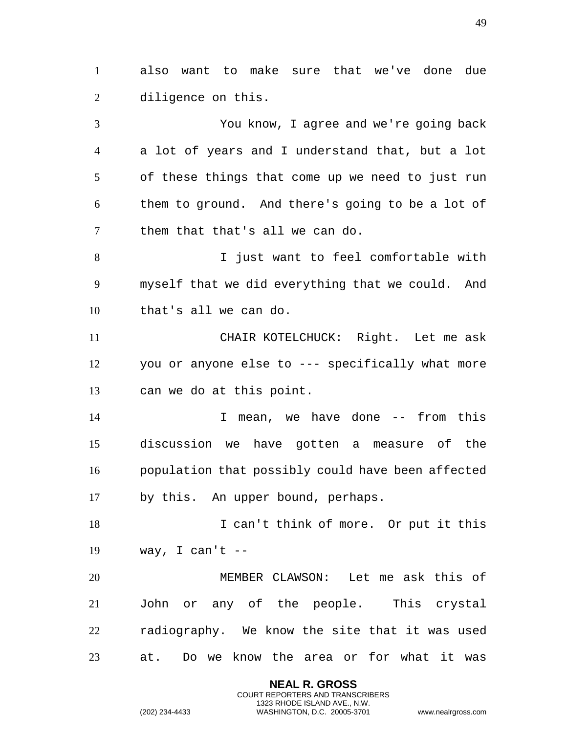also want to make sure that we've done due diligence on this.

You know, I agree and we're going back a lot of years and I understand that, but a lot of these things that come up we need to just run them to ground. And there's going to be a lot of them that that's all we can do.

I just want to feel comfortable with myself that we did everything that we could. And that's all we can do.

CHAIR KOTELCHUCK: Right. Let me ask you or anyone else to --- specifically what more can we do at this point.

I mean, we have done -- from this discussion we have gotten a measure of the population that possibly could have been affected by this. An upper bound, perhaps.

I can't think of more. Or put it this way, I can't --

MEMBER CLAWSON: Let me ask this of John or any of the people. This crystal radiography. We know the site that it was used at. Do we know the area or for what it was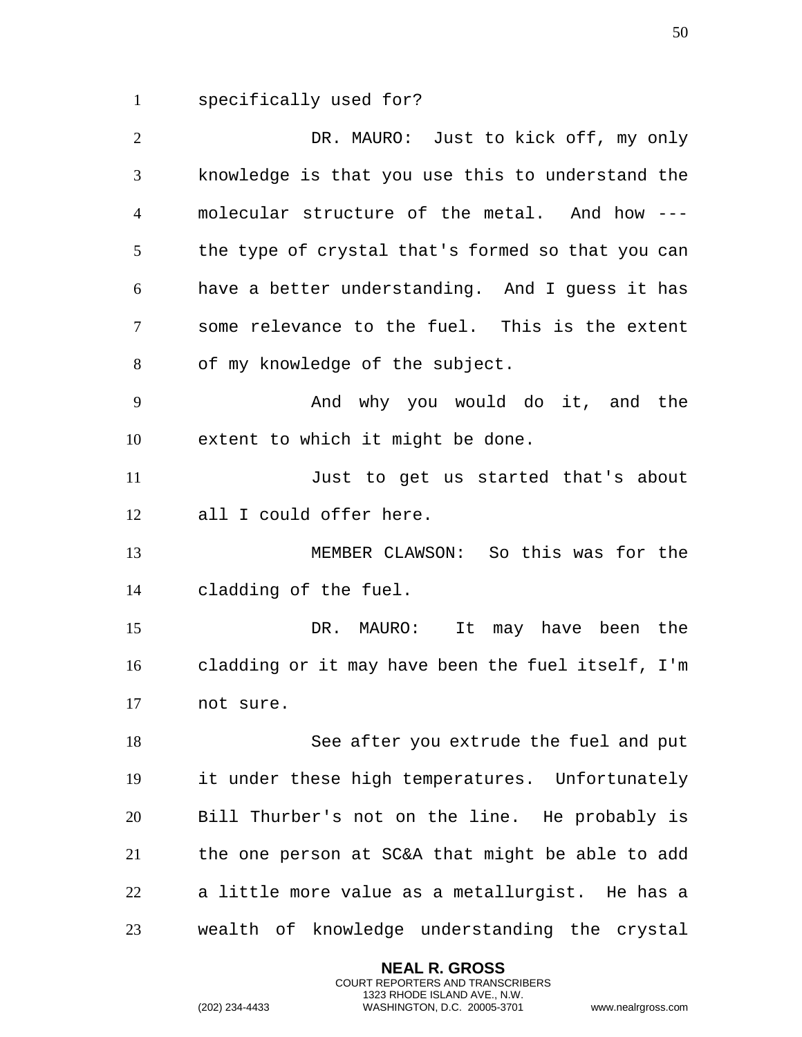specifically used for?

DR. MAURO: Just to kick off, my only knowledge is that you use this to understand the molecular structure of the metal. And how --- the type of crystal that's formed so that you can have a better understanding. And I guess it has some relevance to the fuel. This is the extent of my knowledge of the subject.

And why you would do it, and the extent to which it might be done.

Just to get us started that's about all I could offer here.

MEMBER CLAWSON: So this was for the cladding of the fuel.

DR. MAURO: It may have been the cladding or it may have been the fuel itself, I'm not sure.

See after you extrude the fuel and put it under these high temperatures. Unfortunately Bill Thurber's not on the line. He probably is the one person at SC&A that might be able to add a little more value as a metallurgist. He has a wealth of knowledge understanding the crystal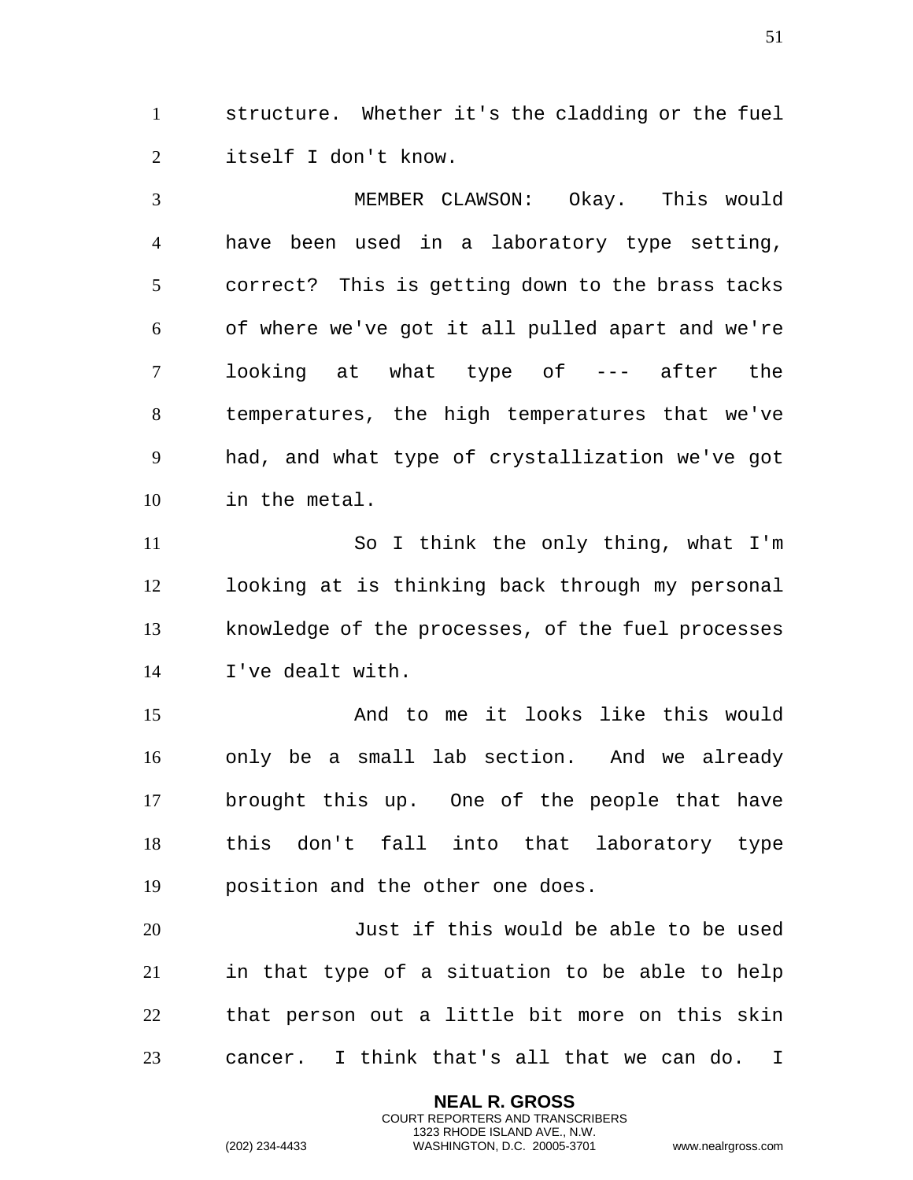structure. Whether it's the cladding or the fuel itself I don't know.

MEMBER CLAWSON: Okay. This would have been used in a laboratory type setting, correct? This is getting down to the brass tacks of where we've got it all pulled apart and we're looking at what type of --- after the temperatures, the high temperatures that we've had, and what type of crystallization we've got in the metal.

So I think the only thing, what I'm looking at is thinking back through my personal knowledge of the processes, of the fuel processes I've dealt with.

And to me it looks like this would only be a small lab section. And we already brought this up. One of the people that have this don't fall into that laboratory type position and the other one does.

Just if this would be able to be used in that type of a situation to be able to help that person out a little bit more on this skin cancer. I think that's all that we can do. I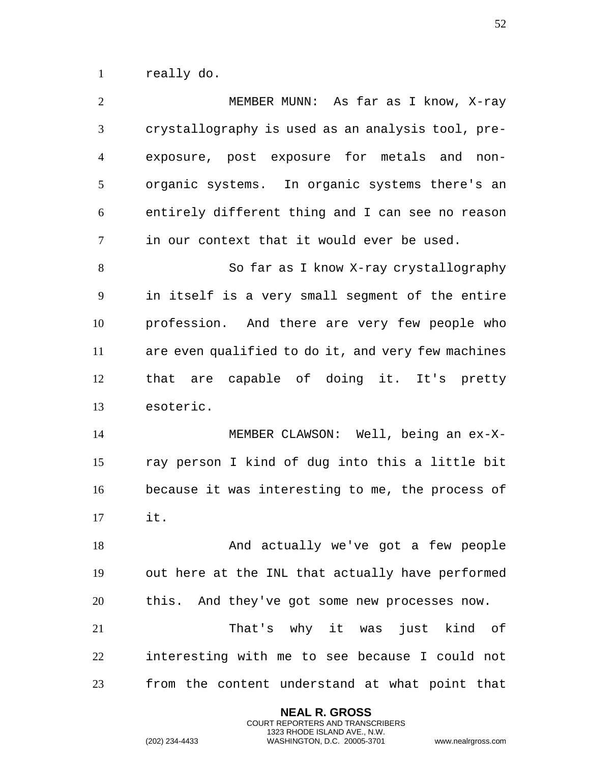really do.

MEMBER MUNN: As far as I know, X-ray crystallography is used as an analysis tool, pre-exposure, post exposure for metals and non-organic systems. In organic systems there's an entirely different thing and I can see no reason in our context that it would ever be used.

So far as I know X-ray crystallography in itself is a very small segment of the entire profession. And there are very few people who are even qualified to do it, and very few machines that are capable of doing it. It's pretty esoteric.

MEMBER CLAWSON: Well, being an ex-X-ray person I kind of dug into this a little bit because it was interesting to me, the process of it.

And actually we've got a few people out here at the INL that actually have performed this. And they've got some new processes now.

That's why it was just kind of interesting with me to see because I could not from the content understand at what point that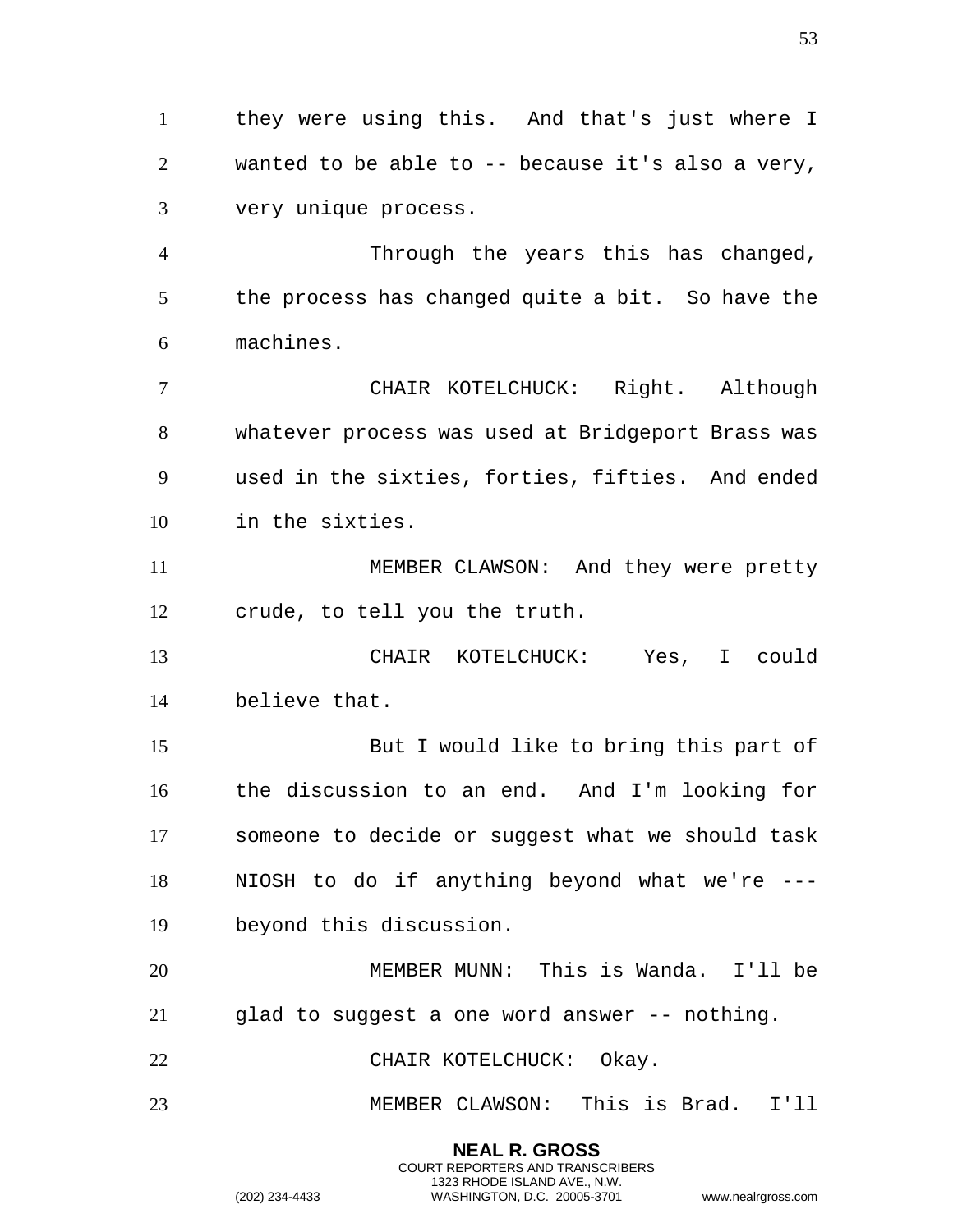they were using this. And that's just where I wanted to be able to -- because it's also a very, very unique process.

Through the years this has changed, the process has changed quite a bit. So have the machines.

CHAIR KOTELCHUCK: Right. Although whatever process was used at Bridgeport Brass was used in the sixties, forties, fifties. And ended in the sixties.

MEMBER CLAWSON: And they were pretty crude, to tell you the truth.

CHAIR KOTELCHUCK: Yes, I could believe that.

But I would like to bring this part of the discussion to an end. And I'm looking for someone to decide or suggest what we should task NIOSH to do if anything beyond what we're --- beyond this discussion.

MEMBER MUNN: This is Wanda. I'll be glad to suggest a one word answer -- nothing.

CHAIR KOTELCHUCK: Okay.

MEMBER CLAWSON: This is Brad. I'll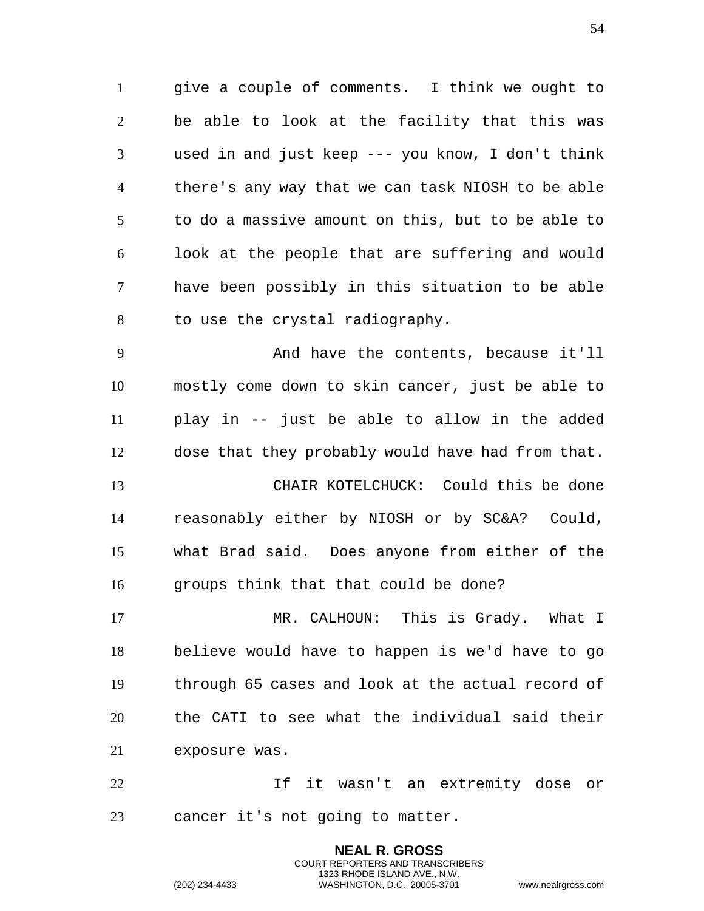give a couple of comments. I think we ought to be able to look at the facility that this was used in and just keep --- you know, I don't think there's any way that we can task NIOSH to be able to do a massive amount on this, but to be able to look at the people that are suffering and would have been possibly in this situation to be able to use the crystal radiography.

And have the contents, because it'll mostly come down to skin cancer, just be able to play in -- just be able to allow in the added dose that they probably would have had from that.

CHAIR KOTELCHUCK: Could this be done reasonably either by NIOSH or by SC&A? Could, what Brad said. Does anyone from either of the groups think that that could be done?

MR. CALHOUN: This is Grady. What I believe would have to happen is we'd have to go through 65 cases and look at the actual record of the CATI to see what the individual said their exposure was.

If it wasn't an extremity dose or cancer it's not going to matter.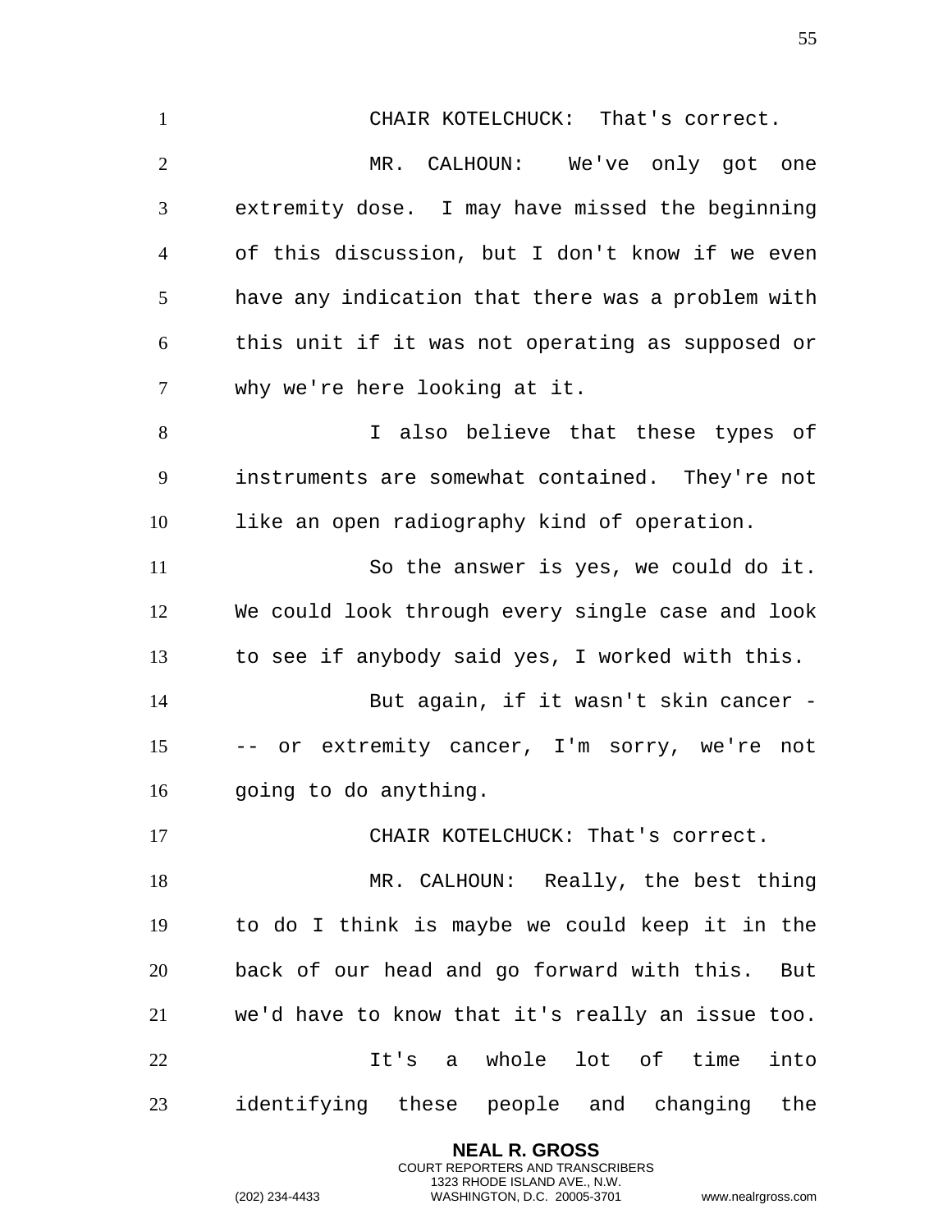CHAIR KOTELCHUCK: That's correct.

MR. CALHOUN: We've only got one extremity dose. I may have missed the beginning of this discussion, but I don't know if we even have any indication that there was a problem with this unit if it was not operating as supposed or why we're here looking at it.

I also believe that these types of instruments are somewhat contained. They're not like an open radiography kind of operation.

So the answer is yes, we could do it. We could look through every single case and look to see if anybody said yes, I worked with this.

But again, if it wasn't skin cancer --- or extremity cancer, I'm sorry, we're not going to do anything.

CHAIR KOTELCHUCK: That's correct.

MR. CALHOUN: Really, the best thing to do I think is maybe we could keep it in the back of our head and go forward with this. But we'd have to know that it's really an issue too.

It's a whole lot of time into identifying these people and changing the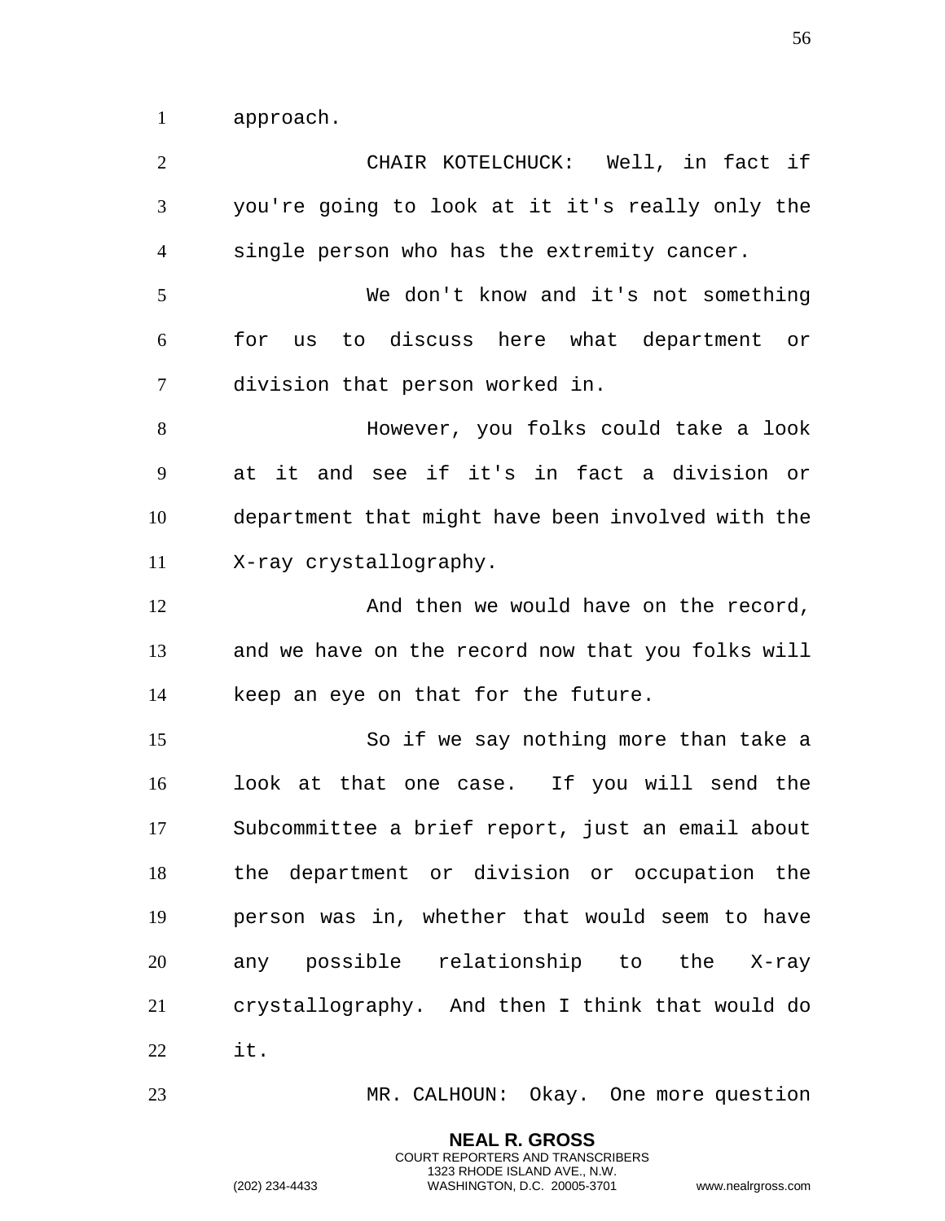approach.

CHAIR KOTELCHUCK: Well, in fact if you're going to look at it it's really only the single person who has the extremity cancer.

We don't know and it's not something for us to discuss here what department or division that person worked in.

However, you folks could take a look at it and see if it's in fact a division or department that might have been involved with the X-ray crystallography.

And then we would have on the record, and we have on the record now that you folks will keep an eye on that for the future.

So if we say nothing more than take a look at that one case. If you will send the Subcommittee a brief report, just an email about the department or division or occupation the person was in, whether that would seem to have any possible relationship to the X-ray crystallography. And then I think that would do it.

MR. CALHOUN: Okay. One more question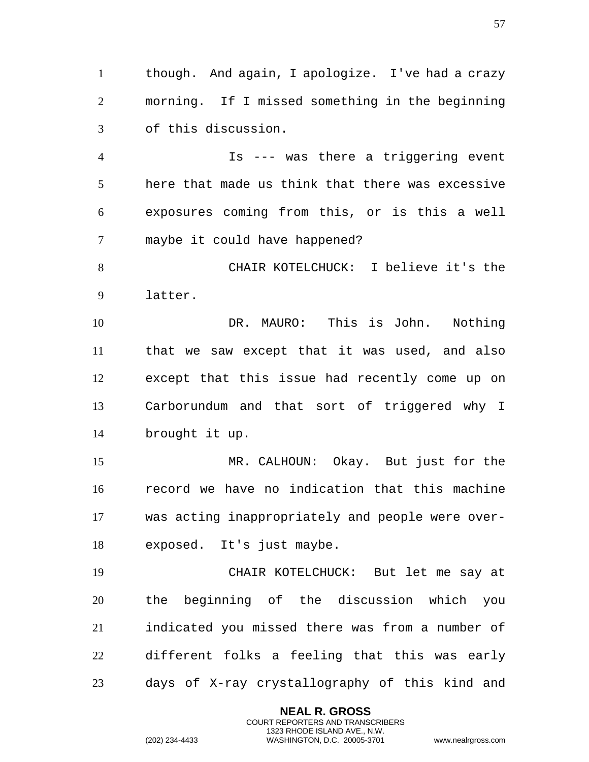though. And again, I apologize. I've had a crazy morning. If I missed something in the beginning of this discussion.

Is --- was there a triggering event here that made us think that there was excessive exposures coming from this, or is this a well maybe it could have happened?

CHAIR KOTELCHUCK: I believe it's the latter.

DR. MAURO: This is John. Nothing that we saw except that it was used, and also except that this issue had recently come up on Carborundum and that sort of triggered why I brought it up.

MR. CALHOUN: Okay. But just for the record we have no indication that this machine was acting inappropriately and people were over-exposed. It's just maybe.

CHAIR KOTELCHUCK: But let me say at the beginning of the discussion which you indicated you missed there was from a number of different folks a feeling that this was early days of X-ray crystallography of this kind and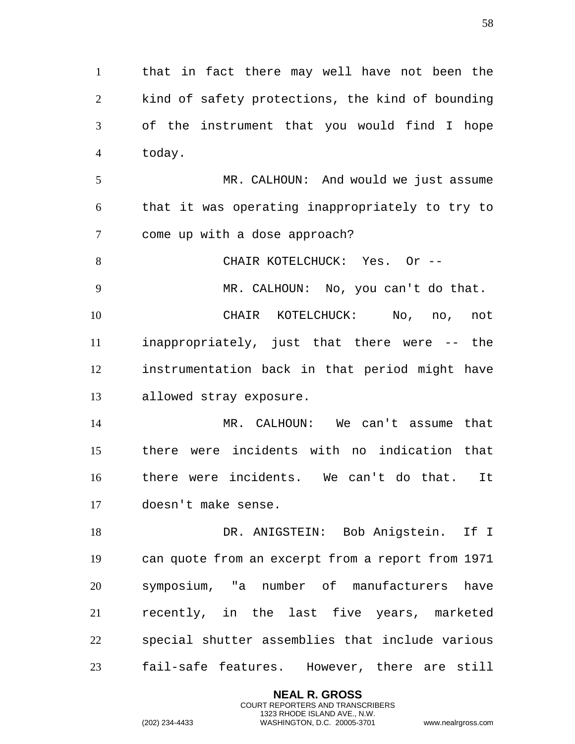that in fact there may well have not been the kind of safety protections, the kind of bounding of the instrument that you would find I hope today.

MR. CALHOUN: And would we just assume that it was operating inappropriately to try to come up with a dose approach?

CHAIR KOTELCHUCK: Yes. Or --

MR. CALHOUN: No, you can't do that.

CHAIR KOTELCHUCK: No, no, not inappropriately, just that there were -- the instrumentation back in that period might have allowed stray exposure.

MR. CALHOUN: We can't assume that there were incidents with no indication that there were incidents. We can't do that. It doesn't make sense.

DR. ANIGSTEIN: Bob Anigstein. If I can quote from an excerpt from a report from 1971 symposium, "a number of manufacturers have recently, in the last five years, marketed special shutter assemblies that include various fail-safe features. However, there are still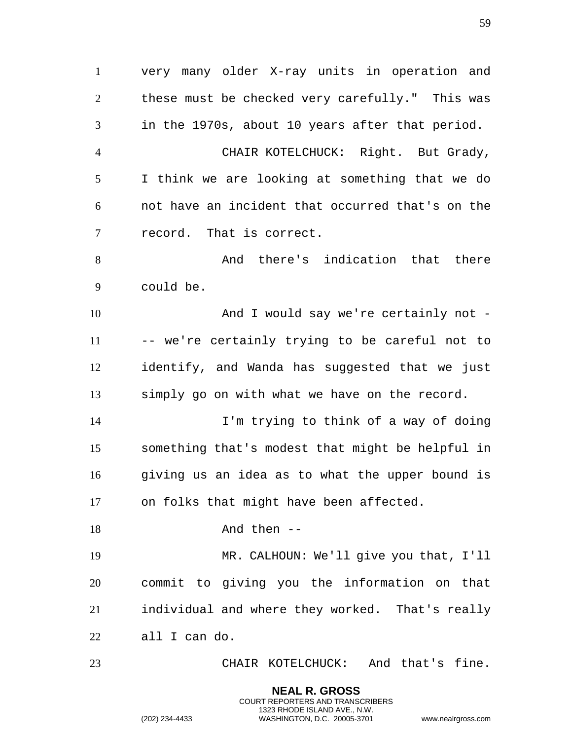very many older X-ray units in operation and these must be checked very carefully." This was in the 1970s, about 10 years after that period.

CHAIR KOTELCHUCK: Right. But Grady, I think we are looking at something that we do not have an incident that occurred that's on the record. That is correct.

And there's indication that there could be.

And I would say we're certainly not - -- we're certainly trying to be careful not to identify, and Wanda has suggested that we just simply go on with what we have on the record.

I'm trying to think of a way of doing something that's modest that might be helpful in giving us an idea as to what the upper bound is on folks that might have been affected.

And then --

MR. CALHOUN: We'll give you that, I'll commit to giving you the information on that individual and where they worked. That's really all I can do.

CHAIR KOTELCHUCK: And that's fine.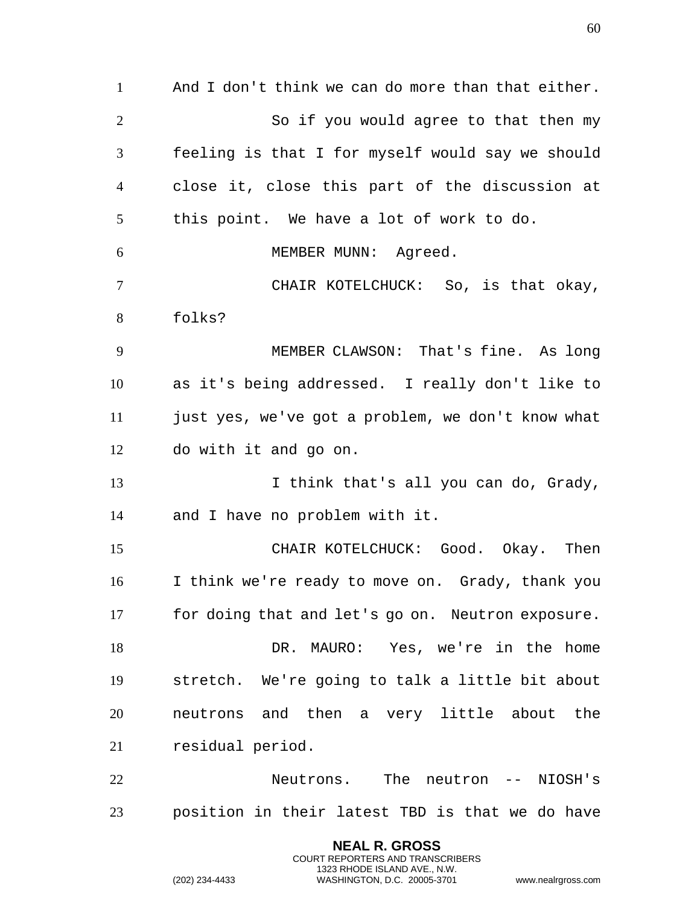And I don't think we can do more than that either.

So if you would agree to that then my feeling is that I for myself would say we should close it, close this part of the discussion at this point. We have a lot of work to do.

MEMBER MUNN: Agreed.

CHAIR KOTELCHUCK: So, is that okay, folks?

MEMBER CLAWSON: That's fine. As long as it's being addressed. I really don't like to just yes, we've got a problem, we don't know what do with it and go on.

I think that's all you can do, Grady, and I have no problem with it.

CHAIR KOTELCHUCK: Good. Okay. Then I think we're ready to move on. Grady, thank you for doing that and let's go on. Neutron exposure.

DR. MAURO: Yes, we're in the home stretch. We're going to talk a little bit about neutrons and then a very little about the residual period.

Neutrons. The neutron -- NIOSH's position in their latest TBD is that we do have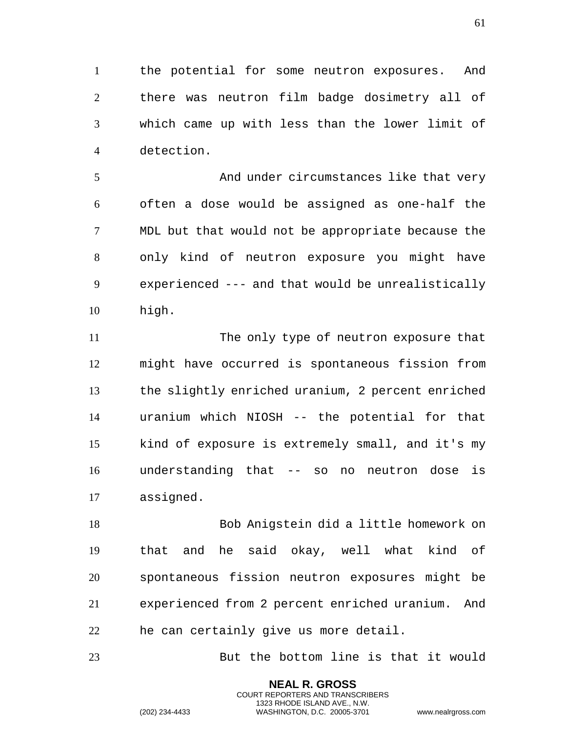the potential for some neutron exposures. And there was neutron film badge dosimetry all of which came up with less than the lower limit of detection.

And under circumstances like that very often a dose would be assigned as one-half the MDL but that would not be appropriate because the only kind of neutron exposure you might have experienced --- and that would be unrealistically high.

The only type of neutron exposure that might have occurred is spontaneous fission from the slightly enriched uranium, 2 percent enriched uranium which NIOSH -- the potential for that kind of exposure is extremely small, and it's my understanding that -- so no neutron dose is assigned.

Bob Anigstein did a little homework on that and he said okay, well what kind of spontaneous fission neutron exposures might be experienced from 2 percent enriched uranium. And he can certainly give us more detail.

But the bottom line is that it would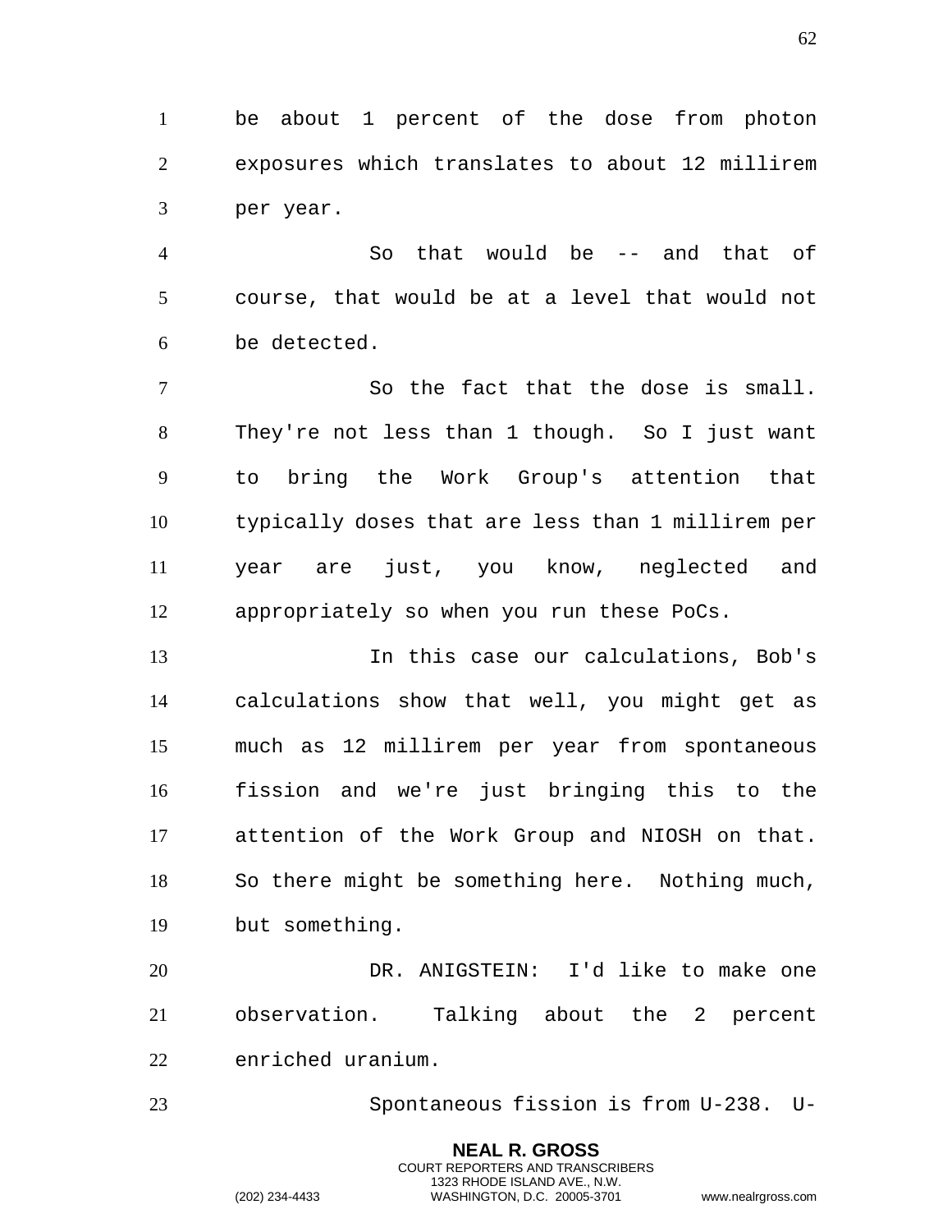be about 1 percent of the dose from photon exposures which translates to about 12 millirem per year.

So that would be -- and that of course, that would be at a level that would not be detected.

So the fact that the dose is small. They're not less than 1 though. So I just want to bring the Work Group's attention that typically doses that are less than 1 millirem per year are just, you know, neglected and appropriately so when you run these PoCs.

In this case our calculations, Bob's calculations show that well, you might get as much as 12 millirem per year from spontaneous fission and we're just bringing this to the attention of the Work Group and NIOSH on that. So there might be something here. Nothing much, but something.

DR. ANIGSTEIN: I'd like to make one observation. Talking about the 2 percent enriched uranium.

Spontaneous fission is from U-238. U-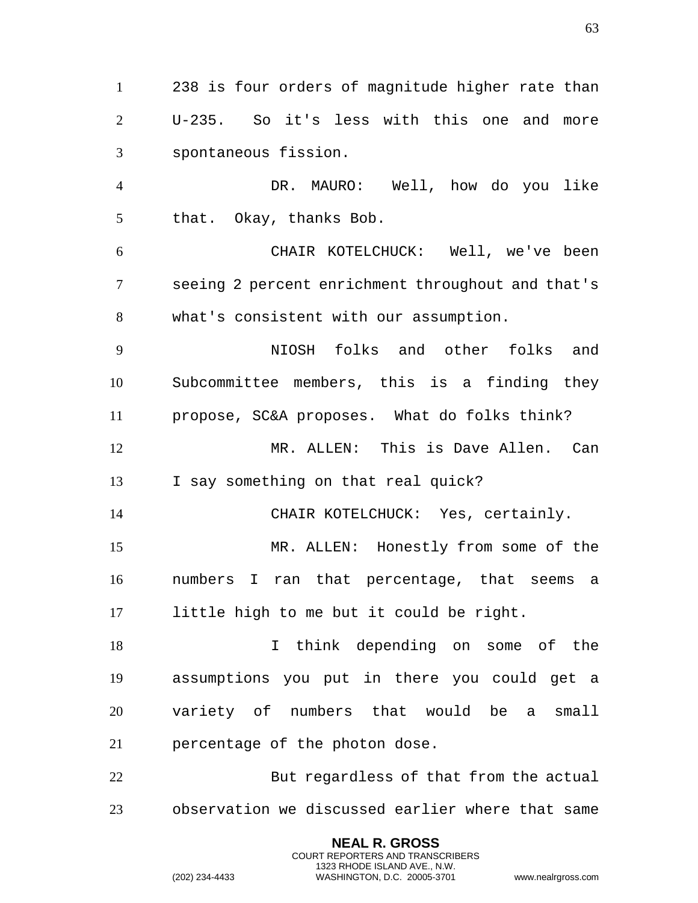238 is four orders of magnitude higher rate than U-235. So it's less with this one and more spontaneous fission.

DR. MAURO: Well, how do you like that. Okay, thanks Bob.

CHAIR KOTELCHUCK: Well, we've been seeing 2 percent enrichment throughout and that's what's consistent with our assumption.

NIOSH folks and other folks and Subcommittee members, this is a finding they propose, SC&A proposes. What do folks think?

MR. ALLEN: This is Dave Allen. Can I say something on that real quick?

CHAIR KOTELCHUCK: Yes, certainly.

MR. ALLEN: Honestly from some of the numbers I ran that percentage, that seems a little high to me but it could be right.

I think depending on some of the assumptions you put in there you could get a variety of numbers that would be a small percentage of the photon dose.

But regardless of that from the actual observation we discussed earlier where that same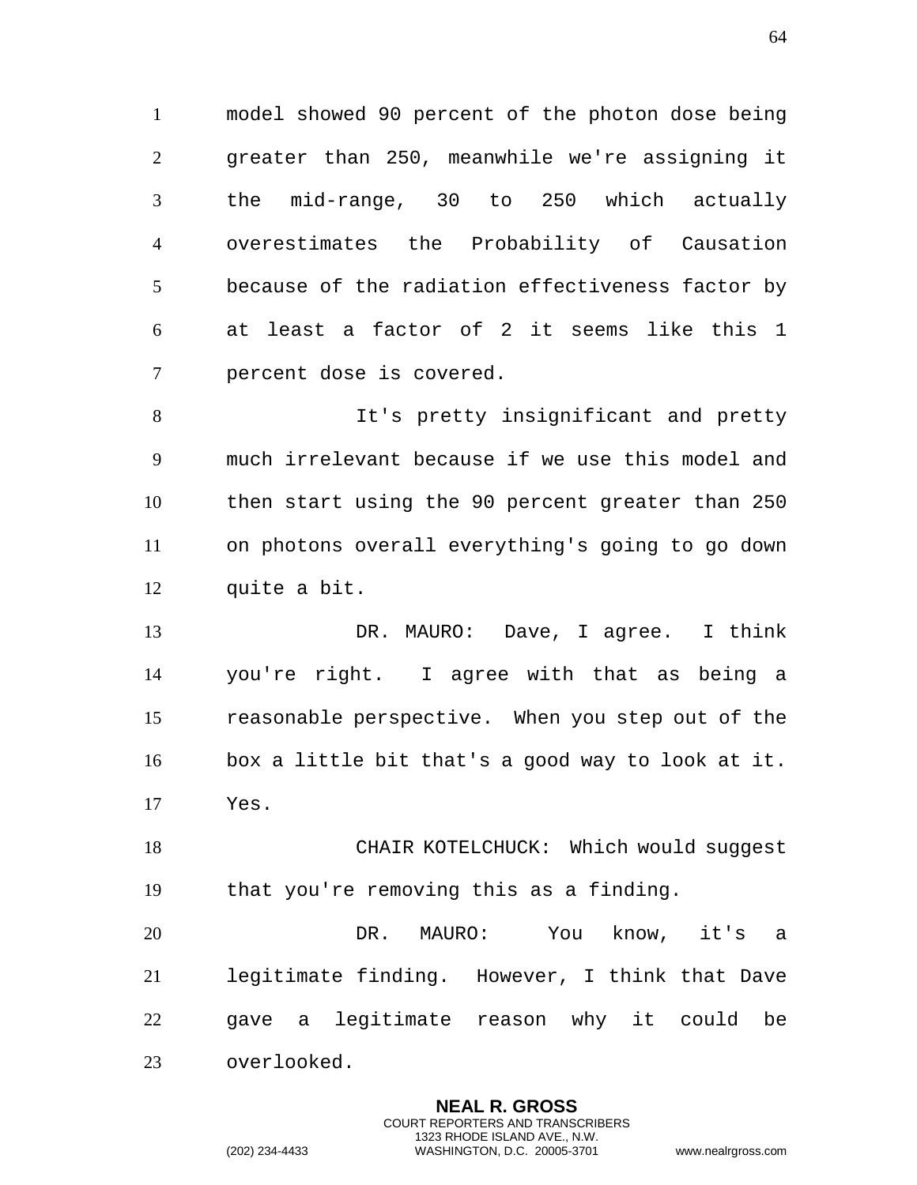model showed 90 percent of the photon dose being greater than 250, meanwhile we're assigning it the mid-range, 30 to 250 which actually overestimates the Probability of Causation because of the radiation effectiveness factor by at least a factor of 2 it seems like this 1 percent dose is covered.

It's pretty insignificant and pretty much irrelevant because if we use this model and then start using the 90 percent greater than 250 on photons overall everything's going to go down quite a bit.

DR. MAURO: Dave, I agree. I think you're right. I agree with that as being a reasonable perspective. When you step out of the box a little bit that's a good way to look at it. Yes.

CHAIR KOTELCHUCK: Which would suggest that you're removing this as a finding.

DR. MAURO: You know, it's a legitimate finding. However, I think that Dave gave a legitimate reason why it could be overlooked.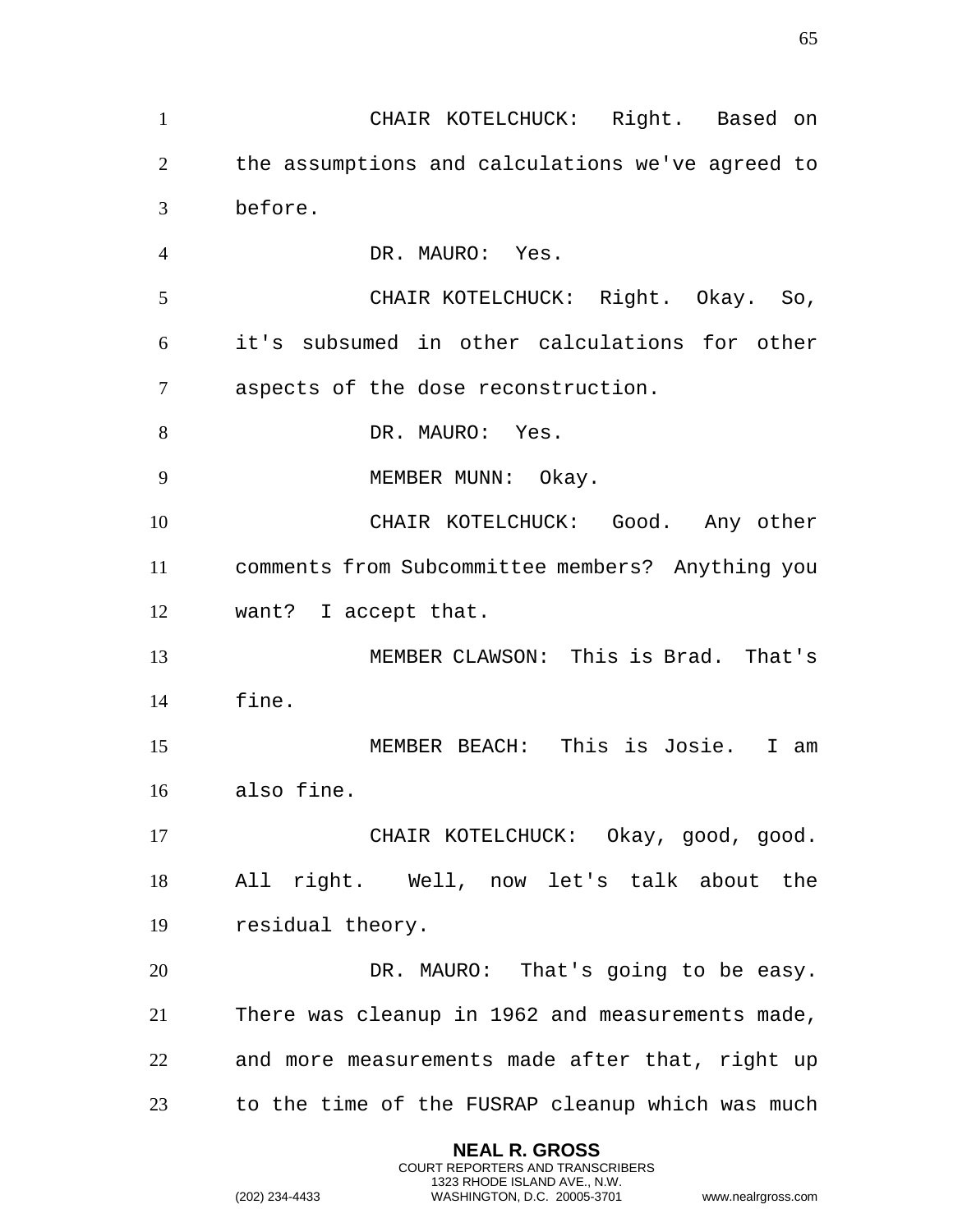CHAIR KOTELCHUCK: Right. Based on the assumptions and calculations we've agreed to before.

DR. MAURO: Yes.

CHAIR KOTELCHUCK: Right. Okay. So, it's subsumed in other calculations for other aspects of the dose reconstruction.

DR. MAURO: Yes.

MEMBER MUNN: Okay.

CHAIR KOTELCHUCK: Good. Any other comments from Subcommittee members? Anything you want? I accept that.

MEMBER CLAWSON: This is Brad. That's fine.

MEMBER BEACH: This is Josie. I am also fine.

CHAIR KOTELCHUCK: Okay, good, good. All right. Well, now let's talk about the residual theory.

DR. MAURO: That's going to be easy. There was cleanup in 1962 and measurements made, and more measurements made after that, right up to the time of the FUSRAP cleanup which was much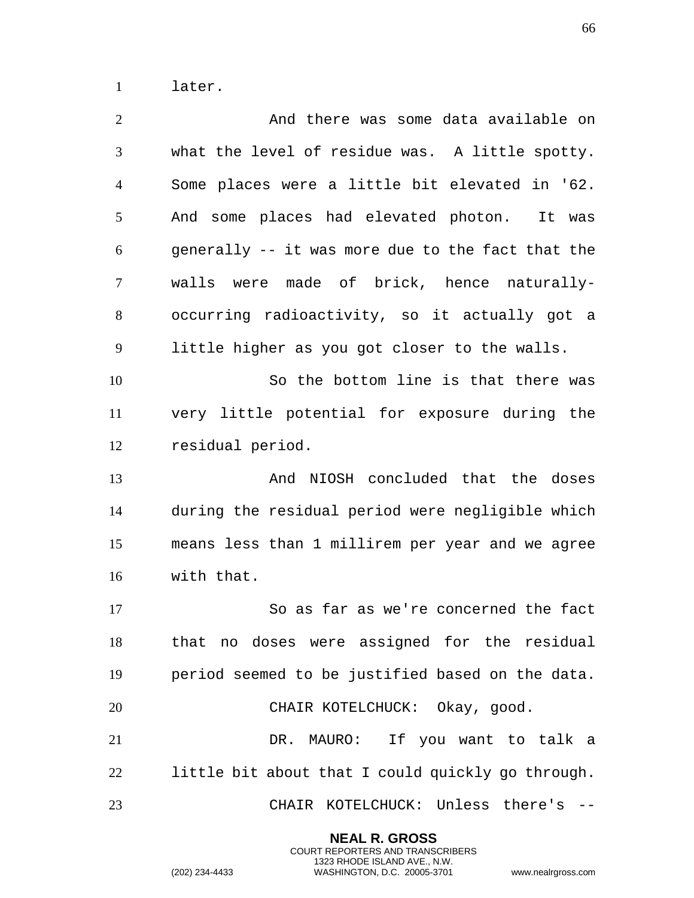later.

And there was some data available on what the level of residue was. A little spotty. Some places were a little bit elevated in '62. And some places had elevated photon. It was generally -- it was more due to the fact that the walls were made of brick, hence naturally-occurring radioactivity, so it actually got a little higher as you got closer to the walls.

So the bottom line is that there was very little potential for exposure during the residual period.

And NIOSH concluded that the doses during the residual period were negligible which means less than 1 millirem per year and we agree with that.

So as far as we're concerned the fact that no doses were assigned for the residual period seemed to be justified based on the data.

CHAIR KOTELCHUCK: Okay, good.

DR. MAURO: If you want to talk a little bit about that I could quickly go through.

CHAIR KOTELCHUCK: Unless there's --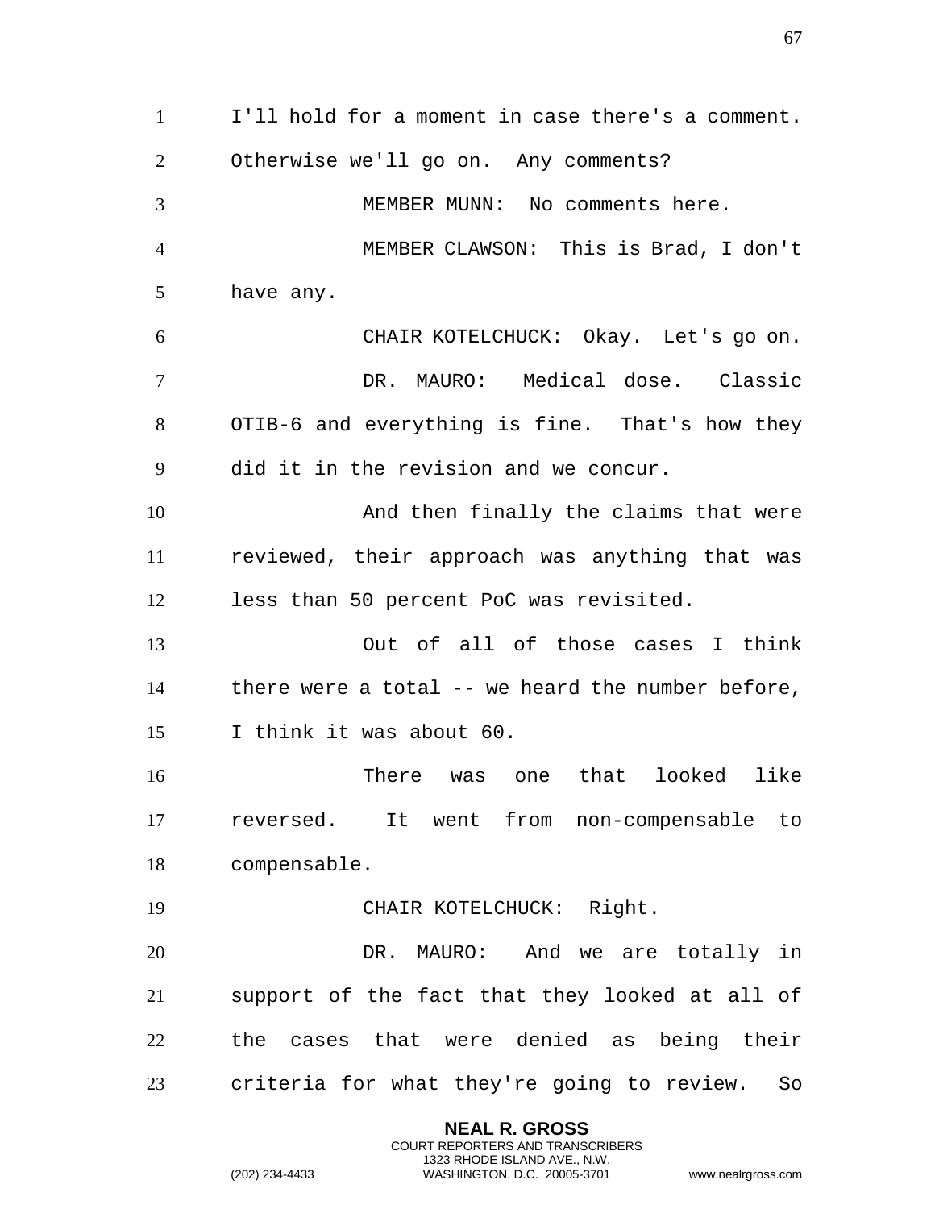I'll hold for a moment in case there's a comment. Otherwise we'll go on. Any comments?

MEMBER MUNN: No comments here.

MEMBER CLAWSON: This is Brad, I don't have any.

CHAIR KOTELCHUCK: Okay. Let's go on.

DR. MAURO: Medical dose. Classic OTIB-6 and everything is fine. That's how they did it in the revision and we concur.

And then finally the claims that were reviewed, their approach was anything that was less than 50 percent PoC was revisited.

Out of all of those cases I think there were a total -- we heard the number before, I think it was about 60.

There was one that looked like reversed. It went from non-compensable to compensable.

CHAIR KOTELCHUCK: Right.

DR. MAURO: And we are totally in support of the fact that they looked at all of the cases that were denied as being their criteria for what they're going to review. So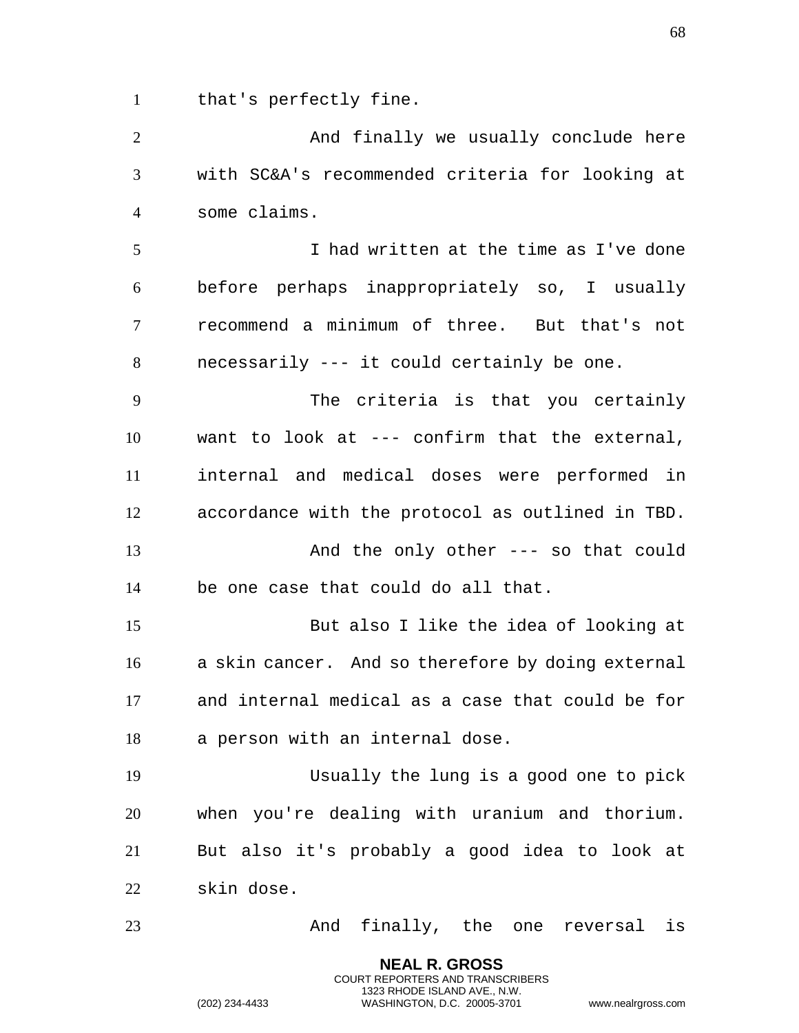that's perfectly fine.

And finally we usually conclude here with SC&A's recommended criteria for looking at some claims.

I had written at the time as I've done before perhaps inappropriately so, I usually recommend a minimum of three. But that's not necessarily --- it could certainly be one.

The criteria is that you certainly want to look at --- confirm that the external, internal and medical doses were performed in accordance with the protocol as outlined in TBD.

And the only other --- so that could be one case that could do all that.

But also I like the idea of looking at a skin cancer. And so therefore by doing external and internal medical as a case that could be for a person with an internal dose.

Usually the lung is a good one to pick when you're dealing with uranium and thorium. But also it's probably a good idea to look at skin dose.

And finally, the one reversal is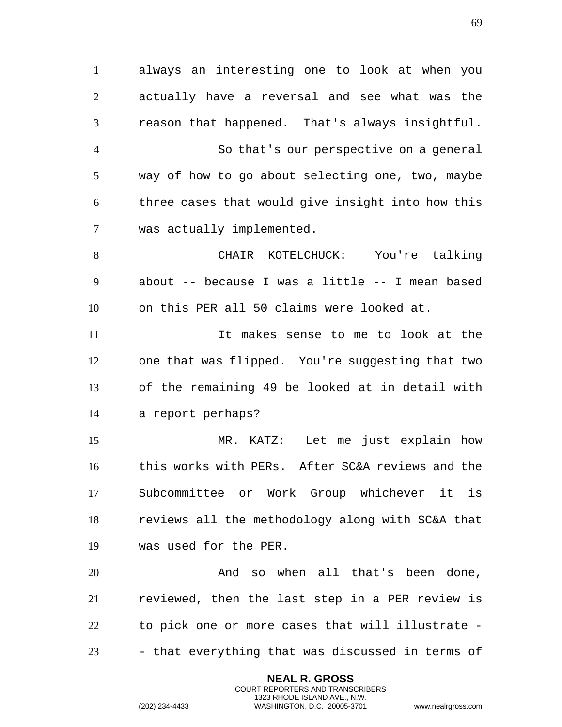always an interesting one to look at when you actually have a reversal and see what was the reason that happened. That's always insightful.

So that's our perspective on a general way of how to go about selecting one, two, maybe three cases that would give insight into how this was actually implemented.

CHAIR KOTELCHUCK: You're talking about -- because I was a little -- I mean based on this PER all 50 claims were looked at.

It makes sense to me to look at the one that was flipped. You're suggesting that two of the remaining 49 be looked at in detail with a report perhaps?

MR. KATZ: Let me just explain how this works with PERs. After SC&A reviews and the Subcommittee or Work Group whichever it is reviews all the methodology along with SC&A that was used for the PER.

And so when all that's been done, reviewed, then the last step in a PER review is to pick one or more cases that will illustrate -- that everything that was discussed in terms of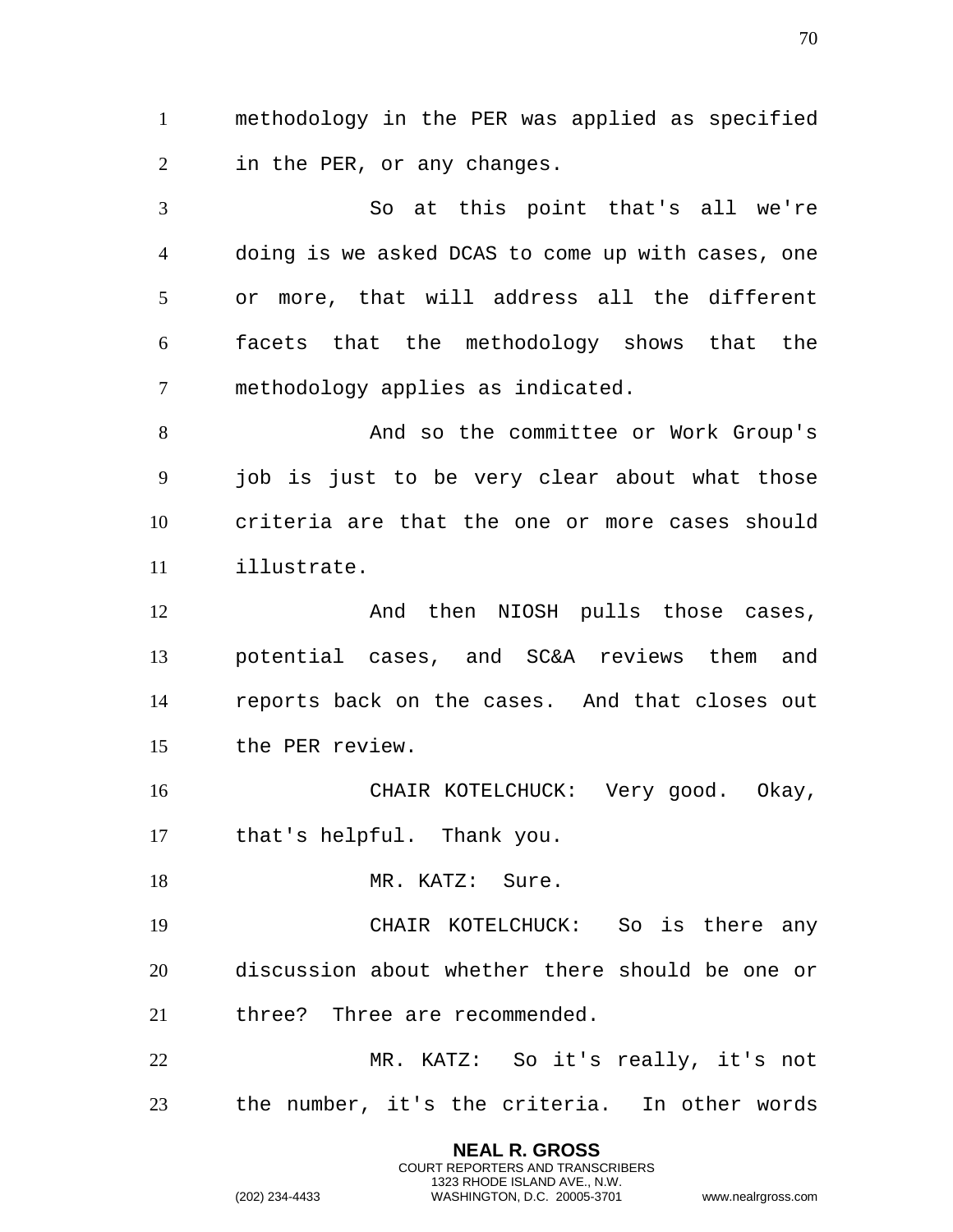methodology in the PER was applied as specified in the PER, or any changes.

So at this point that's all we're doing is we asked DCAS to come up with cases, one or more, that will address all the different facets that the methodology shows that the methodology applies as indicated.

And so the committee or Work Group's job is just to be very clear about what those criteria are that the one or more cases should illustrate.

And then NIOSH pulls those cases, potential cases, and SC&A reviews them and reports back on the cases. And that closes out the PER review.

CHAIR KOTELCHUCK: Very good. Okay, that's helpful. Thank you.

MR. KATZ: Sure.

CHAIR KOTELCHUCK: So is there any discussion about whether there should be one or three? Three are recommended.

MR. KATZ: So it's really, it's not the number, it's the criteria. In other words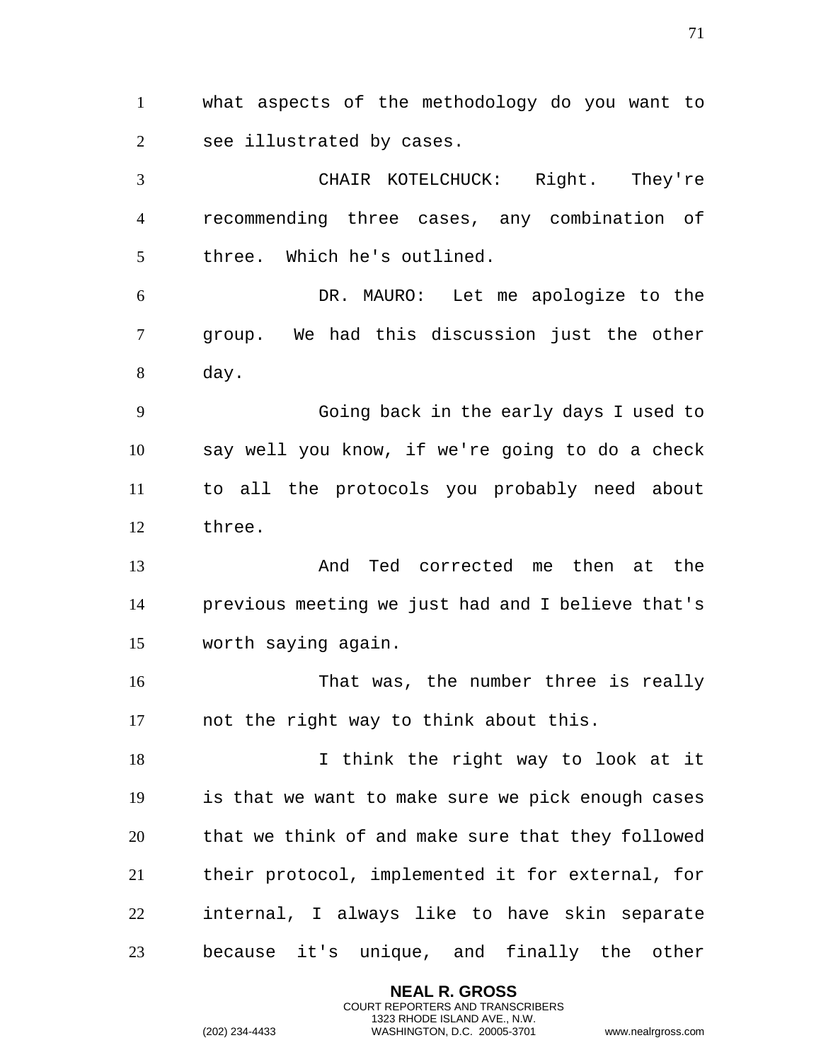what aspects of the methodology do you want to see illustrated by cases.

CHAIR KOTELCHUCK: Right. They're recommending three cases, any combination of three. Which he's outlined.

DR. MAURO: Let me apologize to the group. We had this discussion just the other day.

Going back in the early days I used to say well you know, if we're going to do a check to all the protocols you probably need about three.

And Ted corrected me then at the previous meeting we just had and I believe that's worth saying again.

That was, the number three is really not the right way to think about this.

I think the right way to look at it is that we want to make sure we pick enough cases that we think of and make sure that they followed their protocol, implemented it for external, for internal, I always like to have skin separate because it's unique, and finally the other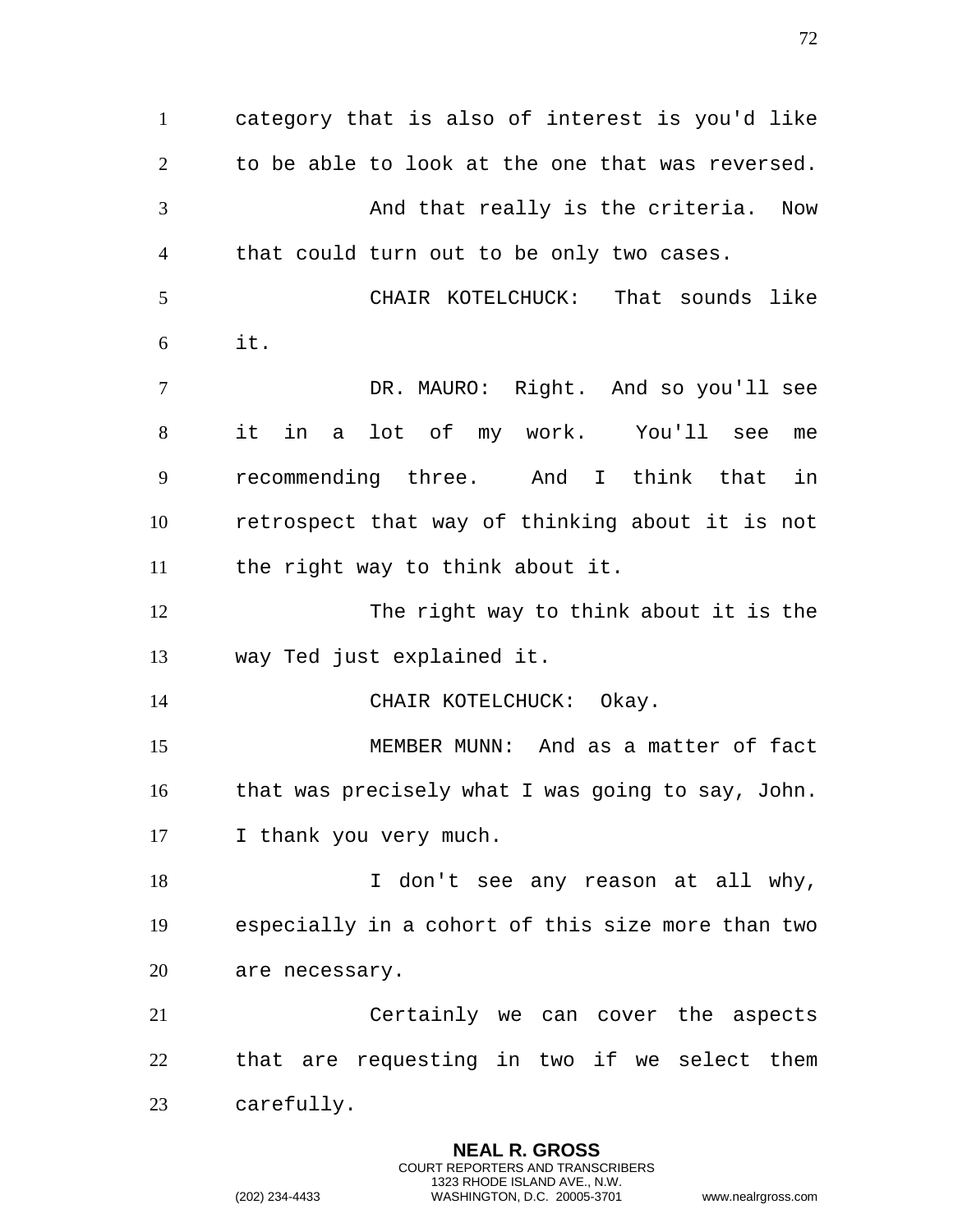category that is also of interest is you'd like to be able to look at the one that was reversed.

And that really is the criteria. Now that could turn out to be only two cases.

CHAIR KOTELCHUCK: That sounds like it.

DR. MAURO: Right. And so you'll see it in a lot of my work. You'll see me recommending three. And I think that in retrospect that way of thinking about it is not the right way to think about it.

The right way to think about it is the way Ted just explained it.

CHAIR KOTELCHUCK: Okay.

MEMBER MUNN: And as a matter of fact that was precisely what I was going to say, John. I thank you very much.

I don't see any reason at all why, especially in a cohort of this size more than two are necessary.

Certainly we can cover the aspects that are requesting in two if we select them carefully.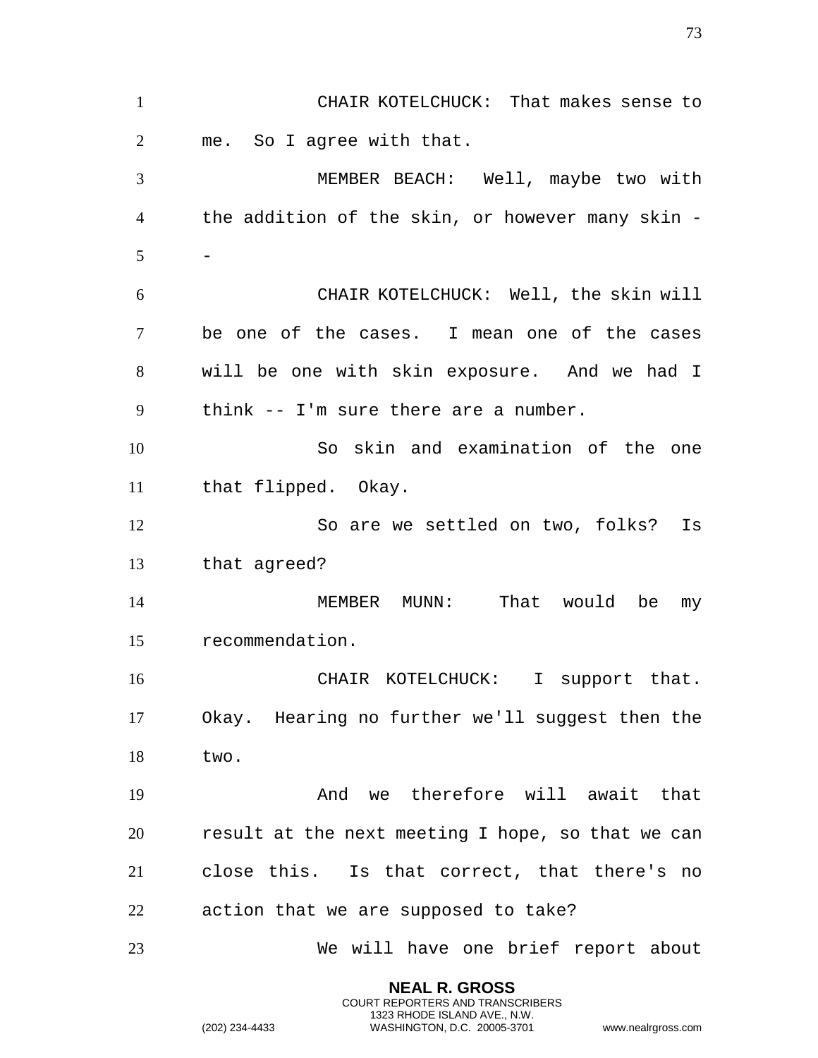CHAIR KOTELCHUCK: That makes sense to me. So I agree with that.

MEMBER BEACH: Well, maybe two with the addition of the skin, or however many skin --

CHAIR KOTELCHUCK: Well, the skin will be one of the cases. I mean one of the cases will be one with skin exposure. And we had I think -- I'm sure there are a number.

So skin and examination of the one that flipped. Okay.

So are we settled on two, folks? Is that agreed?

MEMBER MUNN: That would be my recommendation.

CHAIR KOTELCHUCK: I support that. Okay. Hearing no further we'll suggest then the two.

And we therefore will await that result at the next meeting I hope, so that we can close this. Is that correct, that there's no action that we are supposed to take?

We will have one brief report about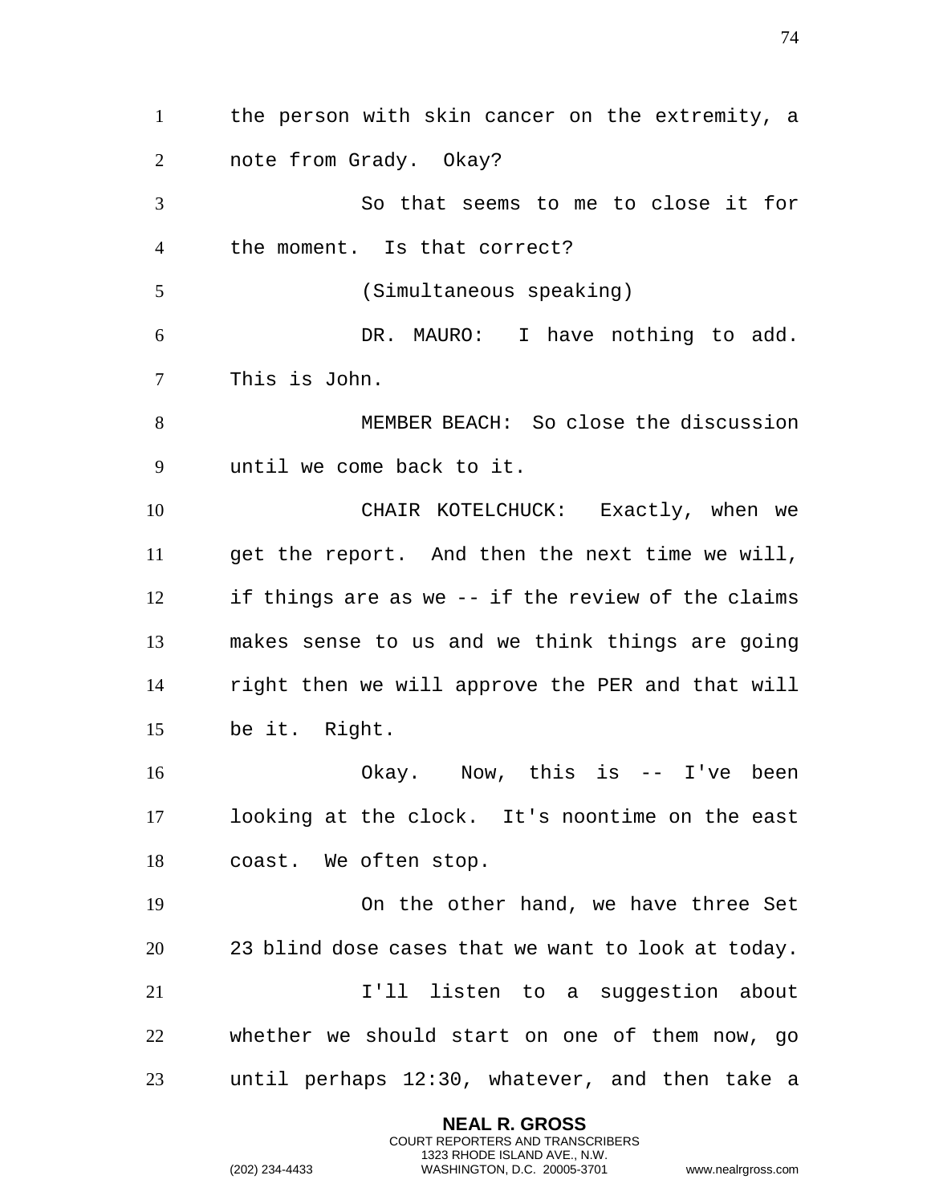the person with skin cancer on the extremity, a note from Grady. Okay?

So that seems to me to close it for the moment. Is that correct?

(Simultaneous speaking)

DR. MAURO: I have nothing to add. This is John.

MEMBER BEACH: So close the discussion until we come back to it.

CHAIR KOTELCHUCK: Exactly, when we get the report. And then the next time we will, if things are as we -- if the review of the claims makes sense to us and we think things are going right then we will approve the PER and that will be it. Right.

Okay. Now, this is -- I've been looking at the clock. It's noontime on the east coast. We often stop.

On the other hand, we have three Set 23 blind dose cases that we want to look at today.

I'll listen to a suggestion about whether we should start on one of them now, go until perhaps 12:30, whatever, and then take a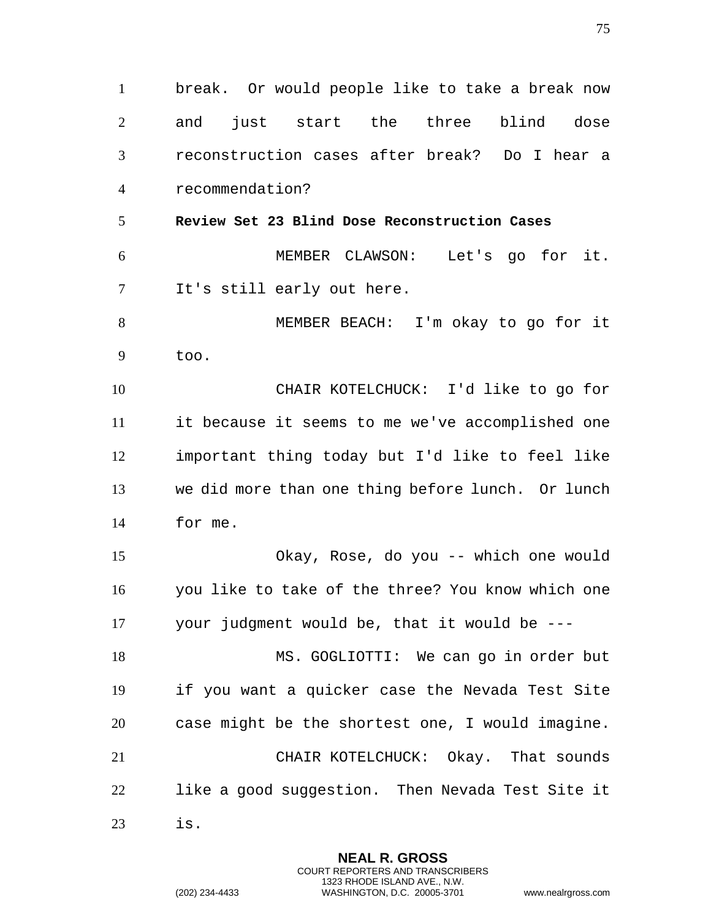break. Or would people like to take a break now and just start the three blind dose reconstruction cases after break? Do I hear a recommendation?

**Review Set 23 Blind Dose Reconstruction Cases**

MEMBER CLAWSON: Let's go for it. It's still early out here.

MEMBER BEACH: I'm okay to go for it too.

CHAIR KOTELCHUCK: I'd like to go for it because it seems to me we've accomplished one important thing today but I'd like to feel like we did more than one thing before lunch. Or lunch for me.

Okay, Rose, do you -- which one would you like to take of the three? You know which one your judgment would be, that it would be ---

MS. GOGLIOTTI: We can go in order but if you want a quicker case the Nevada Test Site case might be the shortest one, I would imagine.

CHAIR KOTELCHUCK: Okay. That sounds like a good suggestion. Then Nevada Test Site it is.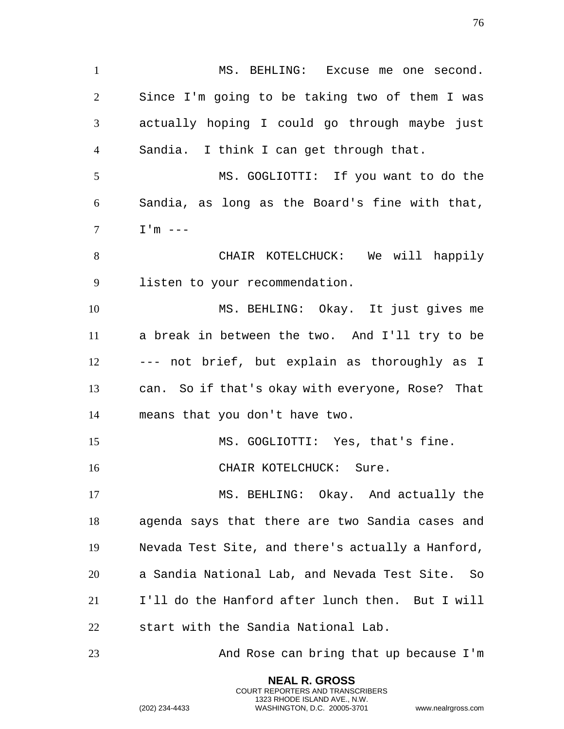MS. BEHLING: Excuse me one second. Since I'm going to be taking two of them I was actually hoping I could go through maybe just Sandia. I think I can get through that.

MS. GOGLIOTTI: If you want to do the Sandia, as long as the Board's fine with that, I'm ---

CHAIR KOTELCHUCK: We will happily listen to your recommendation.

MS. BEHLING: Okay. It just gives me a break in between the two. And I'll try to be --- not brief, but explain as thoroughly as I can. So if that's okay with everyone, Rose? That means that you don't have two.

MS. GOGLIOTTI: Yes, that's fine.

CHAIR KOTELCHUCK: Sure.

MS. BEHLING: Okay. And actually the agenda says that there are two Sandia cases and Nevada Test Site, and there's actually a Hanford, a Sandia National Lab, and Nevada Test Site. So I'll do the Hanford after lunch then. But I will start with the Sandia National Lab.

And Rose can bring that up because I'm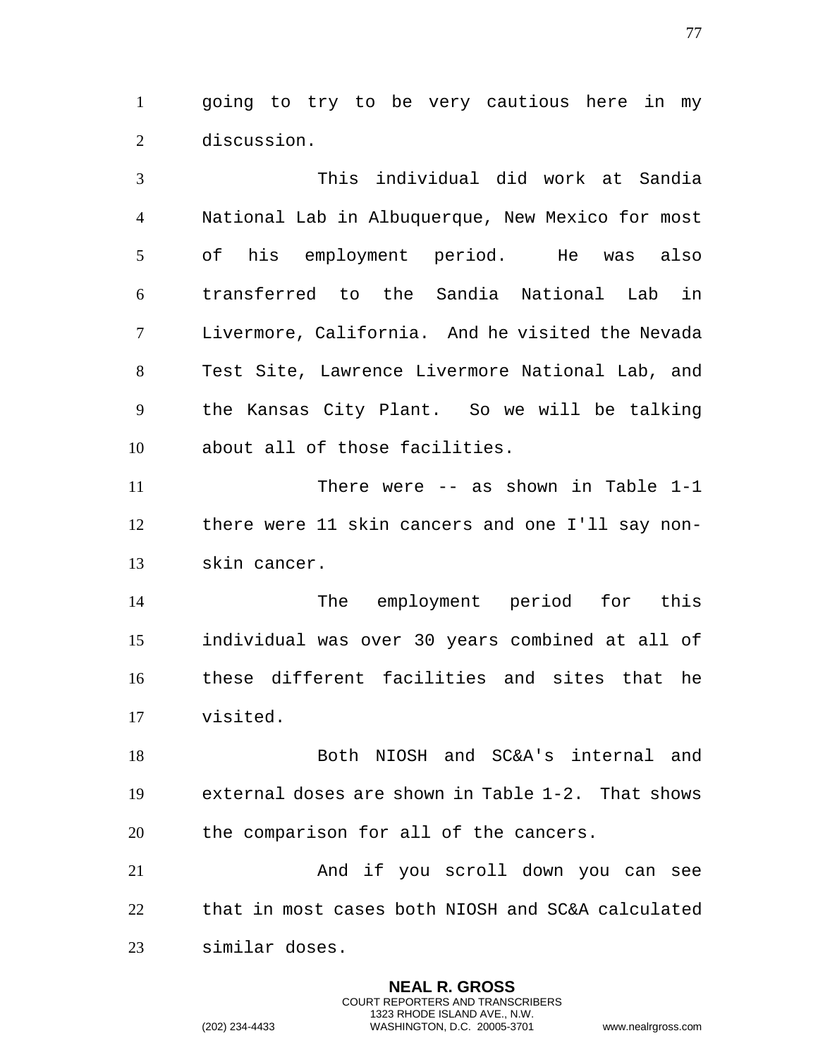going to try to be very cautious here in my discussion.

This individual did work at Sandia National Lab in Albuquerque, New Mexico for most of his employment period. He was also transferred to the Sandia National Lab in Livermore, California. And he visited the Nevada Test Site, Lawrence Livermore National Lab, and the Kansas City Plant. So we will be talking about all of those facilities.

There were -- as shown in Table 1-1 there were 11 skin cancers and one I'll say non-skin cancer.

The employment period for this individual was over 30 years combined at all of these different facilities and sites that he visited.

Both NIOSH and SC&A's internal and external doses are shown in Table 1-2. That shows the comparison for all of the cancers.

And if you scroll down you can see that in most cases both NIOSH and SC&A calculated similar doses.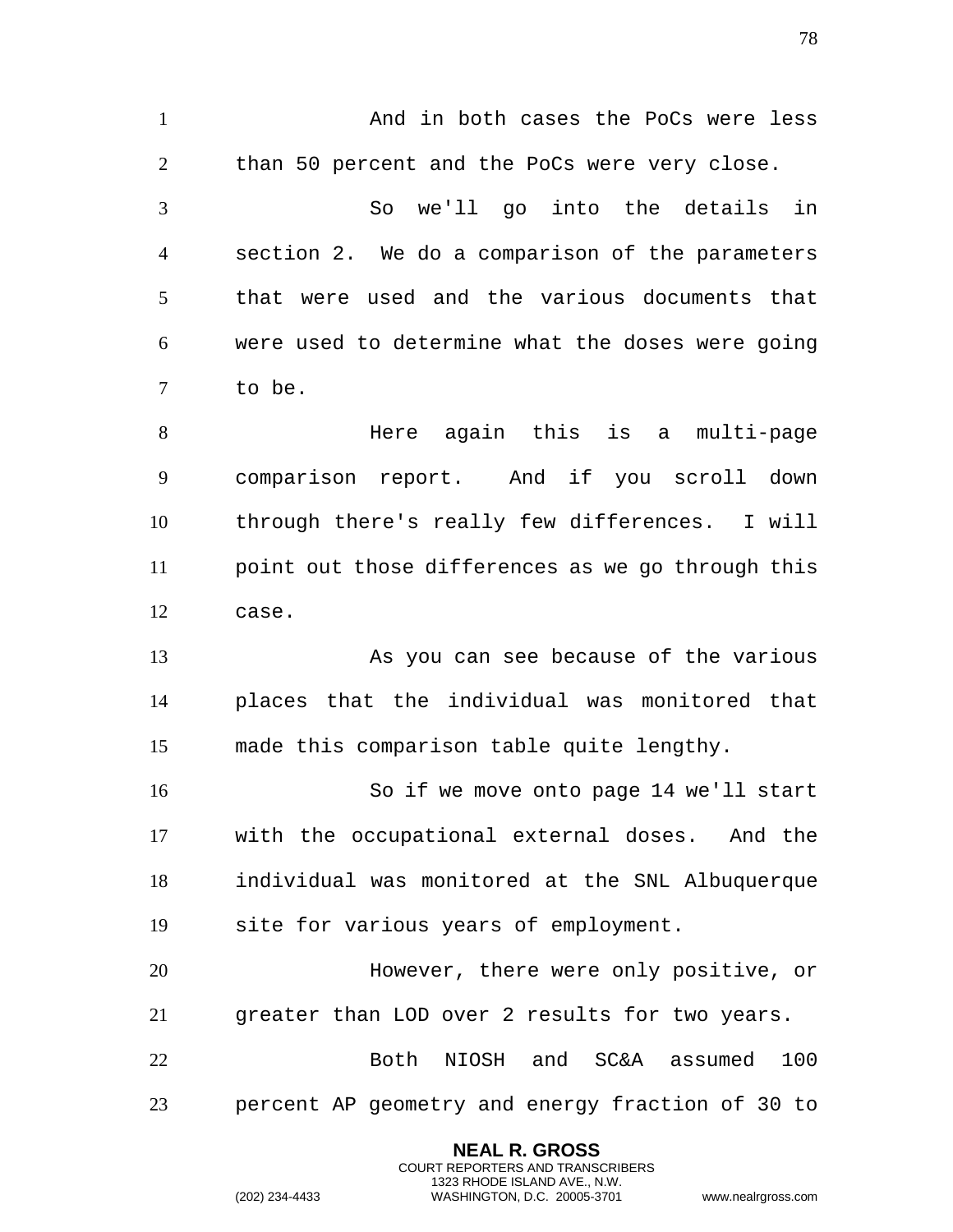And in both cases the PoCs were less than 50 percent and the PoCs were very close.

So we'll go into the details in section 2. We do a comparison of the parameters that were used and the various documents that were used to determine what the doses were going to be.

Here again this is a multi-page comparison report. And if you scroll down through there's really few differences. I will point out those differences as we go through this case.

As you can see because of the various places that the individual was monitored that made this comparison table quite lengthy.

So if we move onto page 14 we'll start with the occupational external doses. And the individual was monitored at the SNL Albuquerque site for various years of employment.

However, there were only positive, or greater than LOD over 2 results for two years.

Both NIOSH and SC&A assumed 100 percent AP geometry and energy fraction of 30 to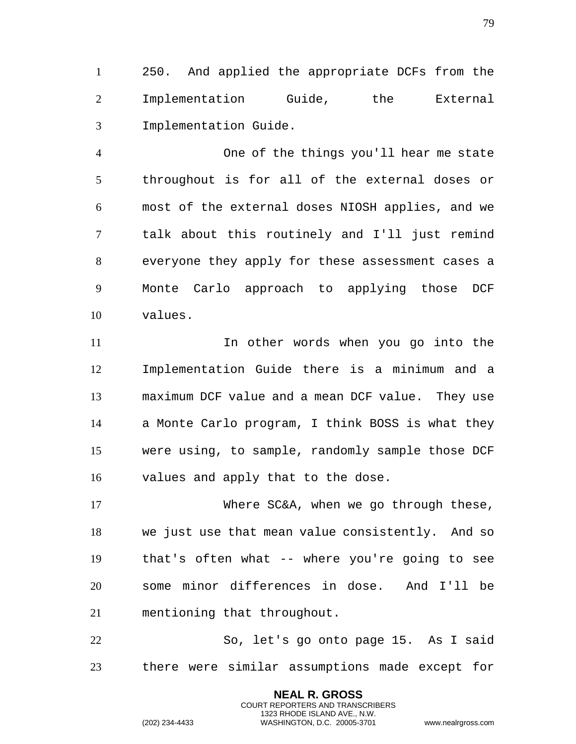250. And applied the appropriate DCFs from the Implementation Guide, the External Implementation Guide.

One of the things you'll hear me state throughout is for all of the external doses or most of the external doses NIOSH applies, and we talk about this routinely and I'll just remind everyone they apply for these assessment cases a Monte Carlo approach to applying those DCF values.

In other words when you go into the Implementation Guide there is a minimum and a maximum DCF value and a mean DCF value. They use a Monte Carlo program, I think BOSS is what they were using, to sample, randomly sample those DCF values and apply that to the dose.

Where SC&A, when we go through these, we just use that mean value consistently. And so that's often what -- where you're going to see some minor differences in dose. And I'll be mentioning that throughout.

So, let's go onto page 15. As I said there were similar assumptions made except for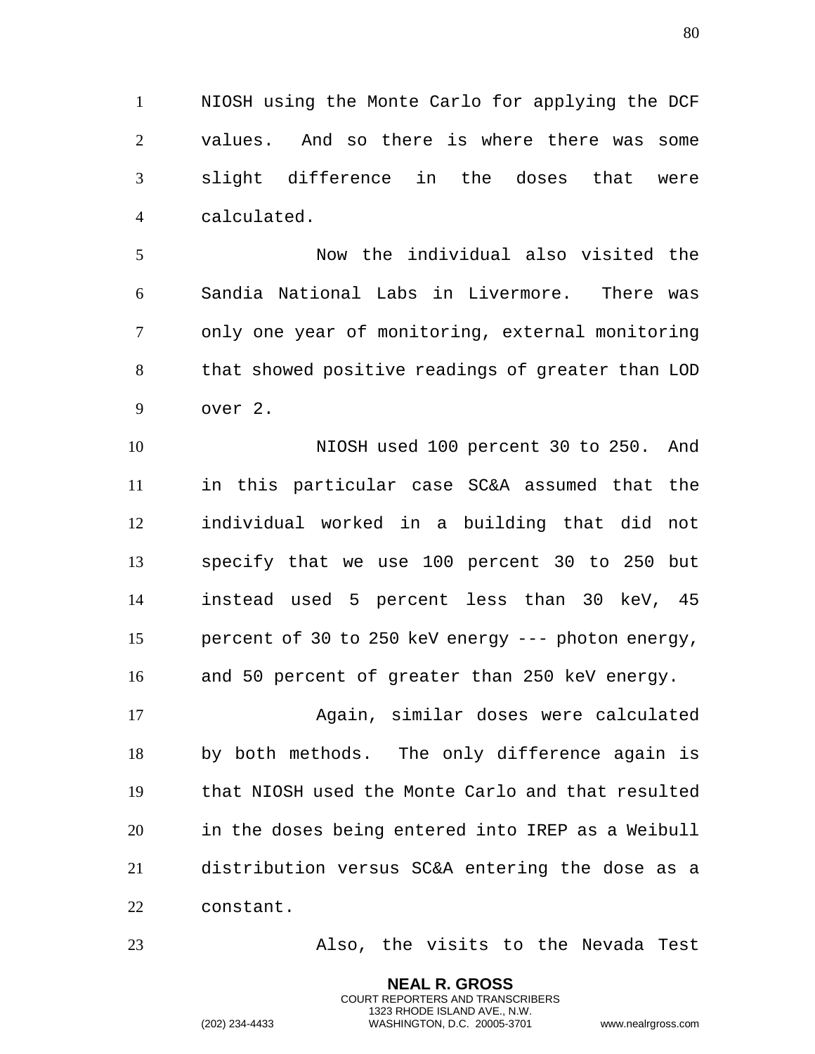NIOSH using the Monte Carlo for applying the DCF values. And so there is where there was some slight difference in the doses that were calculated.

Now the individual also visited the Sandia National Labs in Livermore. There was only one year of monitoring, external monitoring that showed positive readings of greater than LOD over 2.

NIOSH used 100 percent 30 to 250. And in this particular case SC&A assumed that the individual worked in a building that did not specify that we use 100 percent 30 to 250 but instead used 5 percent less than 30 keV, 45 percent of 30 to 250 keV energy --- photon energy, and 50 percent of greater than 250 keV energy.

Again, similar doses were calculated by both methods. The only difference again is that NIOSH used the Monte Carlo and that resulted in the doses being entered into IREP as a Weibull distribution versus SC&A entering the dose as a constant.

Also, the visits to the Nevada Test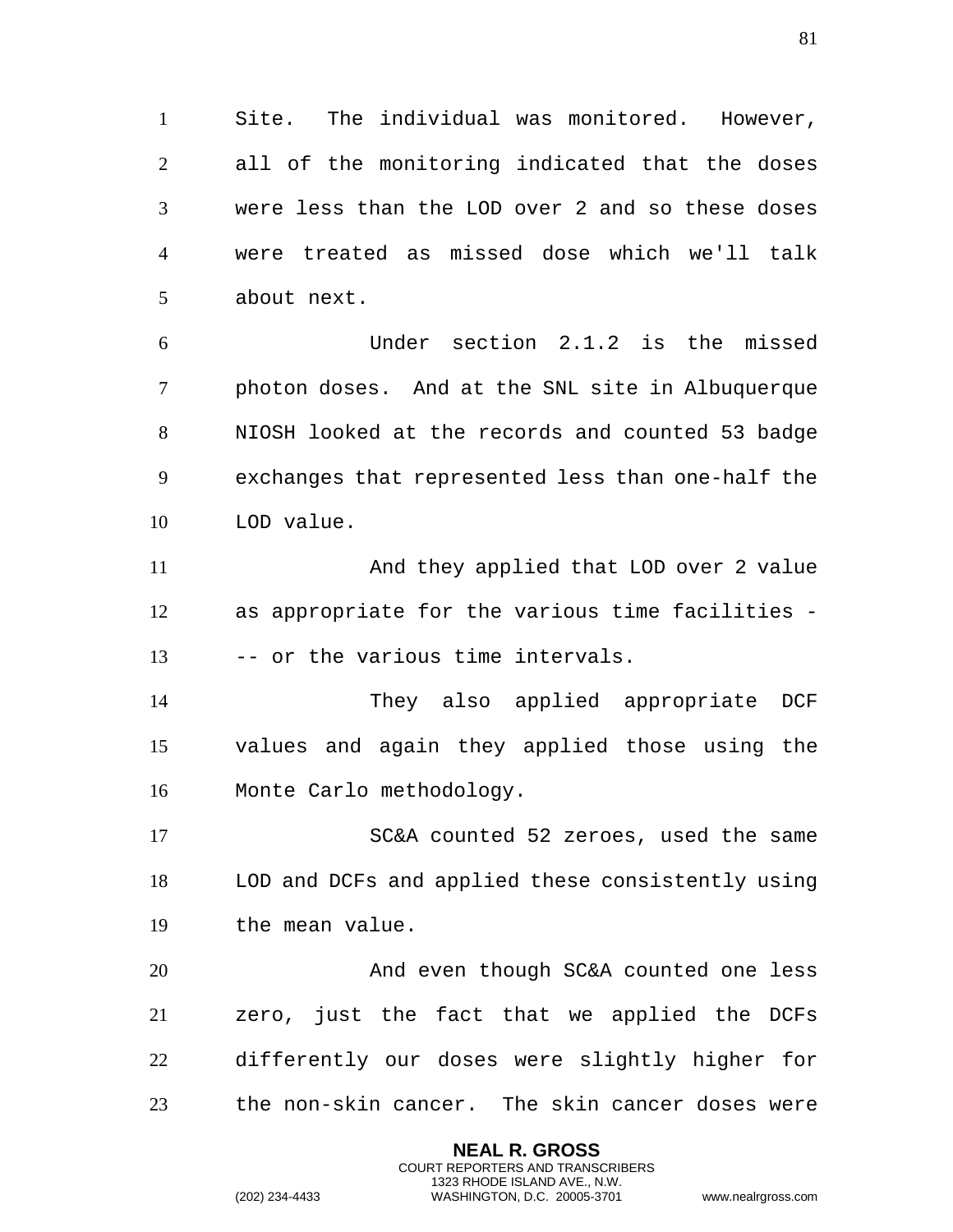Site. The individual was monitored. However, all of the monitoring indicated that the doses were less than the LOD over 2 and so these doses were treated as missed dose which we'll talk about next.

Under section 2.1.2 is the missed photon doses. And at the SNL site in Albuquerque NIOSH looked at the records and counted 53 badge exchanges that represented less than one-half the LOD value.

And they applied that LOD over 2 value as appropriate for the various time facilities -- or the various time intervals.

They also applied appropriate DCF values and again they applied those using the Monte Carlo methodology.

SC&A counted 52 zeroes, used the same LOD and DCFs and applied these consistently using the mean value.

And even though SC&A counted one less zero, just the fact that we applied the DCFs differently our doses were slightly higher for the non-skin cancer. The skin cancer doses were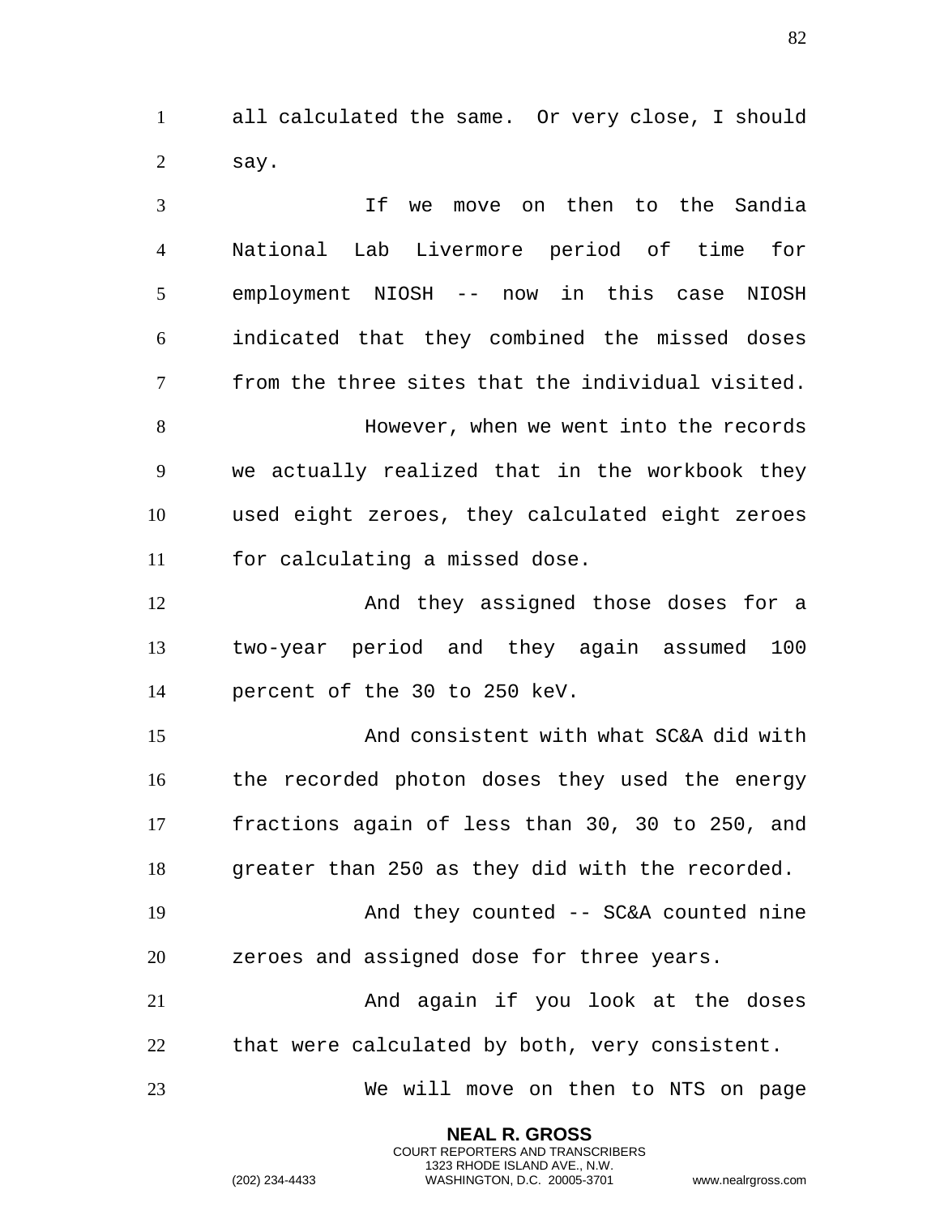all calculated the same. Or very close, I should say.

If we move on then to the Sandia National Lab Livermore period of time for employment NIOSH -- now in this case NIOSH indicated that they combined the missed doses from the three sites that the individual visited.

However, when we went into the records we actually realized that in the workbook they used eight zeroes, they calculated eight zeroes for calculating a missed dose.

And they assigned those doses for a two-year period and they again assumed 100 percent of the 30 to 250 keV.

And consistent with what SC&A did with the recorded photon doses they used the energy fractions again of less than 30, 30 to 250, and greater than 250 as they did with the recorded.

And they counted -- SC&A counted nine zeroes and assigned dose for three years.

And again if you look at the doses that were calculated by both, very consistent.

We will move on then to NTS on page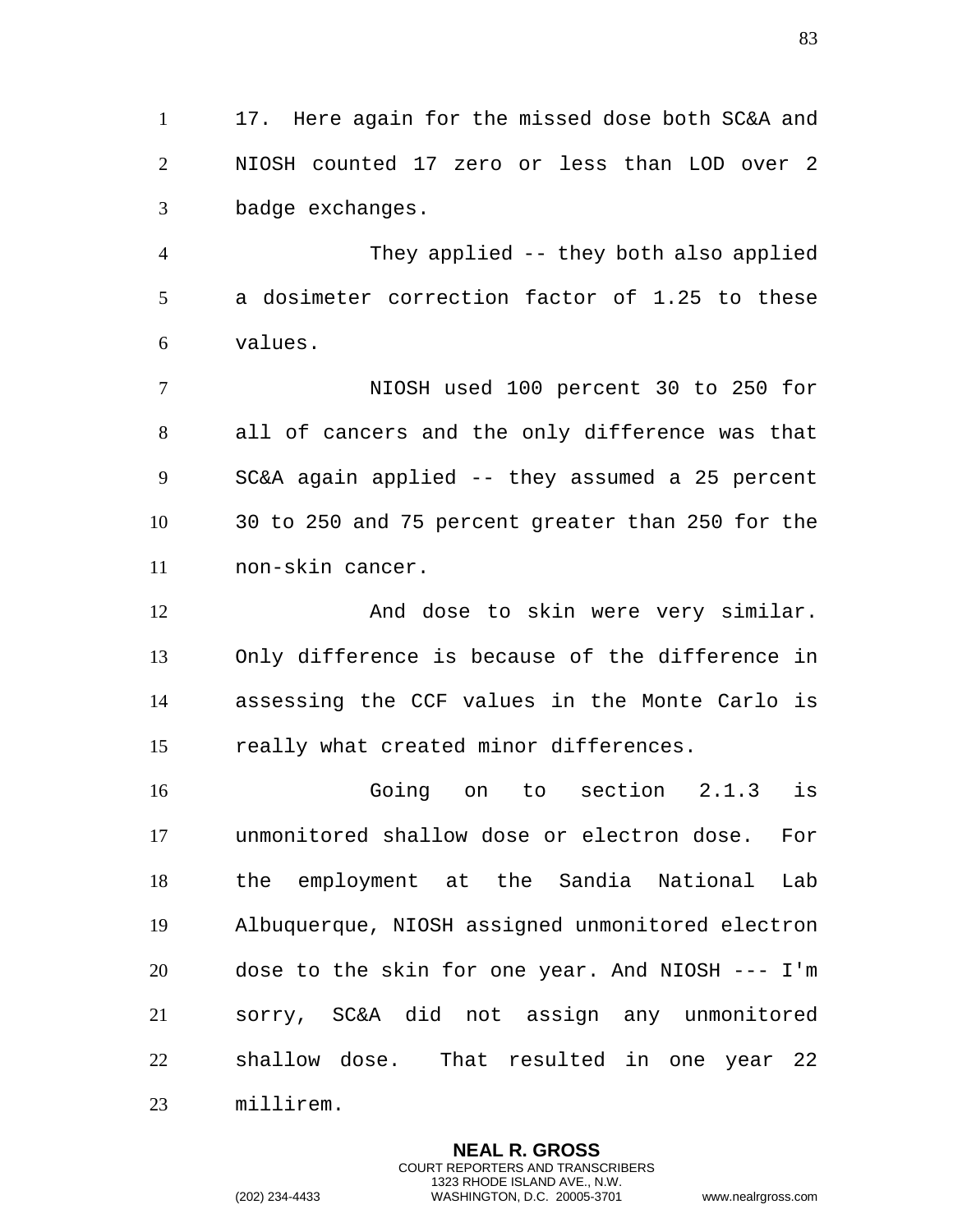17. Here again for the missed dose both SC&A and NIOSH counted 17 zero or less than LOD over 2 badge exchanges.

They applied -- they both also applied a dosimeter correction factor of 1.25 to these values.

NIOSH used 100 percent 30 to 250 for all of cancers and the only difference was that SC&A again applied -- they assumed a 25 percent 30 to 250 and 75 percent greater than 250 for the non-skin cancer.

And dose to skin were very similar. Only difference is because of the difference in assessing the CCF values in the Monte Carlo is really what created minor differences.

Going on to section 2.1.3 is unmonitored shallow dose or electron dose. For the employment at the Sandia National Lab Albuquerque, NIOSH assigned unmonitored electron dose to the skin for one year. And NIOSH --- I'm sorry, SC&A did not assign any unmonitored shallow dose. That resulted in one year 22 millirem.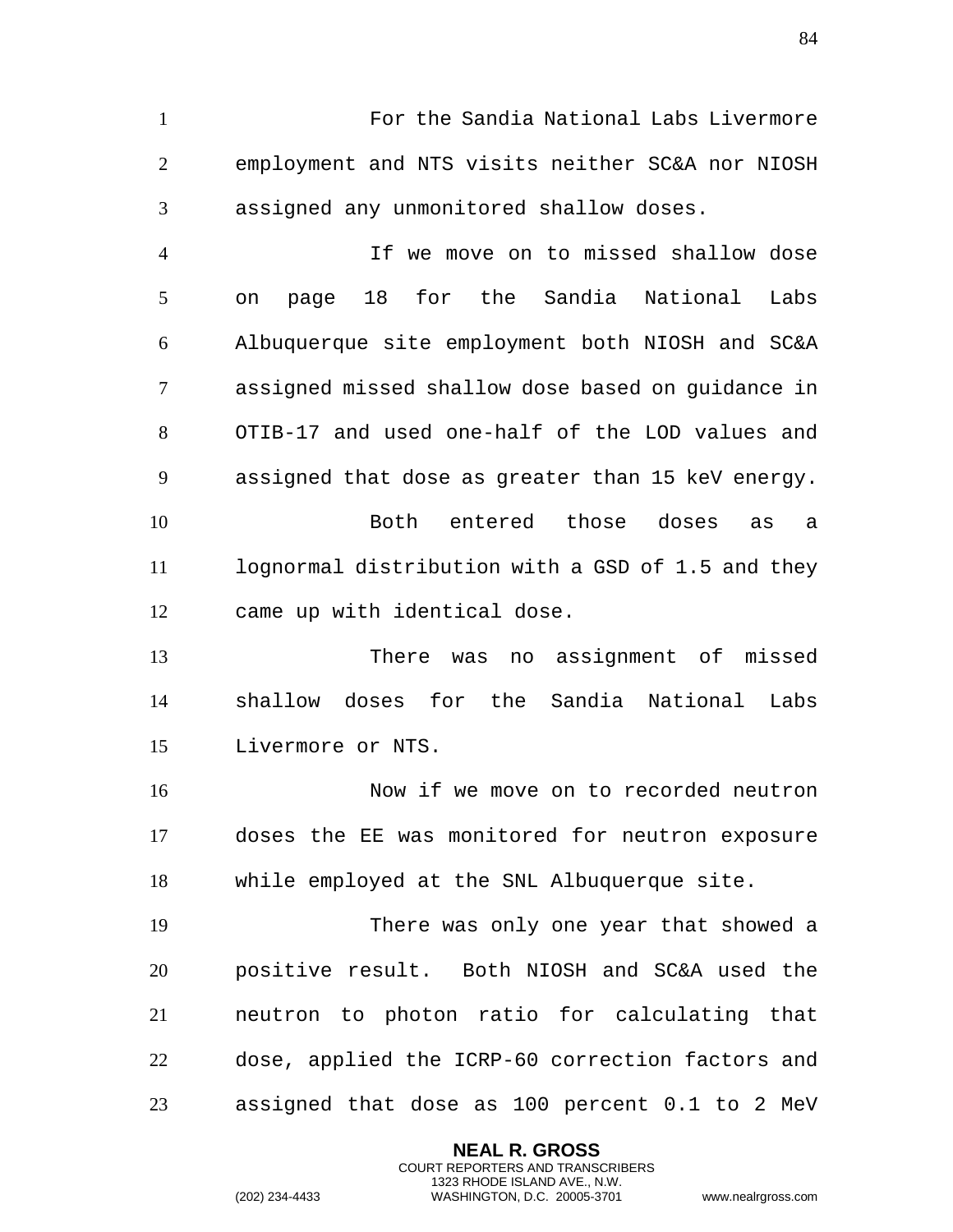For the Sandia National Labs Livermore employment and NTS visits neither SC&A nor NIOSH assigned any unmonitored shallow doses.

If we move on to missed shallow dose on page 18 for the Sandia National Labs Albuquerque site employment both NIOSH and SC&A assigned missed shallow dose based on guidance in OTIB-17 and used one-half of the LOD values and assigned that dose as greater than 15 keV energy.

Both entered those doses as a lognormal distribution with a GSD of 1.5 and they came up with identical dose.

There was no assignment of missed shallow doses for the Sandia National Labs Livermore or NTS.

Now if we move on to recorded neutron doses the EE was monitored for neutron exposure while employed at the SNL Albuquerque site.

There was only one year that showed a positive result. Both NIOSH and SC&A used the neutron to photon ratio for calculating that dose, applied the ICRP-60 correction factors and assigned that dose as 100 percent 0.1 to 2 MeV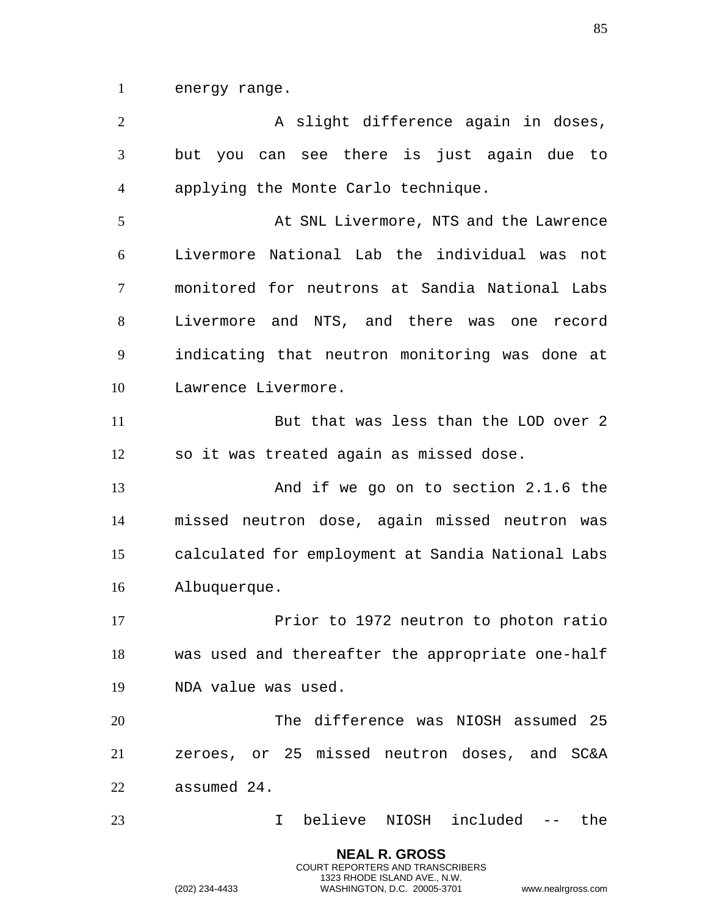energy range.

A slight difference again in doses, but you can see there is just again due to applying the Monte Carlo technique.

At SNL Livermore, NTS and the Lawrence Livermore National Lab the individual was not monitored for neutrons at Sandia National Labs Livermore and NTS, and there was one record indicating that neutron monitoring was done at Lawrence Livermore.

But that was less than the LOD over 2 so it was treated again as missed dose.

And if we go on to section 2.1.6 the missed neutron dose, again missed neutron was calculated for employment at Sandia National Labs Albuquerque.

Prior to 1972 neutron to photon ratio was used and thereafter the appropriate one-half NDA value was used.

The difference was NIOSH assumed 25 zeroes, or 25 missed neutron doses, and SC&A assumed 24.

I believe NIOSH included -- the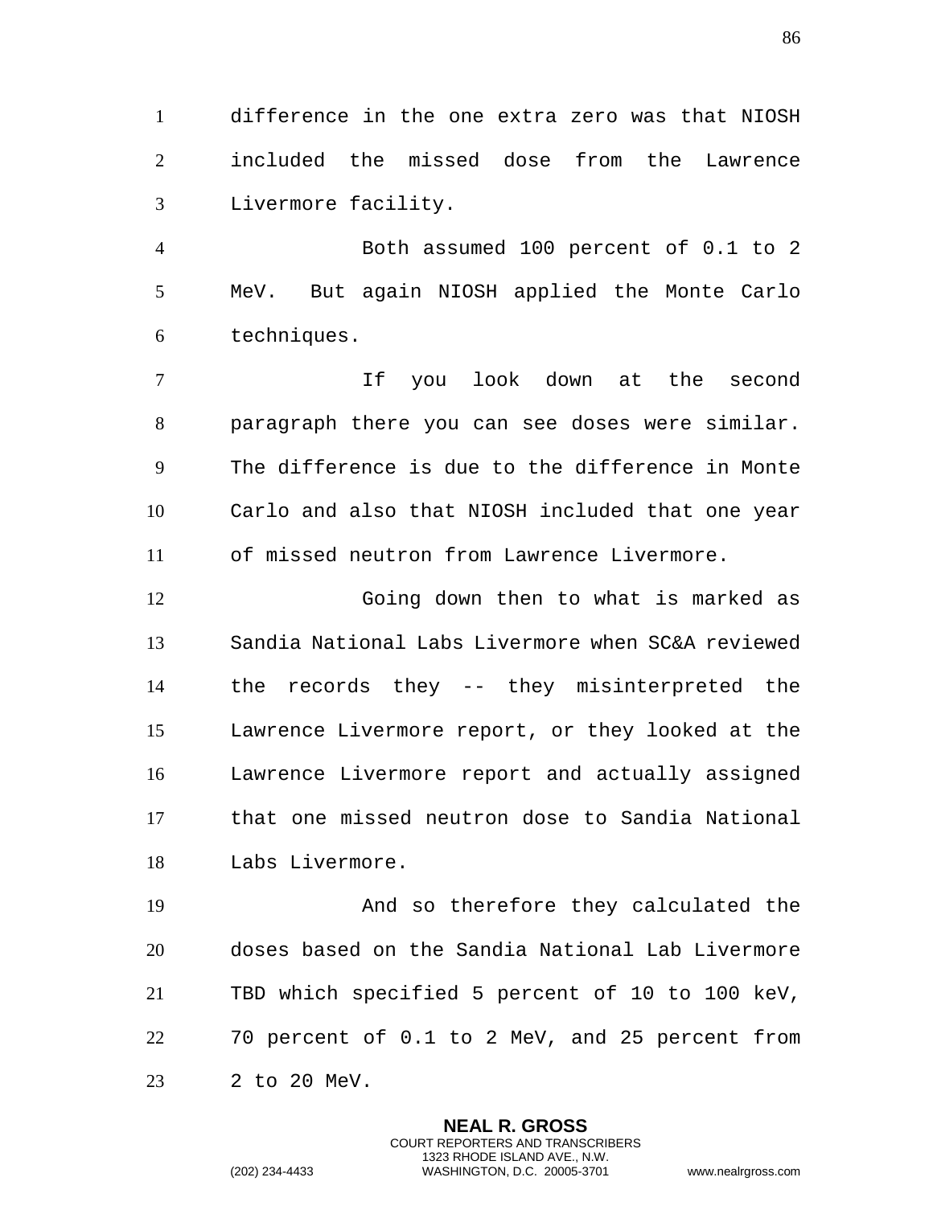difference in the one extra zero was that NIOSH included the missed dose from the Lawrence Livermore facility.

Both assumed 100 percent of 0.1 to 2 MeV. But again NIOSH applied the Monte Carlo techniques.

If you look down at the second paragraph there you can see doses were similar. The difference is due to the difference in Monte Carlo and also that NIOSH included that one year of missed neutron from Lawrence Livermore.

Going down then to what is marked as Sandia National Labs Livermore when SC&A reviewed the records they -- they misinterpreted the Lawrence Livermore report, or they looked at the Lawrence Livermore report and actually assigned that one missed neutron dose to Sandia National Labs Livermore.

And so therefore they calculated the doses based on the Sandia National Lab Livermore TBD which specified 5 percent of 10 to 100 keV, 70 percent of 0.1 to 2 MeV, and 25 percent from 2 to 20 MeV.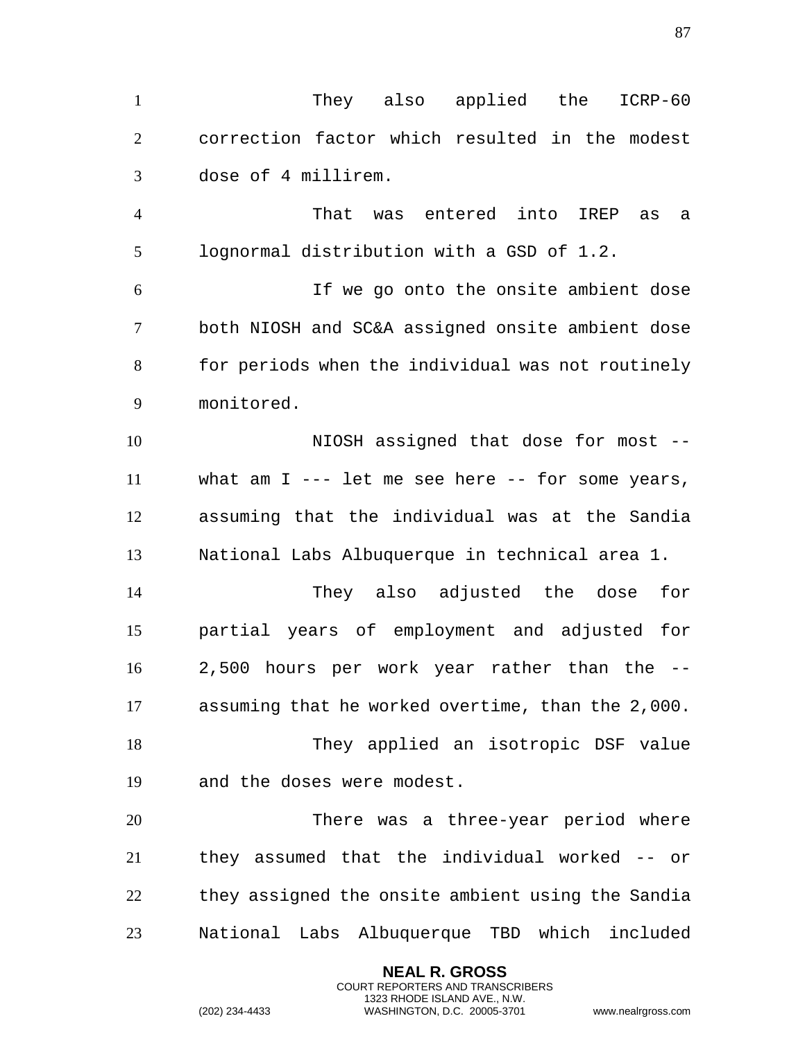They also applied the ICRP-60 correction factor which resulted in the modest dose of 4 millirem.

That was entered into IREP as a lognormal distribution with a GSD of 1.2.

If we go onto the onsite ambient dose both NIOSH and SC&A assigned onsite ambient dose for periods when the individual was not routinely monitored.

NIOSH assigned that dose for most -- what am I --- let me see here -- for some years, assuming that the individual was at the Sandia National Labs Albuquerque in technical area 1.

They also adjusted the dose for partial years of employment and adjusted for 2,500 hours per work year rather than the -- assuming that he worked overtime, than the 2,000.

They applied an isotropic DSF value and the doses were modest.

There was a three-year period where they assumed that the individual worked -- or they assigned the onsite ambient using the Sandia National Labs Albuquerque TBD which included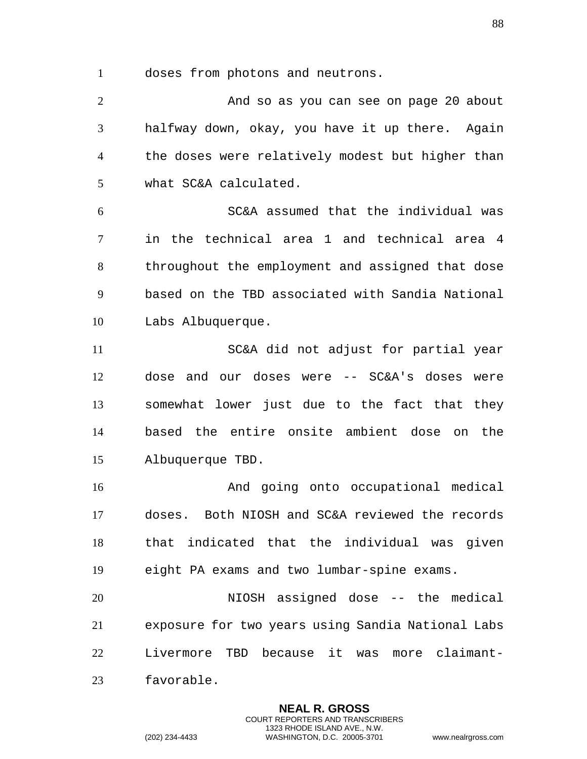doses from photons and neutrons.

And so as you can see on page 20 about halfway down, okay, you have it up there. Again the doses were relatively modest but higher than what SC&A calculated.

SC&A assumed that the individual was in the technical area 1 and technical area 4 throughout the employment and assigned that dose based on the TBD associated with Sandia National Labs Albuquerque.

SC&A did not adjust for partial year dose and our doses were -- SC&A's doses were somewhat lower just due to the fact that they based the entire onsite ambient dose on the Albuquerque TBD.

And going onto occupational medical doses. Both NIOSH and SC&A reviewed the records that indicated that the individual was given eight PA exams and two lumbar-spine exams.

NIOSH assigned dose -- the medical exposure for two years using Sandia National Labs Livermore TBD because it was more claimant-favorable.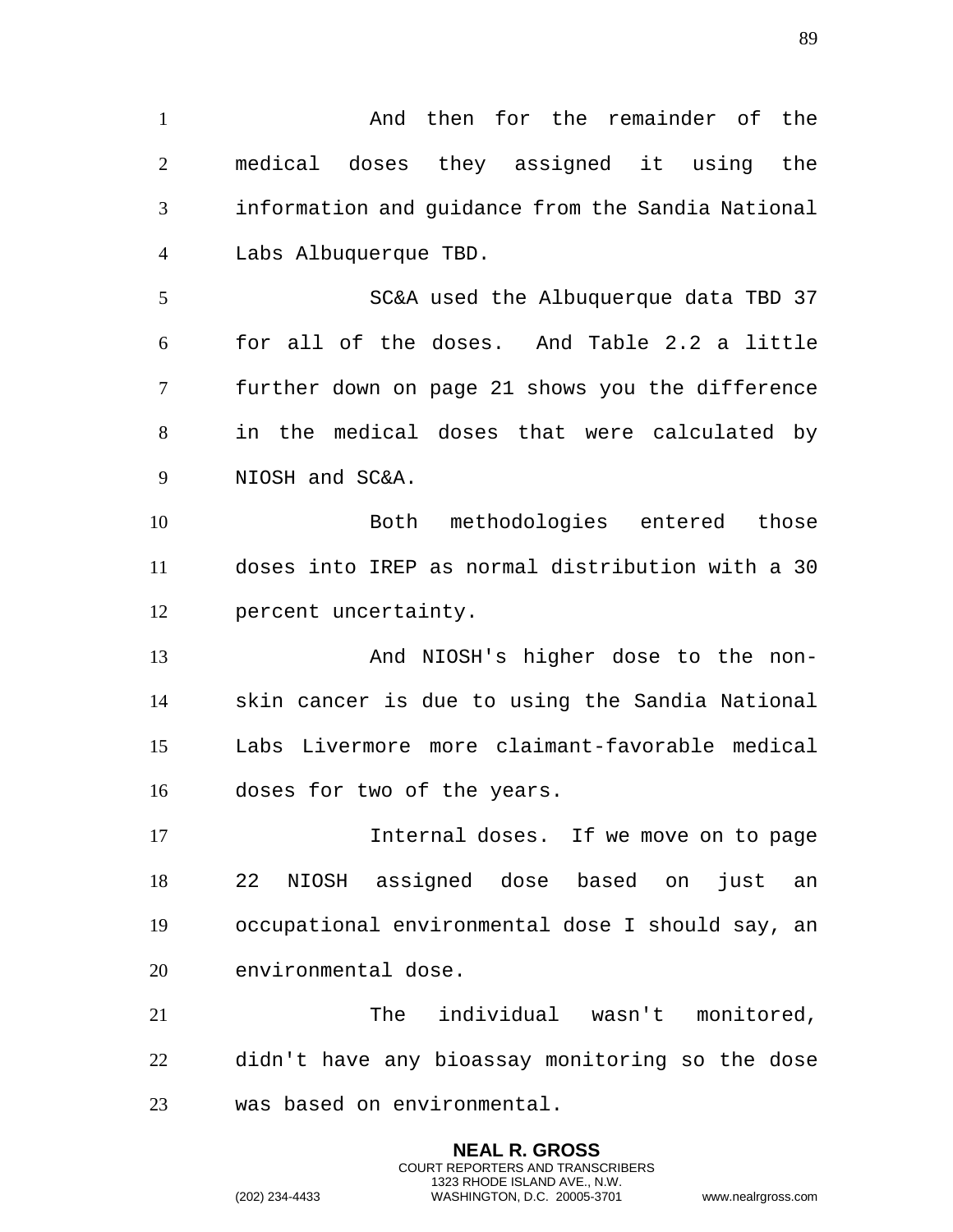And then for the remainder of the medical doses they assigned it using the information and guidance from the Sandia National Labs Albuquerque TBD.

SC&A used the Albuquerque data TBD 37 for all of the doses. And Table 2.2 a little further down on page 21 shows you the difference in the medical doses that were calculated by NIOSH and SC&A.

Both methodologies entered those doses into IREP as normal distribution with a 30 percent uncertainty.

And NIOSH's higher dose to the non-skin cancer is due to using the Sandia National Labs Livermore more claimant-favorable medical doses for two of the years.

Internal doses. If we move on to page 22 NIOSH assigned dose based on just an occupational environmental dose I should say, an environmental dose.

The individual wasn't monitored, didn't have any bioassay monitoring so the dose was based on environmental.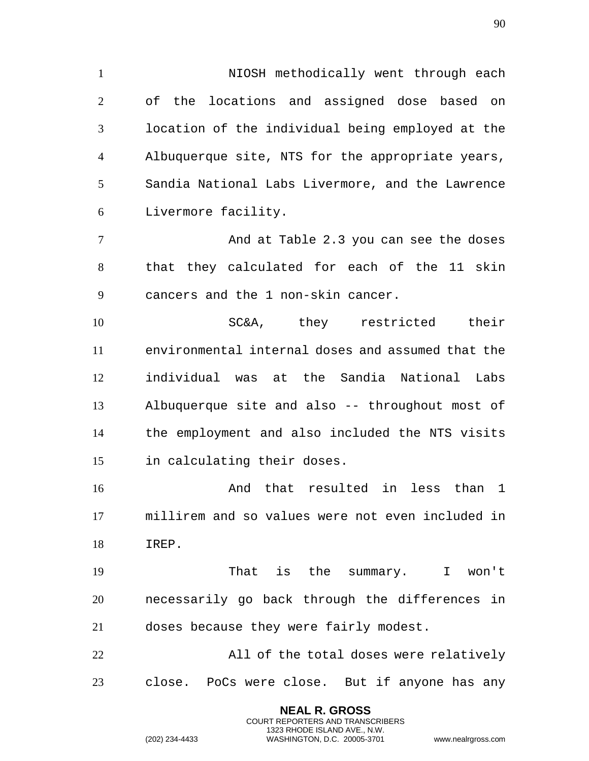NIOSH methodically went through each of the locations and assigned dose based on location of the individual being employed at the Albuquerque site, NTS for the appropriate years, Sandia National Labs Livermore, and the Lawrence Livermore facility.

And at Table 2.3 you can see the doses that they calculated for each of the 11 skin cancers and the 1 non-skin cancer.

SC&A, they restricted their environmental internal doses and assumed that the individual was at the Sandia National Labs Albuquerque site and also -- throughout most of the employment and also included the NTS visits in calculating their doses.

And that resulted in less than 1 millirem and so values were not even included in IREP.

That is the summary. I won't necessarily go back through the differences in doses because they were fairly modest.

All of the total doses were relatively close. PoCs were close. But if anyone has any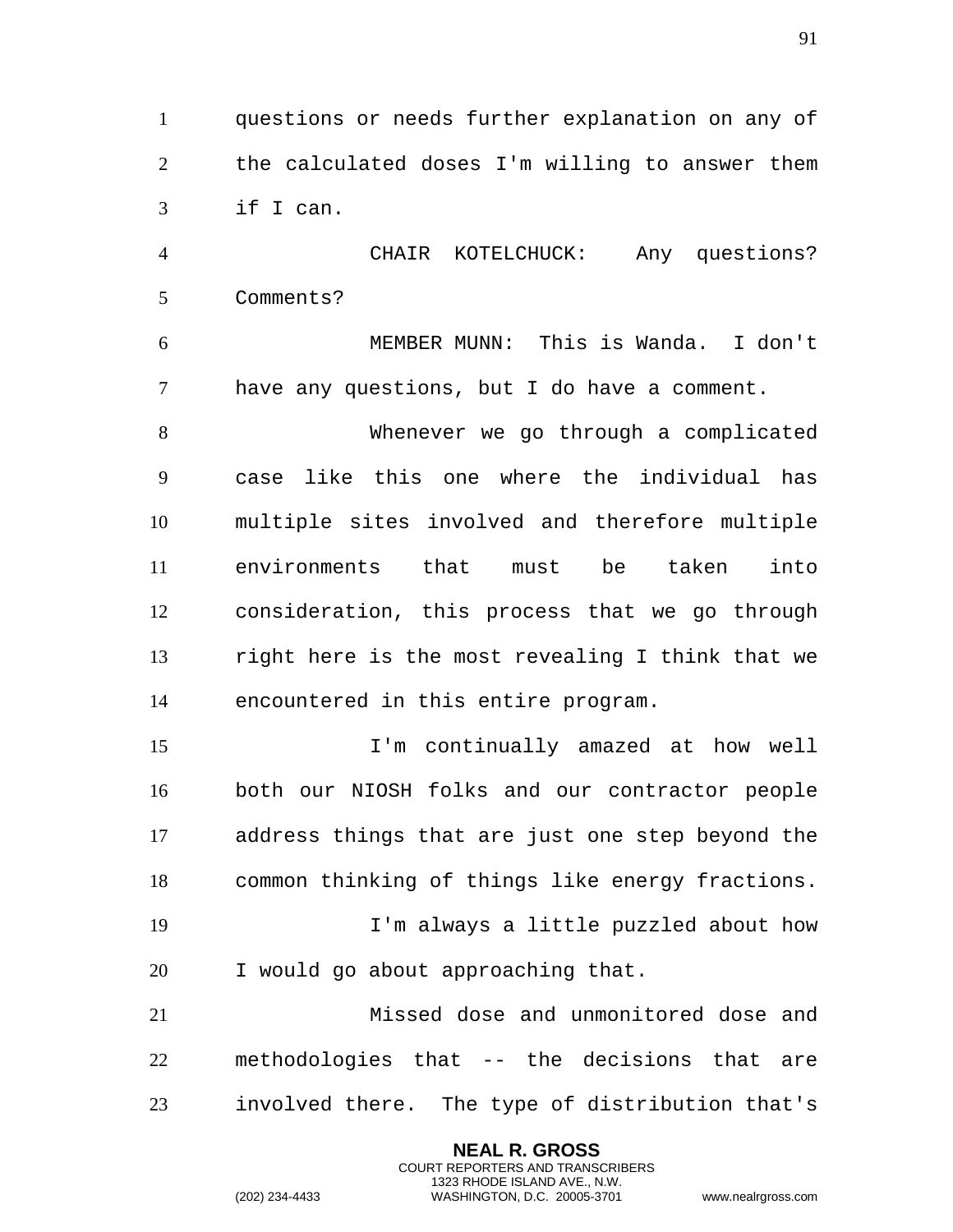questions or needs further explanation on any of the calculated doses I'm willing to answer them if I can.

CHAIR KOTELCHUCK: Any questions? Comments?

MEMBER MUNN: This is Wanda. I don't have any questions, but I do have a comment.

Whenever we go through a complicated case like this one where the individual has multiple sites involved and therefore multiple environments that must be taken into consideration, this process that we go through right here is the most revealing I think that we encountered in this entire program.

I'm continually amazed at how well both our NIOSH folks and our contractor people address things that are just one step beyond the common thinking of things like energy fractions.

I'm always a little puzzled about how I would go about approaching that.

Missed dose and unmonitored dose and methodologies that -- the decisions that are involved there. The type of distribution that's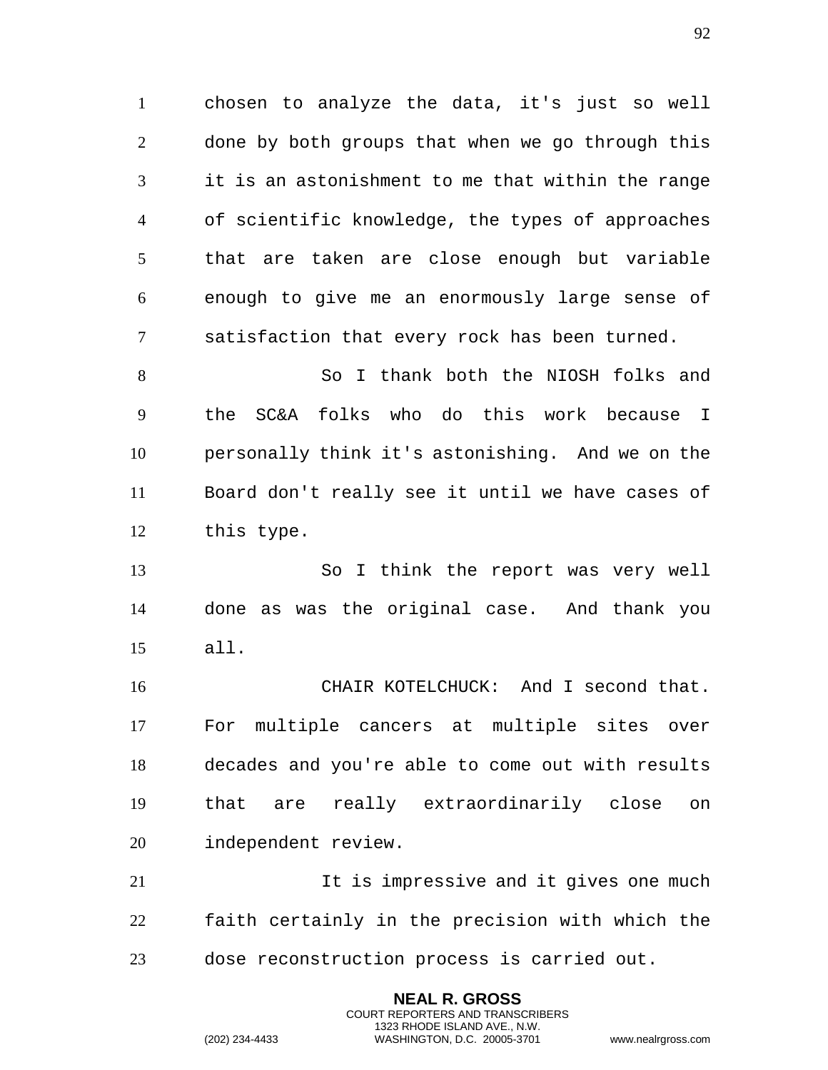chosen to analyze the data, it's just so well done by both groups that when we go through this it is an astonishment to me that within the range of scientific knowledge, the types of approaches that are taken are close enough but variable enough to give me an enormously large sense of satisfaction that every rock has been turned.

So I thank both the NIOSH folks and the SC&A folks who do this work because I personally think it's astonishing. And we on the Board don't really see it until we have cases of this type.

So I think the report was very well done as was the original case. And thank you all.

CHAIR KOTELCHUCK: And I second that. For multiple cancers at multiple sites over decades and you're able to come out with results that are really extraordinarily close on independent review.

It is impressive and it gives one much faith certainly in the precision with which the dose reconstruction process is carried out.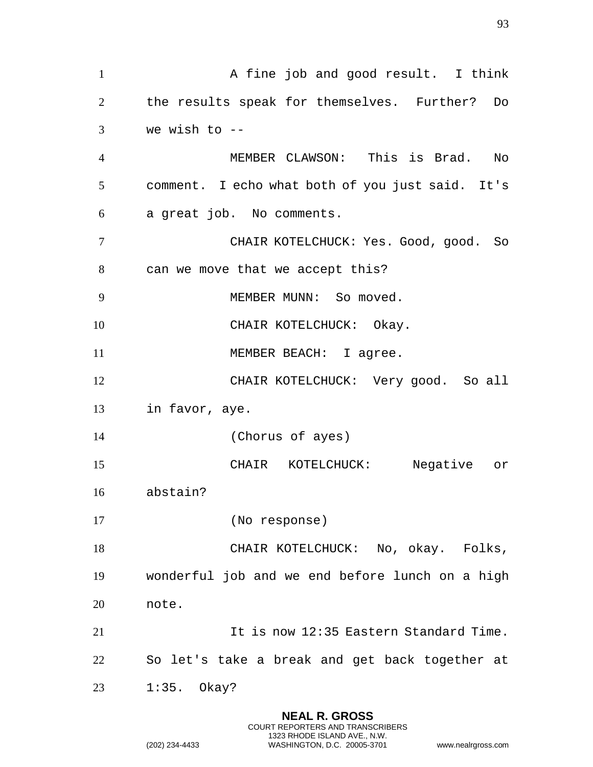A fine job and good result. I think the results speak for themselves. Further? Do we wish to --

MEMBER CLAWSON: This is Brad. No comment. I echo what both of you just said. It's a great job. No comments.

CHAIR KOTELCHUCK: Yes. Good, good. So can we move that we accept this?

MEMBER MUNN: So moved.

CHAIR KOTELCHUCK: Okay.

MEMBER BEACH: I agree.

CHAIR KOTELCHUCK: Very good. So all in favor, aye.

(Chorus of ayes)

CHAIR KOTELCHUCK: Negative or abstain?

(No response)

CHAIR KOTELCHUCK: No, okay. Folks, wonderful job and we end before lunch on a high note.

It is now 12:35 Eastern Standard Time. So let's take a break and get back together at 1:35. Okay?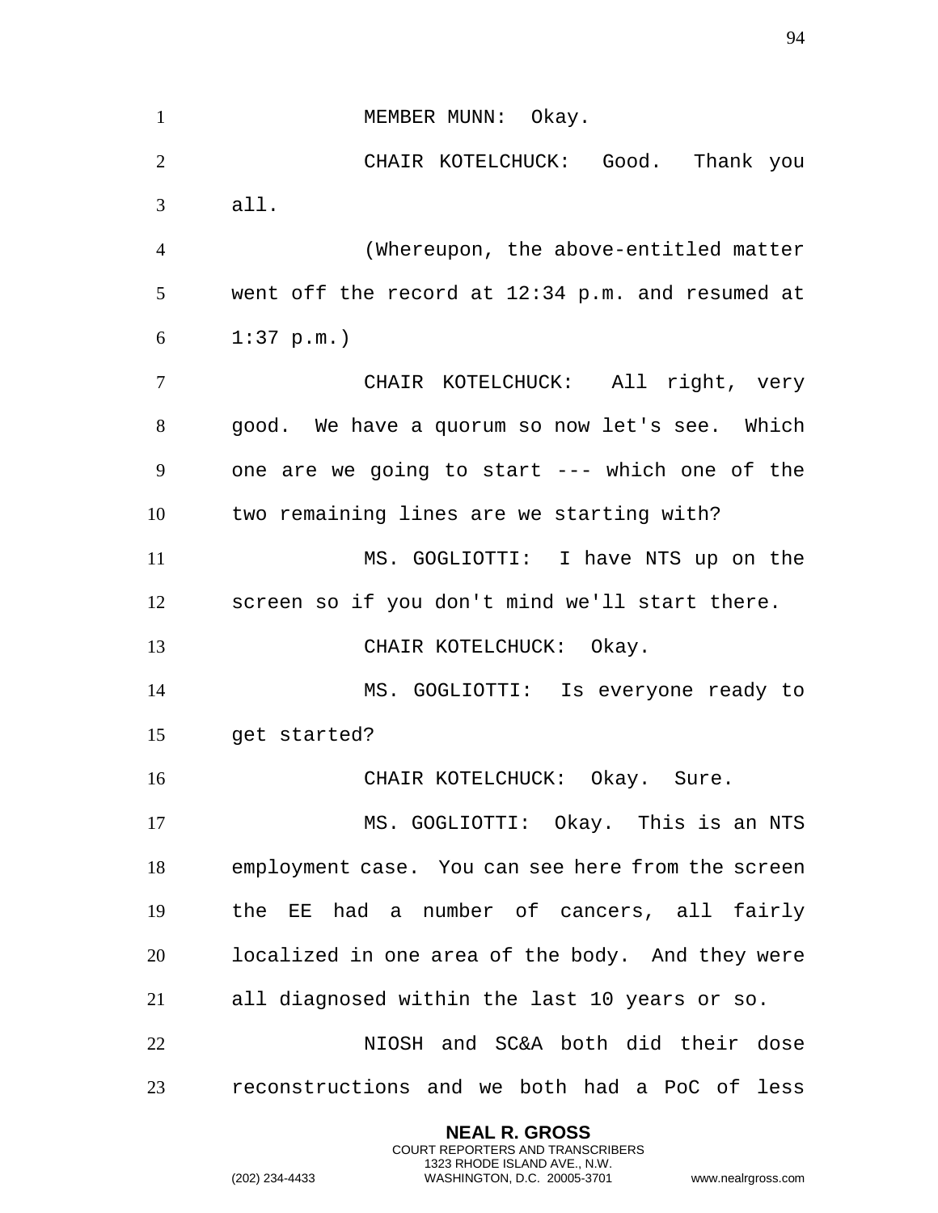MEMBER MUNN: Okay.

CHAIR KOTELCHUCK: Good. Thank you all.

(Whereupon, the above-entitled matter went off the record at 12:34 p.m. and resumed at 1:37 p.m.)

CHAIR KOTELCHUCK: All right, very good. We have a quorum so now let's see. Which one are we going to start --- which one of the two remaining lines are we starting with?

MS. GOGLIOTTI: I have NTS up on the screen so if you don't mind we'll start there.

CHAIR KOTELCHUCK: Okay.

MS. GOGLIOTTI: Is everyone ready to get started?

CHAIR KOTELCHUCK: Okay. Sure.

MS. GOGLIOTTI: Okay. This is an NTS employment case. You can see here from the screen the EE had a number of cancers, all fairly localized in one area of the body. And they were all diagnosed within the last 10 years or so.

NIOSH and SC&A both did their dose reconstructions and we both had a PoC of less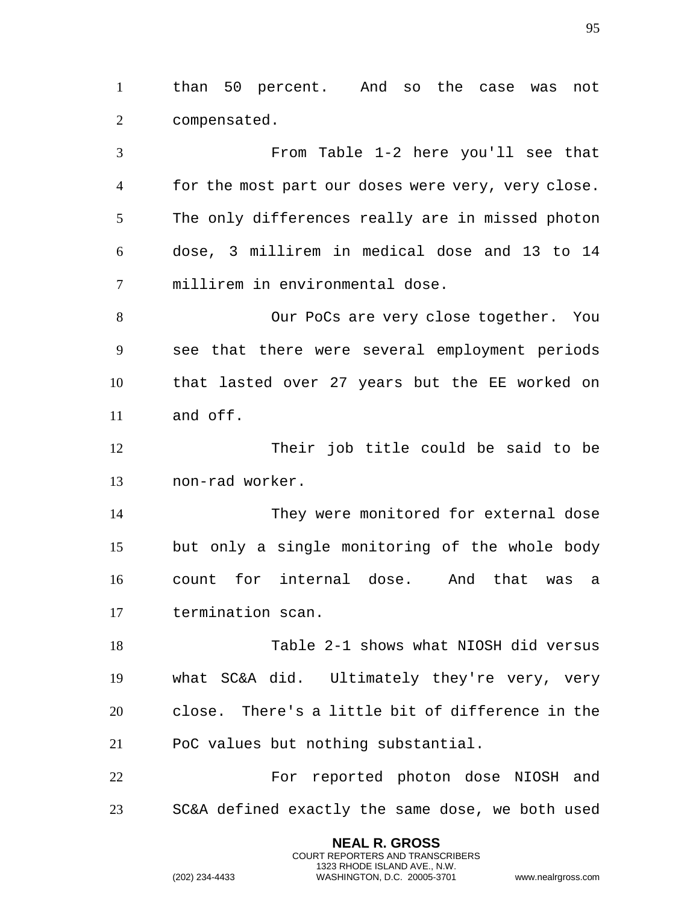than 50 percent. And so the case was not compensated.

From Table 1-2 here you'll see that for the most part our doses were very, very close. The only differences really are in missed photon dose, 3 millirem in medical dose and 13 to 14 millirem in environmental dose.

Our PoCs are very close together. You see that there were several employment periods that lasted over 27 years but the EE worked on and off.

Their job title could be said to be non-rad worker.

They were monitored for external dose but only a single monitoring of the whole body count for internal dose. And that was a termination scan.

Table 2-1 shows what NIOSH did versus what SC&A did. Ultimately they're very, very close. There's a little bit of difference in the PoC values but nothing substantial.

For reported photon dose NIOSH and SC&A defined exactly the same dose, we both used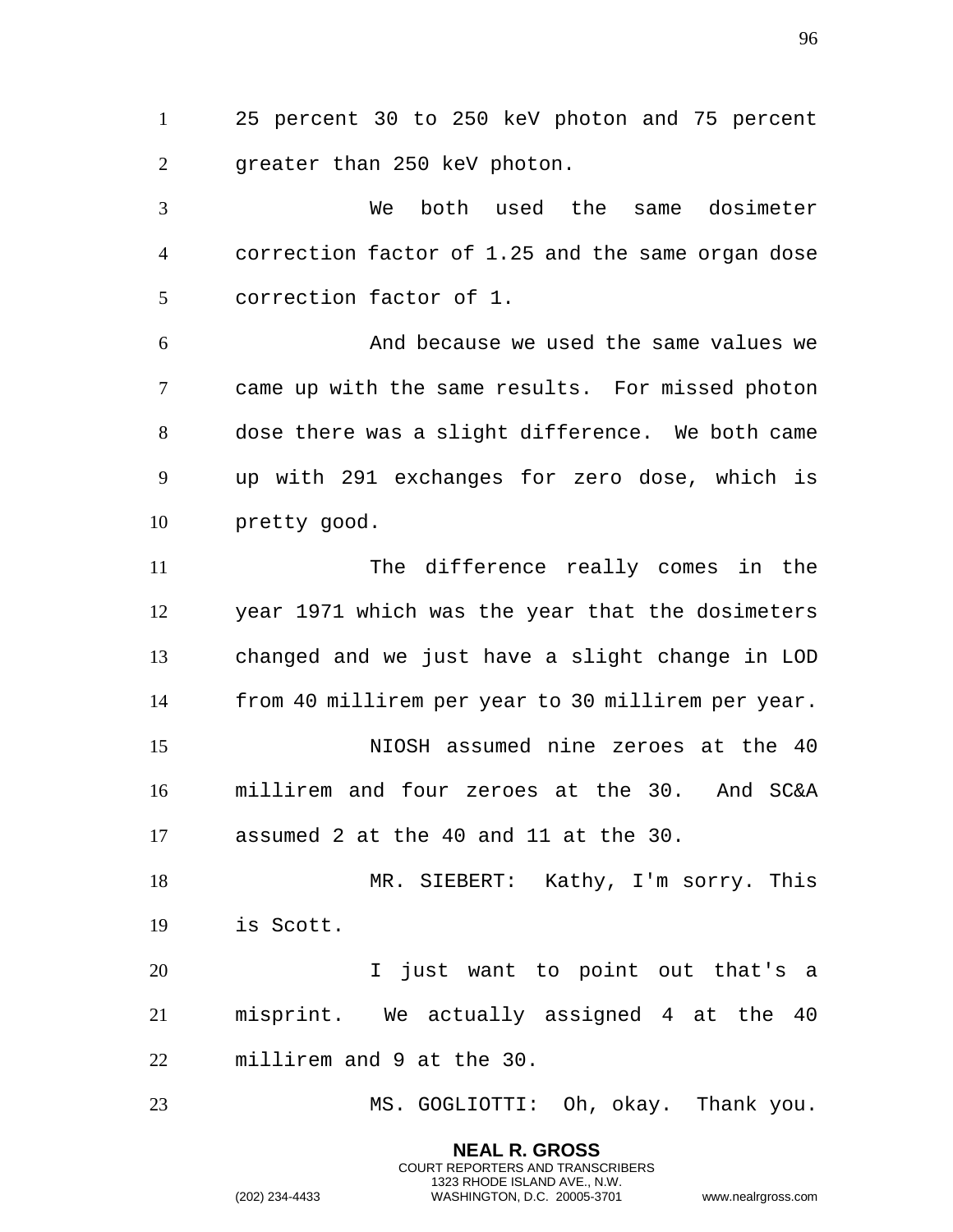25 percent 30 to 250 keV photon and 75 percent greater than 250 keV photon.

We both used the same dosimeter correction factor of 1.25 and the same organ dose correction factor of 1.

And because we used the same values we came up with the same results. For missed photon dose there was a slight difference. We both came up with 291 exchanges for zero dose, which is pretty good.

The difference really comes in the year 1971 which was the year that the dosimeters changed and we just have a slight change in LOD from 40 millirem per year to 30 millirem per year.

NIOSH assumed nine zeroes at the 40 millirem and four zeroes at the 30. And SC&A assumed 2 at the 40 and 11 at the 30.

MR. SIEBERT: Kathy, I'm sorry. This is Scott.

I just want to point out that's a misprint. We actually assigned 4 at the 40 millirem and 9 at the 30.

MS. GOGLIOTTI: Oh, okay. Thank you.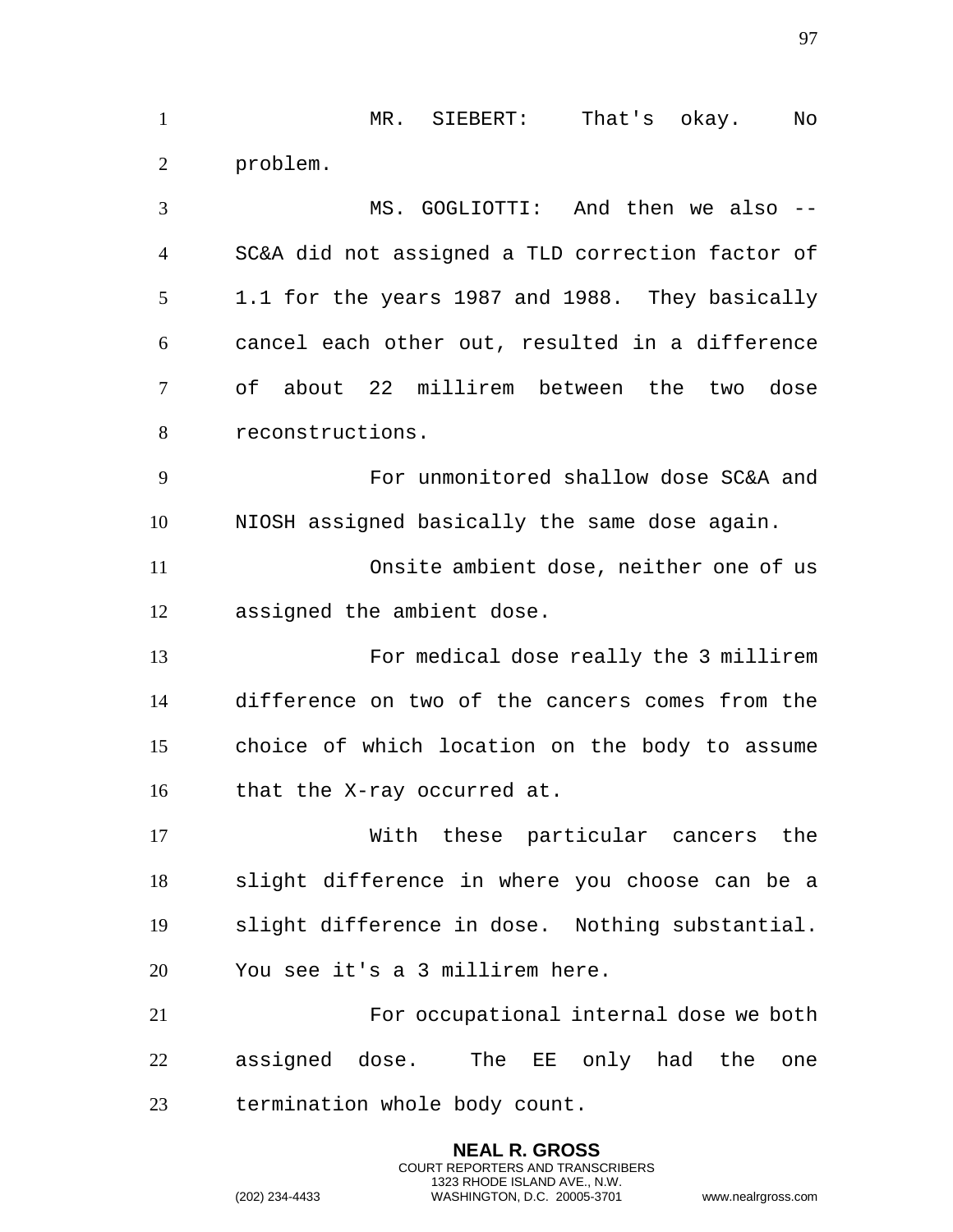MR. SIEBERT: That's okay. No problem.

MS. GOGLIOTTI: And then we also -- SC&A did not assigned a TLD correction factor of 1.1 for the years 1987 and 1988. They basically cancel each other out, resulted in a difference of about 22 millirem between the two dose reconstructions.

For unmonitored shallow dose SC&A and NIOSH assigned basically the same dose again.

Onsite ambient dose, neither one of us assigned the ambient dose.

For medical dose really the 3 millirem difference on two of the cancers comes from the choice of which location on the body to assume that the X-ray occurred at.

With these particular cancers the slight difference in where you choose can be a slight difference in dose. Nothing substantial. You see it's a 3 millirem here.

For occupational internal dose we both assigned dose. The EE only had the one termination whole body count.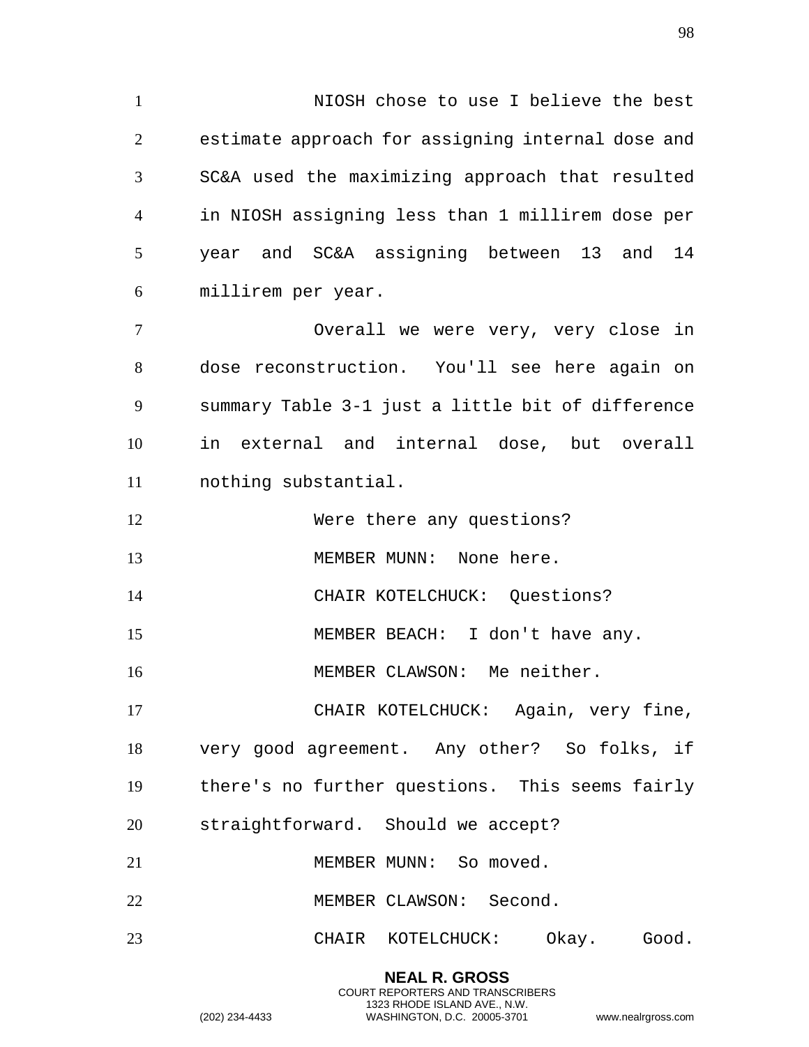NIOSH chose to use I believe the best estimate approach for assigning internal dose and SC&A used the maximizing approach that resulted in NIOSH assigning less than 1 millirem dose per year and SC&A assigning between 13 and 14 millirem per year.

Overall we were very, very close in dose reconstruction. You'll see here again on summary Table 3-1 just a little bit of difference in external and internal dose, but overall nothing substantial.

Were there any questions?

MEMBER MUNN: None here.

CHAIR KOTELCHUCK: Questions?

MEMBER BEACH: I don't have any.

MEMBER CLAWSON: Me neither.

CHAIR KOTELCHUCK: Again, very fine, very good agreement. Any other? So folks, if there's no further questions. This seems fairly straightforward. Should we accept?

MEMBER MUNN: So moved.

MEMBER CLAWSON: Second.

CHAIR KOTELCHUCK: Okay. Good.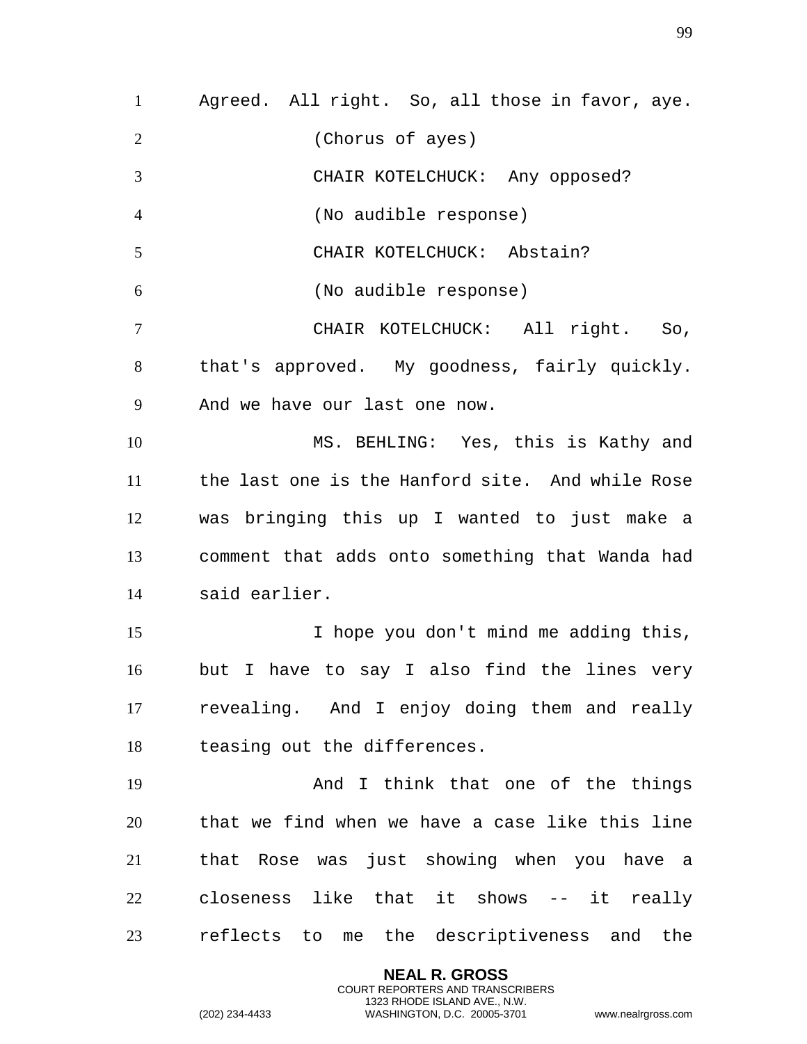Agreed. All right. So, all those in favor, aye.

(Chorus of ayes)

CHAIR KOTELCHUCK: Any opposed?

(No audible response)

CHAIR KOTELCHUCK: Abstain?

(No audible response)

CHAIR KOTELCHUCK: All right. So, that's approved. My goodness, fairly quickly. And we have our last one now.

MS. BEHLING: Yes, this is Kathy and the last one is the Hanford site. And while Rose was bringing this up I wanted to just make a comment that adds onto something that Wanda had said earlier.

I hope you don't mind me adding this, but I have to say I also find the lines very revealing. And I enjoy doing them and really teasing out the differences.

And I think that one of the things that we find when we have a case like this line that Rose was just showing when you have a closeness like that it shows -- it really reflects to me the descriptiveness and the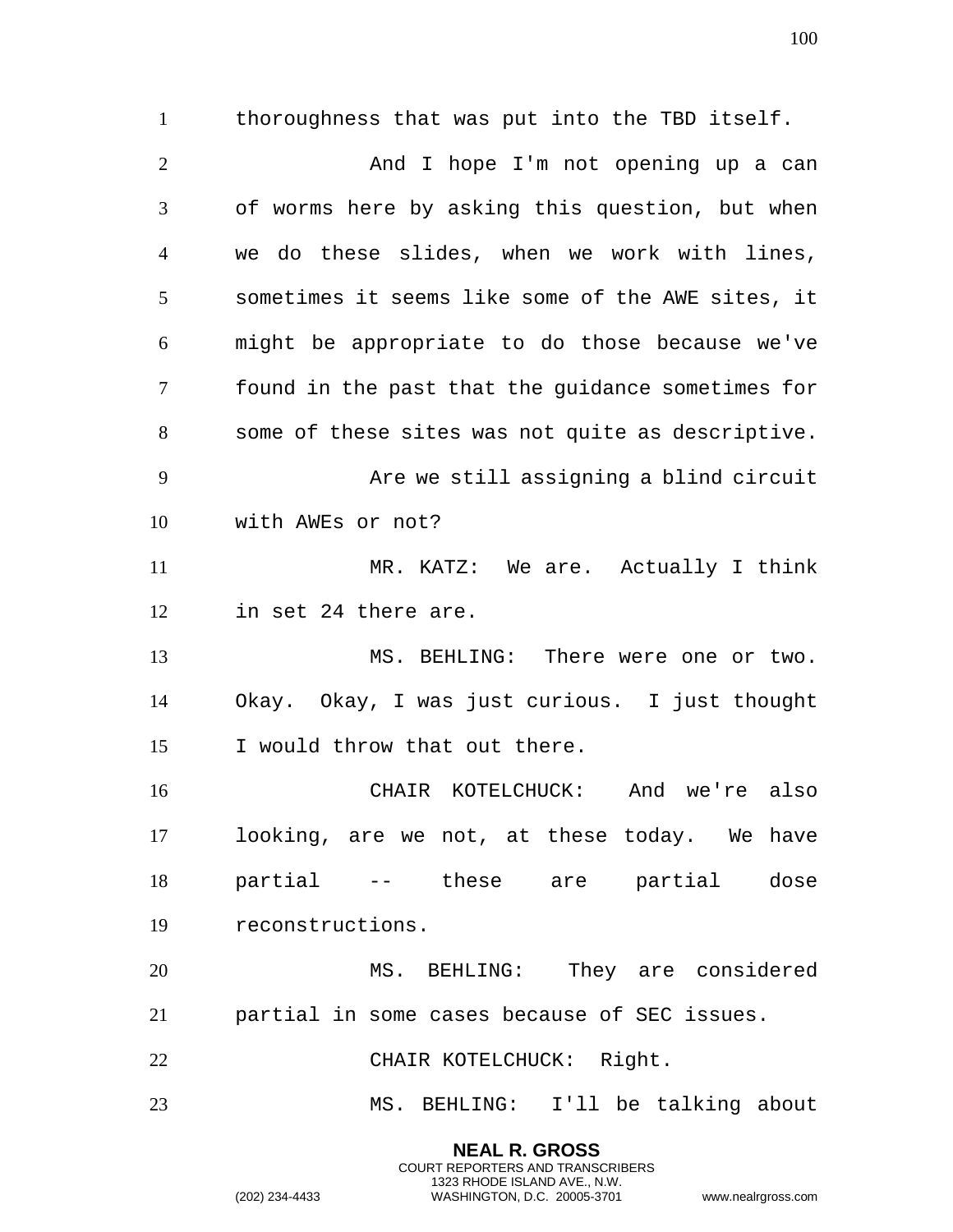thoroughness that was put into the TBD itself.

And I hope I'm not opening up a can of worms here by asking this question, but when we do these slides, when we work with lines, sometimes it seems like some of the AWE sites, it might be appropriate to do those because we've found in the past that the guidance sometimes for some of these sites was not quite as descriptive.

Are we still assigning a blind circuit with AWEs or not?

MR. KATZ: We are. Actually I think in set 24 there are.

MS. BEHLING: There were one or two. Okay. Okay, I was just curious. I just thought I would throw that out there.

CHAIR KOTELCHUCK: And we're also looking, are we not, at these today. We have partial -- these are partial dose reconstructions.

MS. BEHLING: They are considered partial in some cases because of SEC issues.

CHAIR KOTELCHUCK: Right.

MS. BEHLING: I'll be talking about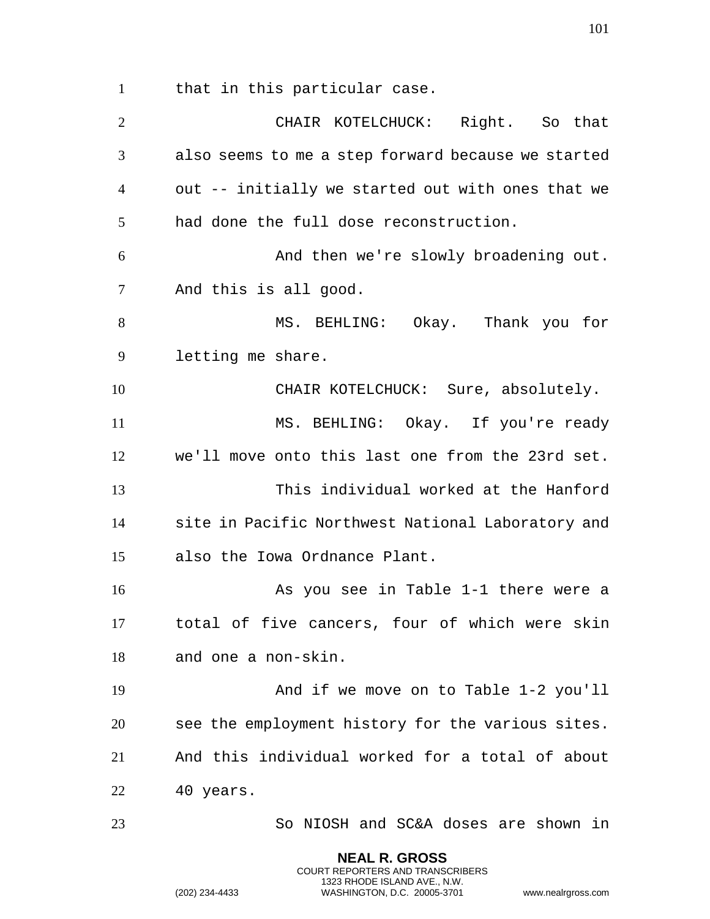that in this particular case.

CHAIR KOTELCHUCK: Right. So that also seems to me a step forward because we started out -- initially we started out with ones that we had done the full dose reconstruction.

And then we're slowly broadening out. And this is all good.

MS. BEHLING: Okay. Thank you for letting me share.

CHAIR KOTELCHUCK: Sure, absolutely.

MS. BEHLING: Okay. If you're ready we'll move onto this last one from the 23rd set.

This individual worked at the Hanford site in Pacific Northwest National Laboratory and also the Iowa Ordnance Plant.

As you see in Table 1-1 there were a total of five cancers, four of which were skin and one a non-skin.

And if we move on to Table 1-2 you'll see the employment history for the various sites. And this individual worked for a total of about 40 years.

So NIOSH and SC&A doses are shown in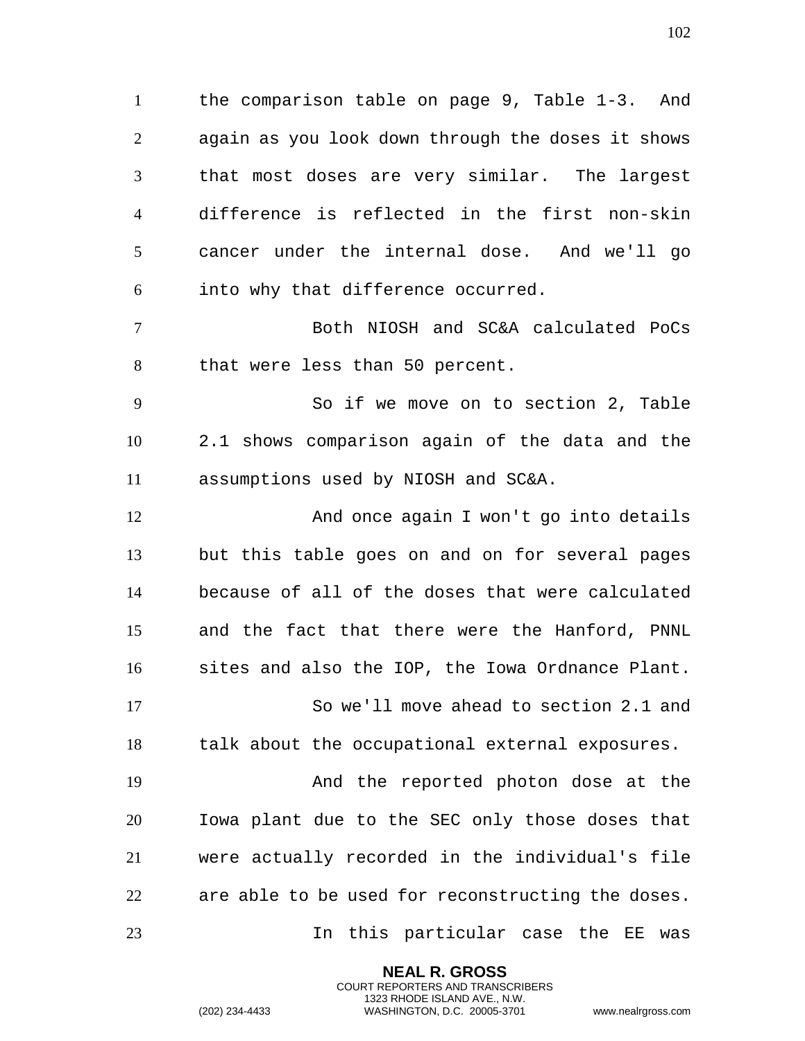the comparison table on page 9, Table 1-3. And again as you look down through the doses it shows that most doses are very similar. The largest difference is reflected in the first non-skin cancer under the internal dose. And we'll go into why that difference occurred.

Both NIOSH and SC&A calculated PoCs that were less than 50 percent.

So if we move on to section 2, Table 2.1 shows comparison again of the data and the assumptions used by NIOSH and SC&A.

And once again I won't go into details but this table goes on and on for several pages because of all of the doses that were calculated and the fact that there were the Hanford, PNNL sites and also the IOP, the Iowa Ordnance Plant.

So we'll move ahead to section 2.1 and talk about the occupational external exposures.

And the reported photon dose at the Iowa plant due to the SEC only those doses that were actually recorded in the individual's file are able to be used for reconstructing the doses.

In this particular case the EE was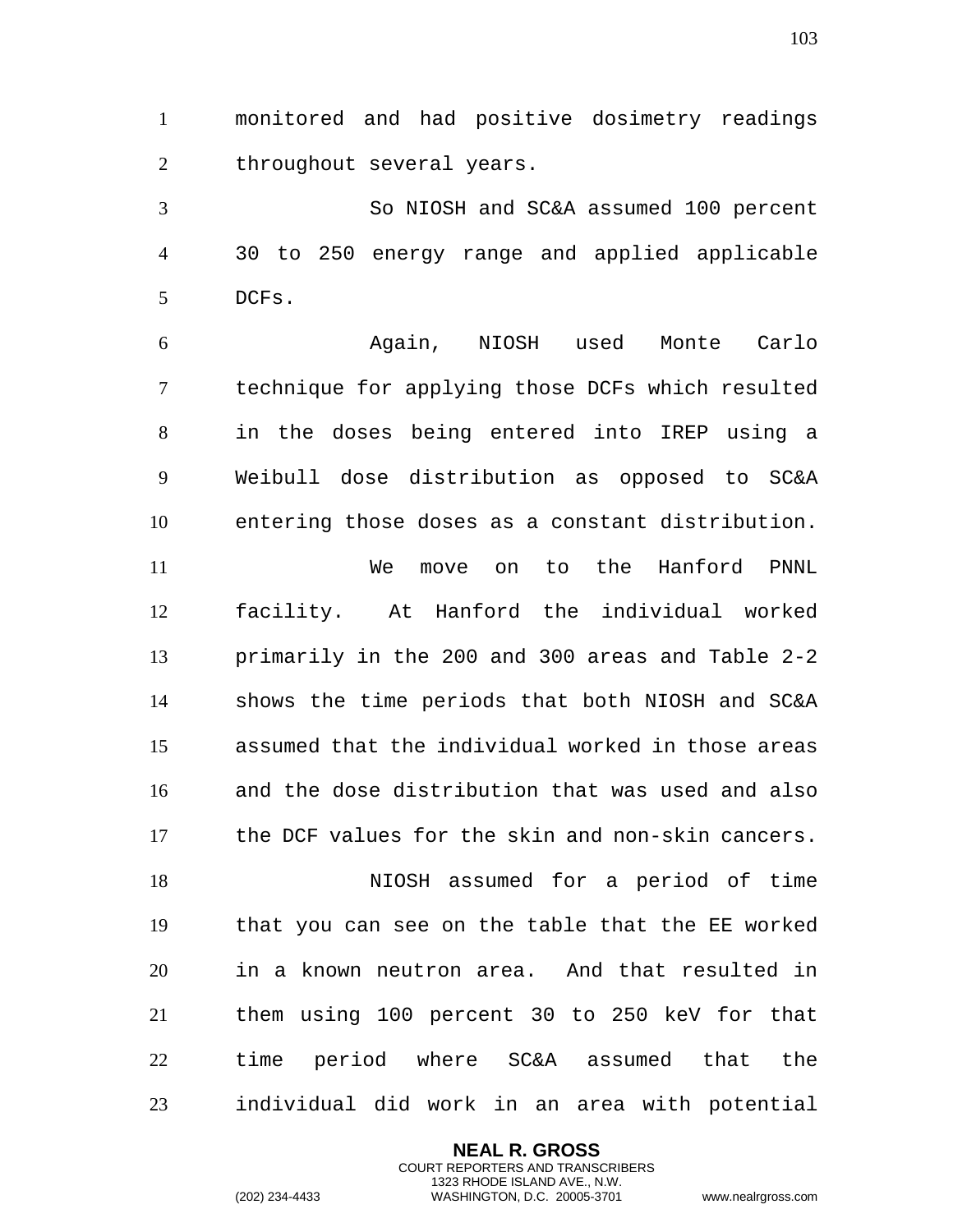monitored and had positive dosimetry readings throughout several years.

So NIOSH and SC&A assumed 100 percent 30 to 250 energy range and applied applicable DCFs.

Again, NIOSH used Monte Carlo technique for applying those DCFs which resulted in the doses being entered into IREP using a Weibull dose distribution as opposed to SC&A entering those doses as a constant distribution.

We move on to the Hanford PNNL facility. At Hanford the individual worked primarily in the 200 and 300 areas and Table 2-2 shows the time periods that both NIOSH and SC&A assumed that the individual worked in those areas and the dose distribution that was used and also the DCF values for the skin and non-skin cancers.

NIOSH assumed for a period of time that you can see on the table that the EE worked in a known neutron area. And that resulted in them using 100 percent 30 to 250 keV for that time period where SC&A assumed that the individual did work in an area with potential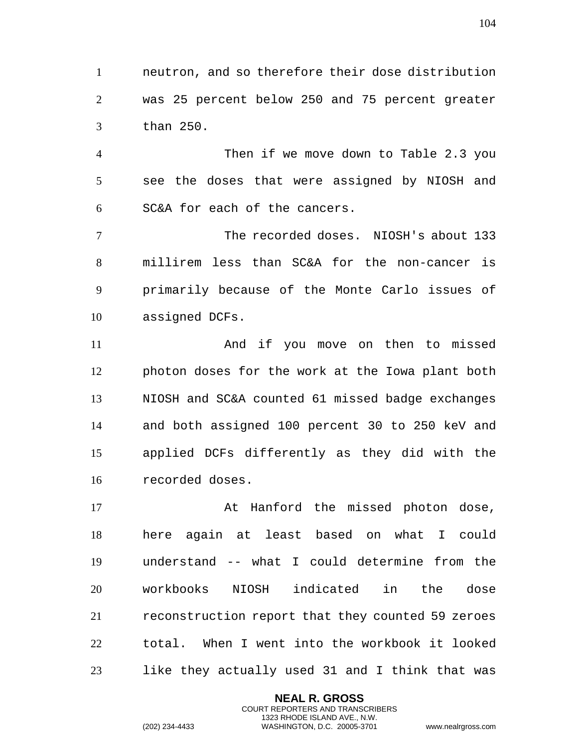neutron, and so therefore their dose distribution was 25 percent below 250 and 75 percent greater than 250.

Then if we move down to Table 2.3 you see the doses that were assigned by NIOSH and SC&A for each of the cancers.

The recorded doses. NIOSH's about 133 millirem less than SC&A for the non-cancer is primarily because of the Monte Carlo issues of assigned DCFs.

And if you move on then to missed photon doses for the work at the Iowa plant both NIOSH and SC&A counted 61 missed badge exchanges and both assigned 100 percent 30 to 250 keV and applied DCFs differently as they did with the recorded doses.

At Hanford the missed photon dose, here again at least based on what I could understand -- what I could determine from the workbooks NIOSH indicated in the dose reconstruction report that they counted 59 zeroes total. When I went into the workbook it looked like they actually used 31 and I think that was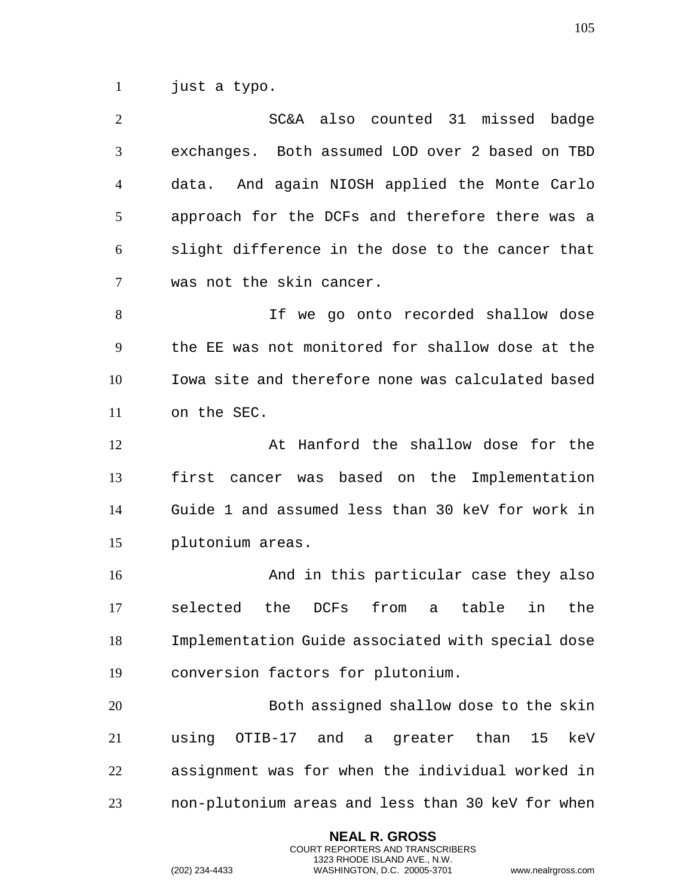just a typo.

SC&A also counted 31 missed badge exchanges. Both assumed LOD over 2 based on TBD data. And again NIOSH applied the Monte Carlo approach for the DCFs and therefore there was a slight difference in the dose to the cancer that was not the skin cancer.

If we go onto recorded shallow dose the EE was not monitored for shallow dose at the Iowa site and therefore none was calculated based on the SEC.

At Hanford the shallow dose for the first cancer was based on the Implementation Guide 1 and assumed less than 30 keV for work in plutonium areas.

And in this particular case they also selected the DCFs from a table in the Implementation Guide associated with special dose conversion factors for plutonium.

Both assigned shallow dose to the skin using OTIB-17 and a greater than 15 keV assignment was for when the individual worked in non-plutonium areas and less than 30 keV for when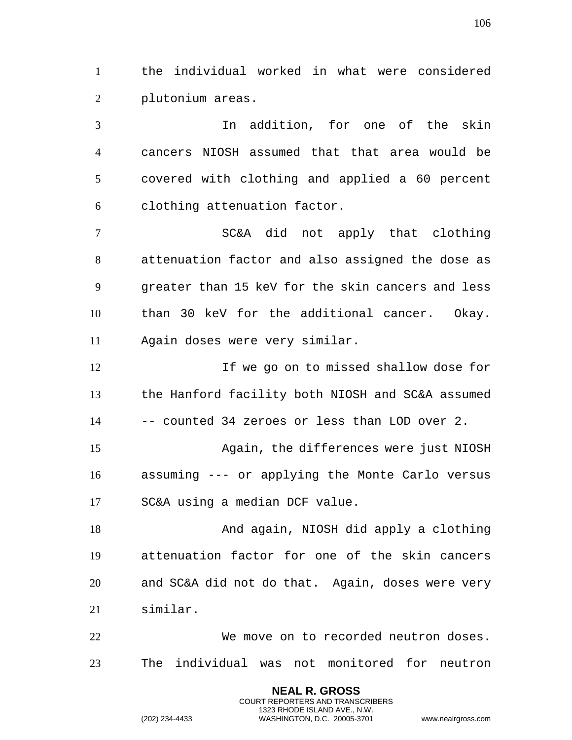the individual worked in what were considered plutonium areas.

In addition, for one of the skin cancers NIOSH assumed that that area would be covered with clothing and applied a 60 percent clothing attenuation factor.

SC&A did not apply that clothing attenuation factor and also assigned the dose as greater than 15 keV for the skin cancers and less than 30 keV for the additional cancer. Okay. Again doses were very similar.

If we go on to missed shallow dose for the Hanford facility both NIOSH and SC&A assumed -- counted 34 zeroes or less than LOD over 2.

Again, the differences were just NIOSH assuming --- or applying the Monte Carlo versus SC&A using a median DCF value.

And again, NIOSH did apply a clothing attenuation factor for one of the skin cancers and SC&A did not do that. Again, doses were very similar.

We move on to recorded neutron doses. The individual was not monitored for neutron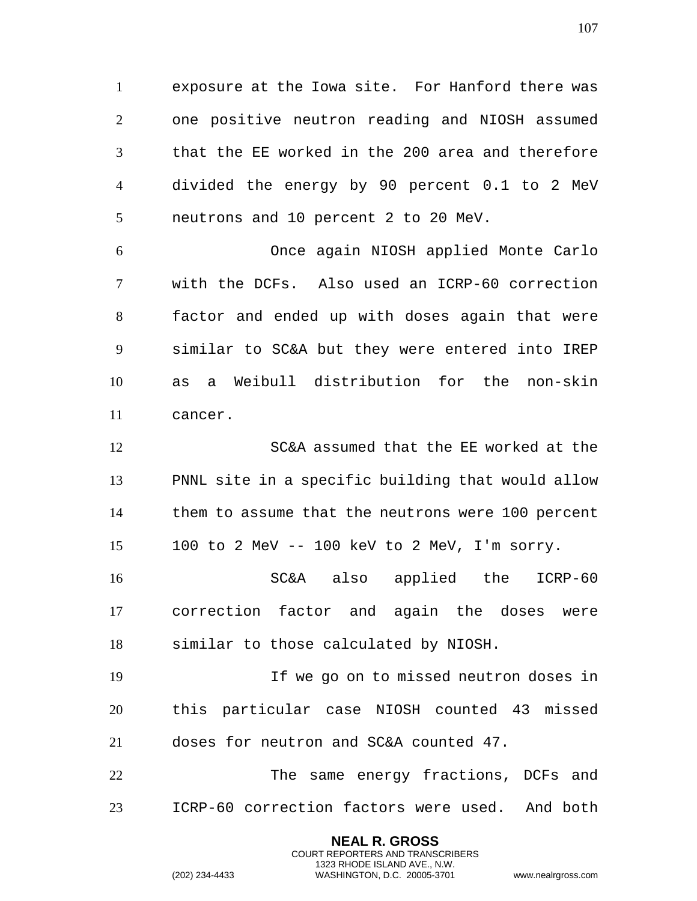exposure at the Iowa site. For Hanford there was one positive neutron reading and NIOSH assumed that the EE worked in the 200 area and therefore divided the energy by 90 percent 0.1 to 2 MeV neutrons and 10 percent 2 to 20 MeV.

Once again NIOSH applied Monte Carlo with the DCFs. Also used an ICRP-60 correction factor and ended up with doses again that were similar to SC&A but they were entered into IREP as a Weibull distribution for the non-skin cancer.

SC&A assumed that the EE worked at the PNNL site in a specific building that would allow them to assume that the neutrons were 100 percent 100 to 2 MeV -- 100 keV to 2 MeV, I'm sorry.

SC&A also applied the ICRP-60 correction factor and again the doses were similar to those calculated by NIOSH.

If we go on to missed neutron doses in this particular case NIOSH counted 43 missed doses for neutron and SC&A counted 47.

The same energy fractions, DCFs and ICRP-60 correction factors were used. And both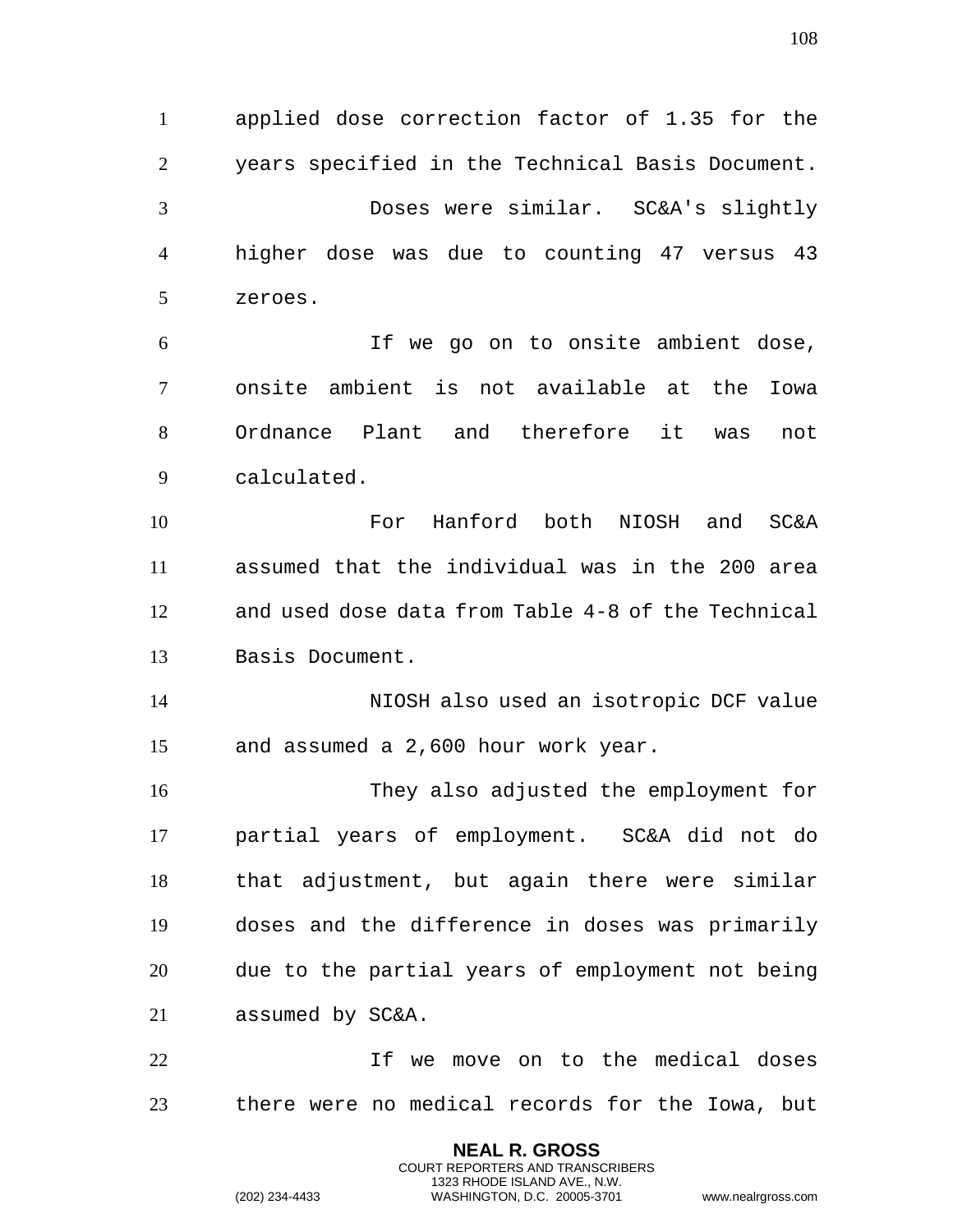applied dose correction factor of 1.35 for the years specified in the Technical Basis Document.

Doses were similar. SC&A's slightly higher dose was due to counting 47 versus 43 zeroes.

If we go on to onsite ambient dose, onsite ambient is not available at the Iowa Ordnance Plant and therefore it was not calculated.

For Hanford both NIOSH and SC&A assumed that the individual was in the 200 area and used dose data from Table 4-8 of the Technical Basis Document.

NIOSH also used an isotropic DCF value and assumed a 2,600 hour work year.

They also adjusted the employment for partial years of employment. SC&A did not do that adjustment, but again there were similar doses and the difference in doses was primarily due to the partial years of employment not being assumed by SC&A.

If we move on to the medical doses there were no medical records for the Iowa, but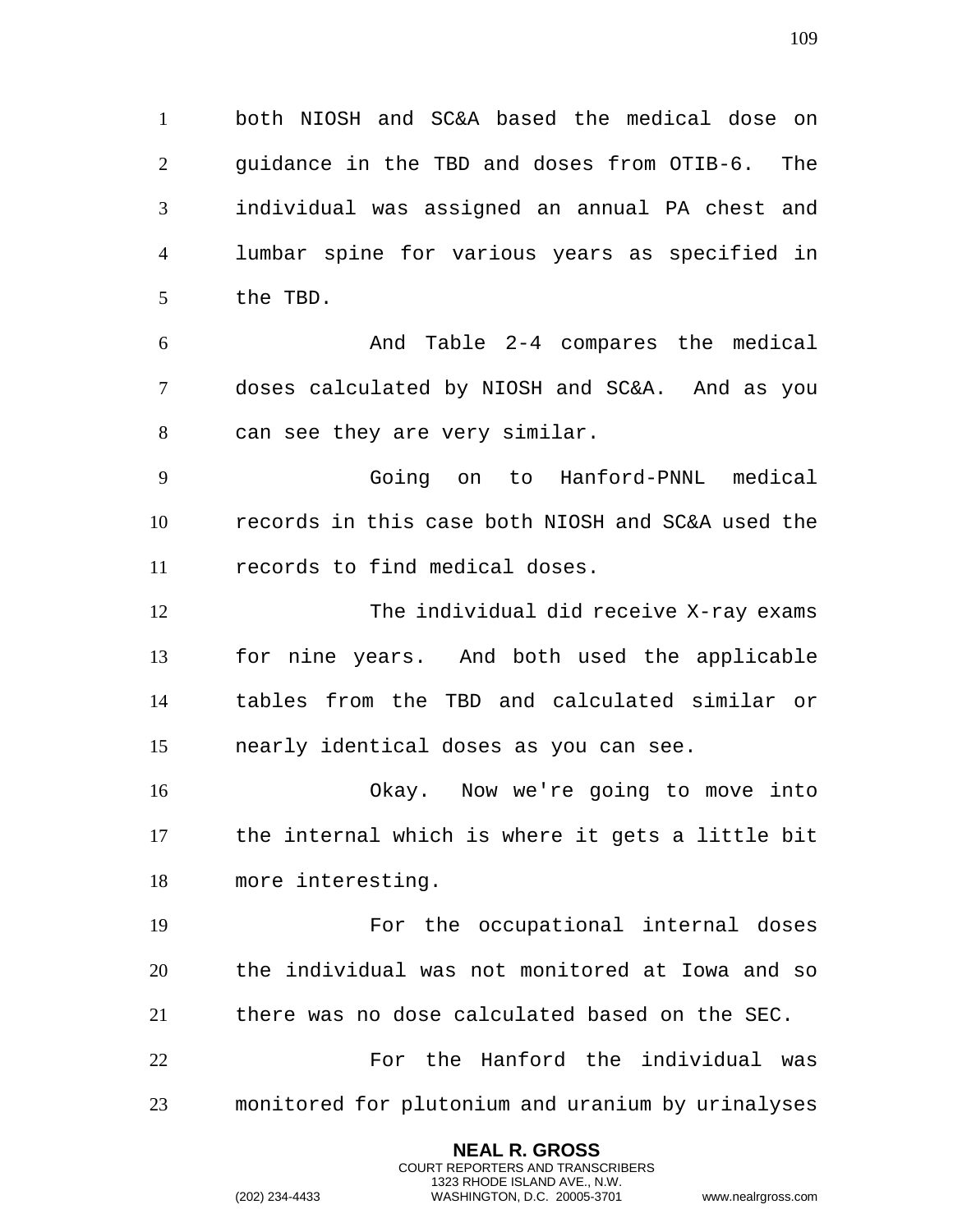both NIOSH and SC&A based the medical dose on guidance in the TBD and doses from OTIB-6. The individual was assigned an annual PA chest and lumbar spine for various years as specified in the TBD.

And Table 2-4 compares the medical doses calculated by NIOSH and SC&A. And as you can see they are very similar.

Going on to Hanford-PNNL medical records in this case both NIOSH and SC&A used the records to find medical doses.

The individual did receive X-ray exams for nine years. And both used the applicable tables from the TBD and calculated similar or nearly identical doses as you can see.

Okay. Now we're going to move into the internal which is where it gets a little bit more interesting.

For the occupational internal doses the individual was not monitored at Iowa and so there was no dose calculated based on the SEC.

For the Hanford the individual was monitored for plutonium and uranium by urinalyses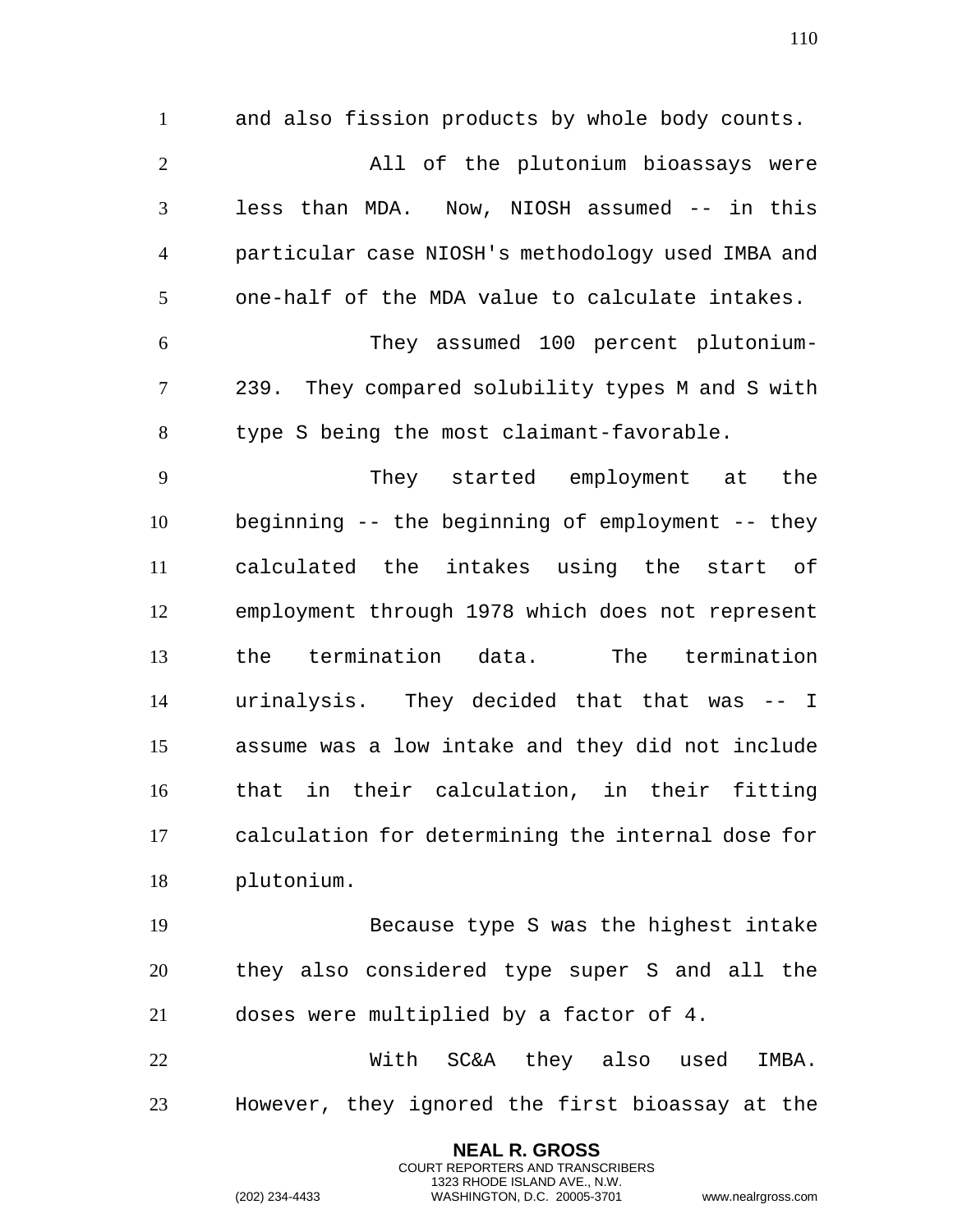and also fission products by whole body counts.

All of the plutonium bioassays were less than MDA. Now, NIOSH assumed -- in this particular case NIOSH's methodology used IMBA and one-half of the MDA value to calculate intakes.

They assumed 100 percent plutonium-239. They compared solubility types M and S with type S being the most claimant-favorable.

They started employment at the beginning -- the beginning of employment -- they calculated the intakes using the start of employment through 1978 which does not represent the termination data. The termination urinalysis. They decided that that was -- I assume was a low intake and they did not include that in their calculation, in their fitting calculation for determining the internal dose for plutonium.

Because type S was the highest intake they also considered type super S and all the doses were multiplied by a factor of 4.

With SC&A they also used IMBA. However, they ignored the first bioassay at the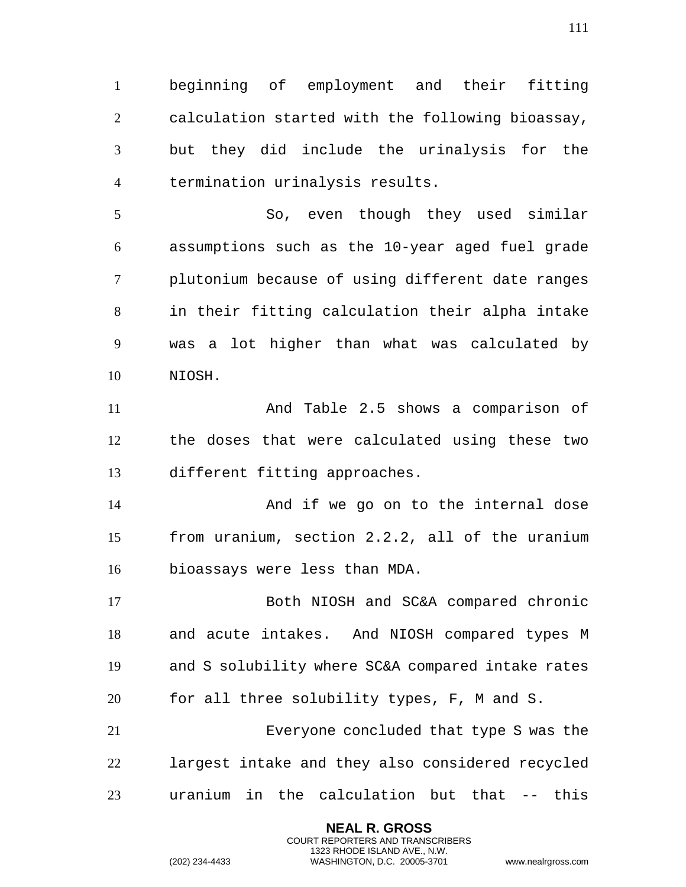beginning of employment and their fitting calculation started with the following bioassay, but they did include the urinalysis for the termination urinalysis results.

So, even though they used similar assumptions such as the 10-year aged fuel grade plutonium because of using different date ranges in their fitting calculation their alpha intake was a lot higher than what was calculated by NIOSH.

And Table 2.5 shows a comparison of the doses that were calculated using these two different fitting approaches.

And if we go on to the internal dose from uranium, section 2.2.2, all of the uranium bioassays were less than MDA.

Both NIOSH and SC&A compared chronic and acute intakes. And NIOSH compared types M and S solubility where SC&A compared intake rates for all three solubility types, F, M and S.

Everyone concluded that type S was the largest intake and they also considered recycled uranium in the calculation but that -- this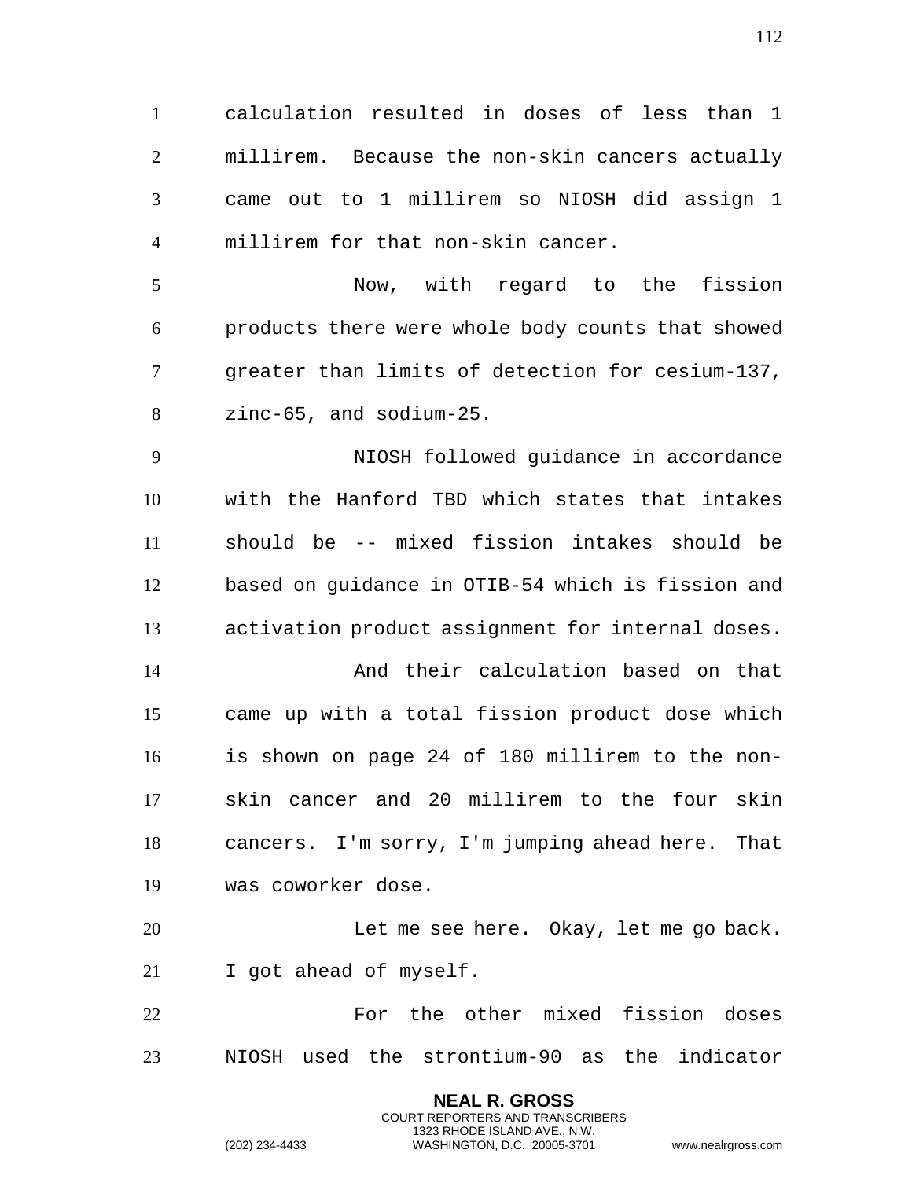calculation resulted in doses of less than 1 millirem. Because the non-skin cancers actually came out to 1 millirem so NIOSH did assign 1 millirem for that non-skin cancer.

Now, with regard to the fission products there were whole body counts that showed greater than limits of detection for cesium-137, zinc-65, and sodium-25.

NIOSH followed guidance in accordance with the Hanford TBD which states that intakes should be -- mixed fission intakes should be based on guidance in OTIB-54 which is fission and activation product assignment for internal doses.

And their calculation based on that came up with a total fission product dose which is shown on page 24 of 180 millirem to the non-skin cancer and 20 millirem to the four skin cancers. I'm sorry, I'm jumping ahead here. That was coworker dose.

Let me see here. Okay, let me go back. I got ahead of myself.

For the other mixed fission doses NIOSH used the strontium-90 as the indicator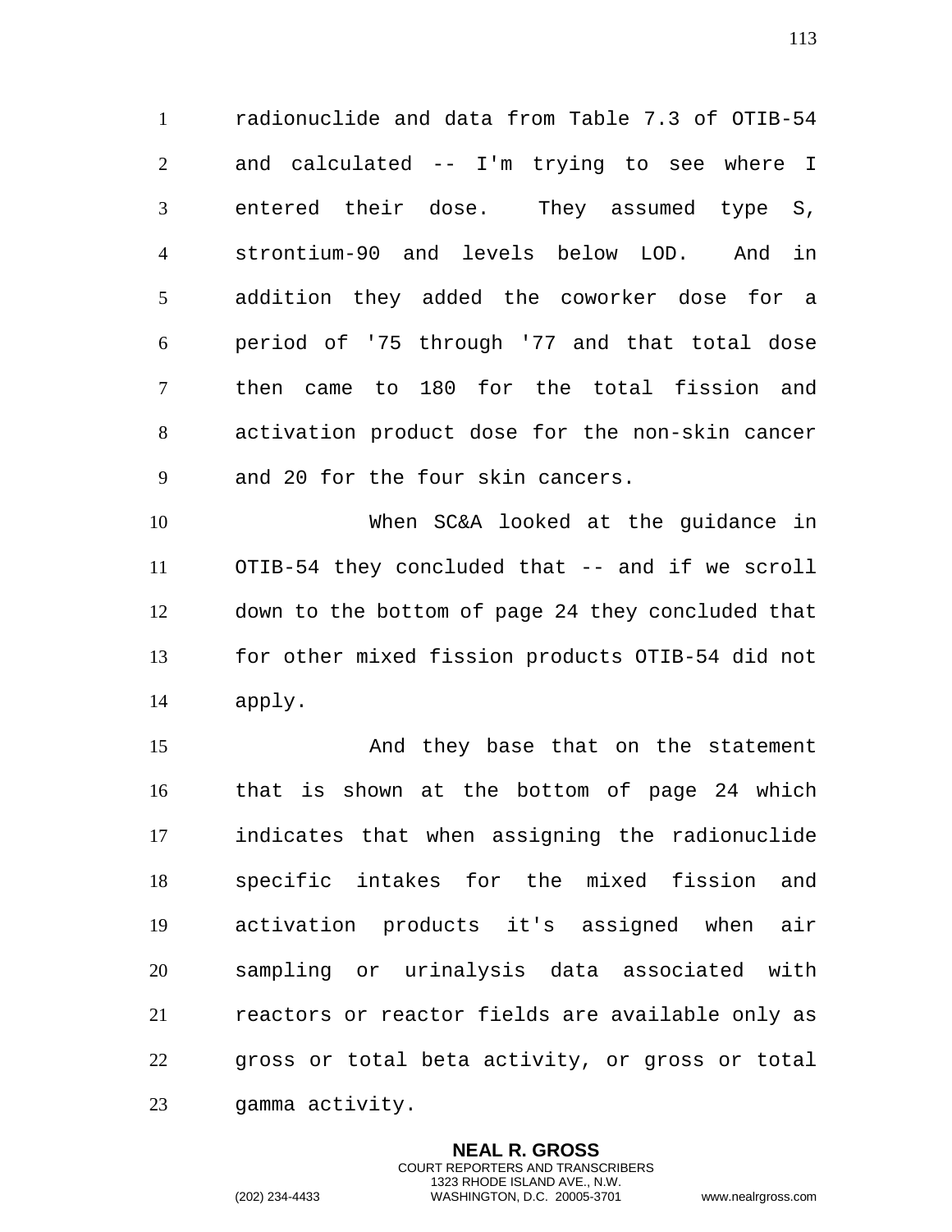radionuclide and data from Table 7.3 of OTIB-54 and calculated -- I'm trying to see where I entered their dose. They assumed type S, strontium-90 and levels below LOD. And in addition they added the coworker dose for a period of '75 through '77 and that total dose then came to 180 for the total fission and activation product dose for the non-skin cancer and 20 for the four skin cancers.

When SC&A looked at the guidance in OTIB-54 they concluded that -- and if we scroll down to the bottom of page 24 they concluded that for other mixed fission products OTIB-54 did not apply.

And they base that on the statement that is shown at the bottom of page 24 which indicates that when assigning the radionuclide specific intakes for the mixed fission and activation products it's assigned when air sampling or urinalysis data associated with reactors or reactor fields are available only as gross or total beta activity, or gross or total gamma activity.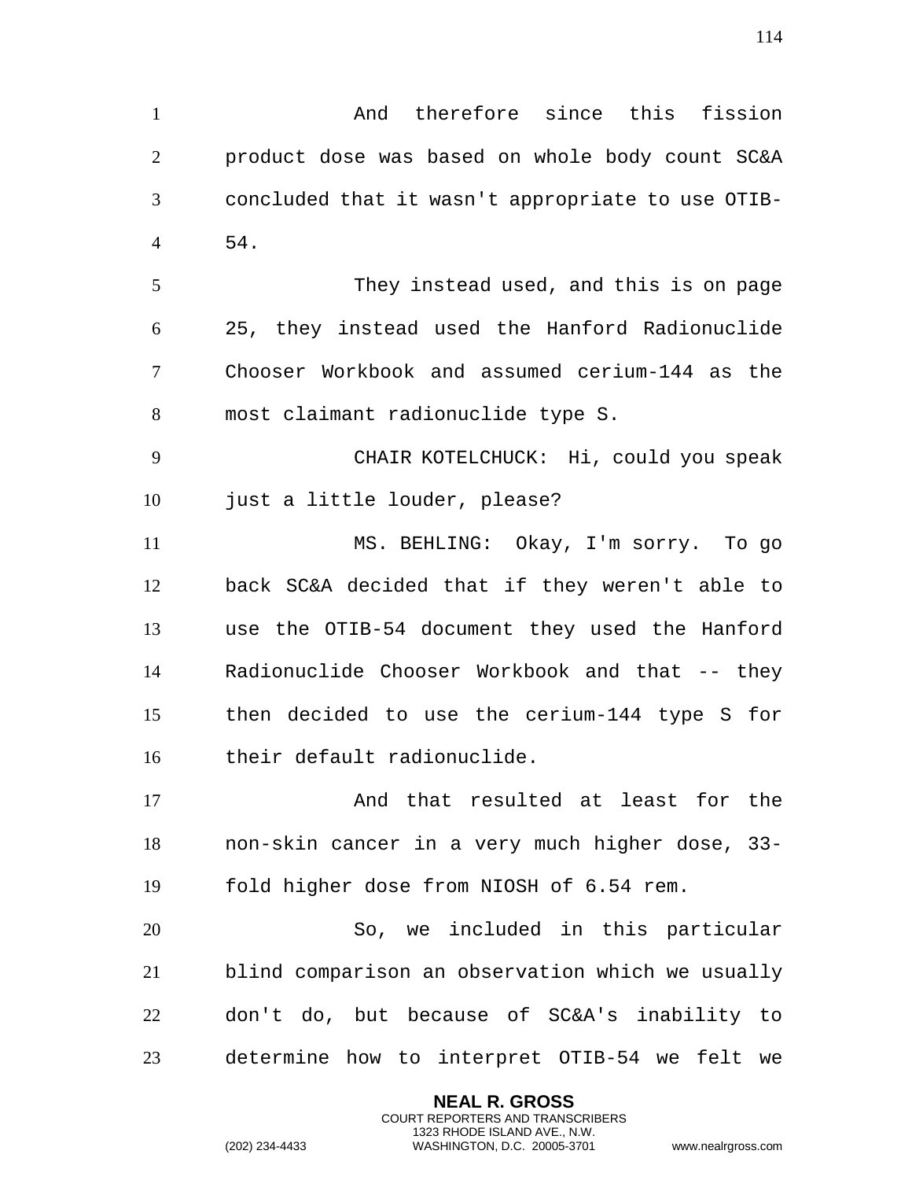And therefore since this fission product dose was based on whole body count SC&A concluded that it wasn't appropriate to use OTIB-54.

They instead used, and this is on page 25, they instead used the Hanford Radionuclide Chooser Workbook and assumed cerium-144 as the most claimant radionuclide type S.

CHAIR KOTELCHUCK: Hi, could you speak just a little louder, please?

MS. BEHLING: Okay, I'm sorry. To go back SC&A decided that if they weren't able to use the OTIB-54 document they used the Hanford Radionuclide Chooser Workbook and that -- they then decided to use the cerium-144 type S for their default radionuclide.

And that resulted at least for the non-skin cancer in a very much higher dose, 33-fold higher dose from NIOSH of 6.54 rem.

So, we included in this particular blind comparison an observation which we usually don't do, but because of SC&A's inability to determine how to interpret OTIB-54 we felt we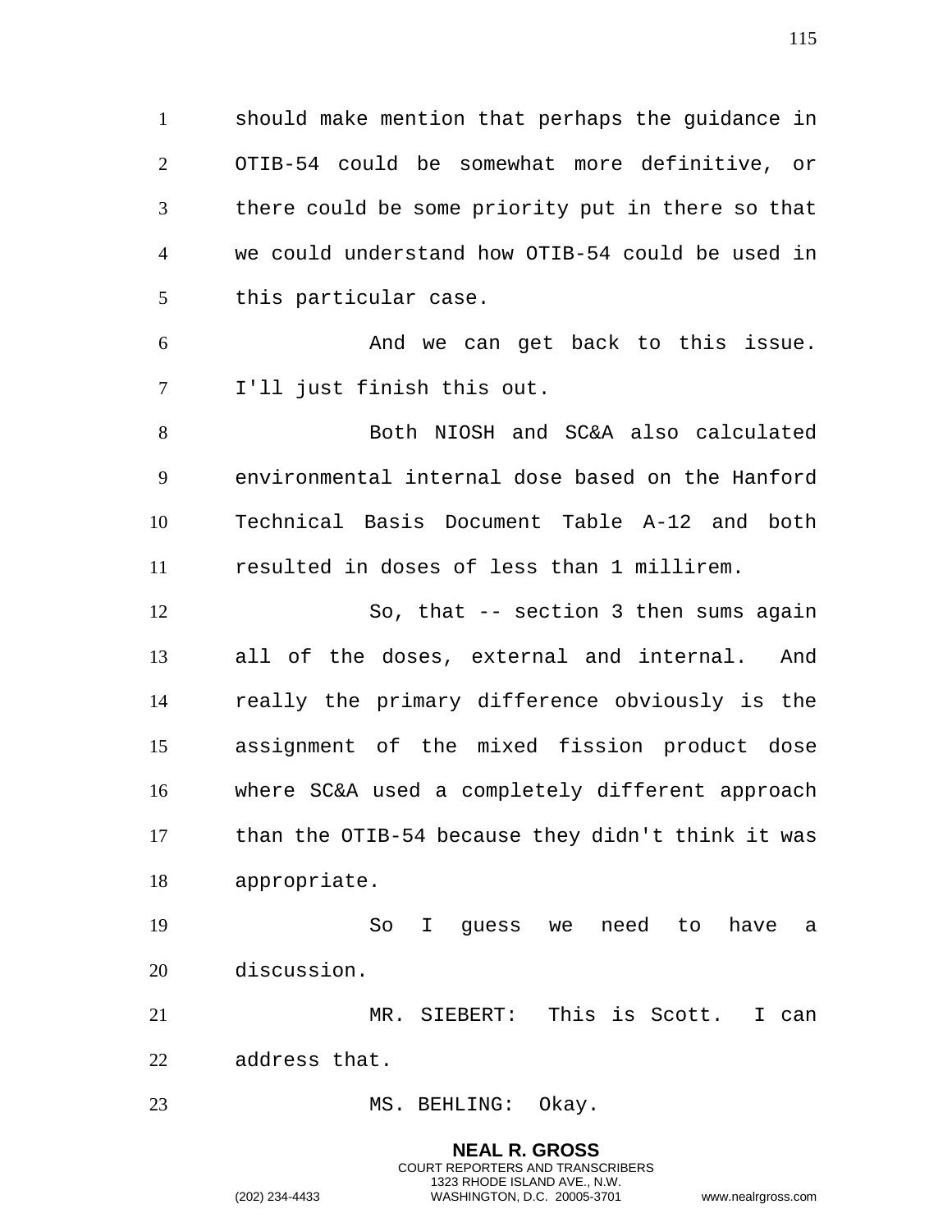should make mention that perhaps the guidance in OTIB-54 could be somewhat more definitive, or there could be some priority put in there so that we could understand how OTIB-54 could be used in this particular case.

And we can get back to this issue. I'll just finish this out.

Both NIOSH and SC&A also calculated environmental internal dose based on the Hanford Technical Basis Document Table A-12 and both resulted in doses of less than 1 millirem.

So, that -- section 3 then sums again all of the doses, external and internal. And really the primary difference obviously is the assignment of the mixed fission product dose where SC&A used a completely different approach than the OTIB-54 because they didn't think it was appropriate.

So I guess we need to have a discussion.

MR. SIEBERT: This is Scott. I can address that.

MS. BEHLING: Okay.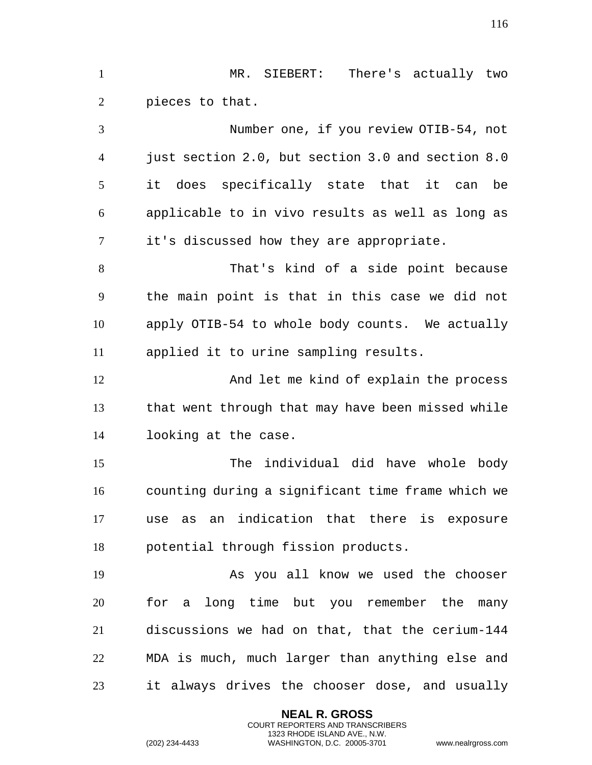MR. SIEBERT: There's actually two pieces to that.

Number one, if you review OTIB-54, not just section 2.0, but section 3.0 and section 8.0 it does specifically state that it can be applicable to in vivo results as well as long as it's discussed how they are appropriate.

That's kind of a side point because the main point is that in this case we did not apply OTIB-54 to whole body counts. We actually applied it to urine sampling results.

And let me kind of explain the process that went through that may have been missed while looking at the case.

The individual did have whole body counting during a significant time frame which we use as an indication that there is exposure potential through fission products.

As you all know we used the chooser for a long time but you remember the many discussions we had on that, that the cerium-144 MDA is much, much larger than anything else and it always drives the chooser dose, and usually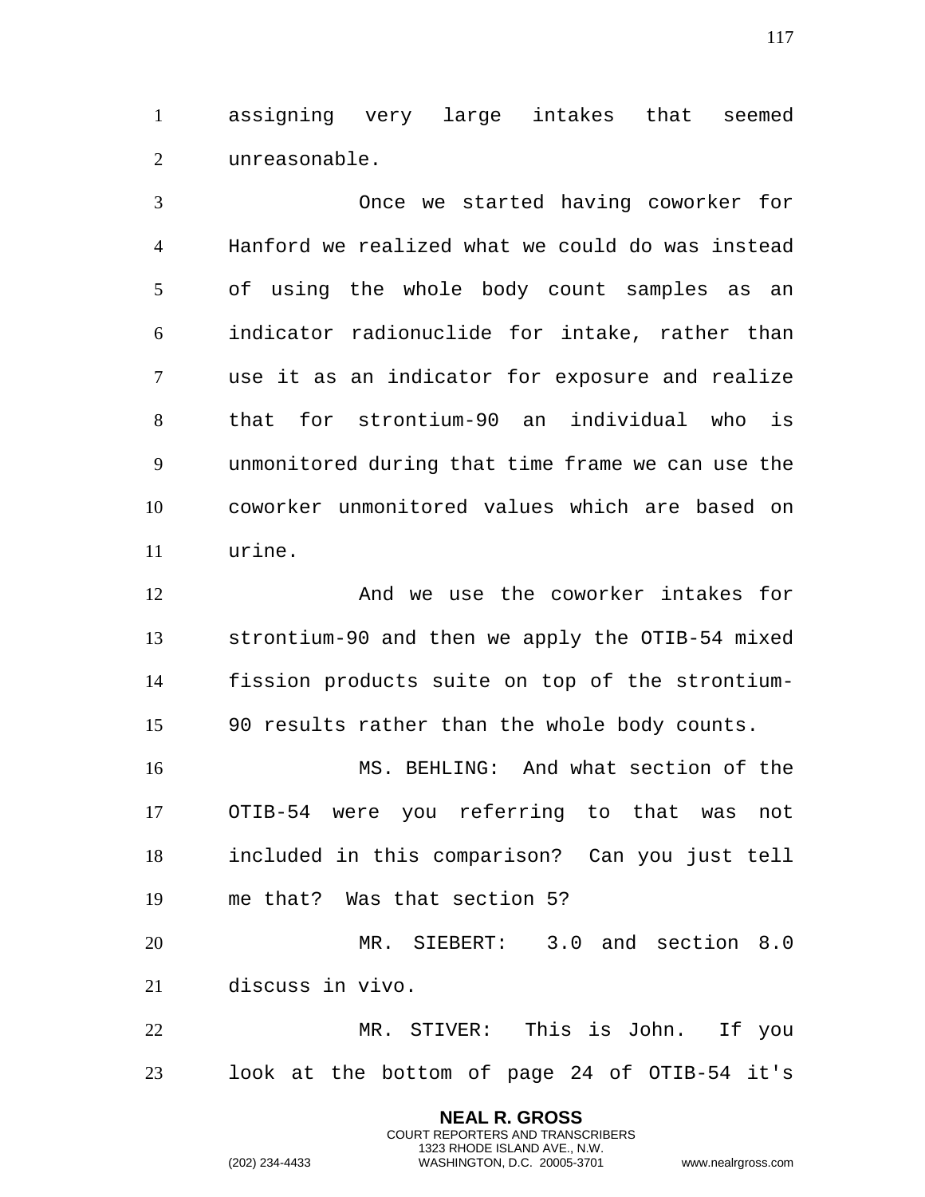assigning very large intakes that seemed unreasonable.

Once we started having coworker for Hanford we realized what we could do was instead of using the whole body count samples as an indicator radionuclide for intake, rather than use it as an indicator for exposure and realize that for strontium-90 an individual who is unmonitored during that time frame we can use the coworker unmonitored values which are based on urine.

And we use the coworker intakes for strontium-90 and then we apply the OTIB-54 mixed fission products suite on top of the strontium-90 results rather than the whole body counts.

MS. BEHLING: And what section of the OTIB-54 were you referring to that was not included in this comparison? Can you just tell me that? Was that section 5?

MR. SIEBERT: 3.0 and section 8.0 discuss in vivo.

MR. STIVER: This is John. If you look at the bottom of page 24 of OTIB-54 it's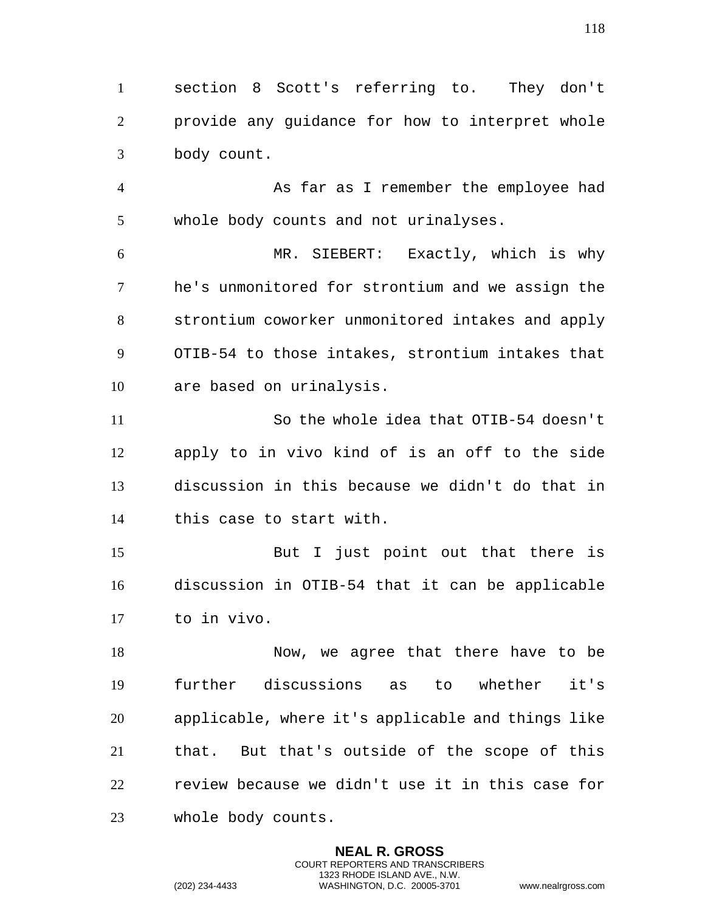section 8 Scott's referring to. They don't provide any guidance for how to interpret whole body count.

As far as I remember the employee had whole body counts and not urinalyses.

MR. SIEBERT: Exactly, which is why he's unmonitored for strontium and we assign the strontium coworker unmonitored intakes and apply OTIB-54 to those intakes, strontium intakes that are based on urinalysis.

So the whole idea that OTIB-54 doesn't apply to in vivo kind of is an off to the side discussion in this because we didn't do that in this case to start with.

But I just point out that there is discussion in OTIB-54 that it can be applicable to in vivo.

Now, we agree that there have to be further discussions as to whether it's applicable, where it's applicable and things like that. But that's outside of the scope of this review because we didn't use it in this case for whole body counts.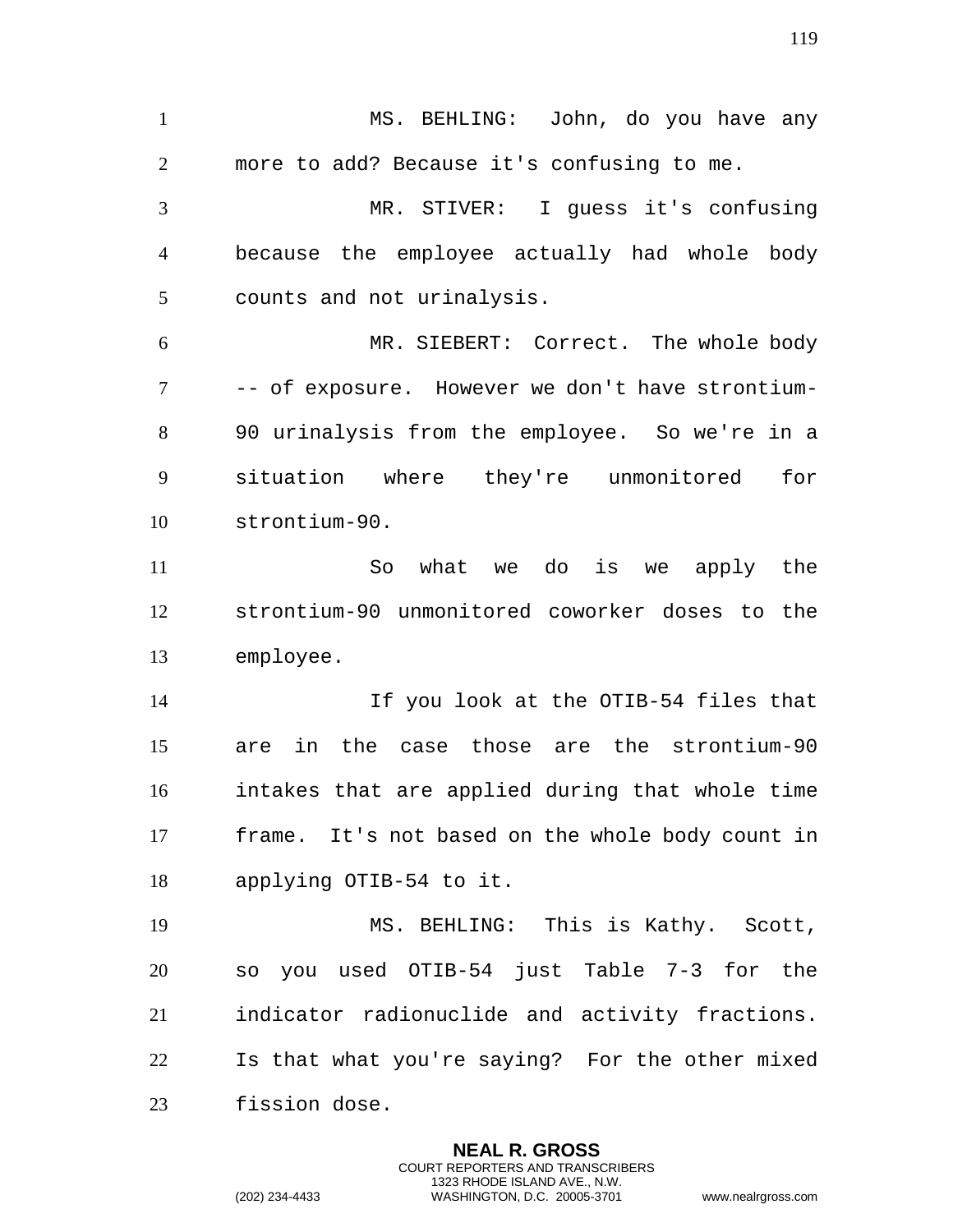MS. BEHLING: John, do you have any more to add? Because it's confusing to me.

MR. STIVER: I guess it's confusing because the employee actually had whole body counts and not urinalysis.

MR. SIEBERT: Correct. The whole body -- of exposure. However we don't have strontium-90 urinalysis from the employee. So we're in a situation where they're unmonitored for strontium-90.

So what we do is we apply the strontium-90 unmonitored coworker doses to the employee.

If you look at the OTIB-54 files that are in the case those are the strontium-90 intakes that are applied during that whole time frame. It's not based on the whole body count in applying OTIB-54 to it.

MS. BEHLING: This is Kathy. Scott, so you used OTIB-54 just Table 7-3 for the indicator radionuclide and activity fractions. Is that what you're saying? For the other mixed fission dose.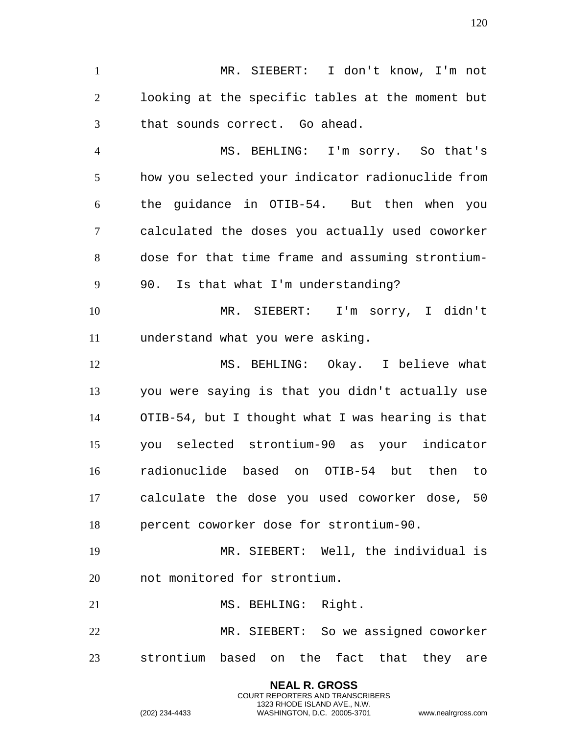MR. SIEBERT: I don't know, I'm not looking at the specific tables at the moment but that sounds correct. Go ahead.

MS. BEHLING: I'm sorry. So that's how you selected your indicator radionuclide from the guidance in OTIB-54. But then when you calculated the doses you actually used coworker dose for that time frame and assuming strontium-90. Is that what I'm understanding?

MR. SIEBERT: I'm sorry, I didn't understand what you were asking.

MS. BEHLING: Okay. I believe what you were saying is that you didn't actually use OTIB-54, but I thought what I was hearing is that you selected strontium-90 as your indicator radionuclide based on OTIB-54 but then to calculate the dose you used coworker dose, 50 percent coworker dose for strontium-90.

MR. SIEBERT: Well, the individual is not monitored for strontium.

MS. BEHLING: Right.

MR. SIEBERT: So we assigned coworker strontium based on the fact that they are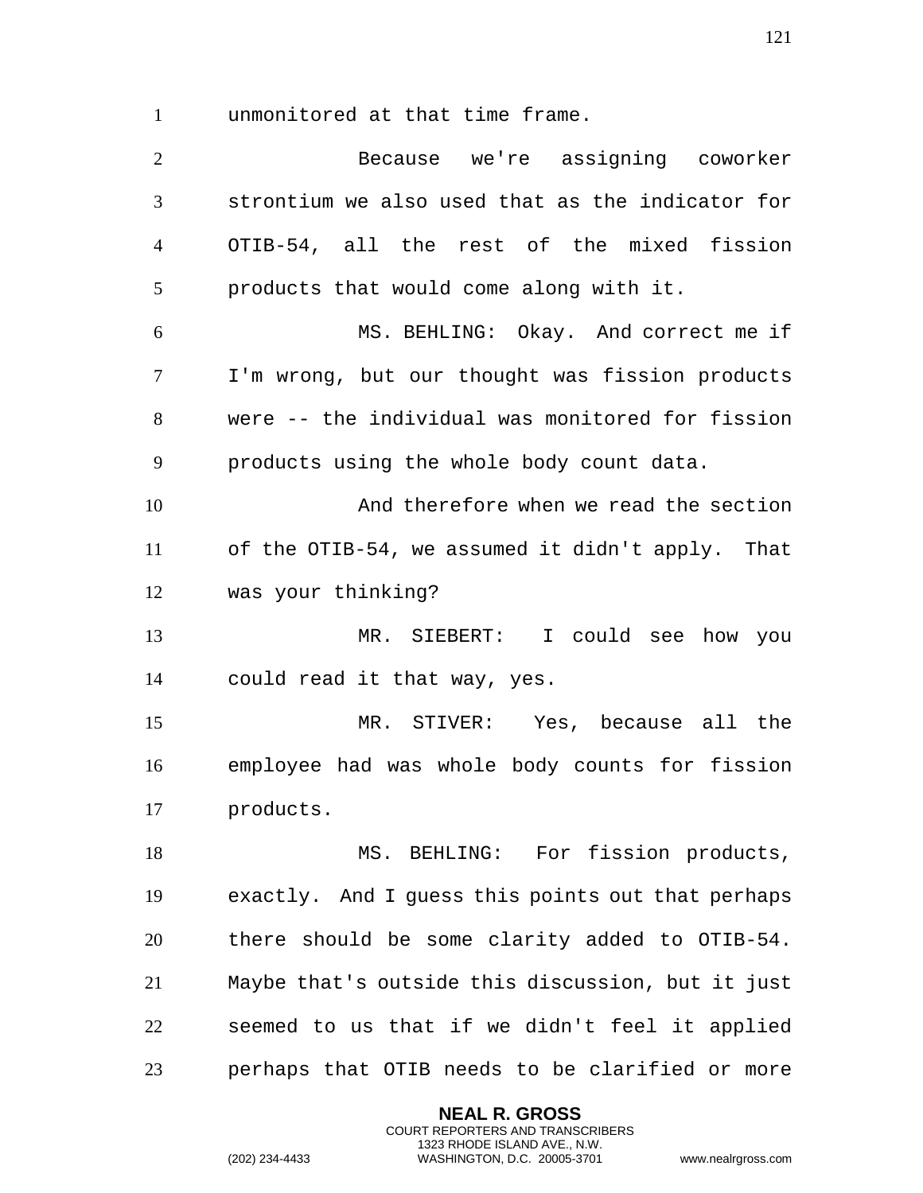unmonitored at that time frame.

Because we're assigning coworker strontium we also used that as the indicator for OTIB-54, all the rest of the mixed fission products that would come along with it.

MS. BEHLING: Okay. And correct me if I'm wrong, but our thought was fission products were -- the individual was monitored for fission products using the whole body count data.

And therefore when we read the section of the OTIB-54, we assumed it didn't apply. That was your thinking?

MR. SIEBERT: I could see how you could read it that way, yes.

MR. STIVER: Yes, because all the employee had was whole body counts for fission products.

MS. BEHLING: For fission products, exactly. And I guess this points out that perhaps there should be some clarity added to OTIB-54. Maybe that's outside this discussion, but it just seemed to us that if we didn't feel it applied perhaps that OTIB needs to be clarified or more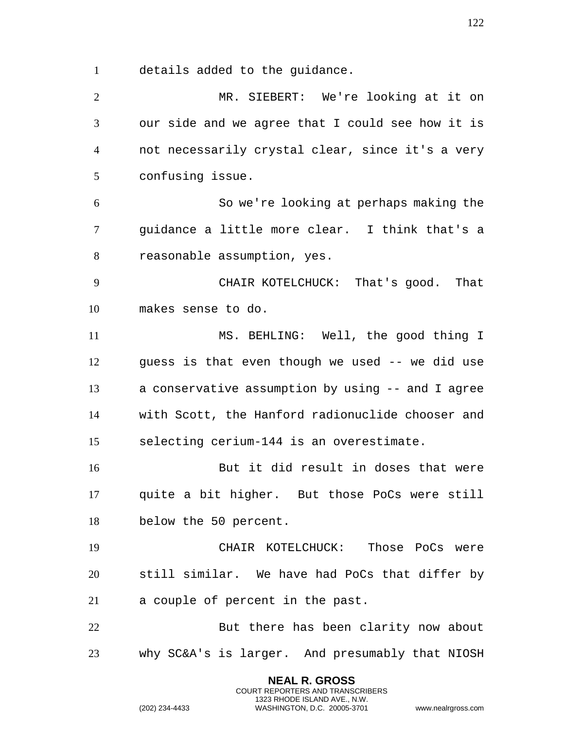details added to the guidance.

MR. SIEBERT: We're looking at it on our side and we agree that I could see how it is not necessarily crystal clear, since it's a very confusing issue.

So we're looking at perhaps making the guidance a little more clear. I think that's a reasonable assumption, yes.

CHAIR KOTELCHUCK: That's good. That makes sense to do.

MS. BEHLING: Well, the good thing I guess is that even though we used -- we did use a conservative assumption by using -- and I agree with Scott, the Hanford radionuclide chooser and selecting cerium-144 is an overestimate.

But it did result in doses that were quite a bit higher. But those PoCs were still below the 50 percent.

CHAIR KOTELCHUCK: Those PoCs were still similar. We have had PoCs that differ by a couple of percent in the past.

But there has been clarity now about why SC&A's is larger. And presumably that NIOSH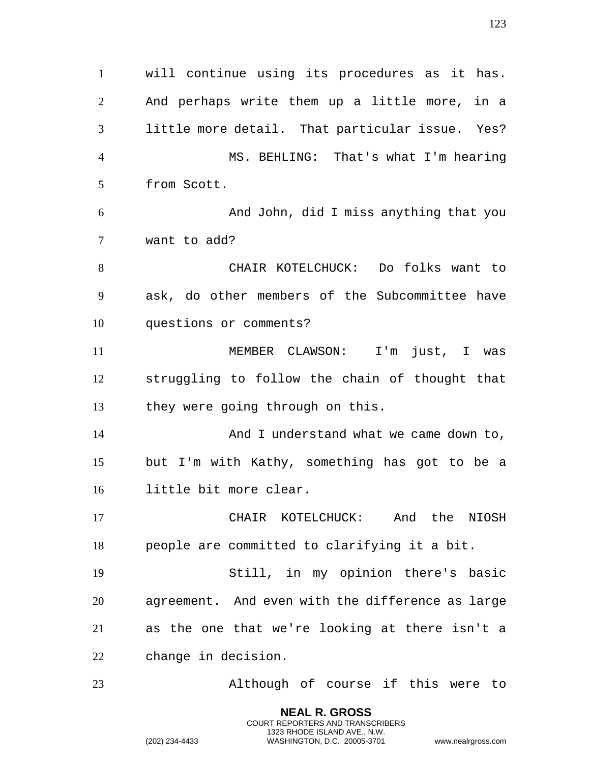will continue using its procedures as it has. And perhaps write them up a little more, in a little more detail. That particular issue. Yes?

MS. BEHLING: That's what I'm hearing from Scott.

And John, did I miss anything that you want to add?

CHAIR KOTELCHUCK: Do folks want to ask, do other members of the Subcommittee have questions or comments?

MEMBER CLAWSON: I'm just, I was struggling to follow the chain of thought that they were going through on this.

And I understand what we came down to, but I'm with Kathy, something has got to be a little bit more clear.

CHAIR KOTELCHUCK: And the NIOSH people are committed to clarifying it a bit.

Still, in my opinion there's basic agreement. And even with the difference as large as the one that we're looking at there isn't a change in decision.

Although of course if this were to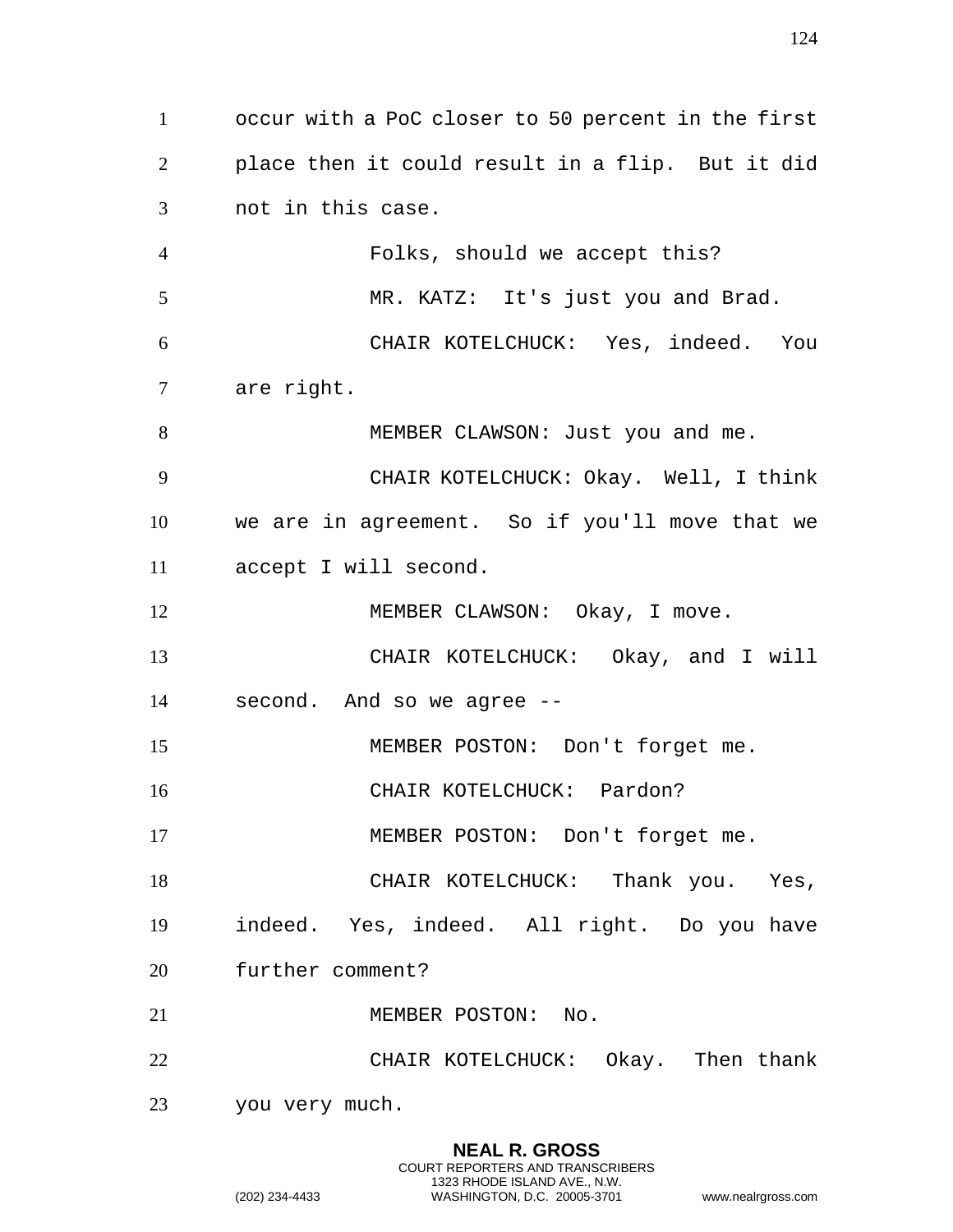occur with a PoC closer to 50 percent in the first place then it could result in a flip. But it did not in this case.

Folks, should we accept this?

MR. KATZ: It's just you and Brad.

CHAIR KOTELCHUCK: Yes, indeed. You are right.

MEMBER CLAWSON: Just you and me.

CHAIR KOTELCHUCK: Okay. Well, I think we are in agreement. So if you'll move that we accept I will second.

MEMBER CLAWSON: Okay, I move.

CHAIR KOTELCHUCK: Okay, and I will second. And so we agree --

MEMBER POSTON: Don't forget me.

CHAIR KOTELCHUCK: Pardon?

MEMBER POSTON: Don't forget me.

CHAIR KOTELCHUCK: Thank you. Yes, indeed. Yes, indeed. All right. Do you have further comment?

MEMBER POSTON: No.

CHAIR KOTELCHUCK: Okay. Then thank you very much.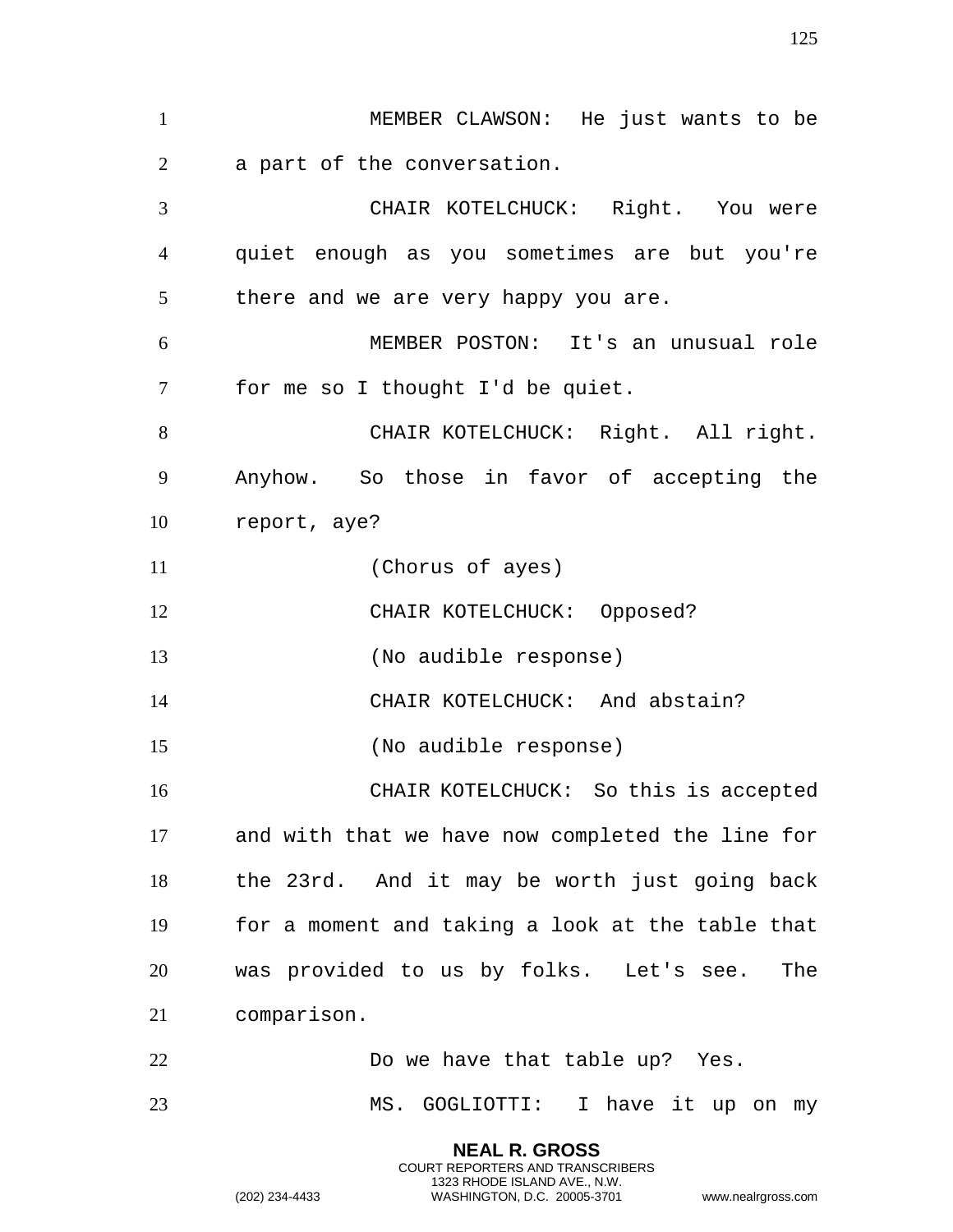MEMBER CLAWSON: He just wants to be a part of the conversation.

CHAIR KOTELCHUCK: Right. You were quiet enough as you sometimes are but you're there and we are very happy you are.

MEMBER POSTON: It's an unusual role for me so I thought I'd be quiet.

CHAIR KOTELCHUCK: Right. All right. Anyhow. So those in favor of accepting the report, aye?

(Chorus of ayes)

CHAIR KOTELCHUCK: Opposed?

(No audible response)

CHAIR KOTELCHUCK: And abstain?

(No audible response)

CHAIR KOTELCHUCK: So this is accepted and with that we have now completed the line for the 23rd. And it may be worth just going back for a moment and taking a look at the table that was provided to us by folks. Let's see. The comparison.

Do we have that table up? Yes.

MS. GOGLIOTTI: I have it up on my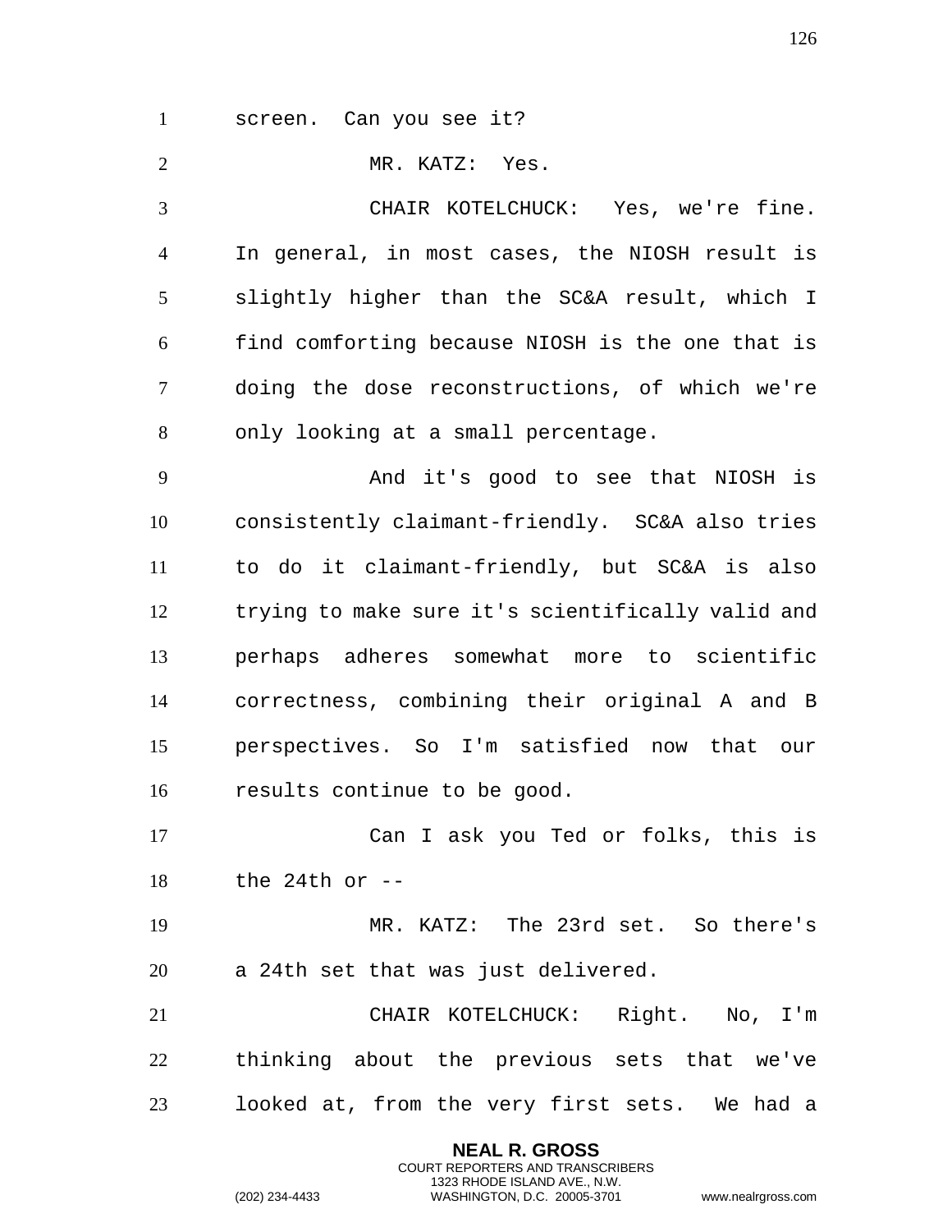screen. Can you see it?

MR. KATZ: Yes.

CHAIR KOTELCHUCK: Yes, we're fine. In general, in most cases, the NIOSH result is slightly higher than the SC&A result, which I find comforting because NIOSH is the one that is doing the dose reconstructions, of which we're only looking at a small percentage.

And it's good to see that NIOSH is consistently claimant-friendly. SC&A also tries to do it claimant-friendly, but SC&A is also trying to make sure it's scientifically valid and perhaps adheres somewhat more to scientific correctness, combining their original A and B perspectives. So I'm satisfied now that our results continue to be good.

Can I ask you Ted or folks, this is the 24th or --

MR. KATZ: The 23rd set. So there's a 24th set that was just delivered.

CHAIR KOTELCHUCK: Right. No, I'm thinking about the previous sets that we've looked at, from the very first sets. We had a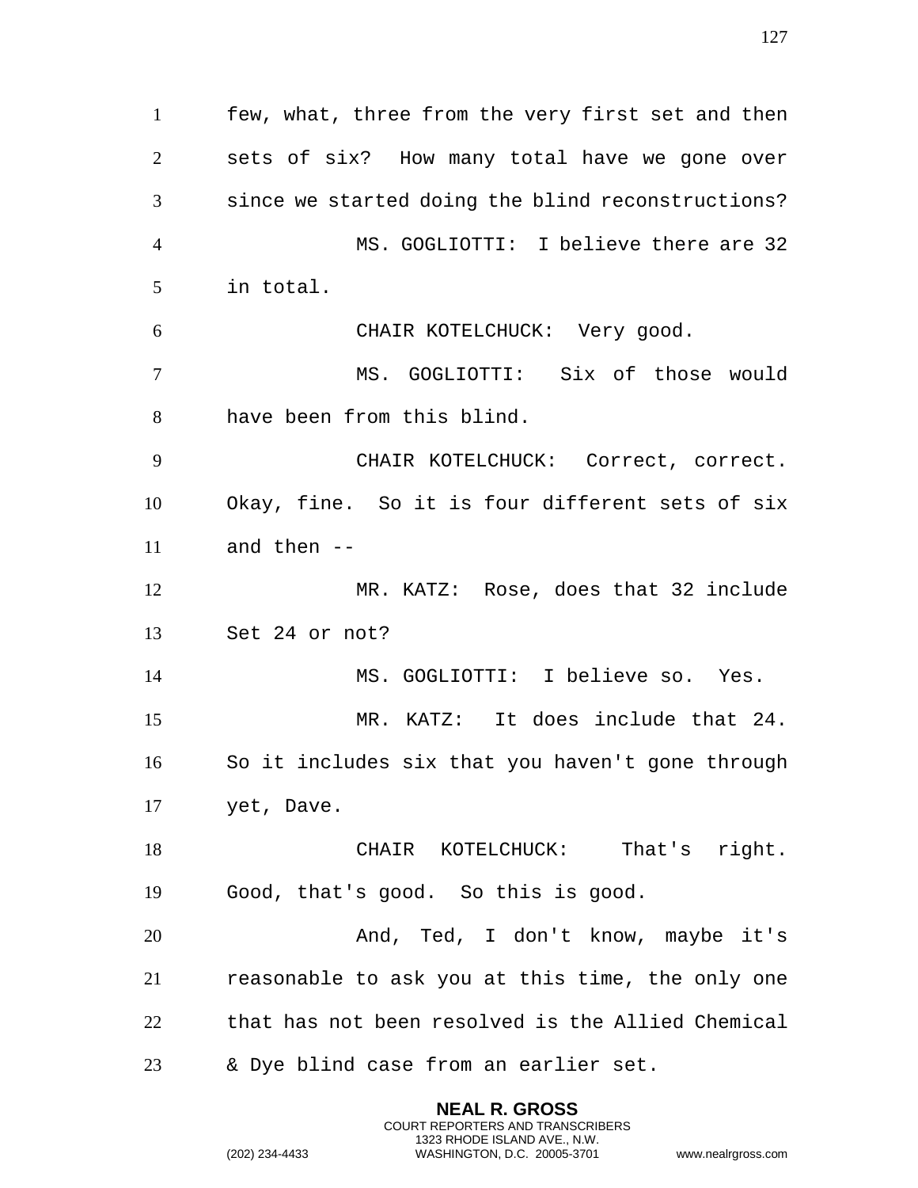few, what, three from the very first set and then sets of six? How many total have we gone over since we started doing the blind reconstructions?

MS. GOGLIOTTI: I believe there are 32 in total.

CHAIR KOTELCHUCK: Very good.

MS. GOGLIOTTI: Six of those would have been from this blind.

CHAIR KOTELCHUCK: Correct, correct. Okay, fine. So it is four different sets of six and then --

MR. KATZ: Rose, does that 32 include Set 24 or not?

MS. GOGLIOTTI: I believe so. Yes.

MR. KATZ: It does include that 24. So it includes six that you haven't gone through yet, Dave.

CHAIR KOTELCHUCK: That's right. Good, that's good. So this is good.

And, Ted, I don't know, maybe it's reasonable to ask you at this time, the only one that has not been resolved is the Allied Chemical & Dye blind case from an earlier set.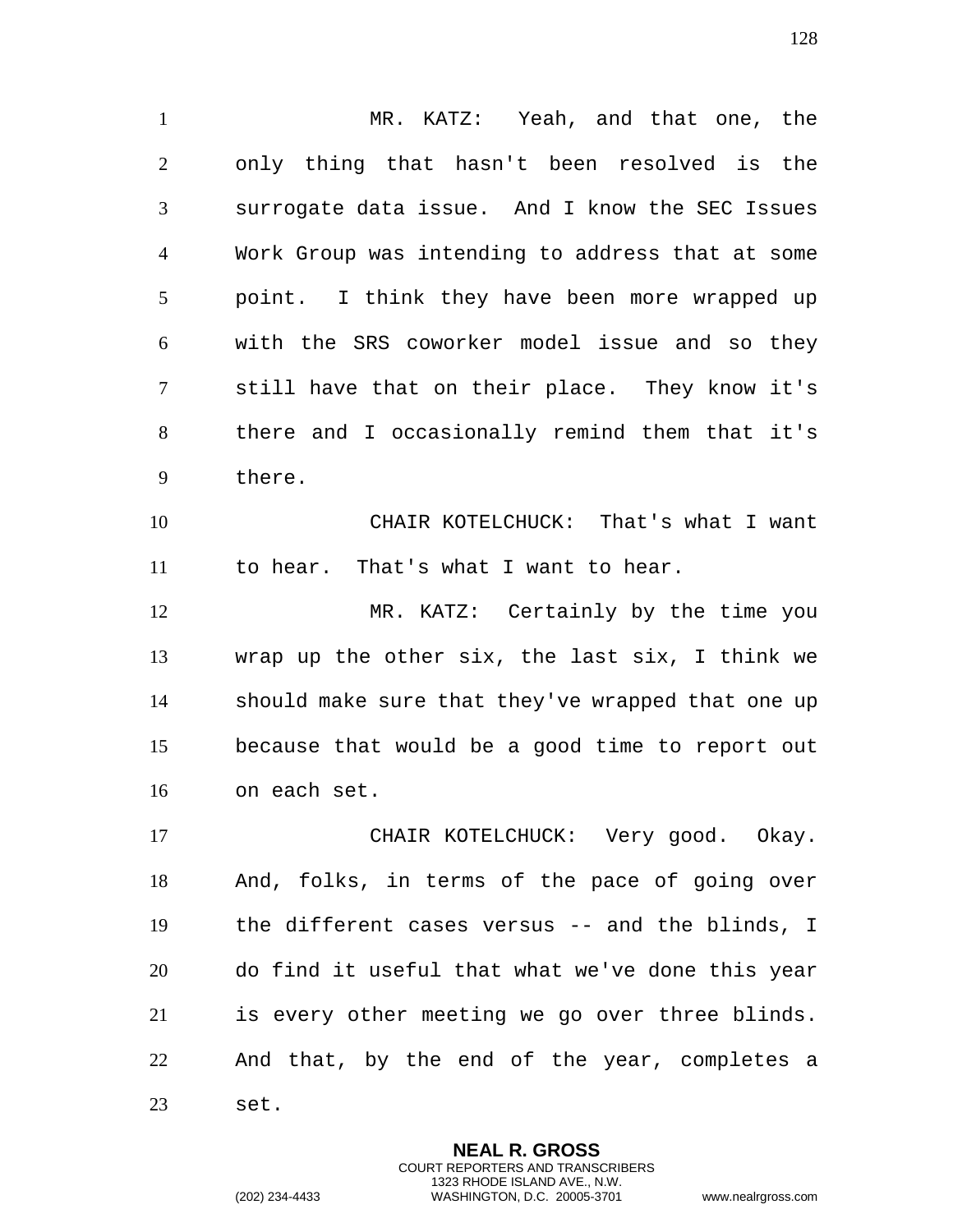MR. KATZ: Yeah, and that one, the only thing that hasn't been resolved is the surrogate data issue. And I know the SEC Issues Work Group was intending to address that at some point. I think they have been more wrapped up with the SRS coworker model issue and so they still have that on their place. They know it's there and I occasionally remind them that it's there.

CHAIR KOTELCHUCK: That's what I want to hear. That's what I want to hear.

MR. KATZ: Certainly by the time you wrap up the other six, the last six, I think we should make sure that they've wrapped that one up because that would be a good time to report out on each set.

CHAIR KOTELCHUCK: Very good. Okay. And, folks, in terms of the pace of going over the different cases versus -- and the blinds, I do find it useful that what we've done this year is every other meeting we go over three blinds. And that, by the end of the year, completes a set.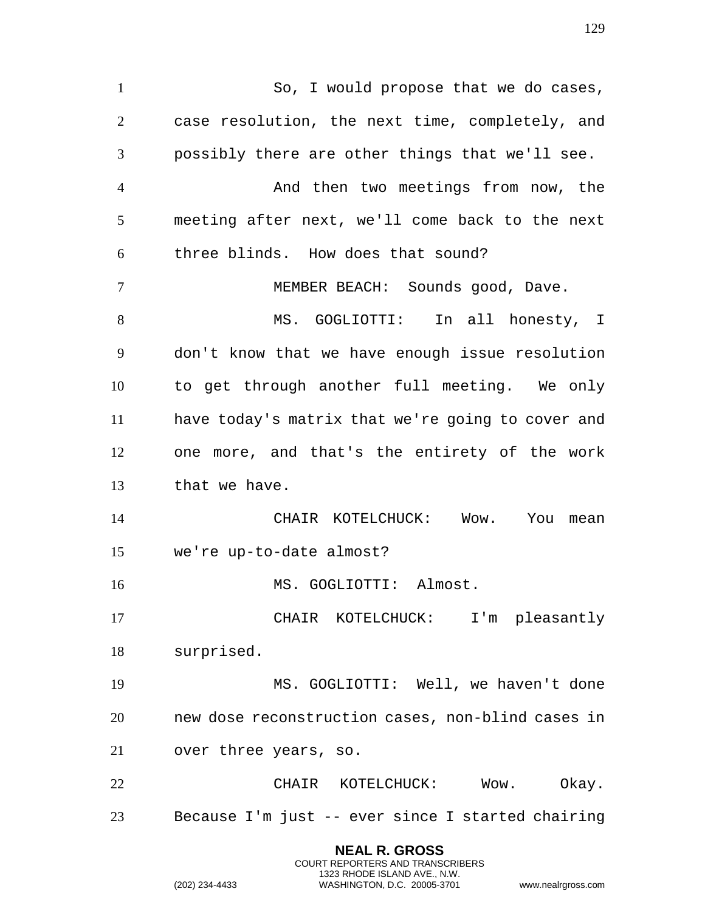So, I would propose that we do cases, case resolution, the next time, completely, and possibly there are other things that we'll see.

And then two meetings from now, the meeting after next, we'll come back to the next three blinds. How does that sound?

MEMBER BEACH: Sounds good, Dave.

MS. GOGLIOTTI: In all honesty, I don't know that we have enough issue resolution to get through another full meeting. We only have today's matrix that we're going to cover and one more, and that's the entirety of the work that we have.

CHAIR KOTELCHUCK: Wow. You mean we're up-to-date almost?

MS. GOGLIOTTI: Almost.

CHAIR KOTELCHUCK: I'm pleasantly surprised.

MS. GOGLIOTTI: Well, we haven't done new dose reconstruction cases, non-blind cases in over three years, so.

CHAIR KOTELCHUCK: Wow. Okay. Because I'm just -- ever since I started chairing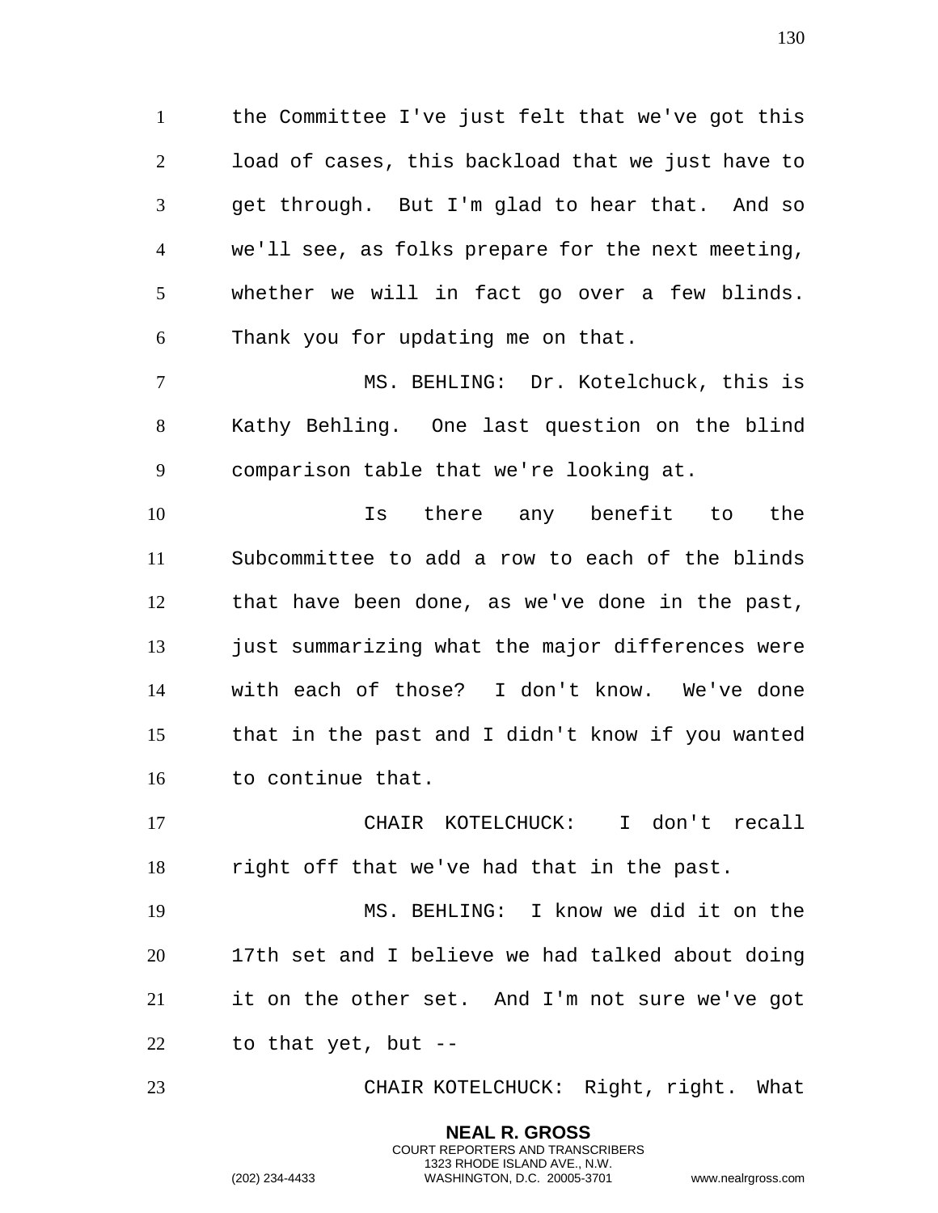the Committee I've just felt that we've got this load of cases, this backload that we just have to get through. But I'm glad to hear that. And so we'll see, as folks prepare for the next meeting, whether we will in fact go over a few blinds. Thank you for updating me on that.

MS. BEHLING: Dr. Kotelchuck, this is Kathy Behling. One last question on the blind comparison table that we're looking at.

Is there any benefit to the Subcommittee to add a row to each of the blinds that have been done, as we've done in the past, just summarizing what the major differences were with each of those? I don't know. We've done that in the past and I didn't know if you wanted to continue that.

CHAIR KOTELCHUCK: I don't recall right off that we've had that in the past.

MS. BEHLING: I know we did it on the 17th set and I believe we had talked about doing it on the other set. And I'm not sure we've got to that yet, but --

CHAIR KOTELCHUCK: Right, right. What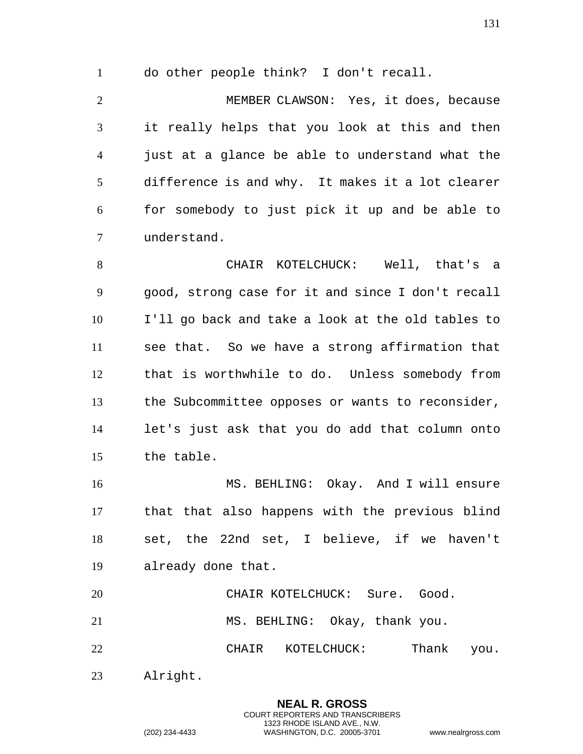do other people think? I don't recall.

MEMBER CLAWSON: Yes, it does, because it really helps that you look at this and then just at a glance be able to understand what the difference is and why. It makes it a lot clearer for somebody to just pick it up and be able to understand.

CHAIR KOTELCHUCK: Well, that's a good, strong case for it and since I don't recall I'll go back and take a look at the old tables to see that. So we have a strong affirmation that that is worthwhile to do. Unless somebody from the Subcommittee opposes or wants to reconsider, let's just ask that you do add that column onto the table.

MS. BEHLING: Okay. And I will ensure that that also happens with the previous blind set, the 22nd set, I believe, if we haven't already done that.

CHAIR KOTELCHUCK: Sure. Good.

MS. BEHLING: Okay, thank you.

CHAIR KOTELCHUCK: Thank you. Alright.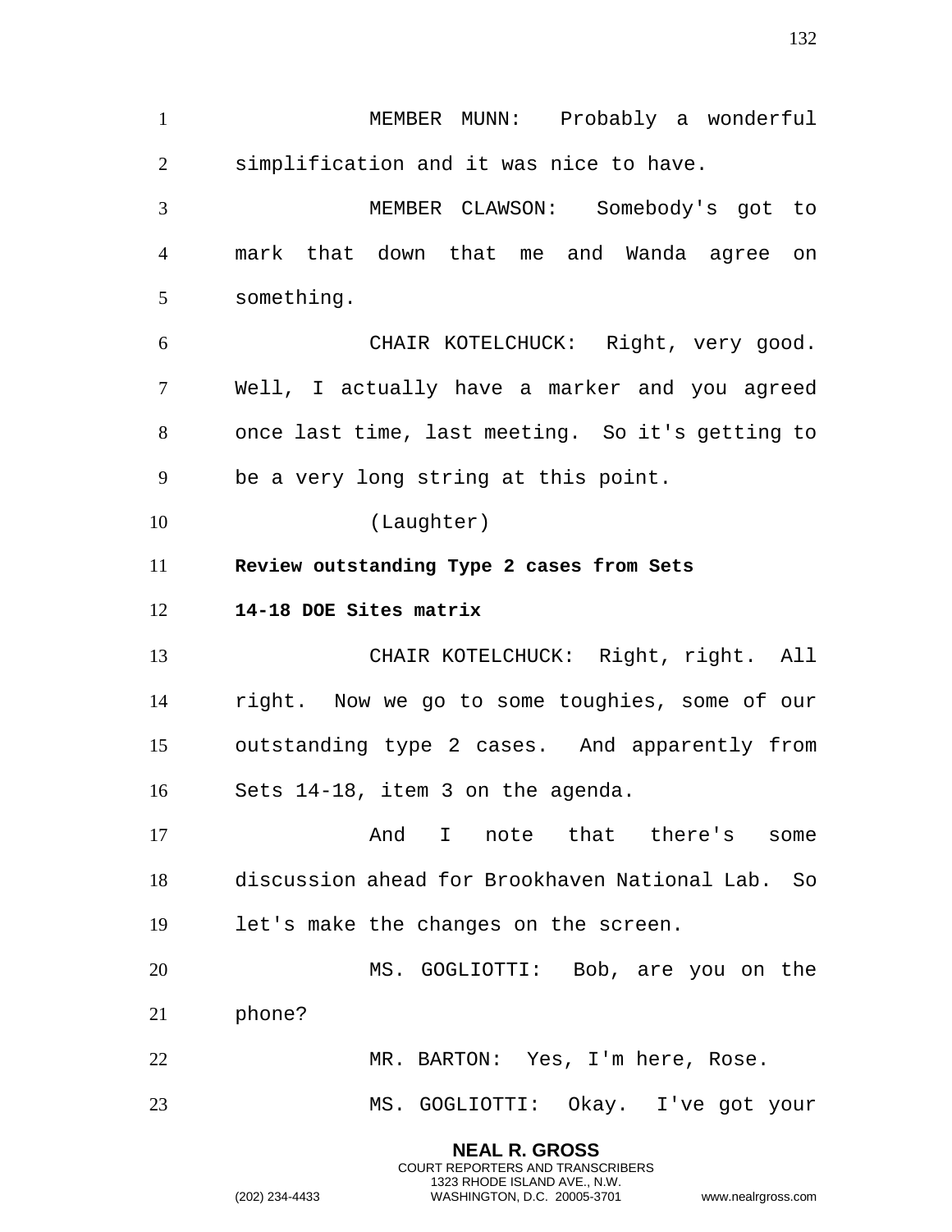MEMBER MUNN: Probably a wonderful simplification and it was nice to have.

MEMBER CLAWSON: Somebody's got to mark that down that me and Wanda agree on something.

CHAIR KOTELCHUCK: Right, very good. Well, I actually have a marker and you agreed once last time, last meeting. So it's getting to be a very long string at this point.

(Laughter)

**Review outstanding Type 2 cases from Sets 14-18 DOE Sites matrix**

CHAIR KOTELCHUCK: Right, right. All right. Now we go to some toughies, some of our outstanding type 2 cases. And apparently from Sets 14-18, item 3 on the agenda.

And I note that there's some discussion ahead for Brookhaven National Lab. So let's make the changes on the screen.

MS. GOGLIOTTI: Bob, are you on the phone?

MR. BARTON: Yes, I'm here, Rose.

MS. GOGLIOTTI: Okay. I've got your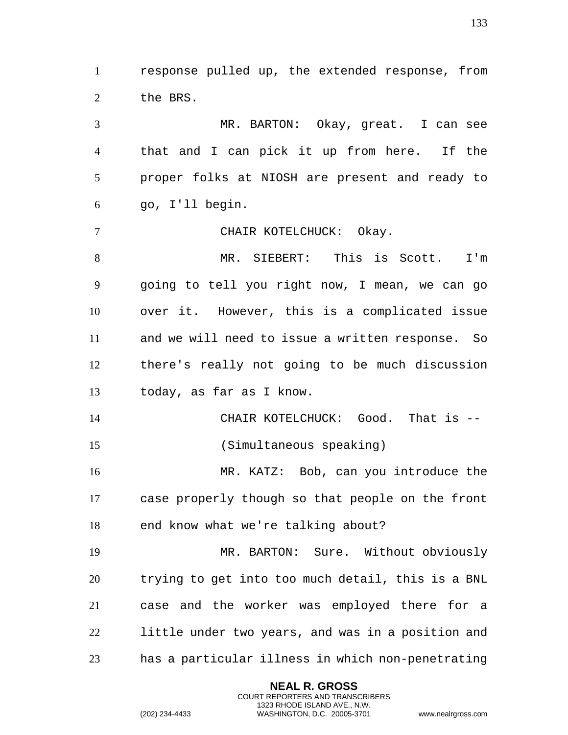response pulled up, the extended response, from the BRS.

MR. BARTON: Okay, great. I can see that and I can pick it up from here. If the proper folks at NIOSH are present and ready to go, I'll begin.

CHAIR KOTELCHUCK: Okay.

MR. SIEBERT: This is Scott. I'm going to tell you right now, I mean, we can go over it. However, this is a complicated issue and we will need to issue a written response. So there's really not going to be much discussion today, as far as I know.

CHAIR KOTELCHUCK: Good. That is --

(Simultaneous speaking)

MR. KATZ: Bob, can you introduce the case properly though so that people on the front end know what we're talking about?

MR. BARTON: Sure. Without obviously trying to get into too much detail, this is a BNL case and the worker was employed there for a little under two years, and was in a position and has a particular illness in which non-penetrating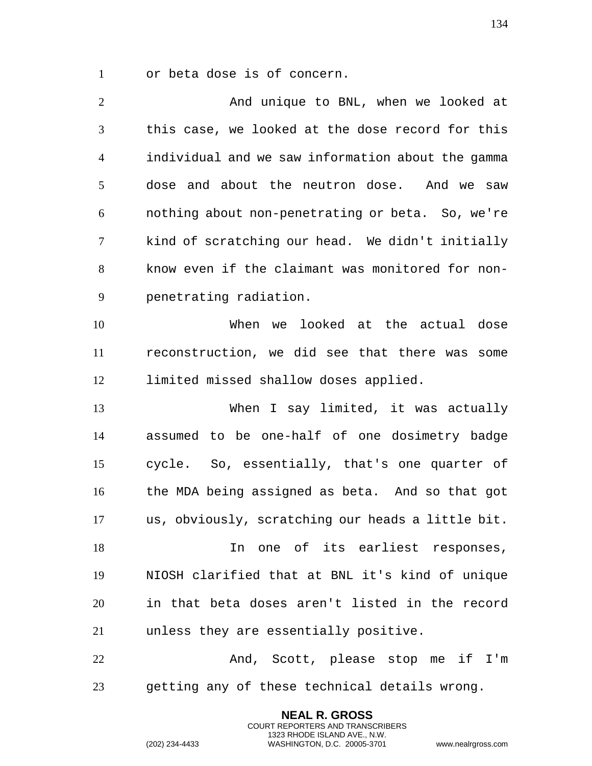or beta dose is of concern.

And unique to BNL, when we looked at this case, we looked at the dose record for this individual and we saw information about the gamma dose and about the neutron dose. And we saw nothing about non-penetrating or beta. So, we're kind of scratching our head. We didn't initially know even if the claimant was monitored for non-penetrating radiation.

When we looked at the actual dose reconstruction, we did see that there was some limited missed shallow doses applied.

When I say limited, it was actually assumed to be one-half of one dosimetry badge cycle. So, essentially, that's one quarter of the MDA being assigned as beta. And so that got us, obviously, scratching our heads a little bit.

In one of its earliest responses, NIOSH clarified that at BNL it's kind of unique in that beta doses aren't listed in the record unless they are essentially positive.

And, Scott, please stop me if I'm getting any of these technical details wrong.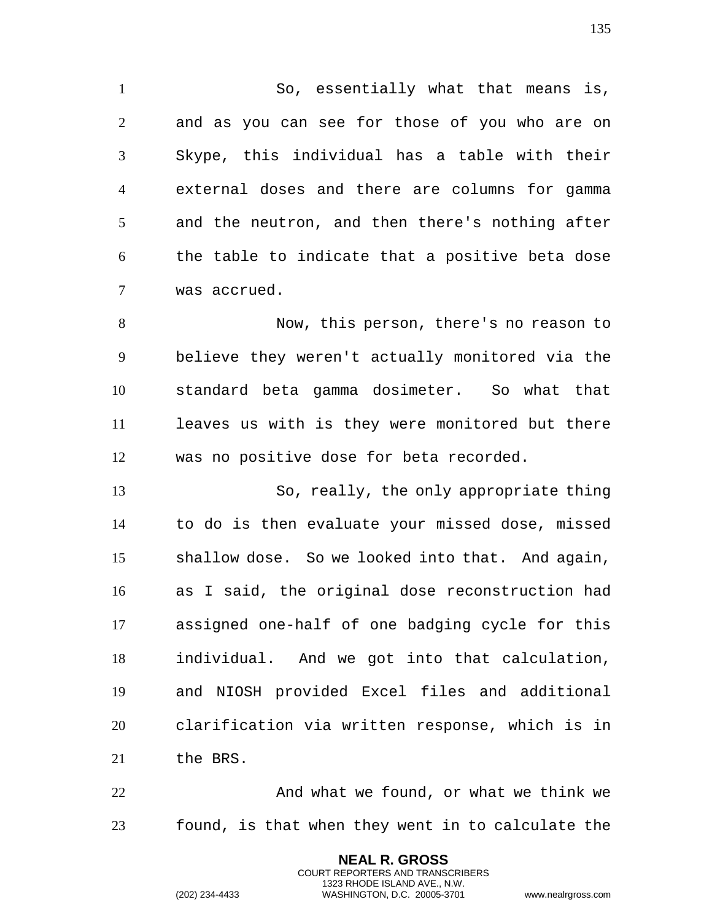So, essentially what that means is, and as you can see for those of you who are on Skype, this individual has a table with their external doses and there are columns for gamma and the neutron, and then there's nothing after the table to indicate that a positive beta dose was accrued.

Now, this person, there's no reason to believe they weren't actually monitored via the standard beta gamma dosimeter. So what that leaves us with is they were monitored but there was no positive dose for beta recorded.

So, really, the only appropriate thing to do is then evaluate your missed dose, missed shallow dose. So we looked into that. And again, as I said, the original dose reconstruction had assigned one-half of one badging cycle for this individual. And we got into that calculation, and NIOSH provided Excel files and additional clarification via written response, which is in the BRS.

And what we found, or what we think we found, is that when they went in to calculate the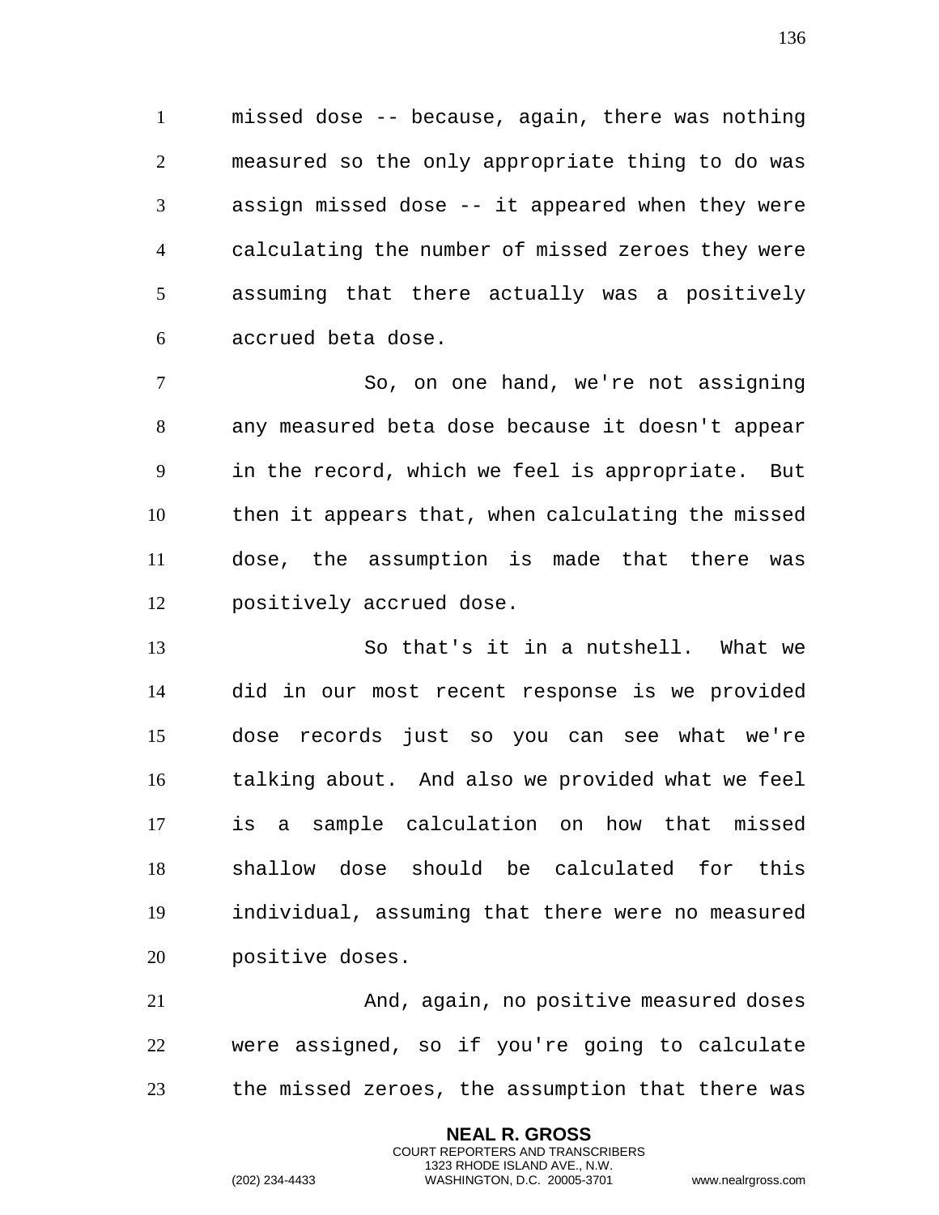missed dose -- because, again, there was nothing measured so the only appropriate thing to do was assign missed dose -- it appeared when they were calculating the number of missed zeroes they were assuming that there actually was a positively accrued beta dose.

So, on one hand, we're not assigning any measured beta dose because it doesn't appear in the record, which we feel is appropriate. But then it appears that, when calculating the missed dose, the assumption is made that there was positively accrued dose.

So that's it in a nutshell. What we did in our most recent response is we provided dose records just so you can see what we're talking about. And also we provided what we feel is a sample calculation on how that missed shallow dose should be calculated for this individual, assuming that there were no measured positive doses.

And, again, no positive measured doses were assigned, so if you're going to calculate the missed zeroes, the assumption that there was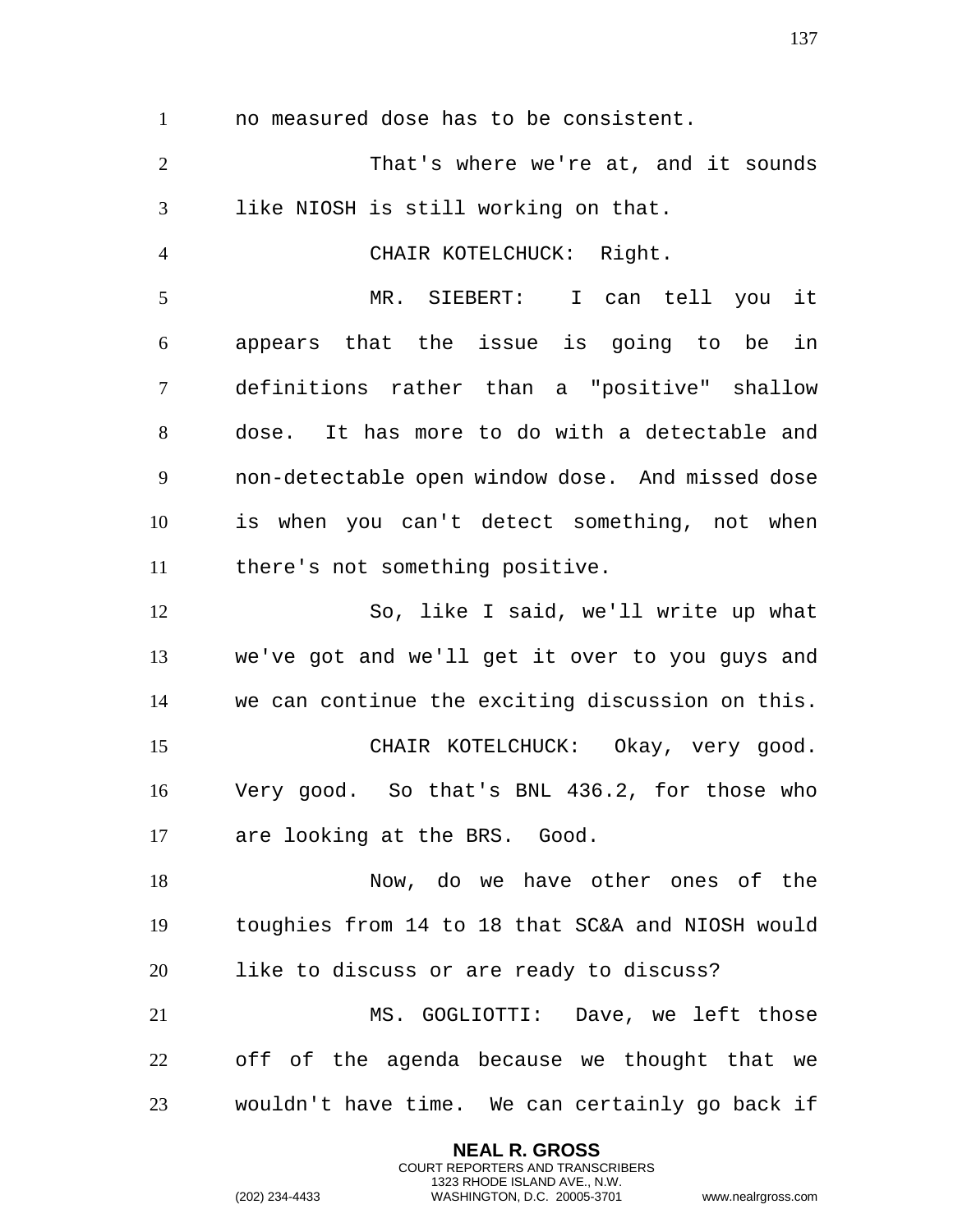no measured dose has to be consistent.

That's where we're at, and it sounds like NIOSH is still working on that.

CHAIR KOTELCHUCK: Right.

MR. SIEBERT: I can tell you it appears that the issue is going to be in definitions rather than a "positive" shallow dose. It has more to do with a detectable and non-detectable open window dose. And missed dose is when you can't detect something, not when there's not something positive.

So, like I said, we'll write up what we've got and we'll get it over to you guys and we can continue the exciting discussion on this.

CHAIR KOTELCHUCK: Okay, very good. Very good. So that's BNL 436.2, for those who are looking at the BRS. Good.

Now, do we have other ones of the toughies from 14 to 18 that SC&A and NIOSH would like to discuss or are ready to discuss?

MS. GOGLIOTTI: Dave, we left those off of the agenda because we thought that we wouldn't have time. We can certainly go back if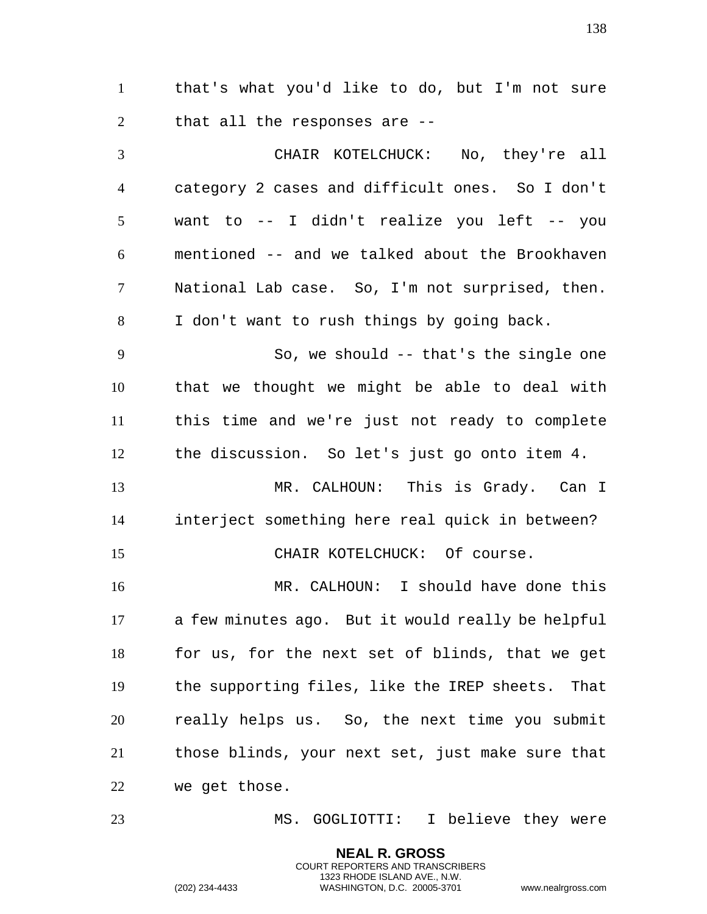that's what you'd like to do, but I'm not sure that all the responses are --

CHAIR KOTELCHUCK: No, they're all category 2 cases and difficult ones. So I don't want to -- I didn't realize you left -- you mentioned -- and we talked about the Brookhaven National Lab case. So, I'm not surprised, then. I don't want to rush things by going back.

So, we should -- that's the single one that we thought we might be able to deal with this time and we're just not ready to complete the discussion. So let's just go onto item 4.

MR. CALHOUN: This is Grady. Can I interject something here real quick in between?

CHAIR KOTELCHUCK: Of course.

MR. CALHOUN: I should have done this a few minutes ago. But it would really be helpful for us, for the next set of blinds, that we get the supporting files, like the IREP sheets. That really helps us. So, the next time you submit those blinds, your next set, just make sure that we get those.

MS. GOGLIOTTI: I believe they were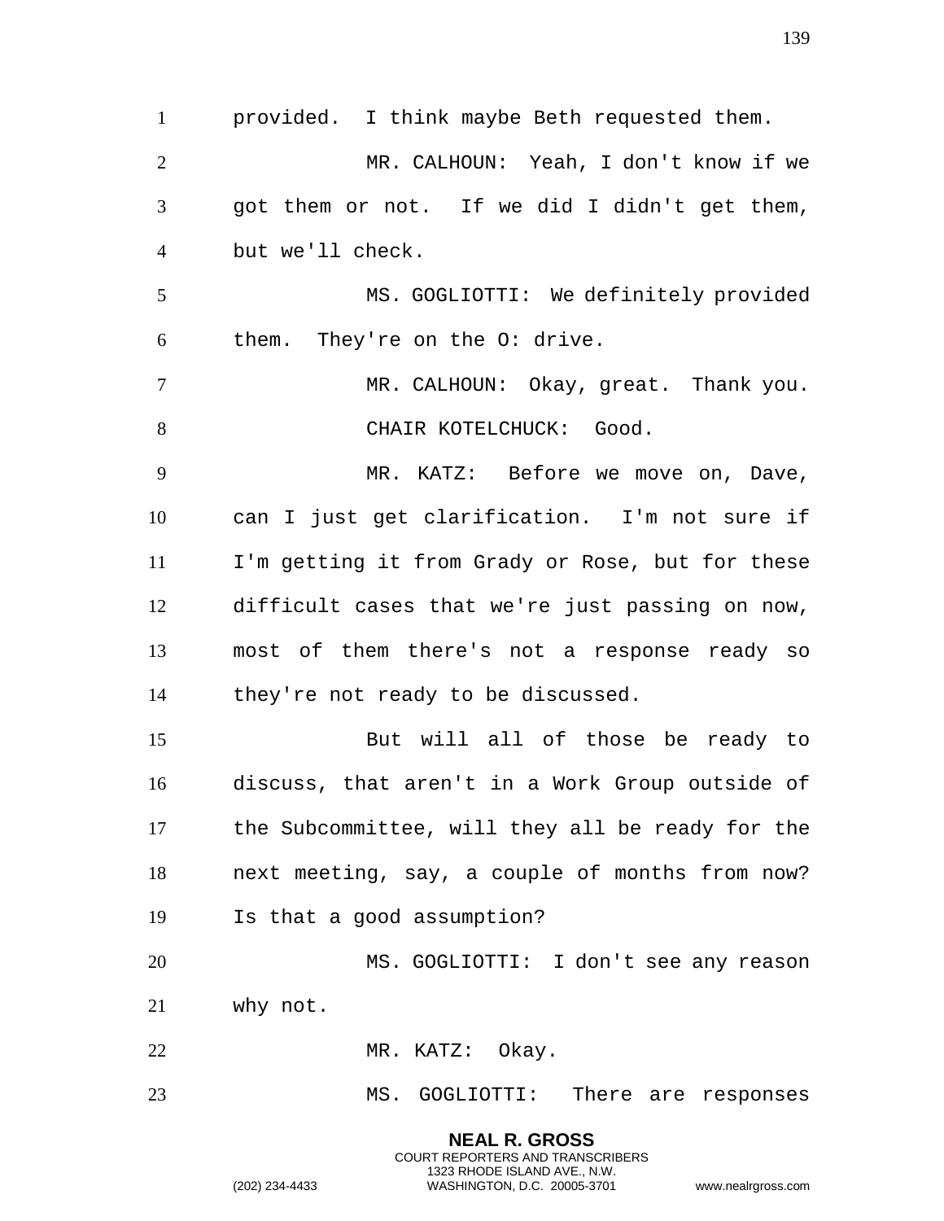provided. I think maybe Beth requested them.

MR. CALHOUN: Yeah, I don't know if we got them or not. If we did I didn't get them, but we'll check.

MS. GOGLIOTTI: We definitely provided them. They're on the O: drive.

MR. CALHOUN: Okay, great. Thank you.

CHAIR KOTELCHUCK: Good.

MR. KATZ: Before we move on, Dave, can I just get clarification. I'm not sure if I'm getting it from Grady or Rose, but for these difficult cases that we're just passing on now, most of them there's not a response ready so they're not ready to be discussed.

But will all of those be ready to discuss, that aren't in a Work Group outside of the Subcommittee, will they all be ready for the next meeting, say, a couple of months from now? Is that a good assumption?

MS. GOGLIOTTI: I don't see any reason why not.

MR. KATZ: Okay.

MS. GOGLIOTTI: There are responses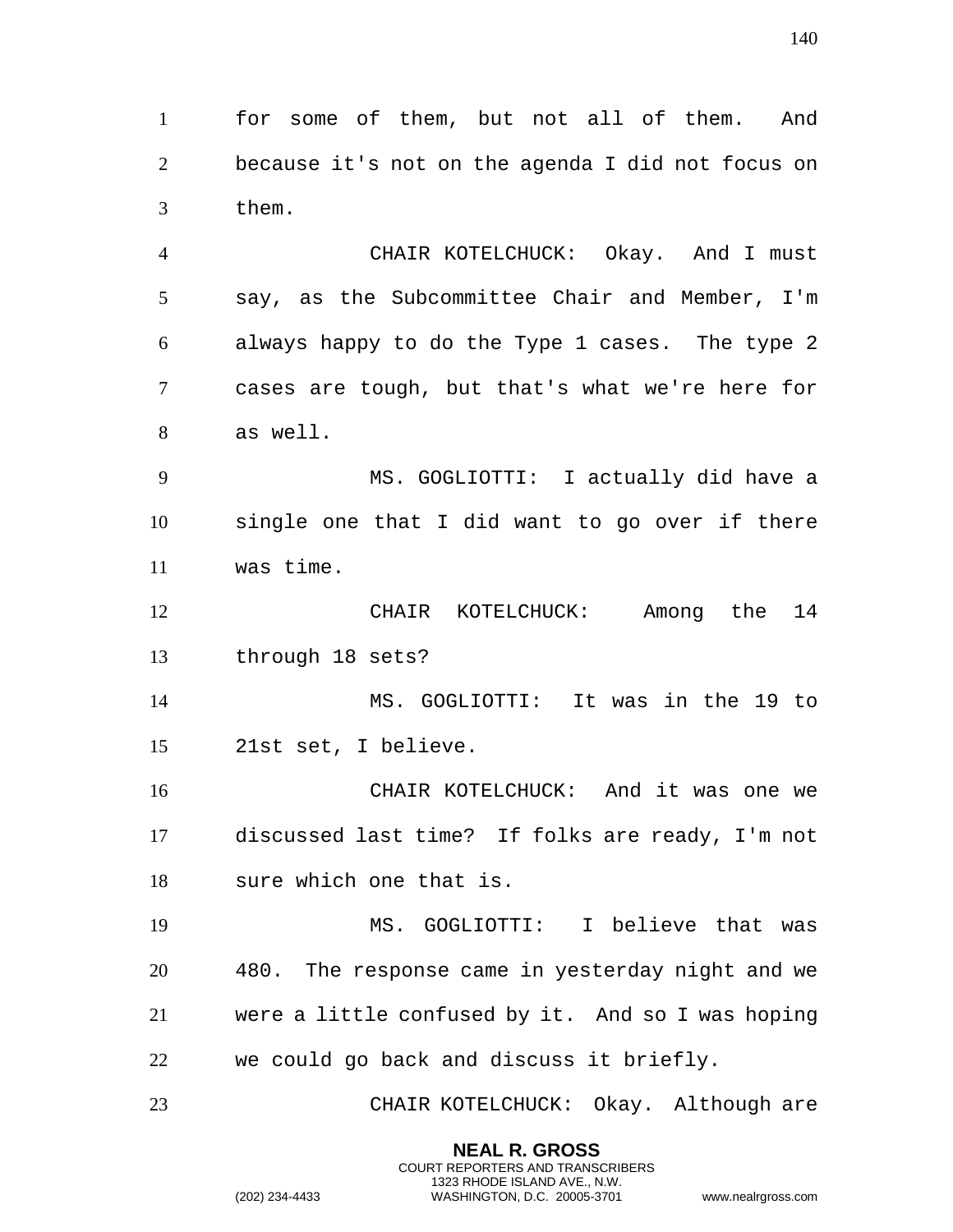for some of them, but not all of them. And because it's not on the agenda I did not focus on them.

CHAIR KOTELCHUCK: Okay. And I must say, as the Subcommittee Chair and Member, I'm always happy to do the Type 1 cases. The type 2 cases are tough, but that's what we're here for as well.

MS. GOGLIOTTI: I actually did have a single one that I did want to go over if there was time.

CHAIR KOTELCHUCK: Among the 14 through 18 sets?

MS. GOGLIOTTI: It was in the 19 to 21st set, I believe.

CHAIR KOTELCHUCK: And it was one we discussed last time? If folks are ready, I'm not sure which one that is.

MS. GOGLIOTTI: I believe that was 480. The response came in yesterday night and we were a little confused by it. And so I was hoping we could go back and discuss it briefly.

CHAIR KOTELCHUCK: Okay. Although are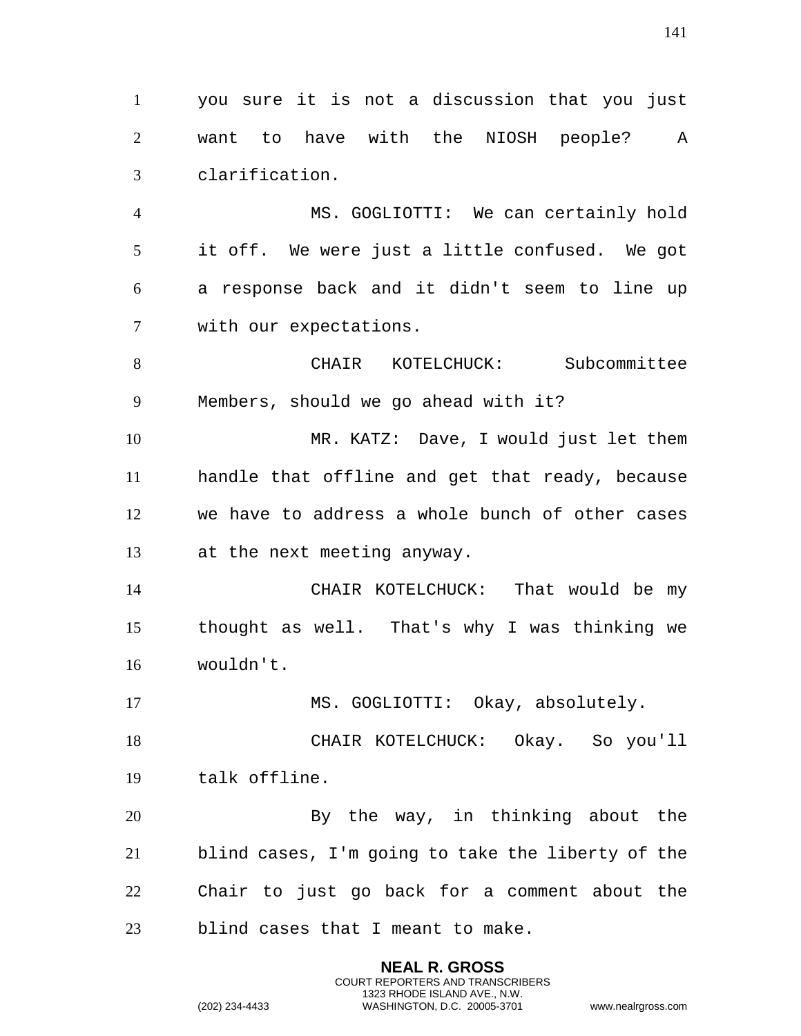you sure it is not a discussion that you just want to have with the NIOSH people? A clarification.

MS. GOGLIOTTI: We can certainly hold it off. We were just a little confused. We got a response back and it didn't seem to line up with our expectations.

CHAIR KOTELCHUCK: Subcommittee Members, should we go ahead with it?

MR. KATZ: Dave, I would just let them handle that offline and get that ready, because we have to address a whole bunch of other cases at the next meeting anyway.

CHAIR KOTELCHUCK: That would be my thought as well. That's why I was thinking we wouldn't.

MS. GOGLIOTTI: Okay, absolutely.

CHAIR KOTELCHUCK: Okay. So you'll talk offline.

By the way, in thinking about the blind cases, I'm going to take the liberty of the Chair to just go back for a comment about the blind cases that I meant to make.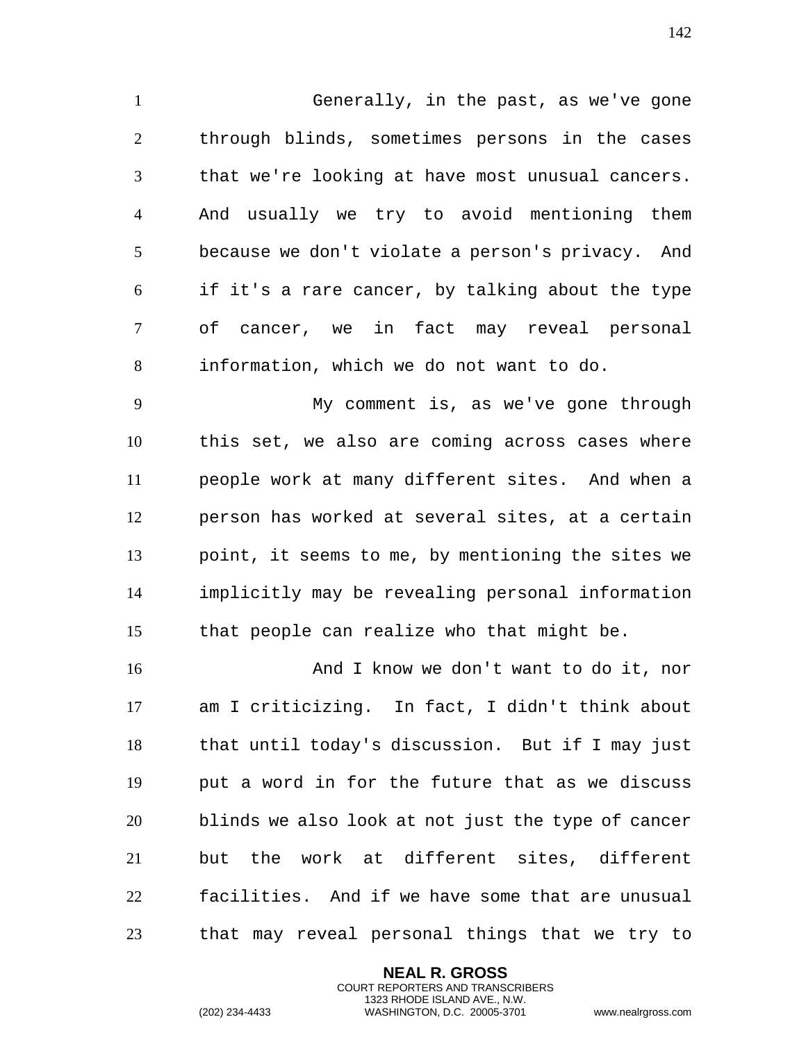Generally, in the past, as we've gone through blinds, sometimes persons in the cases that we're looking at have most unusual cancers. And usually we try to avoid mentioning them because we don't violate a person's privacy. And if it's a rare cancer, by talking about the type of cancer, we in fact may reveal personal information, which we do not want to do.

My comment is, as we've gone through this set, we also are coming across cases where people work at many different sites. And when a person has worked at several sites, at a certain point, it seems to me, by mentioning the sites we implicitly may be revealing personal information that people can realize who that might be.

And I know we don't want to do it, nor am I criticizing. In fact, I didn't think about that until today's discussion. But if I may just put a word in for the future that as we discuss blinds we also look at not just the type of cancer but the work at different sites, different facilities. And if we have some that are unusual that may reveal personal things that we try to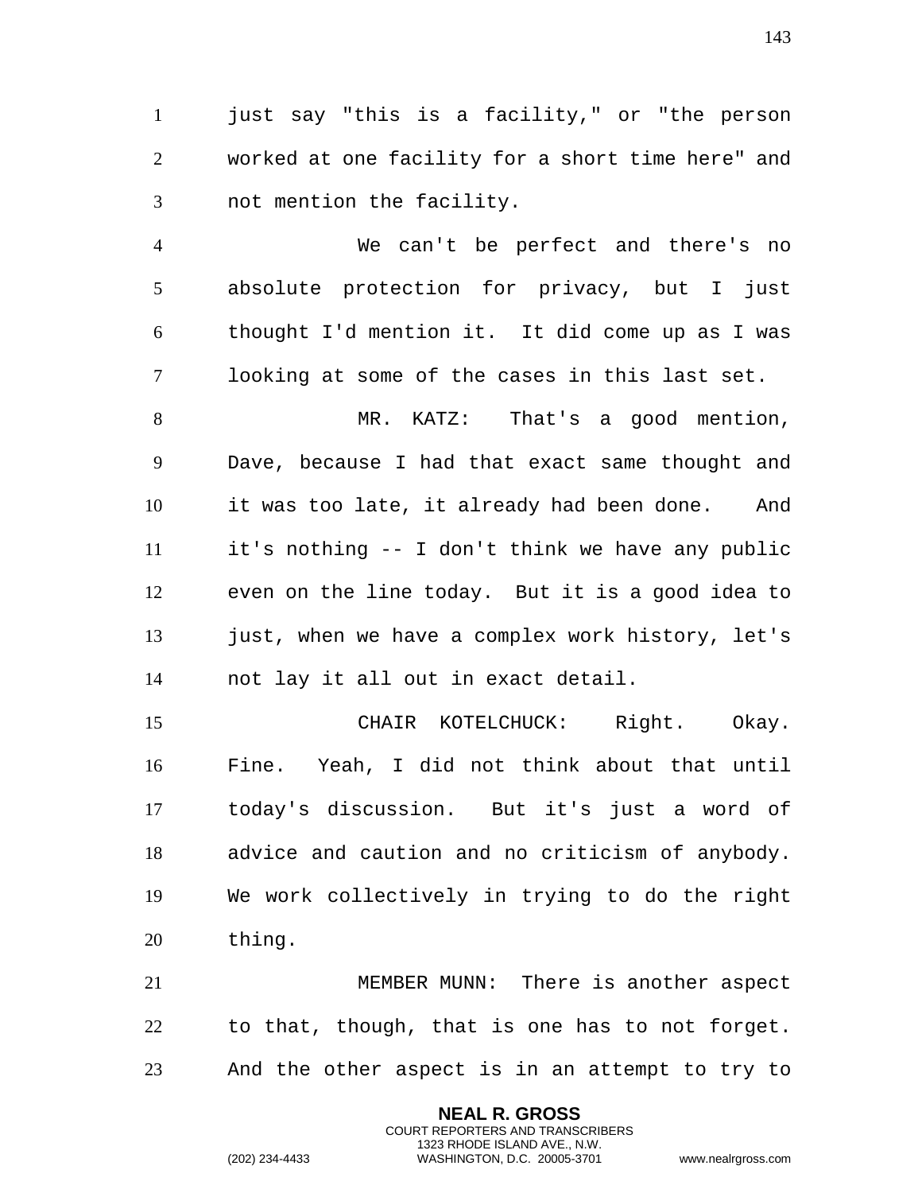just say "this is a facility," or "the person worked at one facility for a short time here" and not mention the facility.

We can't be perfect and there's no absolute protection for privacy, but I just thought I'd mention it. It did come up as I was looking at some of the cases in this last set.

MR. KATZ: That's a good mention, Dave, because I had that exact same thought and it was too late, it already had been done. And it's nothing -- I don't think we have any public even on the line today. But it is a good idea to just, when we have a complex work history, let's not lay it all out in exact detail.

CHAIR KOTELCHUCK: Right. Okay. Fine. Yeah, I did not think about that until today's discussion. But it's just a word of advice and caution and no criticism of anybody. We work collectively in trying to do the right thing.

MEMBER MUNN: There is another aspect to that, though, that is one has to not forget. And the other aspect is in an attempt to try to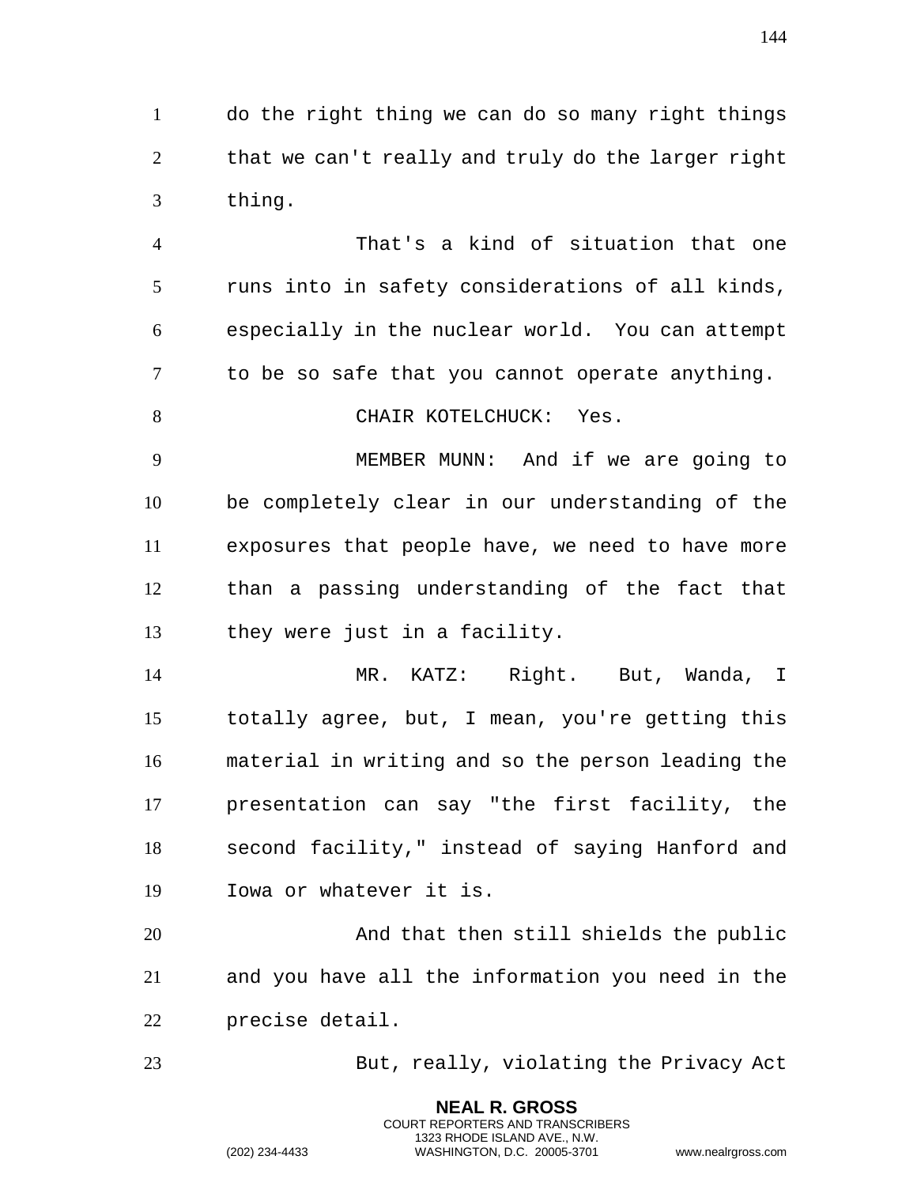do the right thing we can do so many right things that we can't really and truly do the larger right thing.

That's a kind of situation that one runs into in safety considerations of all kinds, especially in the nuclear world. You can attempt to be so safe that you cannot operate anything.

CHAIR KOTELCHUCK: Yes.

MEMBER MUNN: And if we are going to be completely clear in our understanding of the exposures that people have, we need to have more than a passing understanding of the fact that they were just in a facility.

MR. KATZ: Right. But, Wanda, I totally agree, but, I mean, you're getting this material in writing and so the person leading the presentation can say "the first facility, the second facility," instead of saying Hanford and Iowa or whatever it is.

And that then still shields the public and you have all the information you need in the precise detail.

But, really, violating the Privacy Act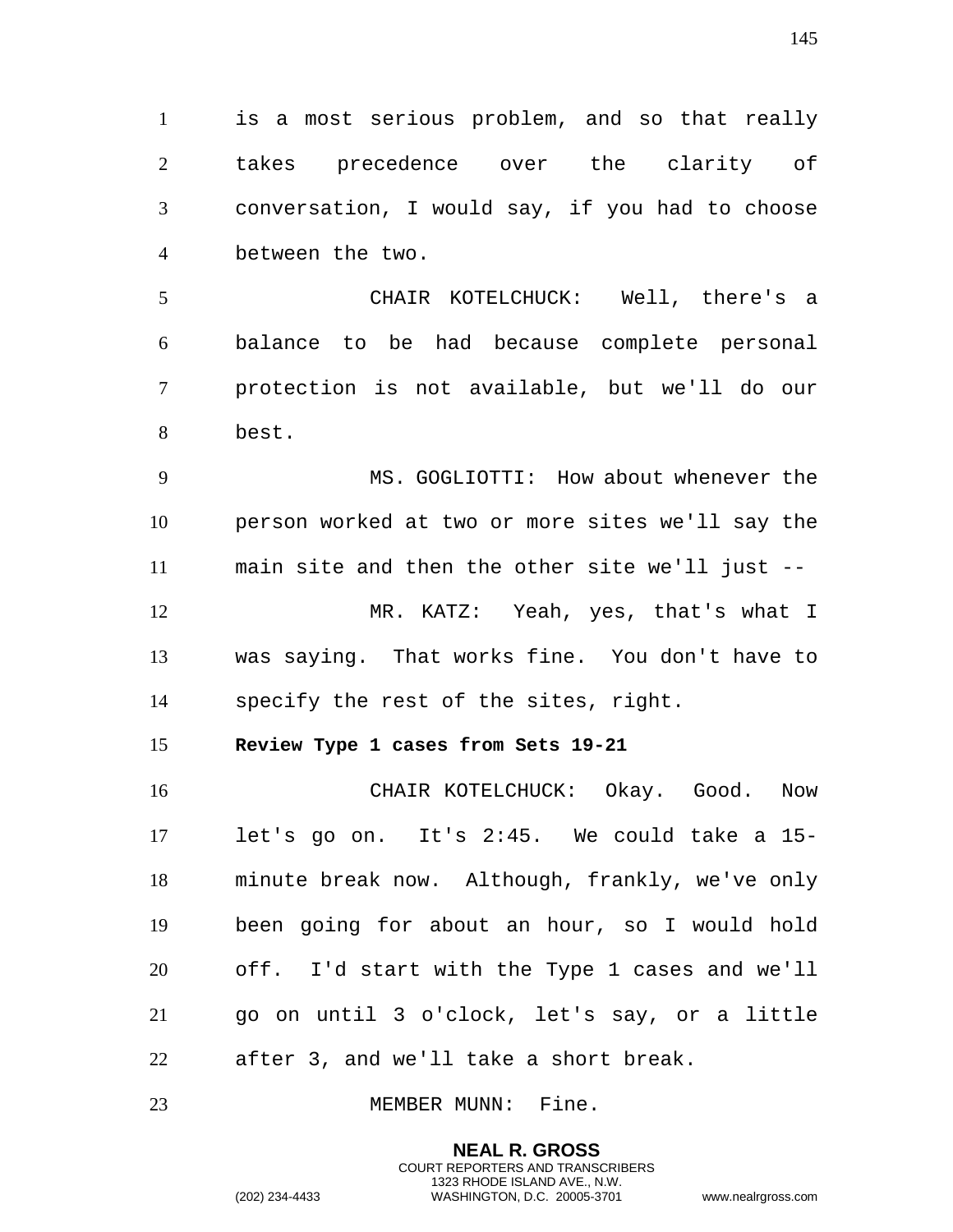is a most serious problem, and so that really takes precedence over the clarity of conversation, I would say, if you had to choose between the two.

CHAIR KOTELCHUCK: Well, there's a balance to be had because complete personal protection is not available, but we'll do our best.

MS. GOGLIOTTI: How about whenever the person worked at two or more sites we'll say the main site and then the other site we'll just --

MR. KATZ: Yeah, yes, that's what I was saying. That works fine. You don't have to specify the rest of the sites, right.

**Review Type 1 cases from Sets 19-21**

CHAIR KOTELCHUCK: Okay. Good. Now let's go on. It's 2:45. We could take a 15-minute break now. Although, frankly, we've only been going for about an hour, so I would hold off. I'd start with the Type 1 cases and we'll go on until 3 o'clock, let's say, or a little after 3, and we'll take a short break.

MEMBER MUNN: Fine.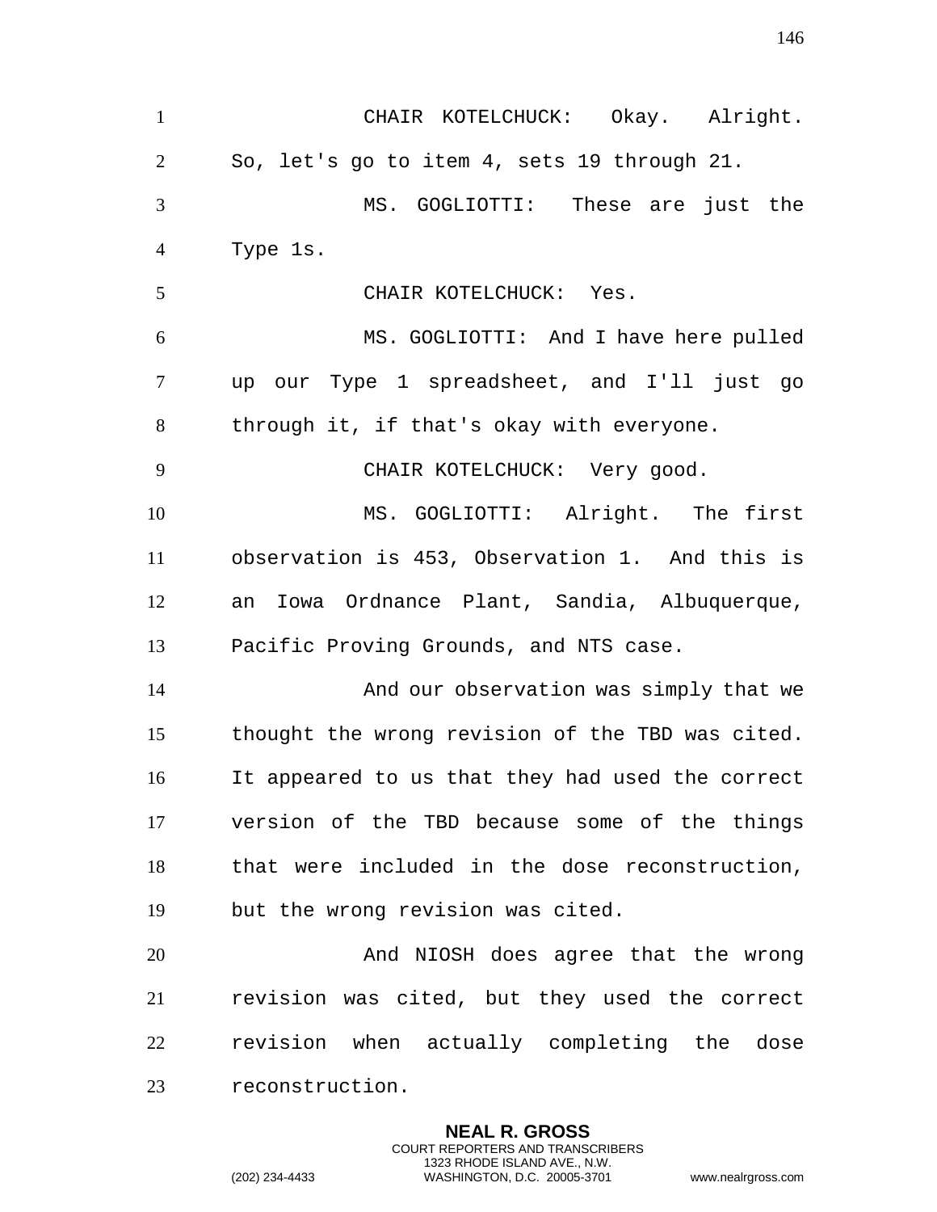CHAIR KOTELCHUCK: Okay. Alright. So, let's go to item 4, sets 19 through 21.

MS. GOGLIOTTI: These are just the Type 1s.

CHAIR KOTELCHUCK: Yes.

MS. GOGLIOTTI: And I have here pulled up our Type 1 spreadsheet, and I'll just go through it, if that's okay with everyone.

CHAIR KOTELCHUCK: Very good.

MS. GOGLIOTTI: Alright. The first observation is 453, Observation 1. And this is an Iowa Ordnance Plant, Sandia, Albuquerque, Pacific Proving Grounds, and NTS case.

And our observation was simply that we thought the wrong revision of the TBD was cited. It appeared to us that they had used the correct version of the TBD because some of the things that were included in the dose reconstruction, but the wrong revision was cited.

And NIOSH does agree that the wrong revision was cited, but they used the correct revision when actually completing the dose reconstruction.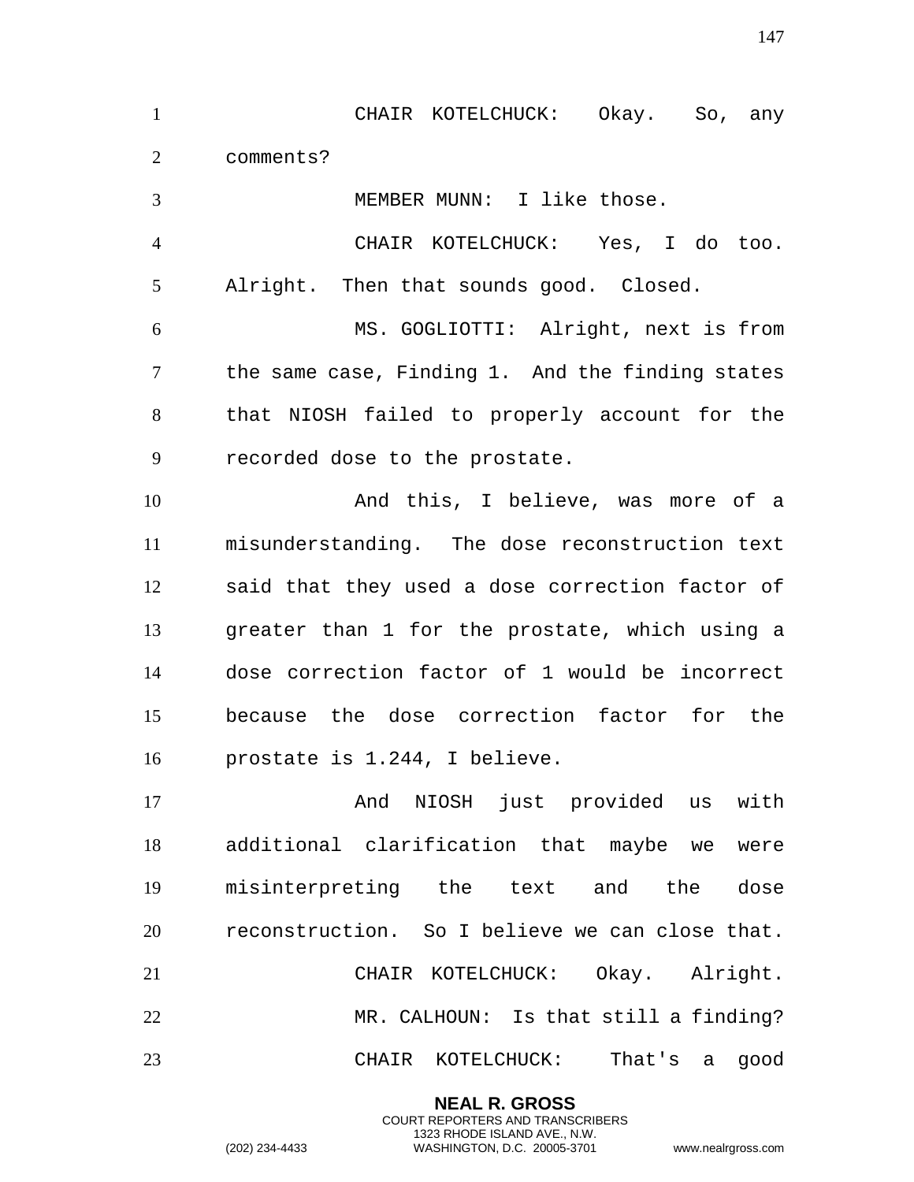CHAIR KOTELCHUCK: Okay. So, any comments?

MEMBER MUNN: I like those.

CHAIR KOTELCHUCK: Yes, I do too. Alright. Then that sounds good. Closed.

MS. GOGLIOTTI: Alright, next is from the same case, Finding 1. And the finding states that NIOSH failed to properly account for the recorded dose to the prostate.

And this, I believe, was more of a misunderstanding. The dose reconstruction text said that they used a dose correction factor of greater than 1 for the prostate, which using a dose correction factor of 1 would be incorrect because the dose correction factor for the prostate is 1.244, I believe.

And NIOSH just provided us with additional clarification that maybe we were misinterpreting the text and the dose reconstruction. So I believe we can close that.

CHAIR KOTELCHUCK: Okay. Alright.

MR. CALHOUN: Is that still a finding?

CHAIR KOTELCHUCK: That's a good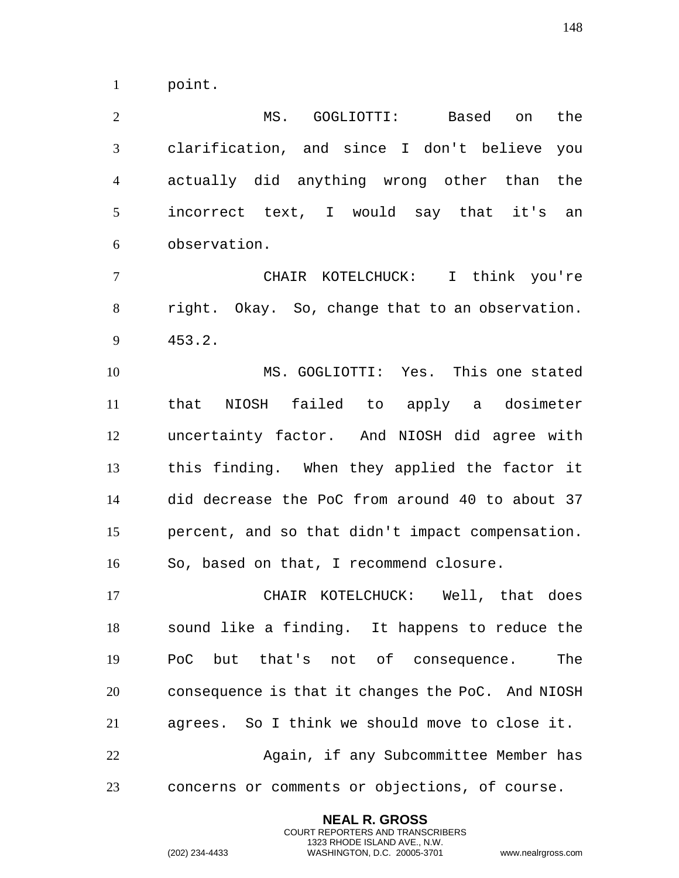point.

MS. GOGLIOTTI: Based on the clarification, and since I don't believe you actually did anything wrong other than the incorrect text, I would say that it's an observation.

CHAIR KOTELCHUCK: I think you're right. Okay. So, change that to an observation. 453.2.

MS. GOGLIOTTI: Yes. This one stated that NIOSH failed to apply a dosimeter uncertainty factor. And NIOSH did agree with this finding. When they applied the factor it did decrease the PoC from around 40 to about 37 percent, and so that didn't impact compensation. So, based on that, I recommend closure.

CHAIR KOTELCHUCK: Well, that does sound like a finding. It happens to reduce the PoC but that's not of consequence. The consequence is that it changes the PoC. And NIOSH agrees. So I think we should move to close it.

Again, if any Subcommittee Member has concerns or comments or objections, of course.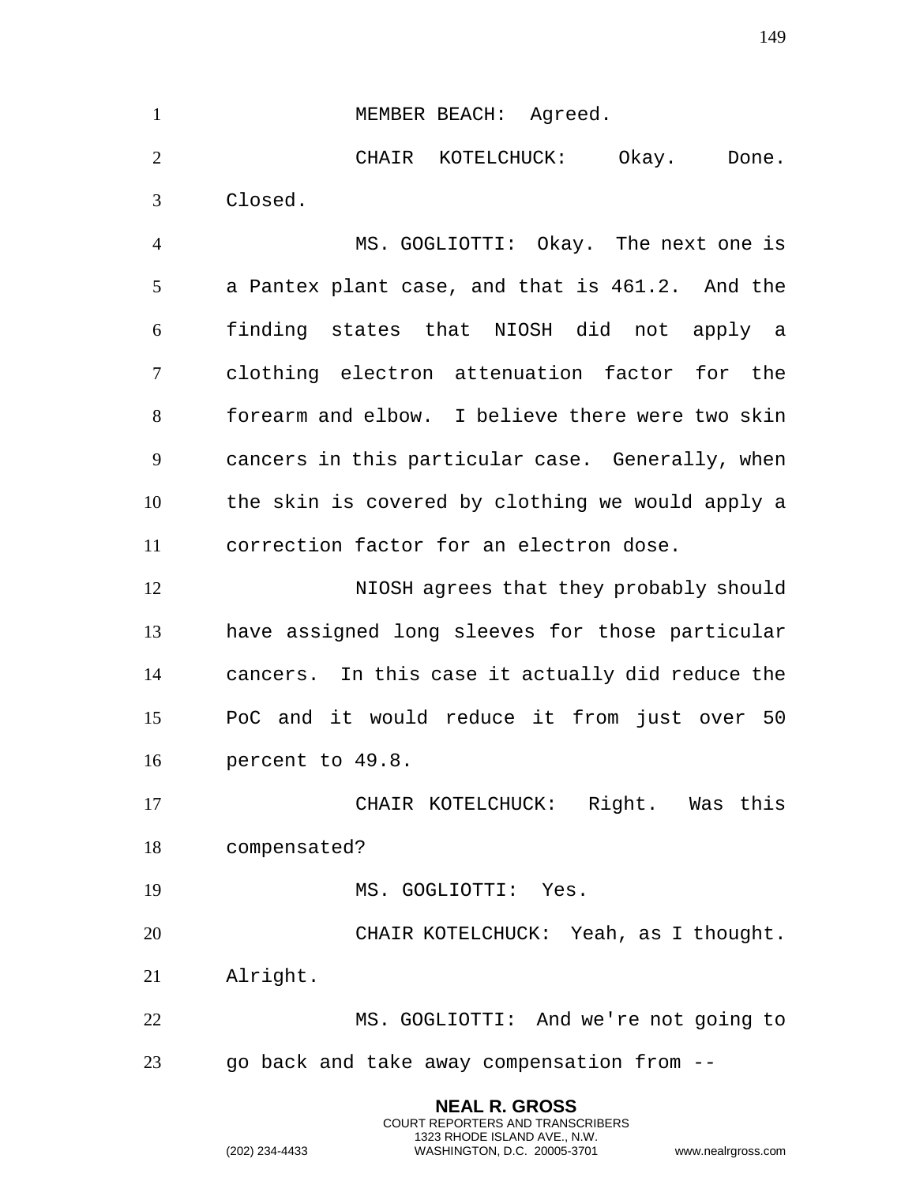MEMBER BEACH: Agreed.

CHAIR KOTELCHUCK: Okay. Done. Closed.

MS. GOGLIOTTI: Okay. The next one is a Pantex plant case, and that is 461.2. And the finding states that NIOSH did not apply a clothing electron attenuation factor for the forearm and elbow. I believe there were two skin cancers in this particular case. Generally, when the skin is covered by clothing we would apply a correction factor for an electron dose.

NIOSH agrees that they probably should have assigned long sleeves for those particular cancers. In this case it actually did reduce the PoC and it would reduce it from just over 50 percent to 49.8.

CHAIR KOTELCHUCK: Right. Was this compensated?

MS. GOGLIOTTI: Yes.

CHAIR KOTELCHUCK: Yeah, as I thought. Alright.

MS. GOGLIOTTI: And we're not going to go back and take away compensation from --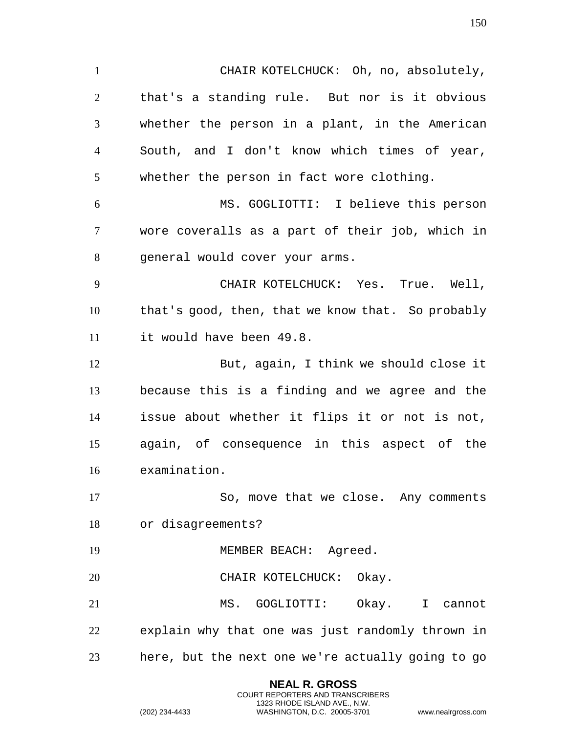CHAIR KOTELCHUCK: Oh, no, absolutely, that's a standing rule. But nor is it obvious whether the person in a plant, in the American South, and I don't know which times of year, whether the person in fact wore clothing.

MS. GOGLIOTTI: I believe this person wore coveralls as a part of their job, which in general would cover your arms.

CHAIR KOTELCHUCK: Yes. True. Well, that's good, then, that we know that. So probably it would have been 49.8.

But, again, I think we should close it because this is a finding and we agree and the issue about whether it flips it or not is not, again, of consequence in this aspect of the examination.

So, move that we close. Any comments or disagreements?

MEMBER BEACH: Agreed.

CHAIR KOTELCHUCK: Okay.

MS. GOGLIOTTI: Okay. I cannot explain why that one was just randomly thrown in here, but the next one we're actually going to go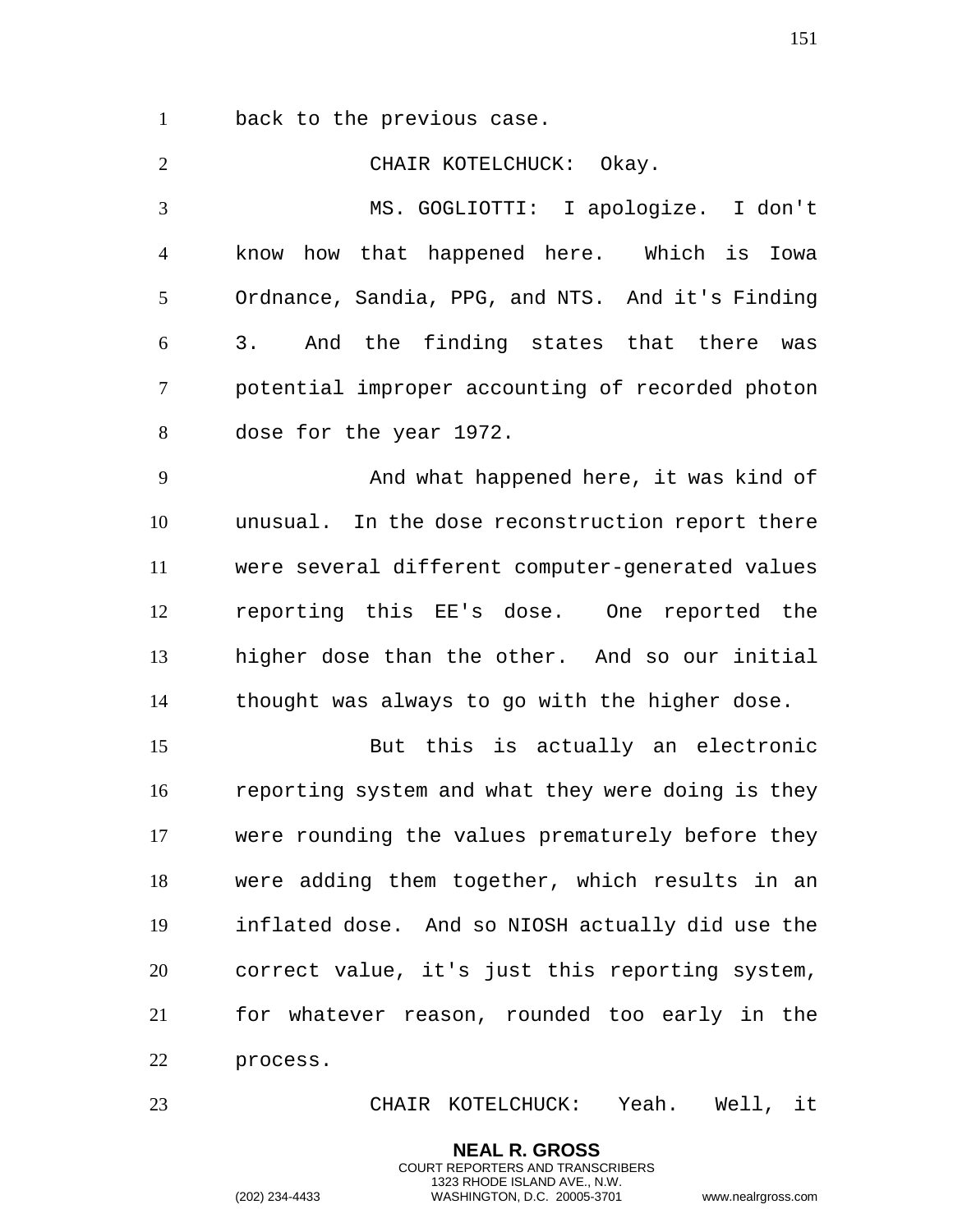back to the previous case.

CHAIR KOTELCHUCK: Okay.

MS. GOGLIOTTI: I apologize. I don't know how that happened here. Which is Iowa Ordnance, Sandia, PPG, and NTS. And it's Finding 3. And the finding states that there was potential improper accounting of recorded photon dose for the year 1972.

And what happened here, it was kind of unusual. In the dose reconstruction report there were several different computer-generated values reporting this EE's dose. One reported the higher dose than the other. And so our initial thought was always to go with the higher dose.

But this is actually an electronic reporting system and what they were doing is they were rounding the values prematurely before they were adding them together, which results in an inflated dose. And so NIOSH actually did use the correct value, it's just this reporting system, for whatever reason, rounded too early in the process.

CHAIR KOTELCHUCK: Yeah. Well, it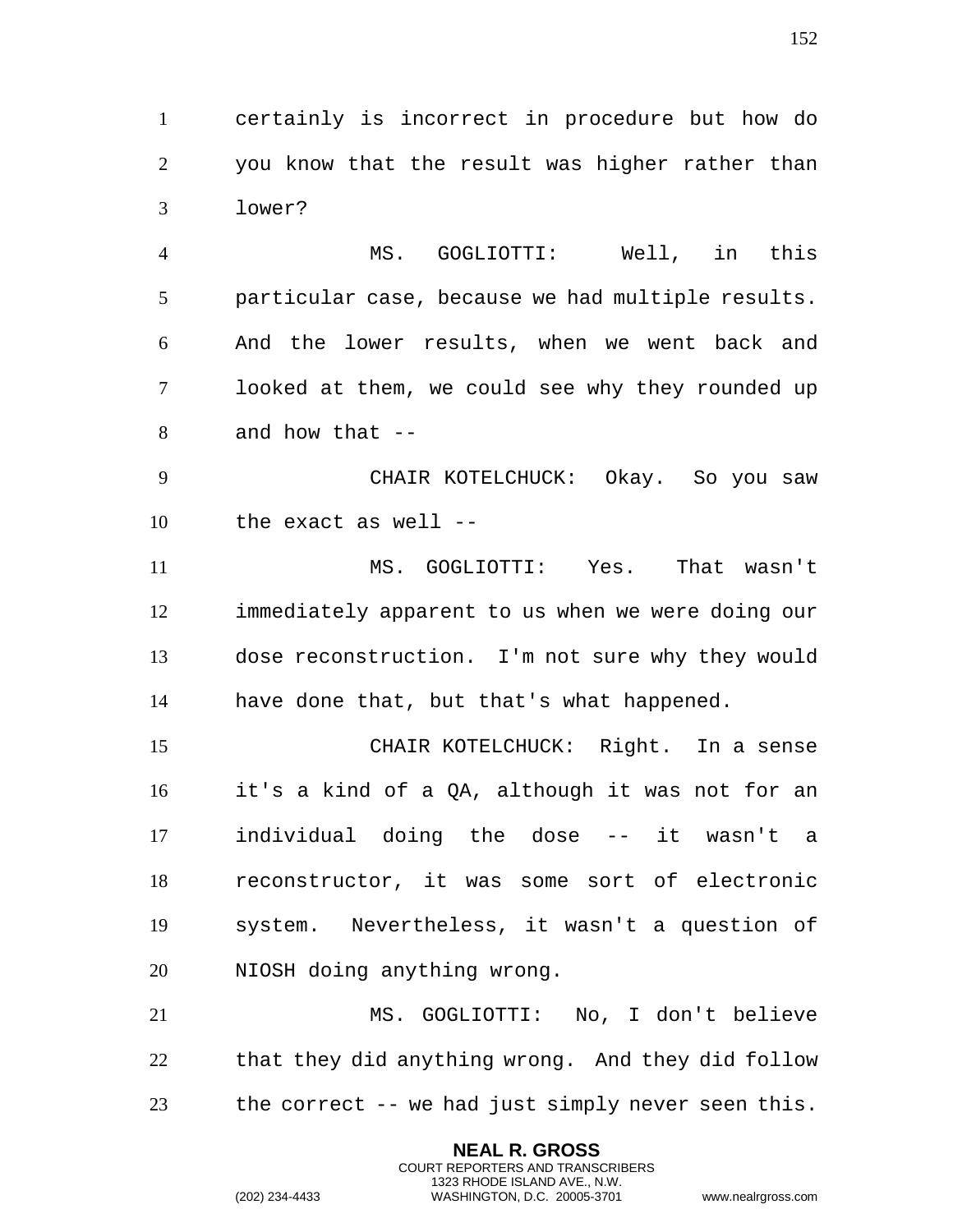certainly is incorrect in procedure but how do you know that the result was higher rather than lower?

MS. GOGLIOTTI: Well, in this particular case, because we had multiple results. And the lower results, when we went back and looked at them, we could see why they rounded up and how that --

CHAIR KOTELCHUCK: Okay. So you saw the exact as well --

MS. GOGLIOTTI: Yes. That wasn't immediately apparent to us when we were doing our dose reconstruction. I'm not sure why they would have done that, but that's what happened.

CHAIR KOTELCHUCK: Right. In a sense it's a kind of a QA, although it was not for an individual doing the dose -- it wasn't a reconstructor, it was some sort of electronic system. Nevertheless, it wasn't a question of NIOSH doing anything wrong.

MS. GOGLIOTTI: No, I don't believe that they did anything wrong. And they did follow the correct -- we had just simply never seen this.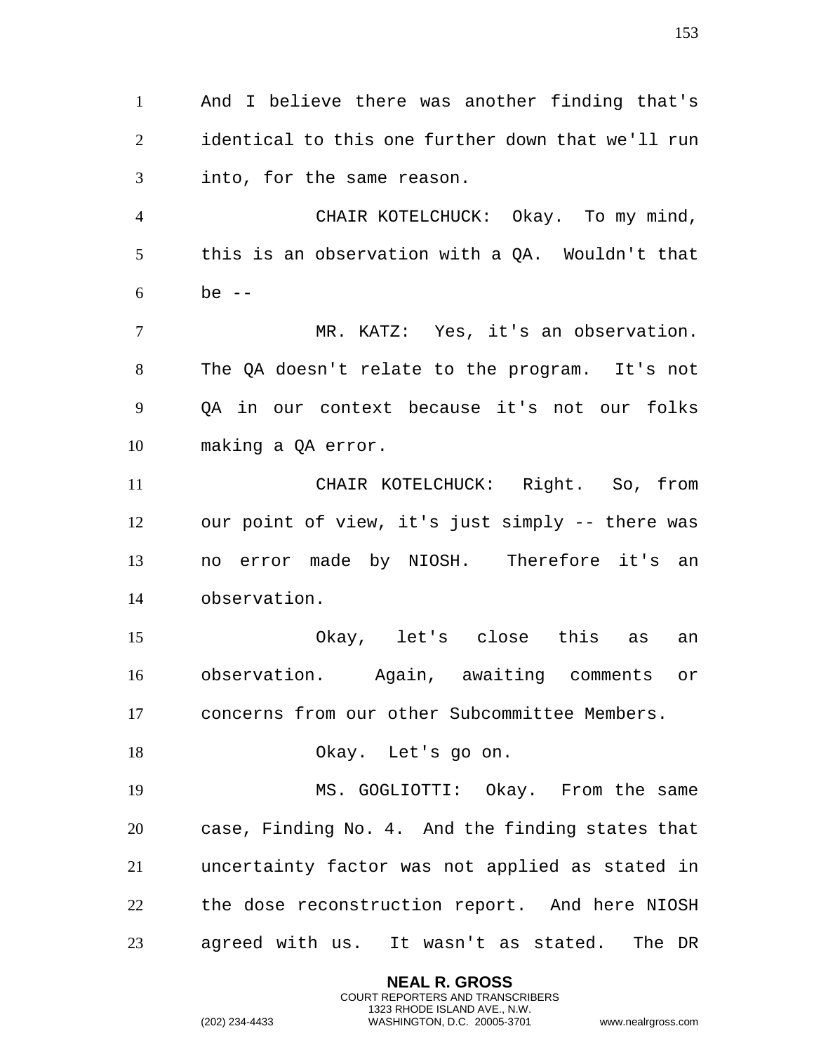And I believe there was another finding that's identical to this one further down that we'll run into, for the same reason.

CHAIR KOTELCHUCK: Okay. To my mind, this is an observation with a QA. Wouldn't that be --

MR. KATZ: Yes, it's an observation. The QA doesn't relate to the program. It's not QA in our context because it's not our folks making a QA error.

CHAIR KOTELCHUCK: Right. So, from our point of view, it's just simply -- there was no error made by NIOSH. Therefore it's an observation.

Okay, let's close this as an observation. Again, awaiting comments or concerns from our other Subcommittee Members.

Okay. Let's go on.

MS. GOGLIOTTI: Okay. From the same case, Finding No. 4. And the finding states that uncertainty factor was not applied as stated in the dose reconstruction report. And here NIOSH agreed with us. It wasn't as stated. The DR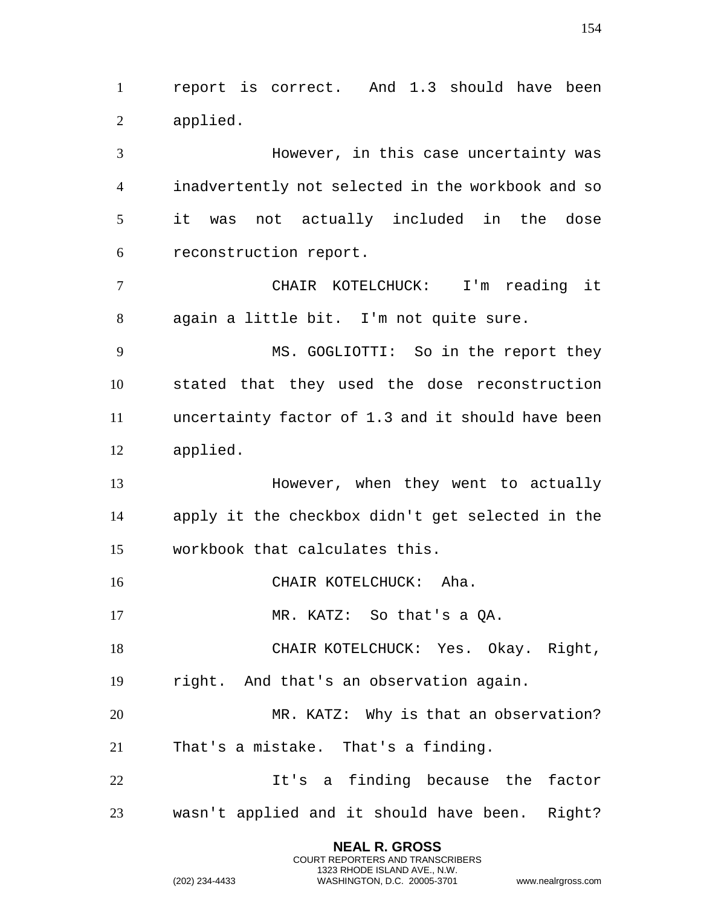report is correct. And 1.3 should have been applied.

However, in this case uncertainty was inadvertently not selected in the workbook and so it was not actually included in the dose reconstruction report.

CHAIR KOTELCHUCK: I'm reading it again a little bit. I'm not quite sure.

MS. GOGLIOTTI: So in the report they stated that they used the dose reconstruction uncertainty factor of 1.3 and it should have been applied.

However, when they went to actually apply it the checkbox didn't get selected in the workbook that calculates this.

CHAIR KOTELCHUCK: Aha.

MR. KATZ: So that's a QA.

CHAIR KOTELCHUCK: Yes. Okay. Right, right. And that's an observation again.

MR. KATZ: Why is that an observation? That's a mistake. That's a finding.

It's a finding because the factor wasn't applied and it should have been. Right?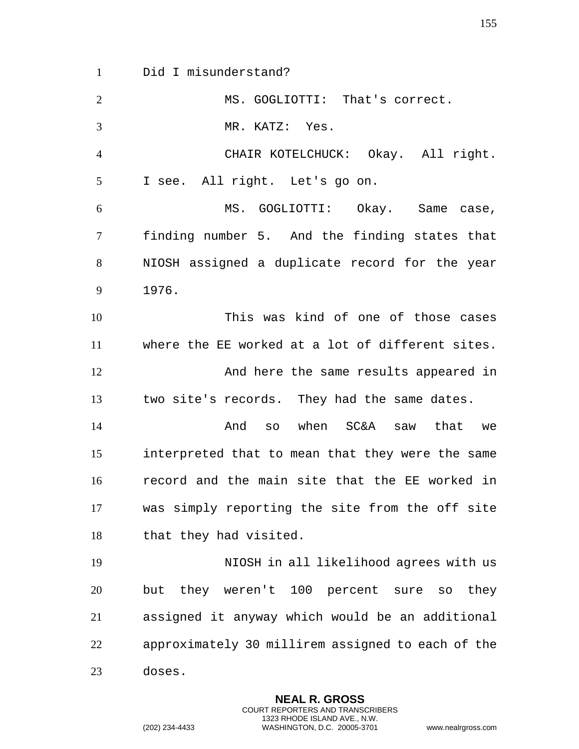Did I misunderstand?

MS. GOGLIOTTI: That's correct.

MR. KATZ: Yes.

CHAIR KOTELCHUCK: Okay. All right. I see. All right. Let's go on.

MS. GOGLIOTTI: Okay. Same case, finding number 5. And the finding states that NIOSH assigned a duplicate record for the year 1976.

This was kind of one of those cases where the EE worked at a lot of different sites.

And here the same results appeared in two site's records. They had the same dates.

And so when SC&A saw that we interpreted that to mean that they were the same record and the main site that the EE worked in was simply reporting the site from the off site that they had visited.

NIOSH in all likelihood agrees with us but they weren't 100 percent sure so they assigned it anyway which would be an additional approximately 30 millirem assigned to each of the doses.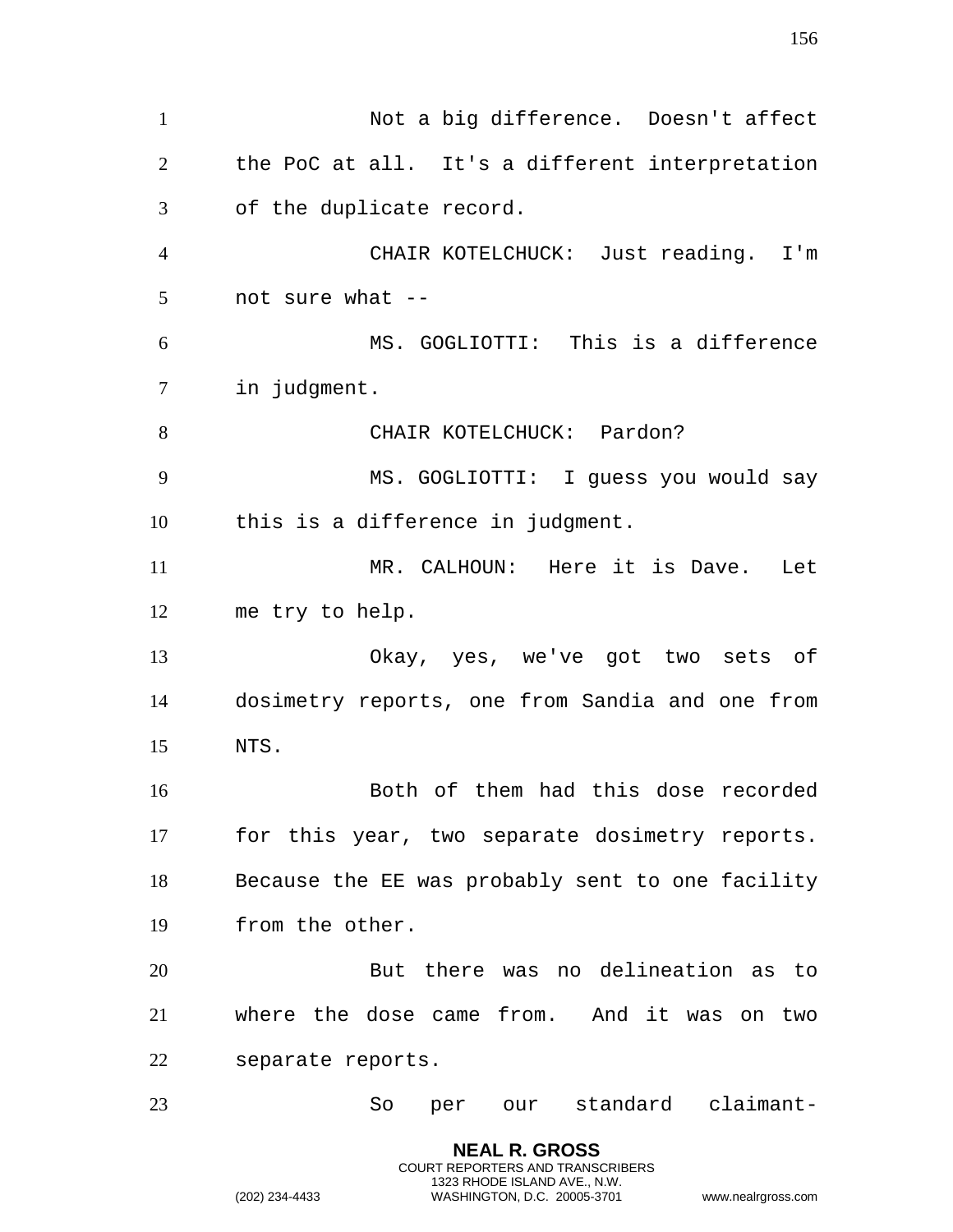Not a big difference. Doesn't affect the PoC at all. It's a different interpretation of the duplicate record.

CHAIR KOTELCHUCK: Just reading. I'm not sure what --

MS. GOGLIOTTI: This is a difference in judgment.

CHAIR KOTELCHUCK: Pardon?

MS. GOGLIOTTI: I guess you would say this is a difference in judgment.

MR. CALHOUN: Here it is Dave. Let me try to help.

Okay, yes, we've got two sets of dosimetry reports, one from Sandia and one from NTS.

Both of them had this dose recorded for this year, two separate dosimetry reports. Because the EE was probably sent to one facility from the other.

But there was no delineation as to where the dose came from. And it was on two separate reports.

So per our standard claimant-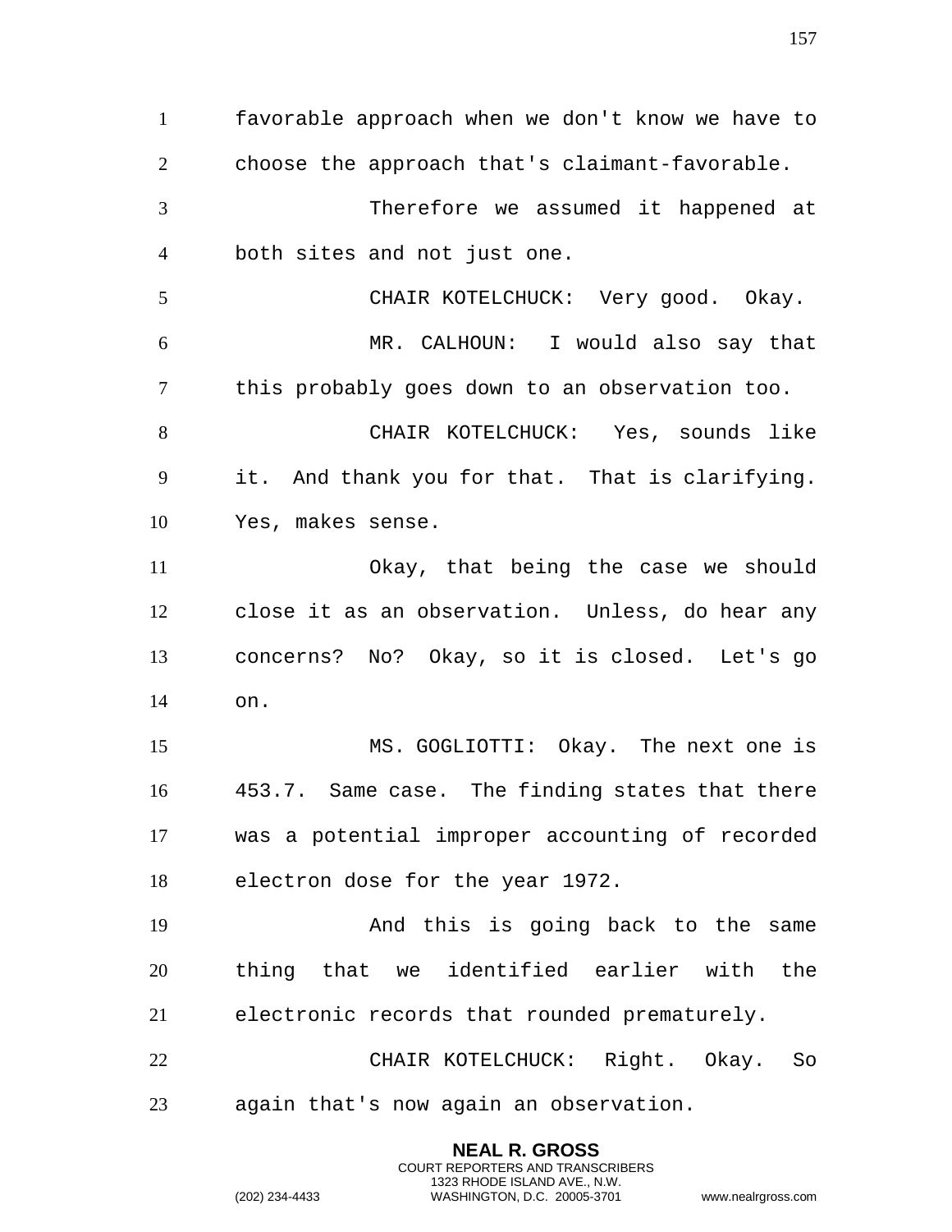favorable approach when we don't know we have to choose the approach that's claimant-favorable.

Therefore we assumed it happened at both sites and not just one.

CHAIR KOTELCHUCK: Very good. Okay.

MR. CALHOUN: I would also say that this probably goes down to an observation too.

CHAIR KOTELCHUCK: Yes, sounds like it. And thank you for that. That is clarifying. Yes, makes sense.

Okay, that being the case we should close it as an observation. Unless, do hear any concerns? No? Okay, so it is closed. Let's go on.

MS. GOGLIOTTI: Okay. The next one is 453.7. Same case. The finding states that there was a potential improper accounting of recorded electron dose for the year 1972.

And this is going back to the same thing that we identified earlier with the electronic records that rounded prematurely.

CHAIR KOTELCHUCK: Right. Okay. So again that's now again an observation.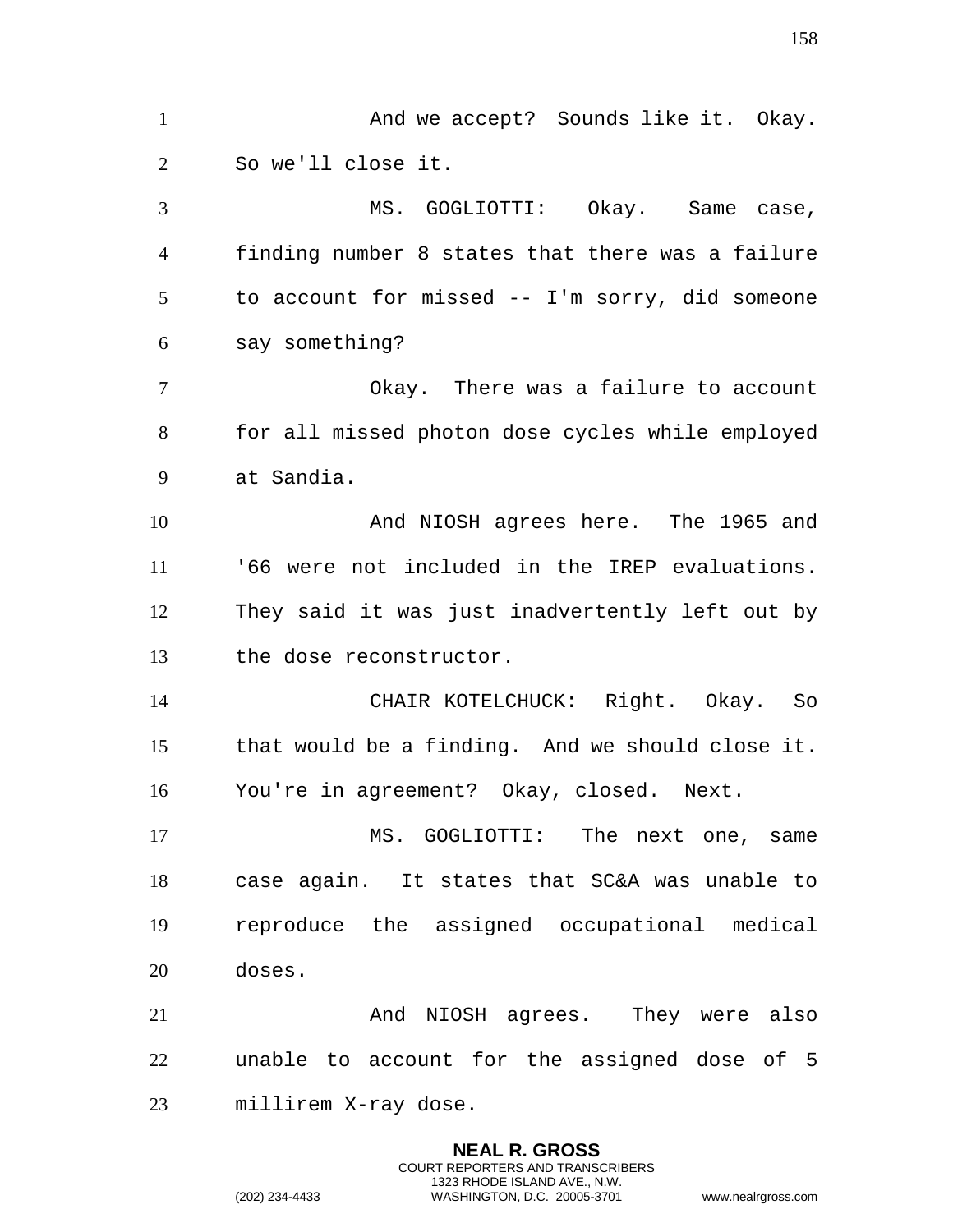And we accept? Sounds like it. Okay. So we'll close it.

MS. GOGLIOTTI: Okay. Same case, finding number 8 states that there was a failure to account for missed -- I'm sorry, did someone say something?

Okay. There was a failure to account for all missed photon dose cycles while employed at Sandia.

And NIOSH agrees here. The 1965 and '66 were not included in the IREP evaluations. They said it was just inadvertently left out by the dose reconstructor.

CHAIR KOTELCHUCK: Right. Okay. So that would be a finding. And we should close it. You're in agreement? Okay, closed. Next.

MS. GOGLIOTTI: The next one, same case again. It states that SC&A was unable to reproduce the assigned occupational medical doses.

And NIOSH agrees. They were also unable to account for the assigned dose of 5 millirem X-ray dose.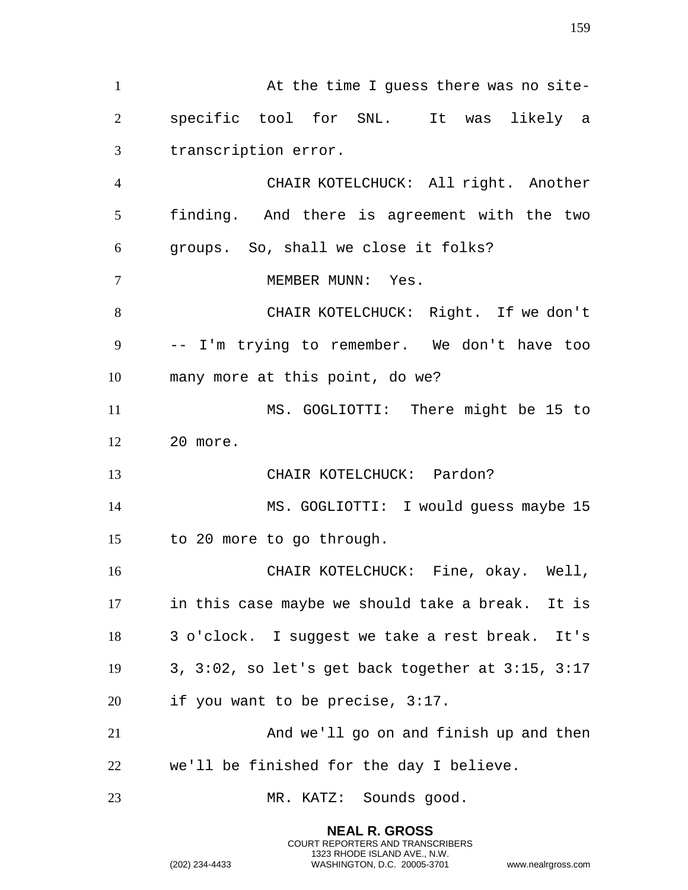At the time I guess there was no site-specific tool for SNL. It was likely a transcription error.

CHAIR KOTELCHUCK: All right. Another finding. And there is agreement with the two groups. So, shall we close it folks?

MEMBER MUNN: Yes.

CHAIR KOTELCHUCK: Right. If we don't -- I'm trying to remember. We don't have too many more at this point, do we?

MS. GOGLIOTTI: There might be 15 to 20 more.

CHAIR KOTELCHUCK: Pardon?

MS. GOGLIOTTI: I would guess maybe 15 to 20 more to go through.

CHAIR KOTELCHUCK: Fine, okay. Well, in this case maybe we should take a break. It is 3 o'clock. I suggest we take a rest break. It's 3, 3:02, so let's get back together at 3:15, 3:17 if you want to be precise, 3:17.

And we'll go on and finish up and then we'll be finished for the day I believe.

MR. KATZ: Sounds good.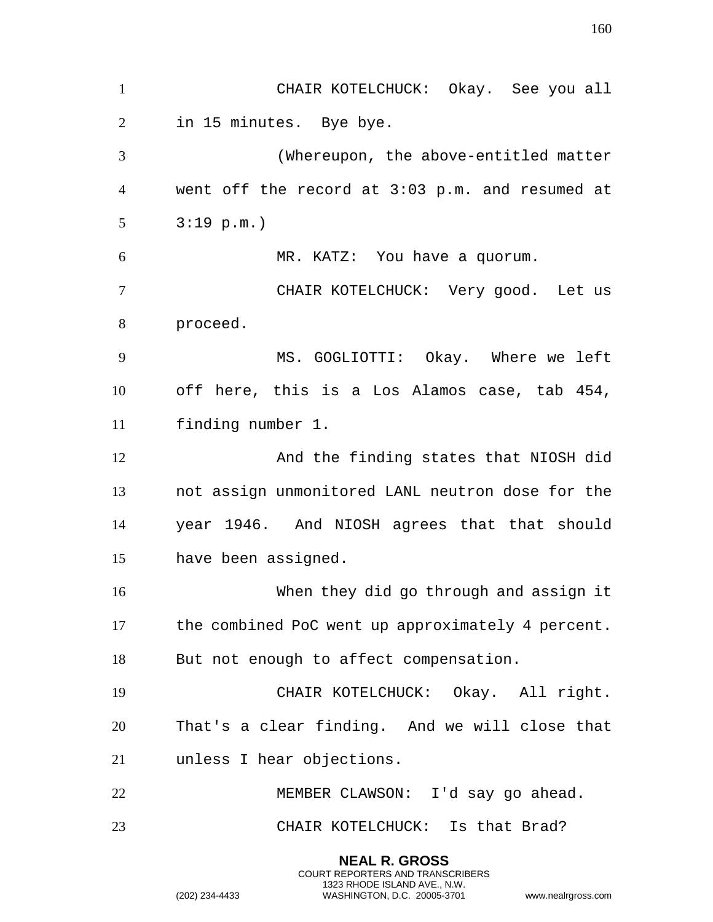CHAIR KOTELCHUCK: Okay. See you all in 15 minutes. Bye bye.

(Whereupon, the above-entitled matter went off the record at 3:03 p.m. and resumed at 3:19 p.m.)

MR. KATZ: You have a quorum.

CHAIR KOTELCHUCK: Very good. Let us proceed.

MS. GOGLIOTTI: Okay. Where we left off here, this is a Los Alamos case, tab 454, finding number 1.

And the finding states that NIOSH did not assign unmonitored LANL neutron dose for the year 1946. And NIOSH agrees that that should have been assigned.

When they did go through and assign it the combined PoC went up approximately 4 percent. But not enough to affect compensation.

CHAIR KOTELCHUCK: Okay. All right. That's a clear finding. And we will close that unless I hear objections.

MEMBER CLAWSON: I'd say go ahead.

CHAIR KOTELCHUCK: Is that Brad?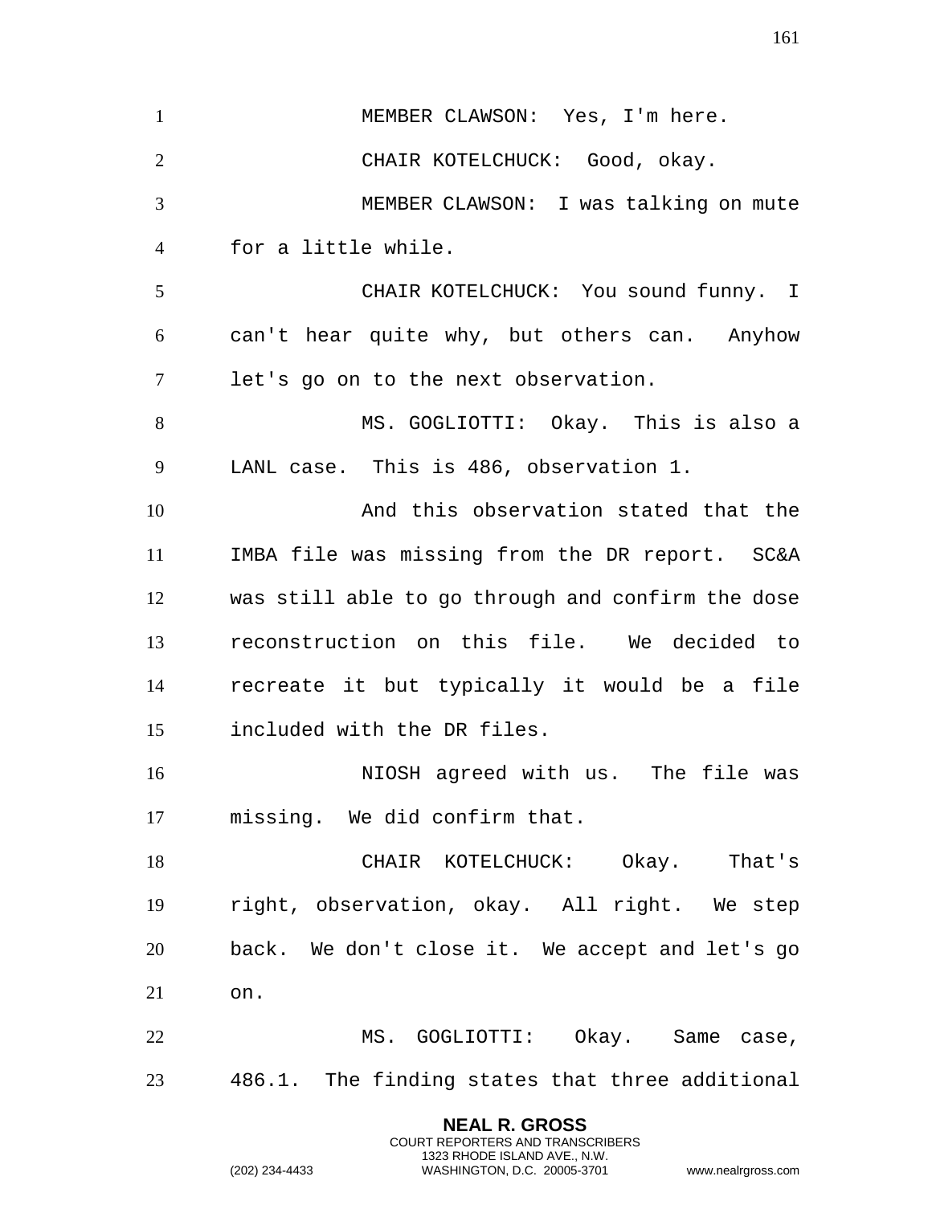MEMBER CLAWSON: Yes, I'm here.

CHAIR KOTELCHUCK: Good, okay.

MEMBER CLAWSON: I was talking on mute for a little while.

CHAIR KOTELCHUCK: You sound funny. I can't hear quite why, but others can. Anyhow let's go on to the next observation.

MS. GOGLIOTTI: Okay. This is also a LANL case. This is 486, observation 1.

And this observation stated that the IMBA file was missing from the DR report. SC&A was still able to go through and confirm the dose reconstruction on this file. We decided to recreate it but typically it would be a file included with the DR files.

NIOSH agreed with us. The file was missing. We did confirm that.

CHAIR KOTELCHUCK: Okay. That's right, observation, okay. All right. We step back. We don't close it. We accept and let's go on.

MS. GOGLIOTTI: Okay. Same case, 486.1. The finding states that three additional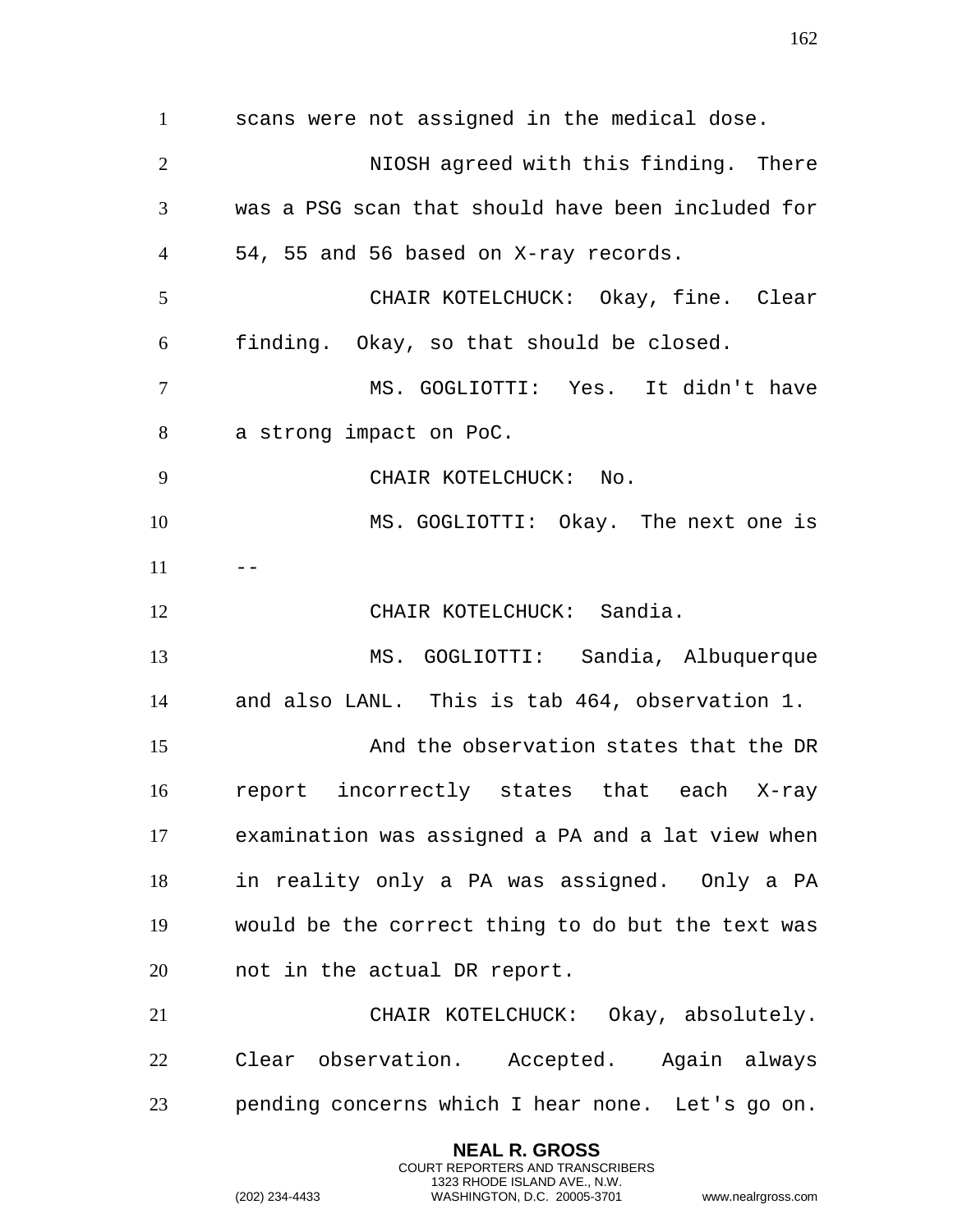scans were not assigned in the medical dose.

NIOSH agreed with this finding. There was a PSG scan that should have been included for 54, 55 and 56 based on X-ray records.

CHAIR KOTELCHUCK: Okay, fine. Clear finding. Okay, so that should be closed.

MS. GOGLIOTTI: Yes. It didn't have a strong impact on PoC.

CHAIR KOTELCHUCK: No.

MS. GOGLIOTTI: Okay. The next one is --

CHAIR KOTELCHUCK: Sandia.

MS. GOGLIOTTI: Sandia, Albuquerque and also LANL. This is tab 464, observation 1.

And the observation states that the DR report incorrectly states that each X-ray examination was assigned a PA and a lat view when in reality only a PA was assigned. Only a PA would be the correct thing to do but the text was not in the actual DR report.

CHAIR KOTELCHUCK: Okay, absolutely. Clear observation. Accepted. Again always pending concerns which I hear none. Let's go on.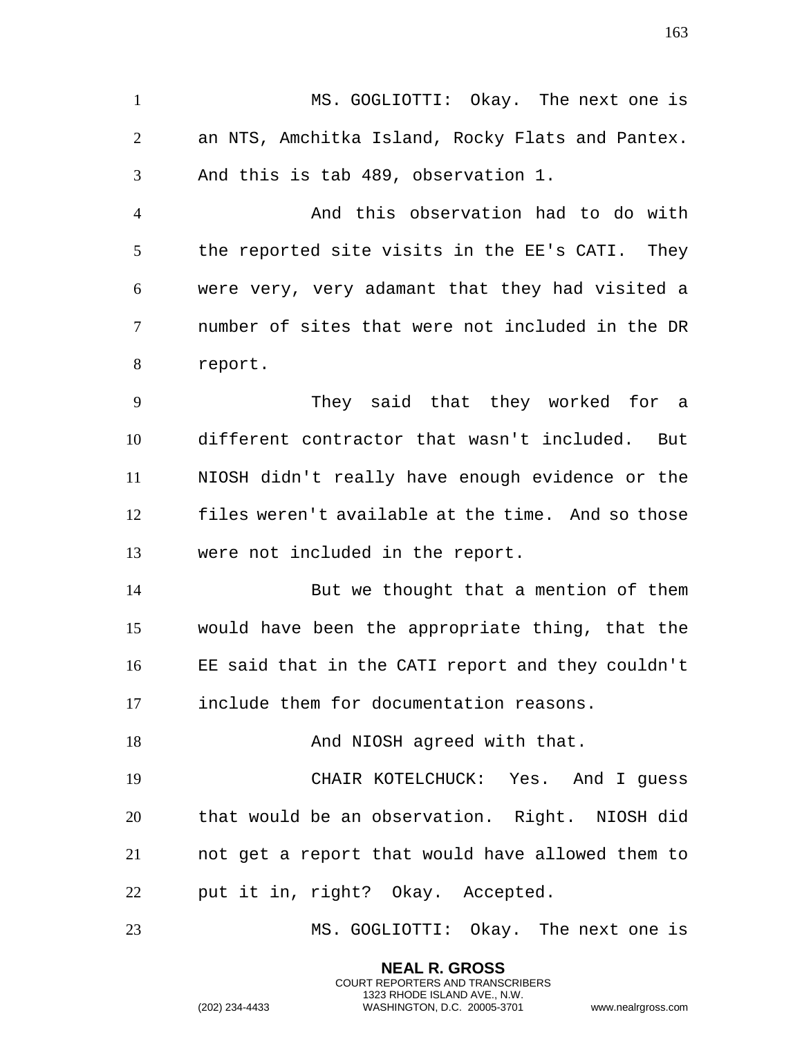MS. GOGLIOTTI: Okay. The next one is an NTS, Amchitka Island, Rocky Flats and Pantex. And this is tab 489, observation 1.

And this observation had to do with the reported site visits in the EE's CATI. They were very, very adamant that they had visited a number of sites that were not included in the DR report.

They said that they worked for a different contractor that wasn't included. But NIOSH didn't really have enough evidence or the files weren't available at the time. And so those were not included in the report.

But we thought that a mention of them would have been the appropriate thing, that the EE said that in the CATI report and they couldn't include them for documentation reasons.

And NIOSH agreed with that.

CHAIR KOTELCHUCK: Yes. And I guess that would be an observation. Right. NIOSH did not get a report that would have allowed them to put it in, right? Okay. Accepted.

MS. GOGLIOTTI: Okay. The next one is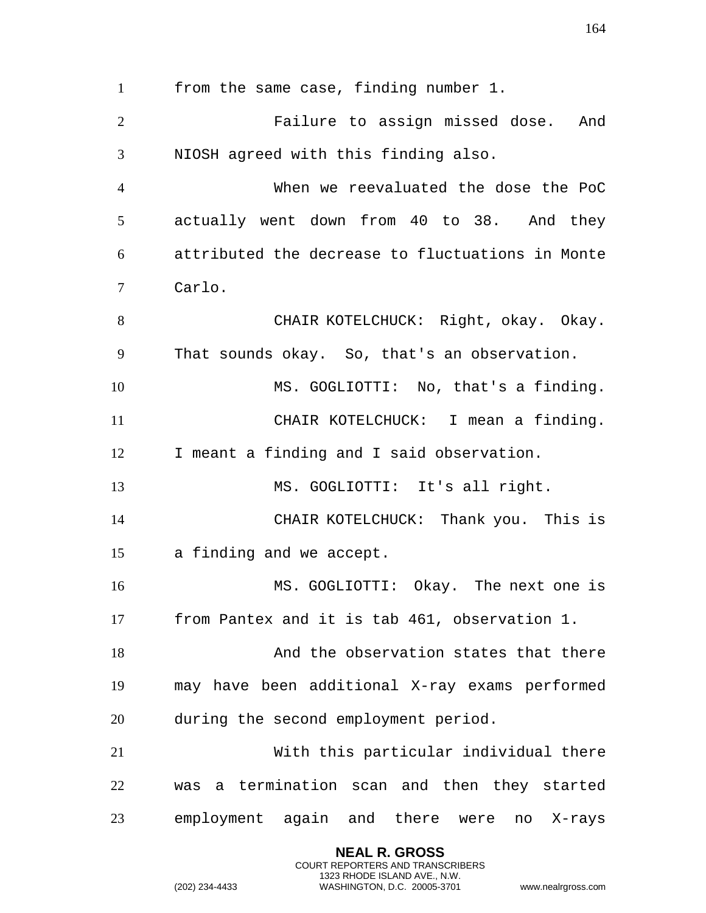from the same case, finding number 1.

Failure to assign missed dose. And NIOSH agreed with this finding also.

When we reevaluated the dose the PoC actually went down from 40 to 38. And they attributed the decrease to fluctuations in Monte Carlo.

CHAIR KOTELCHUCK: Right, okay. Okay. That sounds okay. So, that's an observation.

MS. GOGLIOTTI: No, that's a finding.

CHAIR KOTELCHUCK: I mean a finding. I meant a finding and I said observation.

MS. GOGLIOTTI: It's all right.

CHAIR KOTELCHUCK: Thank you. This is a finding and we accept.

MS. GOGLIOTTI: Okay. The next one is from Pantex and it is tab 461, observation 1.

And the observation states that there may have been additional X-ray exams performed during the second employment period.

With this particular individual there was a termination scan and then they started employment again and there were no X-rays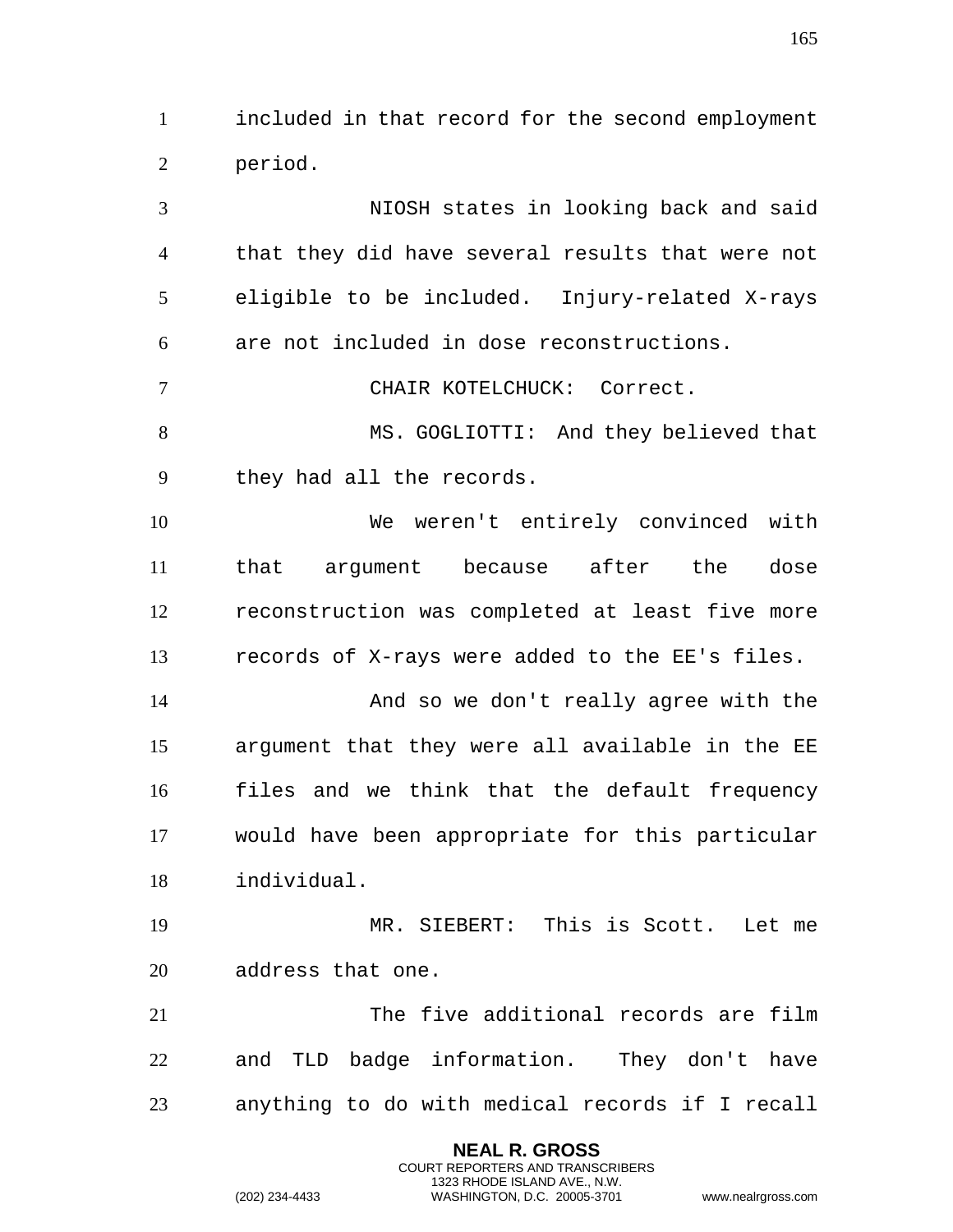included in that record for the second employment period.

NIOSH states in looking back and said that they did have several results that were not eligible to be included. Injury-related X-rays are not included in dose reconstructions.

CHAIR KOTELCHUCK: Correct.

MS. GOGLIOTTI: And they believed that they had all the records.

We weren't entirely convinced with that argument because after the dose reconstruction was completed at least five more records of X-rays were added to the EE's files.

And so we don't really agree with the argument that they were all available in the EE files and we think that the default frequency would have been appropriate for this particular individual.

MR. SIEBERT: This is Scott. Let me address that one.

The five additional records are film and TLD badge information. They don't have anything to do with medical records if I recall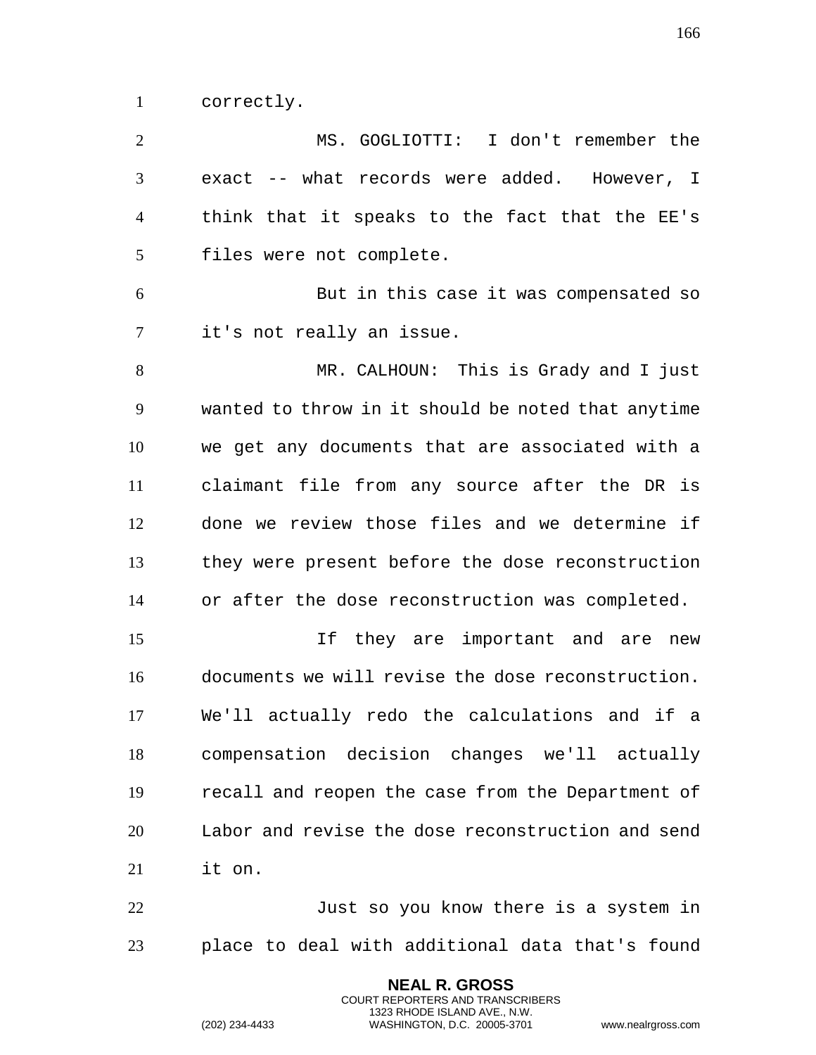correctly.

MS. GOGLIOTTI: I don't remember the exact -- what records were added. However, I think that it speaks to the fact that the EE's files were not complete.

But in this case it was compensated so it's not really an issue.

MR. CALHOUN: This is Grady and I just wanted to throw in it should be noted that anytime we get any documents that are associated with a claimant file from any source after the DR is done we review those files and we determine if they were present before the dose reconstruction or after the dose reconstruction was completed.

If they are important and are new documents we will revise the dose reconstruction. We'll actually redo the calculations and if a compensation decision changes we'll actually recall and reopen the case from the Department of Labor and revise the dose reconstruction and send it on.

Just so you know there is a system in place to deal with additional data that's found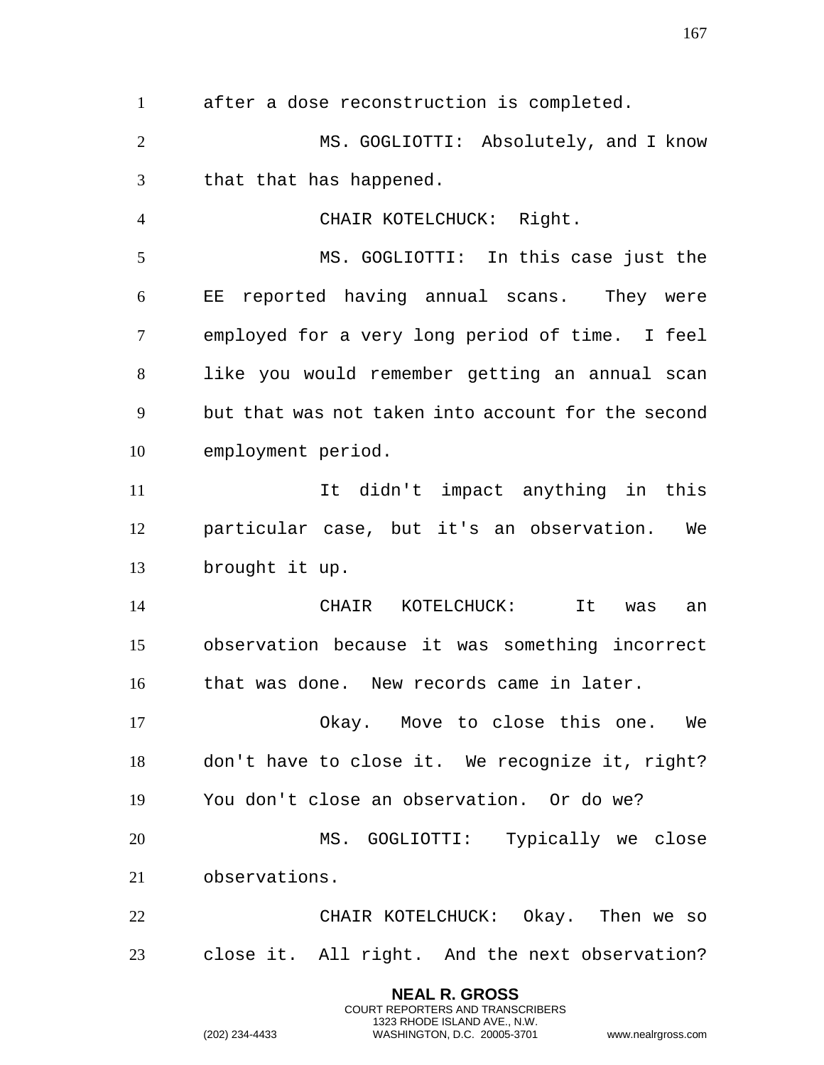after a dose reconstruction is completed.

MS. GOGLIOTTI: Absolutely, and I know that that has happened.

CHAIR KOTELCHUCK: Right.

MS. GOGLIOTTI: In this case just the EE reported having annual scans. They were employed for a very long period of time. I feel like you would remember getting an annual scan but that was not taken into account for the second employment period.

It didn't impact anything in this particular case, but it's an observation. We brought it up.

CHAIR KOTELCHUCK: It was an observation because it was something incorrect that was done. New records came in later.

Okay. Move to close this one. We don't have to close it. We recognize it, right? You don't close an observation. Or do we?

MS. GOGLIOTTI: Typically we close observations.

CHAIR KOTELCHUCK: Okay. Then we so close it. All right. And the next observation?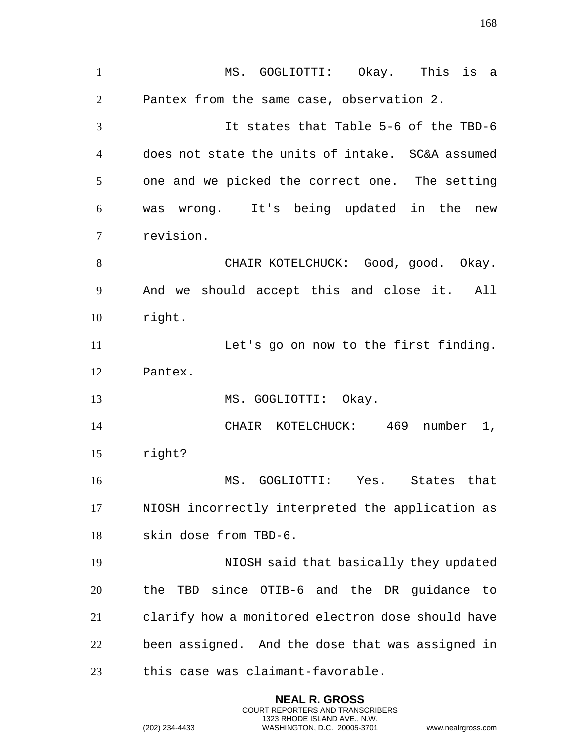MS. GOGLIOTTI: Okay. This is a Pantex from the same case, observation 2.

It states that Table 5-6 of the TBD-6 does not state the units of intake. SC&A assumed one and we picked the correct one. The setting was wrong. It's being updated in the new revision.

CHAIR KOTELCHUCK: Good, good. Okay. And we should accept this and close it. All right.

Let's go on now to the first finding. Pantex.

MS. GOGLIOTTI: Okay.

CHAIR KOTELCHUCK: 469 number 1, right?

MS. GOGLIOTTI: Yes. States that NIOSH incorrectly interpreted the application as skin dose from TBD-6.

NIOSH said that basically they updated the TBD since OTIB-6 and the DR guidance to clarify how a monitored electron dose should have been assigned. And the dose that was assigned in this case was claimant-favorable.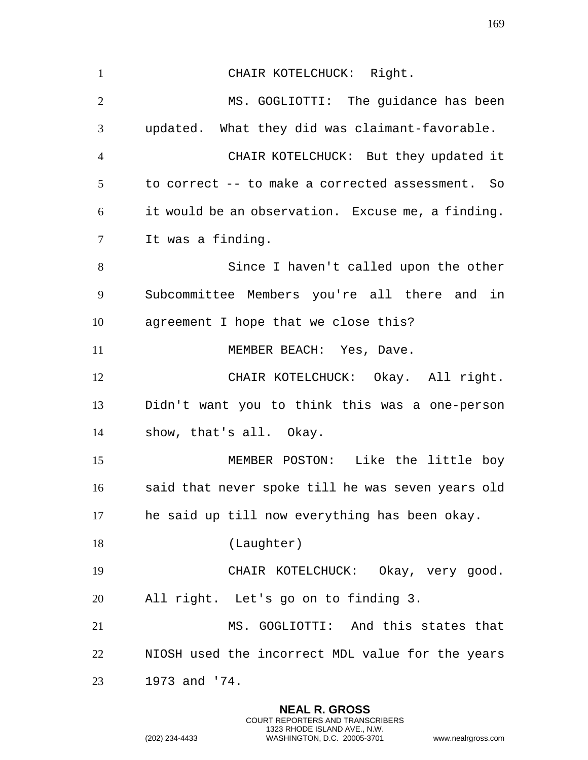CHAIR KOTELCHUCK: Right.

MS. GOGLIOTTI: The guidance has been updated. What they did was claimant-favorable.

CHAIR KOTELCHUCK: But they updated it to correct -- to make a corrected assessment. So it would be an observation. Excuse me, a finding. It was a finding.

Since I haven't called upon the other Subcommittee Members you're all there and in agreement I hope that we close this?

MEMBER BEACH: Yes, Dave.

CHAIR KOTELCHUCK: Okay. All right. Didn't want you to think this was a one-person show, that's all. Okay.

MEMBER POSTON: Like the little boy said that never spoke till he was seven years old he said up till now everything has been okay.

(Laughter)

CHAIR KOTELCHUCK: Okay, very good. All right. Let's go on to finding 3.

MS. GOGLIOTTI: And this states that NIOSH used the incorrect MDL value for the years 1973 and '74.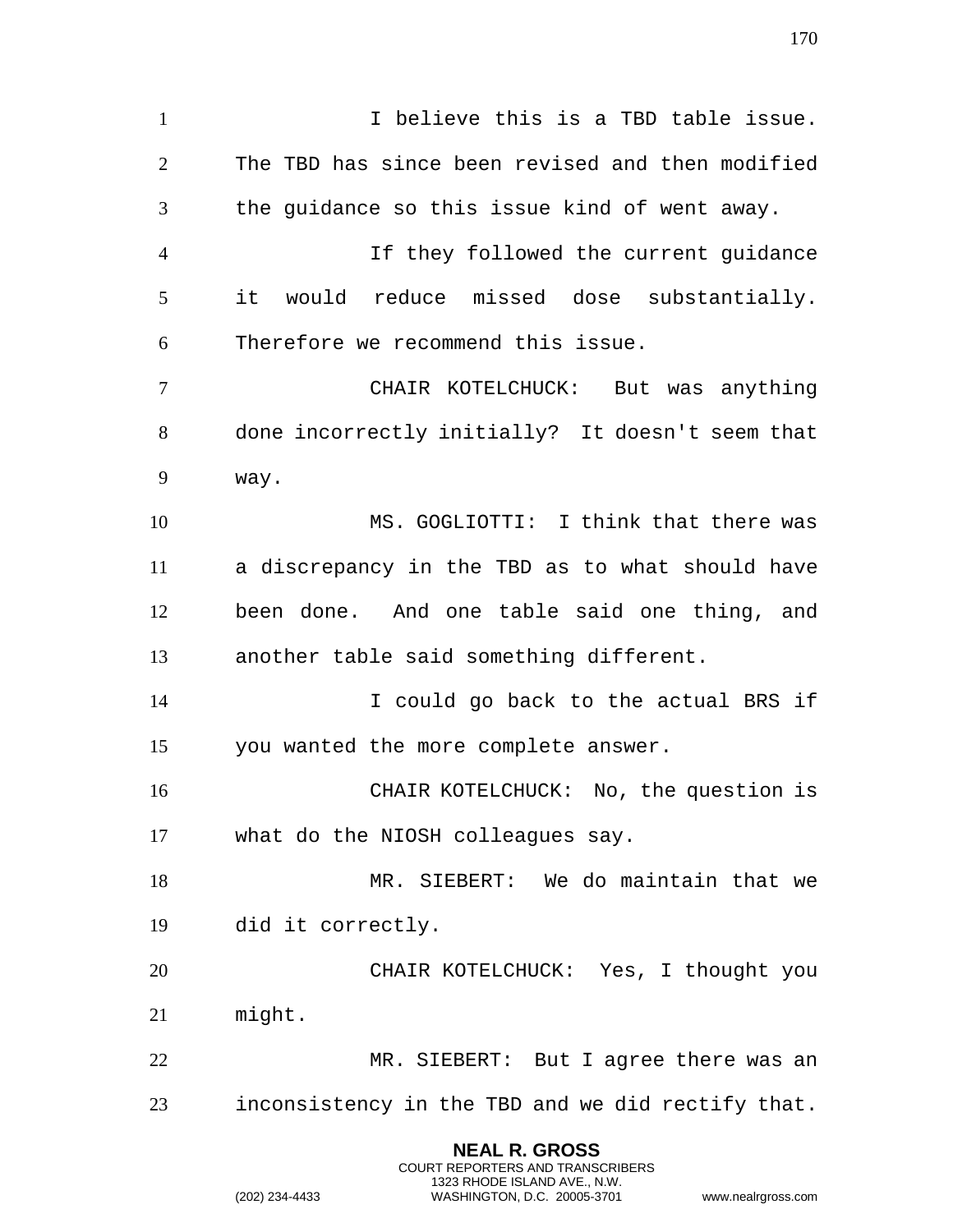I believe this is a TBD table issue. The TBD has since been revised and then modified the guidance so this issue kind of went away.

If they followed the current guidance it would reduce missed dose substantially. Therefore we recommend this issue.

CHAIR KOTELCHUCK: But was anything done incorrectly initially? It doesn't seem that way.

MS. GOGLIOTTI: I think that there was a discrepancy in the TBD as to what should have been done. And one table said one thing, and another table said something different.

I could go back to the actual BRS if you wanted the more complete answer.

CHAIR KOTELCHUCK: No, the question is what do the NIOSH colleagues say.

MR. SIEBERT: We do maintain that we did it correctly.

CHAIR KOTELCHUCK: Yes, I thought you might.

MR. SIEBERT: But I agree there was an inconsistency in the TBD and we did rectify that.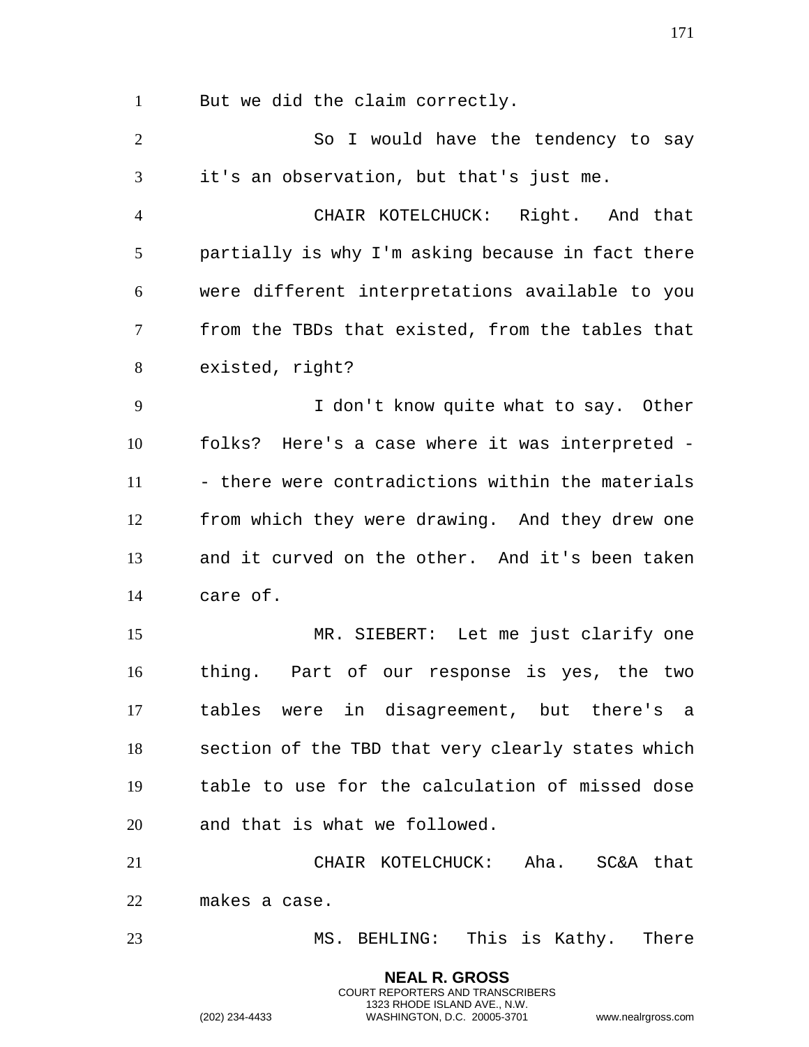But we did the claim correctly.

So I would have the tendency to say it's an observation, but that's just me.

CHAIR KOTELCHUCK: Right. And that partially is why I'm asking because in fact there were different interpretations available to you from the TBDs that existed, from the tables that existed, right?

I don't know quite what to say. Other folks? Here's a case where it was interpreted -- there were contradictions within the materials from which they were drawing. And they drew one and it curved on the other. And it's been taken care of.

MR. SIEBERT: Let me just clarify one thing. Part of our response is yes, the two tables were in disagreement, but there's a section of the TBD that very clearly states which table to use for the calculation of missed dose and that is what we followed.

CHAIR KOTELCHUCK: Aha. SC&A that makes a case.

MS. BEHLING: This is Kathy. There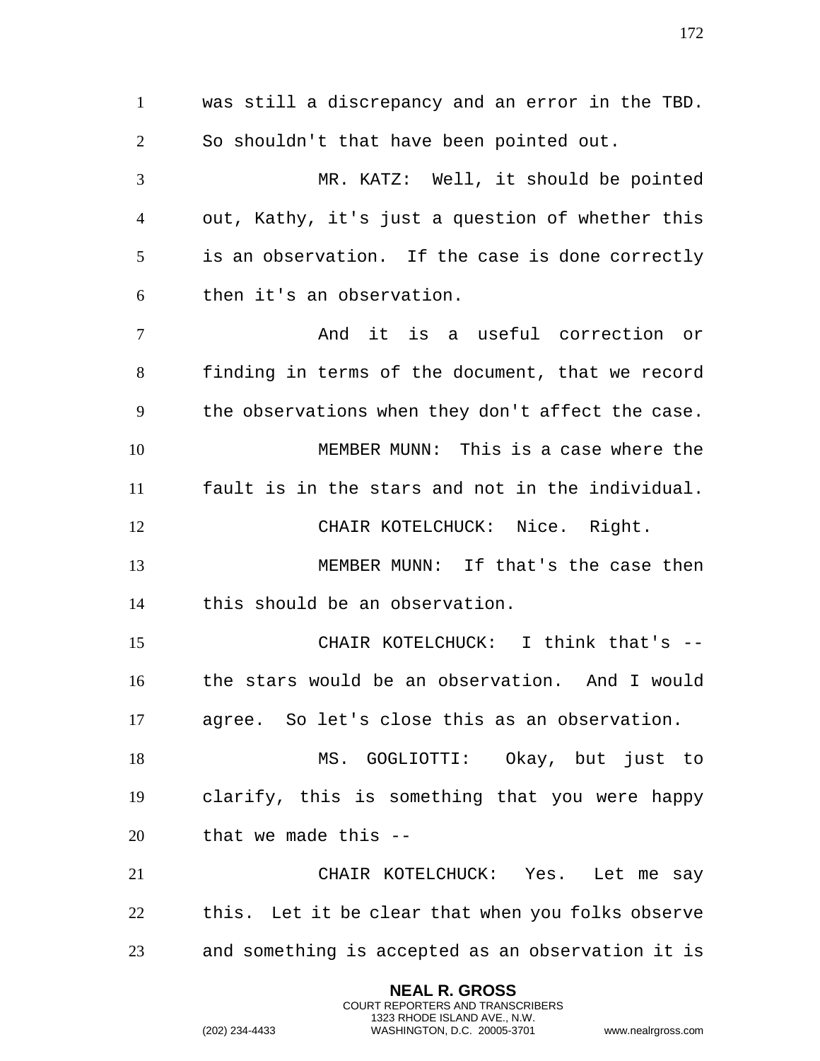was still a discrepancy and an error in the TBD. So shouldn't that have been pointed out.

MR. KATZ: Well, it should be pointed out, Kathy, it's just a question of whether this is an observation. If the case is done correctly then it's an observation.

And it is a useful correction or finding in terms of the document, that we record the observations when they don't affect the case.

MEMBER MUNN: This is a case where the fault is in the stars and not in the individual.

CHAIR KOTELCHUCK: Nice. Right.

MEMBER MUNN: If that's the case then this should be an observation.

CHAIR KOTELCHUCK: I think that's -- the stars would be an observation. And I would agree. So let's close this as an observation.

MS. GOGLIOTTI: Okay, but just to clarify, this is something that you were happy that we made this --

CHAIR KOTELCHUCK: Yes. Let me say this. Let it be clear that when you folks observe and something is accepted as an observation it is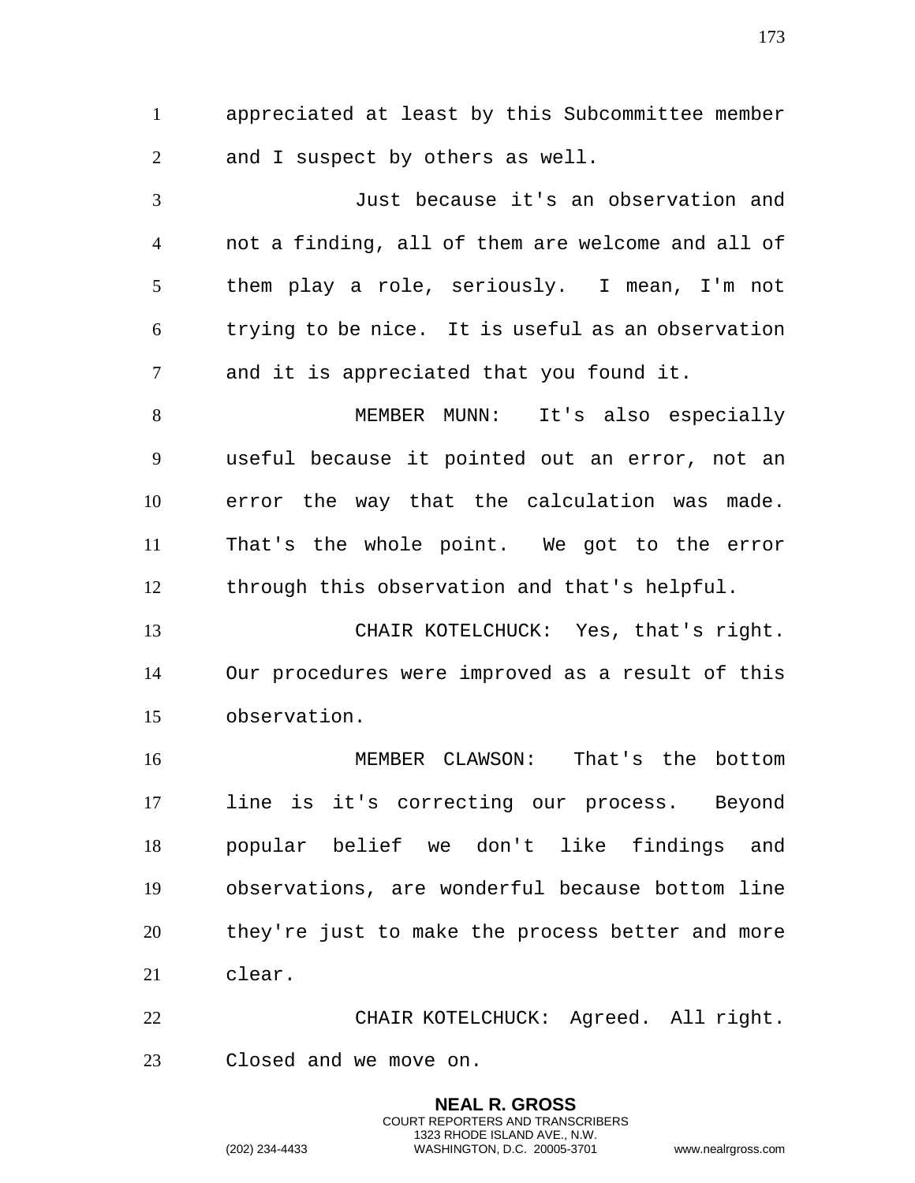appreciated at least by this Subcommittee member and I suspect by others as well.

Just because it's an observation and not a finding, all of them are welcome and all of them play a role, seriously. I mean, I'm not trying to be nice. It is useful as an observation and it is appreciated that you found it.

MEMBER MUNN: It's also especially useful because it pointed out an error, not an error the way that the calculation was made. That's the whole point. We got to the error through this observation and that's helpful.

CHAIR KOTELCHUCK: Yes, that's right. Our procedures were improved as a result of this observation.

MEMBER CLAWSON: That's the bottom line is it's correcting our process. Beyond popular belief we don't like findings and observations, are wonderful because bottom line they're just to make the process better and more clear.

CHAIR KOTELCHUCK: Agreed. All right. Closed and we move on.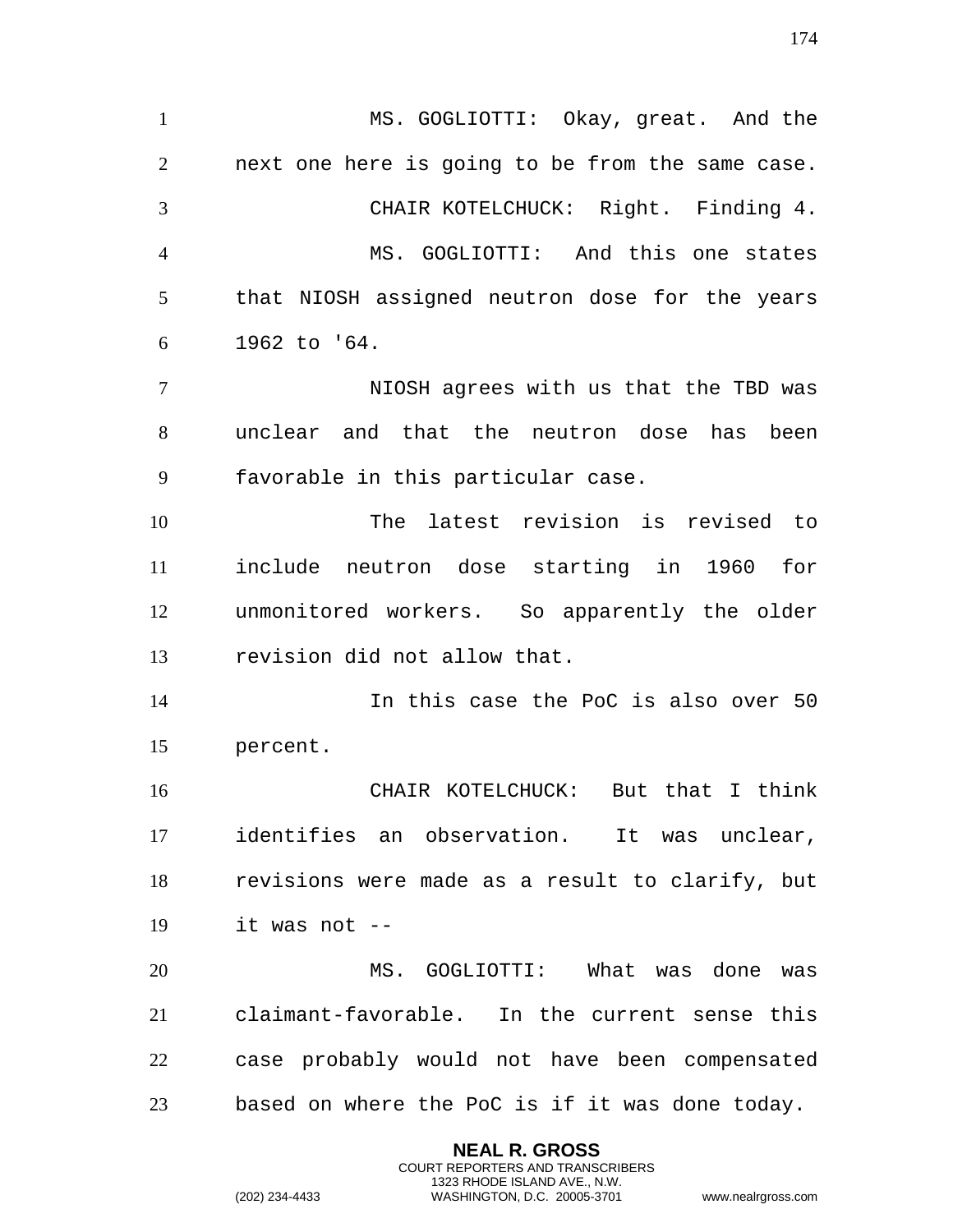MS. GOGLIOTTI: Okay, great. And the next one here is going to be from the same case.

CHAIR KOTELCHUCK: Right. Finding 4.

MS. GOGLIOTTI: And this one states that NIOSH assigned neutron dose for the years 1962 to '64.

NIOSH agrees with us that the TBD was unclear and that the neutron dose has been favorable in this particular case.

The latest revision is revised to include neutron dose starting in 1960 for unmonitored workers. So apparently the older revision did not allow that.

In this case the PoC is also over 50 percent.

CHAIR KOTELCHUCK: But that I think identifies an observation. It was unclear, revisions were made as a result to clarify, but it was not --

MS. GOGLIOTTI: What was done was claimant-favorable. In the current sense this case probably would not have been compensated based on where the PoC is if it was done today.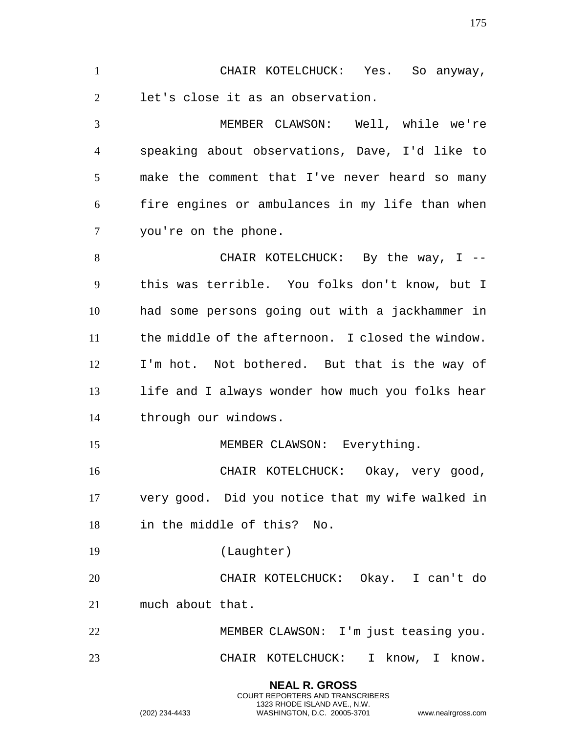CHAIR KOTELCHUCK: Yes. So anyway, let's close it as an observation.

MEMBER CLAWSON: Well, while we're speaking about observations, Dave, I'd like to make the comment that I've never heard so many fire engines or ambulances in my life than when you're on the phone.

CHAIR KOTELCHUCK: By the way, I -- this was terrible. You folks don't know, but I had some persons going out with a jackhammer in the middle of the afternoon. I closed the window. I'm hot. Not bothered. But that is the way of life and I always wonder how much you folks hear through our windows.

MEMBER CLAWSON: Everything.

CHAIR KOTELCHUCK: Okay, very good, very good. Did you notice that my wife walked in in the middle of this? No.

(Laughter)

CHAIR KOTELCHUCK: Okay. I can't do much about that.

MEMBER CLAWSON: I'm just teasing you.

CHAIR KOTELCHUCK: I know, I know.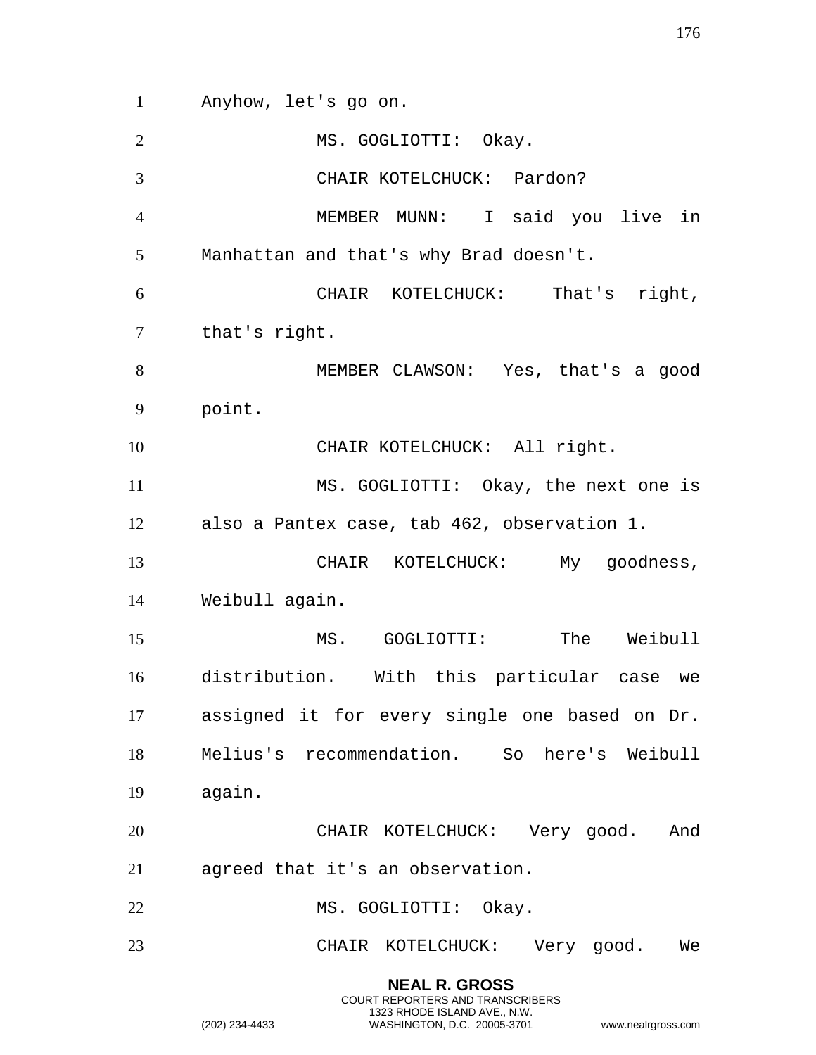Anyhow, let's go on.

MS. GOGLIOTTI: Okay.

CHAIR KOTELCHUCK: Pardon?

MEMBER MUNN: I said you live in Manhattan and that's why Brad doesn't.

CHAIR KOTELCHUCK: That's right, that's right.

MEMBER CLAWSON: Yes, that's a good point.

CHAIR KOTELCHUCK: All right.

MS. GOGLIOTTI: Okay, the next one is also a Pantex case, tab 462, observation 1.

CHAIR KOTELCHUCK: My goodness, Weibull again.

MS. GOGLIOTTI: The Weibull distribution. With this particular case we assigned it for every single one based on Dr. Melius's recommendation. So here's Weibull again.

CHAIR KOTELCHUCK: Very good. And agreed that it's an observation.

MS. GOGLIOTTI: Okay.

CHAIR KOTELCHUCK: Very good. We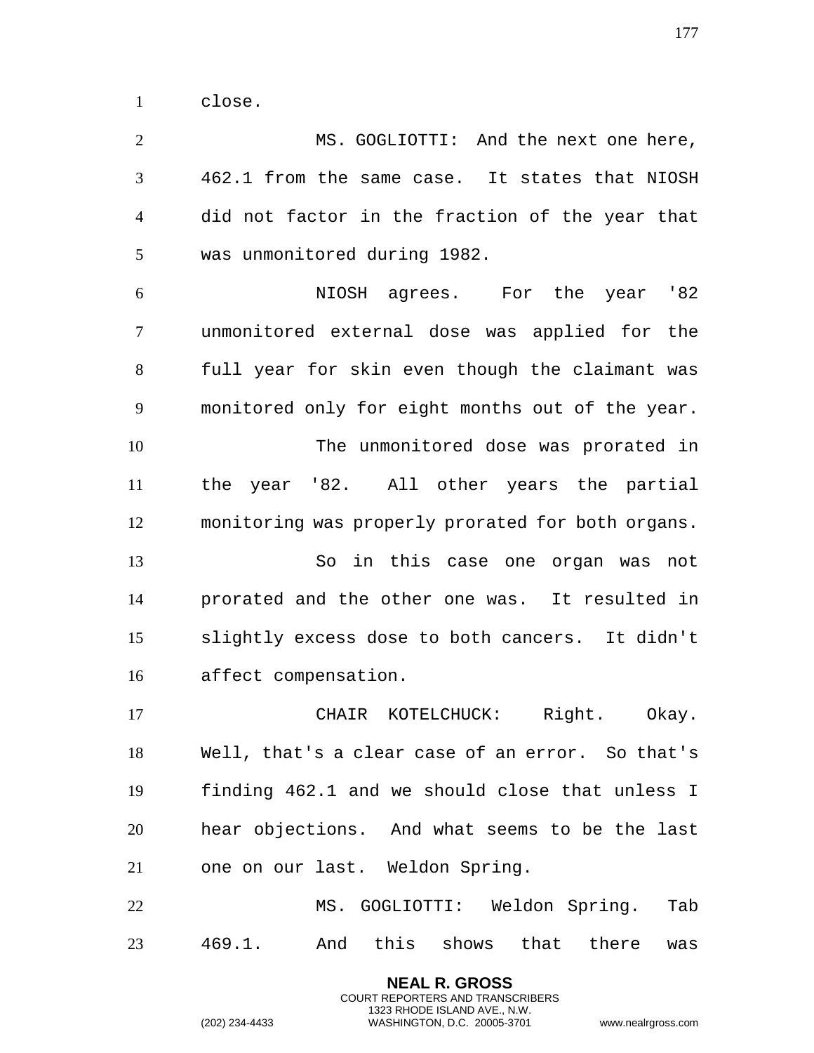close.

MS. GOGLIOTTI: And the next one here, 462.1 from the same case. It states that NIOSH did not factor in the fraction of the year that was unmonitored during 1982.

NIOSH agrees. For the year '82 unmonitored external dose was applied for the full year for skin even though the claimant was monitored only for eight months out of the year.

The unmonitored dose was prorated in the year '82. All other years the partial monitoring was properly prorated for both organs.

So in this case one organ was not prorated and the other one was. It resulted in slightly excess dose to both cancers. It didn't affect compensation.

CHAIR KOTELCHUCK: Right. Okay. Well, that's a clear case of an error. So that's finding 462.1 and we should close that unless I hear objections. And what seems to be the last one on our last. Weldon Spring.

MS. GOGLIOTTI: Weldon Spring. Tab 469.1. And this shows that there was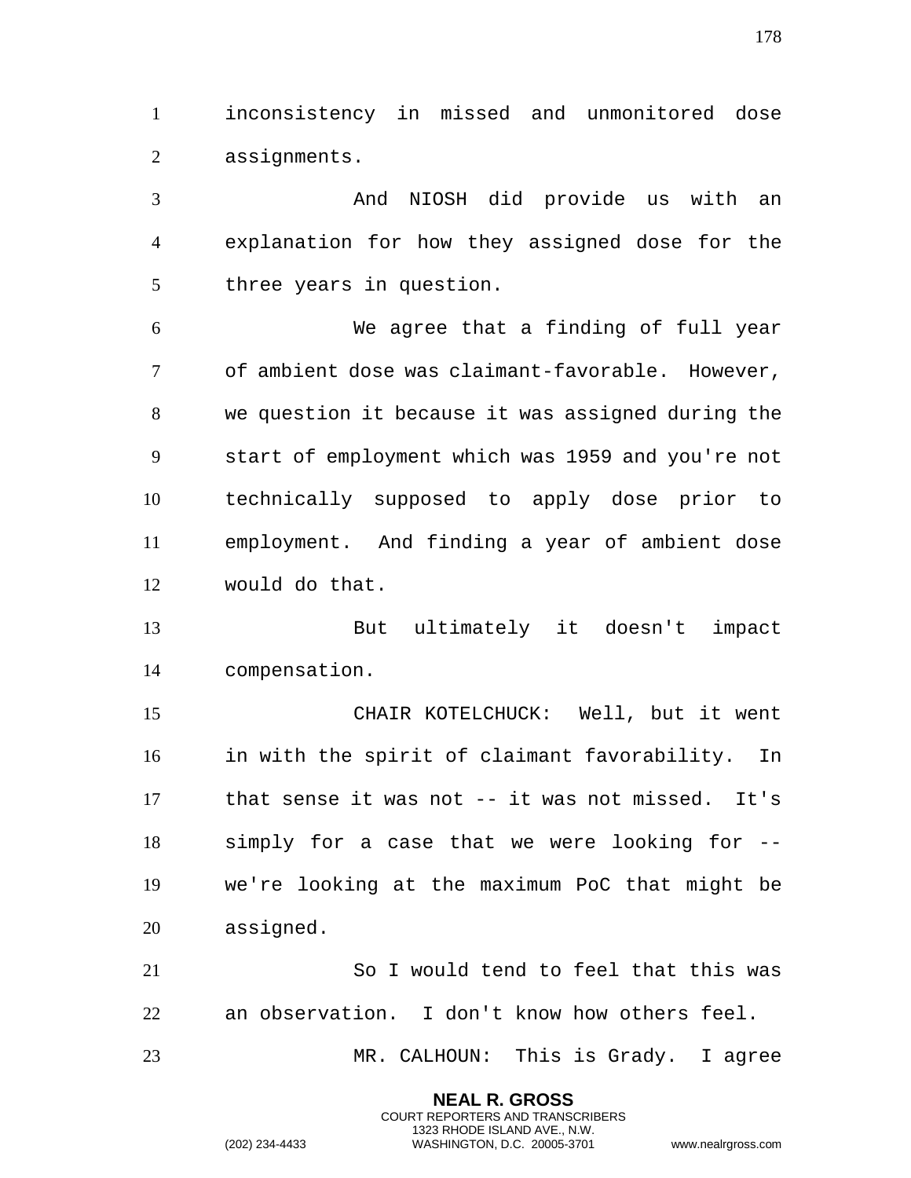inconsistency in missed and unmonitored dose assignments.

And NIOSH did provide us with an explanation for how they assigned dose for the three years in question.

We agree that a finding of full year of ambient dose was claimant-favorable. However, we question it because it was assigned during the start of employment which was 1959 and you're not technically supposed to apply dose prior to employment. And finding a year of ambient dose would do that.

But ultimately it doesn't impact compensation.

CHAIR KOTELCHUCK: Well, but it went in with the spirit of claimant favorability. In that sense it was not -- it was not missed. It's simply for a case that we were looking for -- we're looking at the maximum PoC that might be assigned.

So I would tend to feel that this was an observation. I don't know how others feel.

MR. CALHOUN: This is Grady. I agree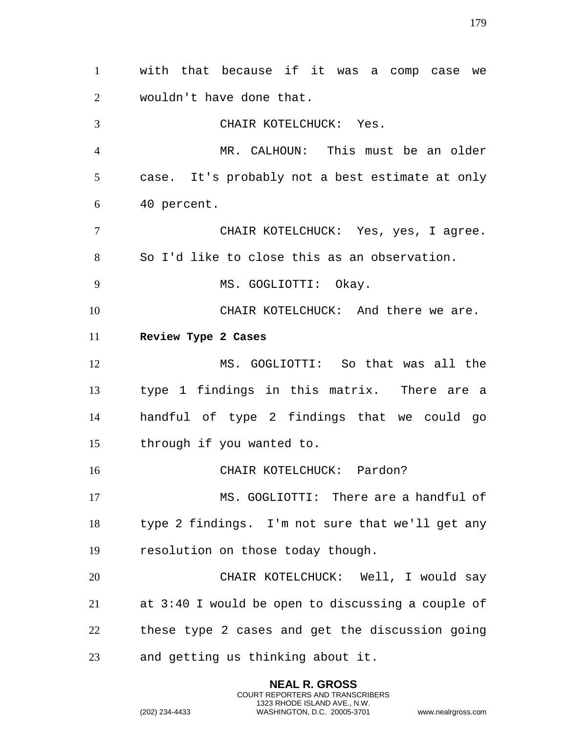with that because if it was a comp case we wouldn't have done that.

CHAIR KOTELCHUCK: Yes.

MR. CALHOUN: This must be an older case. It's probably not a best estimate at only 40 percent.

CHAIR KOTELCHUCK: Yes, yes, I agree. So I'd like to close this as an observation.

MS. GOGLIOTTI: Okay.

CHAIR KOTELCHUCK: And there we are.

**Review Type 2 Cases**

MS. GOGLIOTTI: So that was all the type 1 findings in this matrix. There are a handful of type 2 findings that we could go through if you wanted to.

CHAIR KOTELCHUCK: Pardon?

MS. GOGLIOTTI: There are a handful of type 2 findings. I'm not sure that we'll get any resolution on those today though.

CHAIR KOTELCHUCK: Well, I would say at 3:40 I would be open to discussing a couple of these type 2 cases and get the discussion going and getting us thinking about it.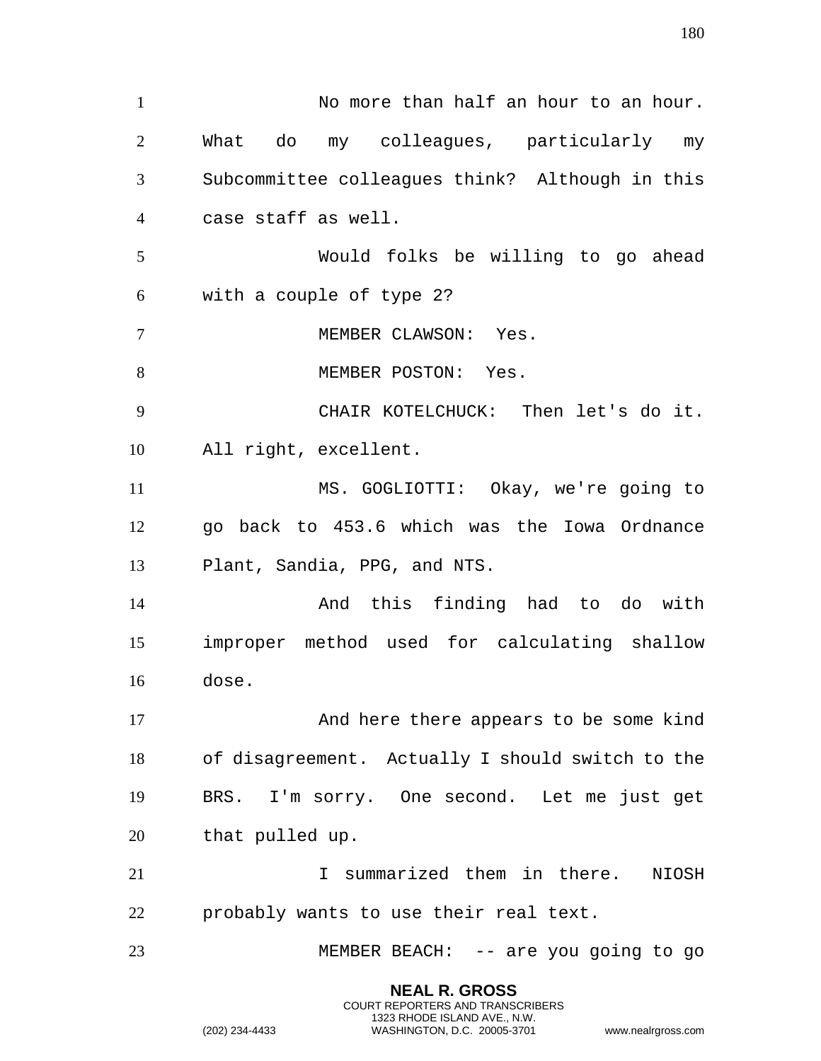No more than half an hour to an hour. What do my colleagues, particularly my Subcommittee colleagues think? Although in this case staff as well.

Would folks be willing to go ahead with a couple of type 2?

MEMBER CLAWSON: Yes.

MEMBER POSTON: Yes.

CHAIR KOTELCHUCK: Then let's do it. All right, excellent.

MS. GOGLIOTTI: Okay, we're going to go back to 453.6 which was the Iowa Ordnance Plant, Sandia, PPG, and NTS.

And this finding had to do with improper method used for calculating shallow dose.

And here there appears to be some kind of disagreement. Actually I should switch to the BRS. I'm sorry. One second. Let me just get that pulled up.

I summarized them in there. NIOSH probably wants to use their real text.

MEMBER BEACH: -- are you going to go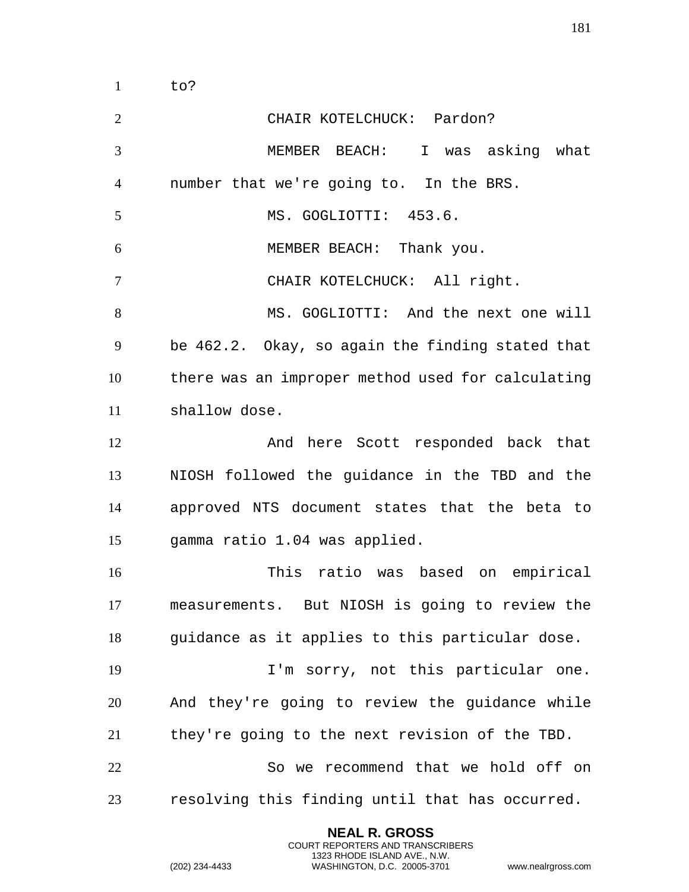to?

CHAIR KOTELCHUCK: Pardon?

MEMBER BEACH: I was asking what number that we're going to. In the BRS.

MS. GOGLIOTTI: 453.6.

MEMBER BEACH: Thank you.

CHAIR KOTELCHUCK: All right.

MS. GOGLIOTTI: And the next one will be 462.2. Okay, so again the finding stated that there was an improper method used for calculating shallow dose.

And here Scott responded back that NIOSH followed the guidance in the TBD and the approved NTS document states that the beta to gamma ratio 1.04 was applied.

This ratio was based on empirical measurements. But NIOSH is going to review the guidance as it applies to this particular dose.

I'm sorry, not this particular one. And they're going to review the guidance while they're going to the next revision of the TBD.

So we recommend that we hold off on resolving this finding until that has occurred.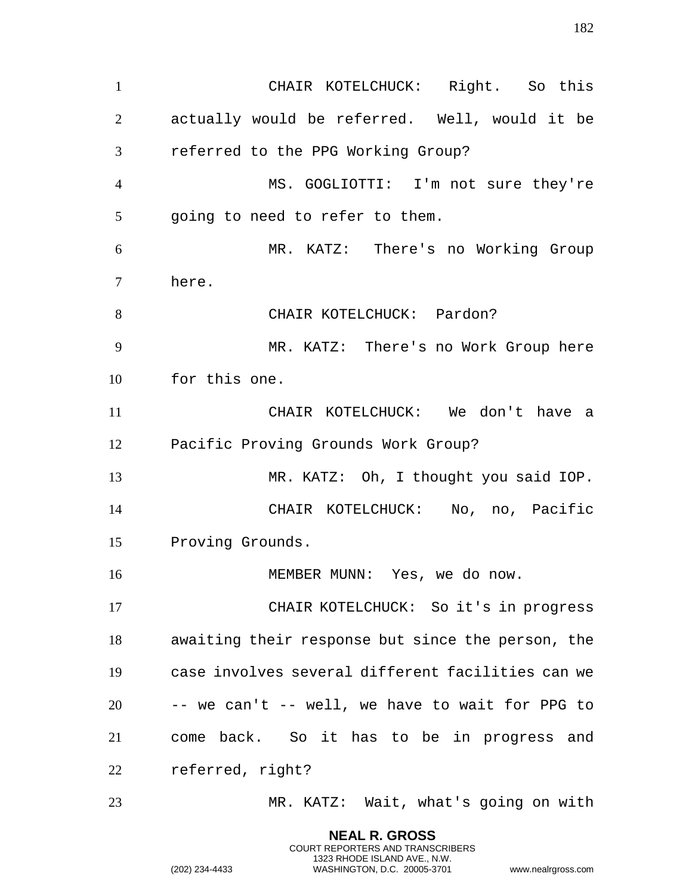CHAIR KOTELCHUCK: Right. So this actually would be referred. Well, would it be referred to the PPG Working Group?

MS. GOGLIOTTI: I'm not sure they're going to need to refer to them.

MR. KATZ: There's no Working Group here.

CHAIR KOTELCHUCK: Pardon?

MR. KATZ: There's no Work Group here for this one.

CHAIR KOTELCHUCK: We don't have a Pacific Proving Grounds Work Group?

MR. KATZ: Oh, I thought you said IOP.

CHAIR KOTELCHUCK: No, no, Pacific Proving Grounds.

MEMBER MUNN: Yes, we do now.

CHAIR KOTELCHUCK: So it's in progress awaiting their response but since the person, the case involves several different facilities can we -- we can't -- well, we have to wait for PPG to come back. So it has to be in progress and referred, right?

MR. KATZ: Wait, what's going on with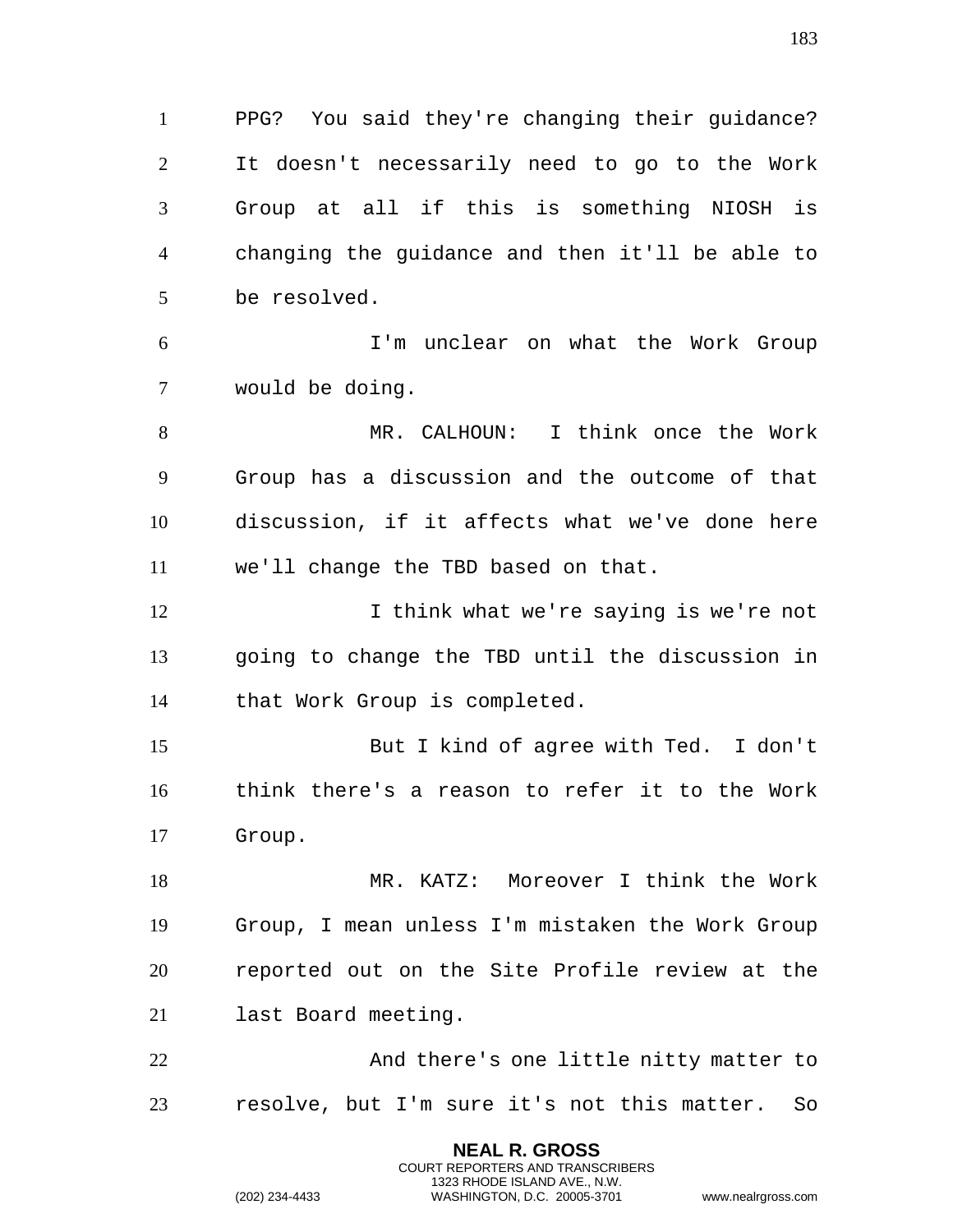PPG? You said they're changing their guidance? It doesn't necessarily need to go to the Work Group at all if this is something NIOSH is changing the guidance and then it'll be able to be resolved.

I'm unclear on what the Work Group would be doing.

MR. CALHOUN: I think once the Work Group has a discussion and the outcome of that discussion, if it affects what we've done here we'll change the TBD based on that.

I think what we're saying is we're not going to change the TBD until the discussion in that Work Group is completed.

But I kind of agree with Ted. I don't think there's a reason to refer it to the Work Group.

MR. KATZ: Moreover I think the Work Group, I mean unless I'm mistaken the Work Group reported out on the Site Profile review at the last Board meeting.

And there's one little nitty matter to resolve, but I'm sure it's not this matter. So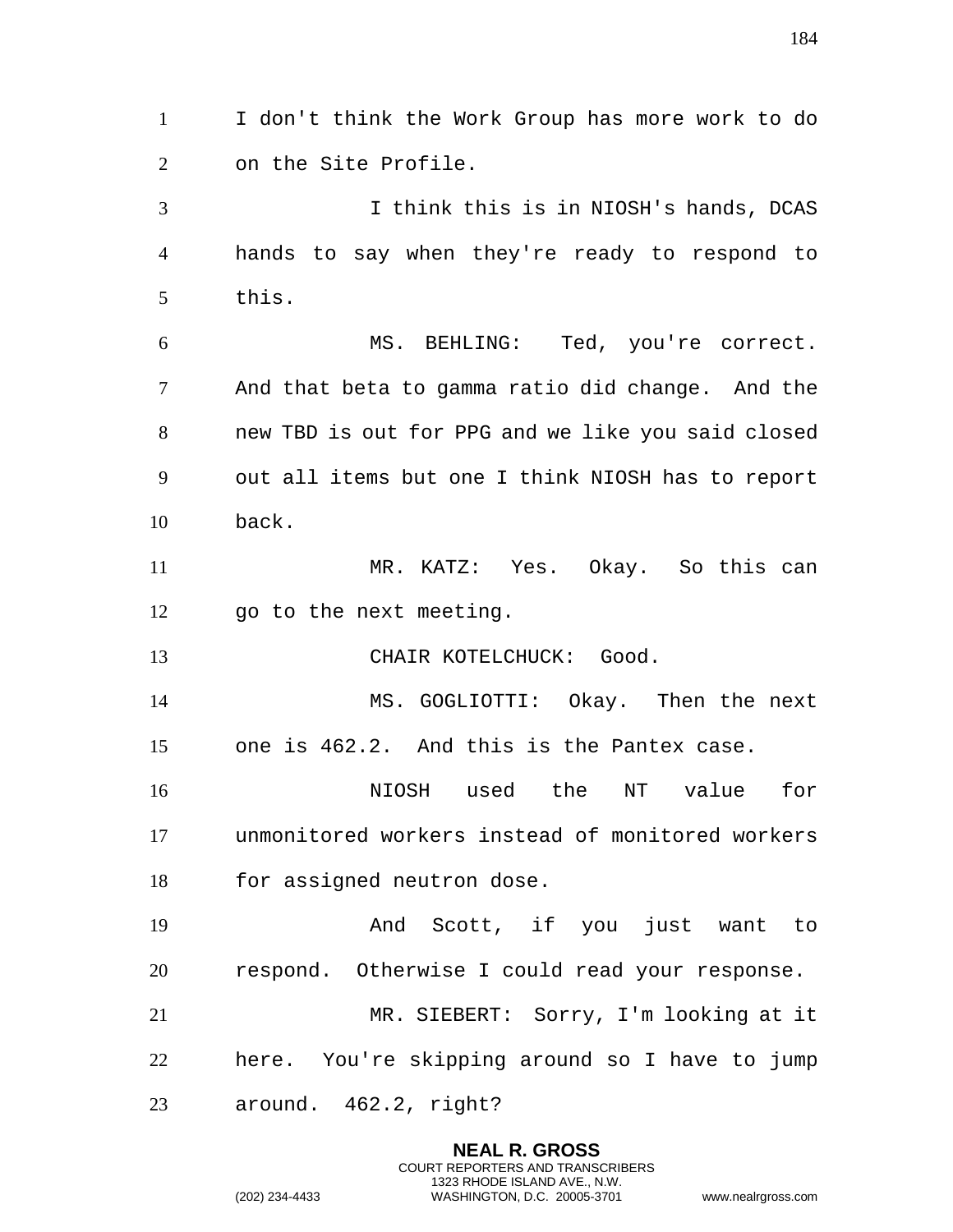I don't think the Work Group has more work to do on the Site Profile.

I think this is in NIOSH's hands, DCAS hands to say when they're ready to respond to this.

MS. BEHLING: Ted, you're correct. And that beta to gamma ratio did change. And the new TBD is out for PPG and we like you said closed out all items but one I think NIOSH has to report back.

MR. KATZ: Yes. Okay. So this can go to the next meeting.

CHAIR KOTELCHUCK: Good.

MS. GOGLIOTTI: Okay. Then the next one is 462.2. And this is the Pantex case.

NIOSH used the NT value for unmonitored workers instead of monitored workers for assigned neutron dose.

And Scott, if you just want to respond. Otherwise I could read your response.

MR. SIEBERT: Sorry, I'm looking at it here. You're skipping around so I have to jump around. 462.2, right?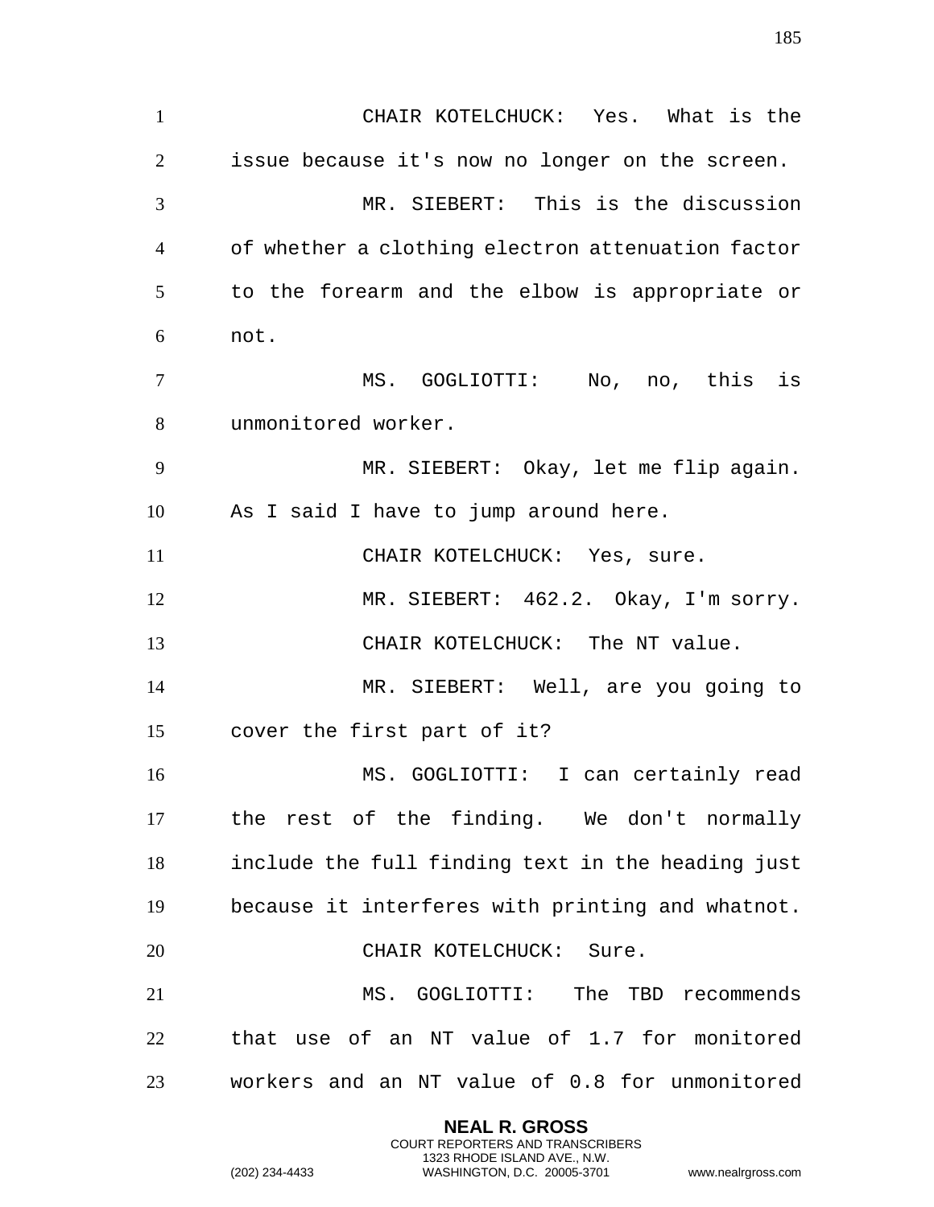CHAIR KOTELCHUCK: Yes. What is the issue because it's now no longer on the screen.

MR. SIEBERT: This is the discussion of whether a clothing electron attenuation factor to the forearm and the elbow is appropriate or not.

MS. GOGLIOTTI: No, no, this is unmonitored worker.

MR. SIEBERT: Okay, let me flip again. As I said I have to jump around here.

CHAIR KOTELCHUCK: Yes, sure.

MR. SIEBERT: 462.2. Okay, I'm sorry.

CHAIR KOTELCHUCK: The NT value.

MR. SIEBERT: Well, are you going to cover the first part of it?

MS. GOGLIOTTI: I can certainly read the rest of the finding. We don't normally include the full finding text in the heading just because it interferes with printing and whatnot.

CHAIR KOTELCHUCK: Sure.

MS. GOGLIOTTI: The TBD recommends that use of an NT value of 1.7 for monitored workers and an NT value of 0.8 for unmonitored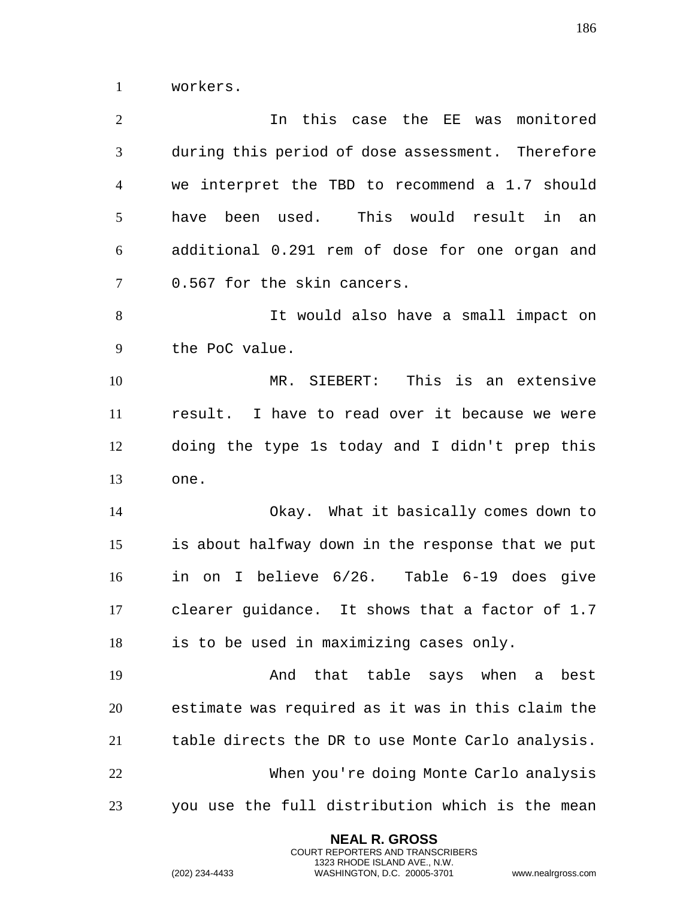workers.

In this case the EE was monitored during this period of dose assessment. Therefore we interpret the TBD to recommend a 1.7 should have been used. This would result in an additional 0.291 rem of dose for one organ and 0.567 for the skin cancers.

It would also have a small impact on the PoC value.

MR. SIEBERT: This is an extensive result. I have to read over it because we were doing the type 1s today and I didn't prep this one.

Okay. What it basically comes down to is about halfway down in the response that we put in on I believe 6/26. Table 6-19 does give clearer guidance. It shows that a factor of 1.7 is to be used in maximizing cases only.

And that table says when a best estimate was required as it was in this claim the table directs the DR to use Monte Carlo analysis.

When you're doing Monte Carlo analysis you use the full distribution which is the mean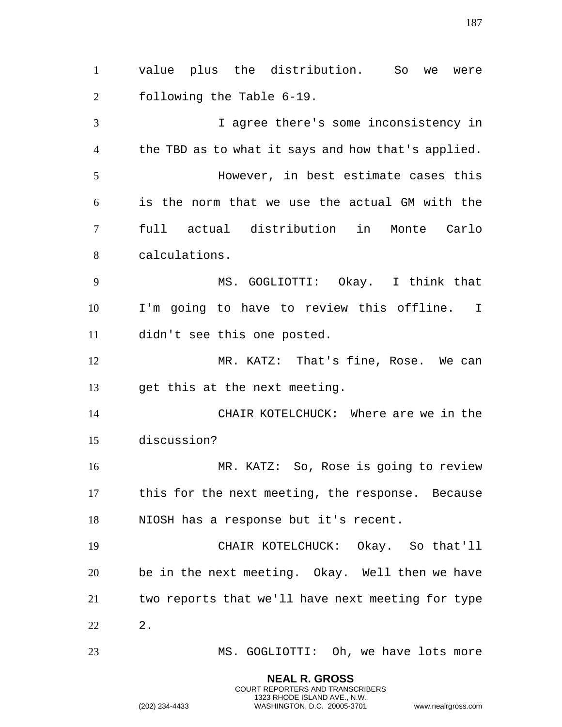value plus the distribution. So we were following the Table 6-19.

I agree there's some inconsistency in the TBD as to what it says and how that's applied.

However, in best estimate cases this is the norm that we use the actual GM with the full actual distribution in Monte Carlo calculations.

MS. GOGLIOTTI: Okay. I think that I'm going to have to review this offline. I didn't see this one posted.

MR. KATZ: That's fine, Rose. We can get this at the next meeting.

CHAIR KOTELCHUCK: Where are we in the discussion?

MR. KATZ: So, Rose is going to review this for the next meeting, the response. Because NIOSH has a response but it's recent.

CHAIR KOTELCHUCK: Okay. So that'll be in the next meeting. Okay. Well then we have two reports that we'll have next meeting for type 2.

MS. GOGLIOTTI: Oh, we have lots more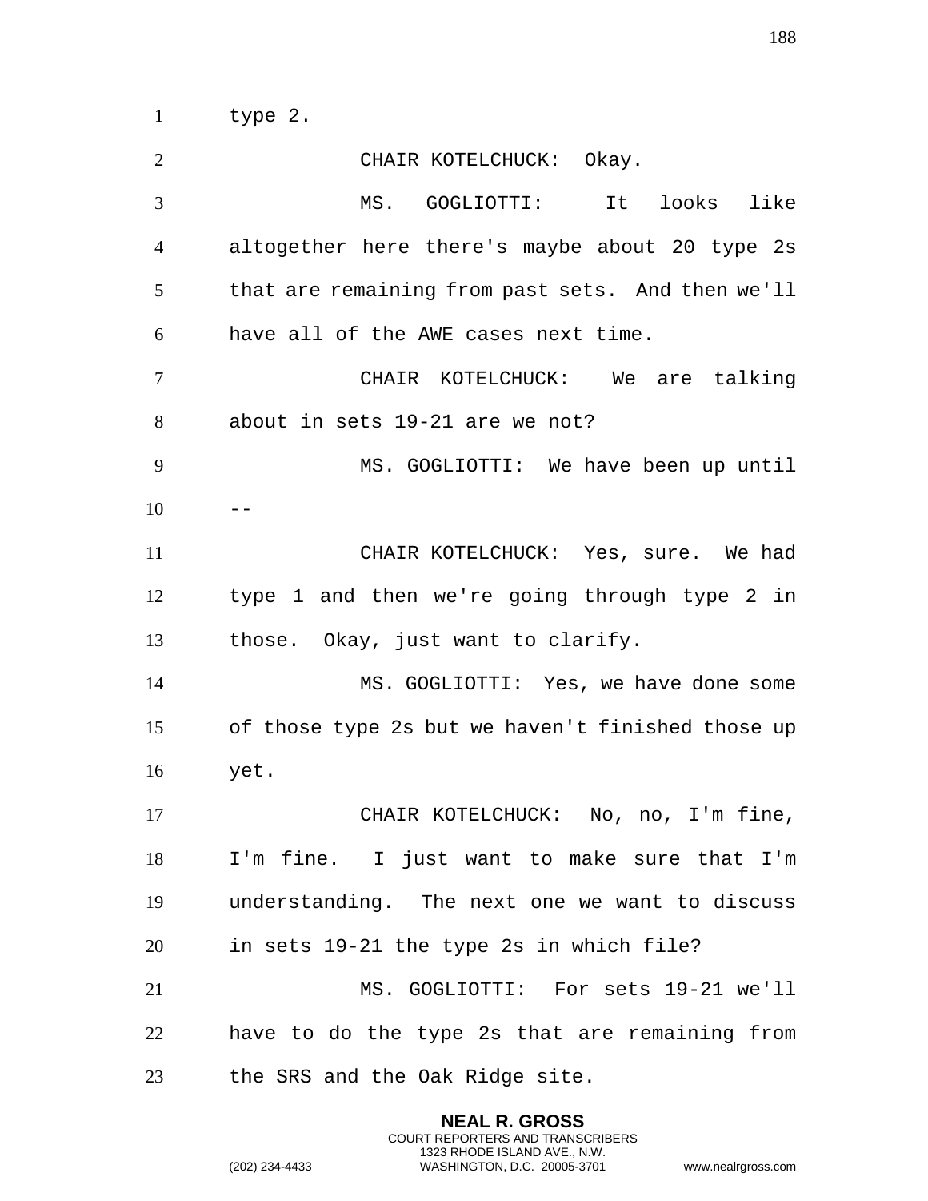type 2.

CHAIR KOTELCHUCK: Okay.

MS. GOGLIOTTI: It looks like altogether here there's maybe about 20 type 2s that are remaining from past sets. And then we'll have all of the AWE cases next time.

CHAIR KOTELCHUCK: We are talking about in sets 19-21 are we not?

MS. GOGLIOTTI: We have been up until --

CHAIR KOTELCHUCK: Yes, sure. We had type 1 and then we're going through type 2 in those. Okay, just want to clarify.

MS. GOGLIOTTI: Yes, we have done some of those type 2s but we haven't finished those up yet.

CHAIR KOTELCHUCK: No, no, I'm fine, I'm fine. I just want to make sure that I'm understanding. The next one we want to discuss in sets 19-21 the type 2s in which file?

MS. GOGLIOTTI: For sets 19-21 we'll have to do the type 2s that are remaining from the SRS and the Oak Ridge site.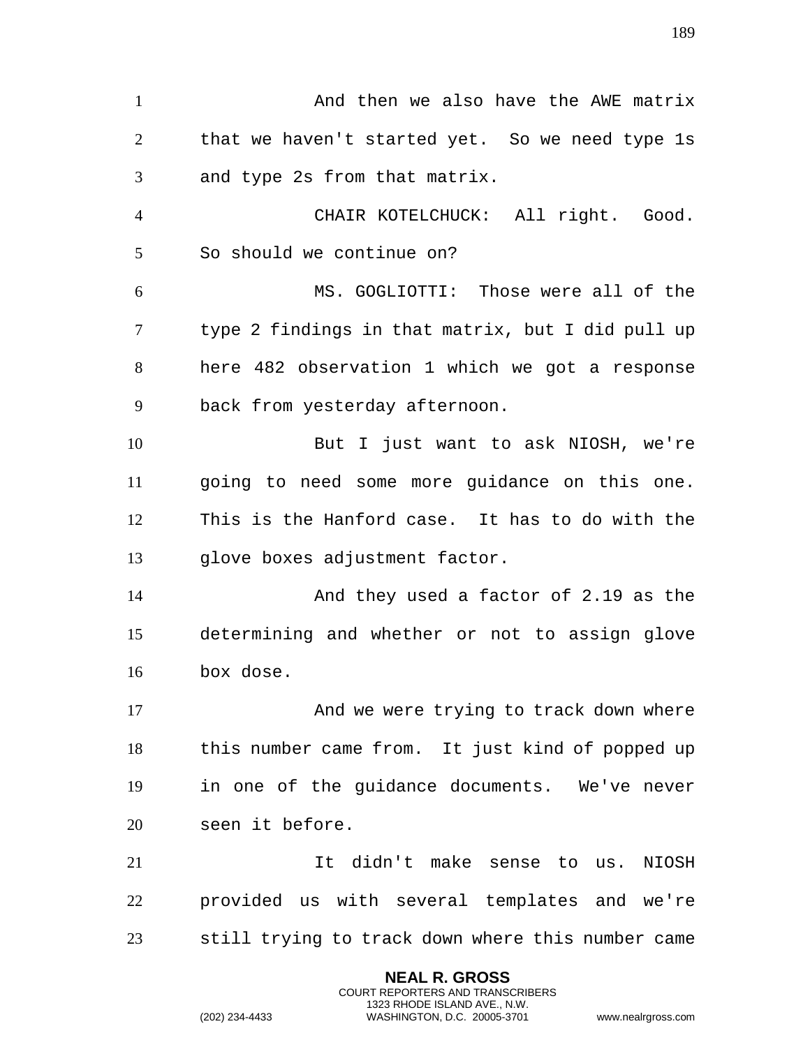And then we also have the AWE matrix that we haven't started yet. So we need type 1s and type 2s from that matrix.

CHAIR KOTELCHUCK: All right. Good. So should we continue on?

MS. GOGLIOTTI: Those were all of the type 2 findings in that matrix, but I did pull up here 482 observation 1 which we got a response back from yesterday afternoon.

But I just want to ask NIOSH, we're going to need some more guidance on this one. This is the Hanford case. It has to do with the glove boxes adjustment factor.

And they used a factor of 2.19 as the determining and whether or not to assign glove box dose.

And we were trying to track down where this number came from. It just kind of popped up in one of the guidance documents. We've never seen it before.

It didn't make sense to us. NIOSH provided us with several templates and we're still trying to track down where this number came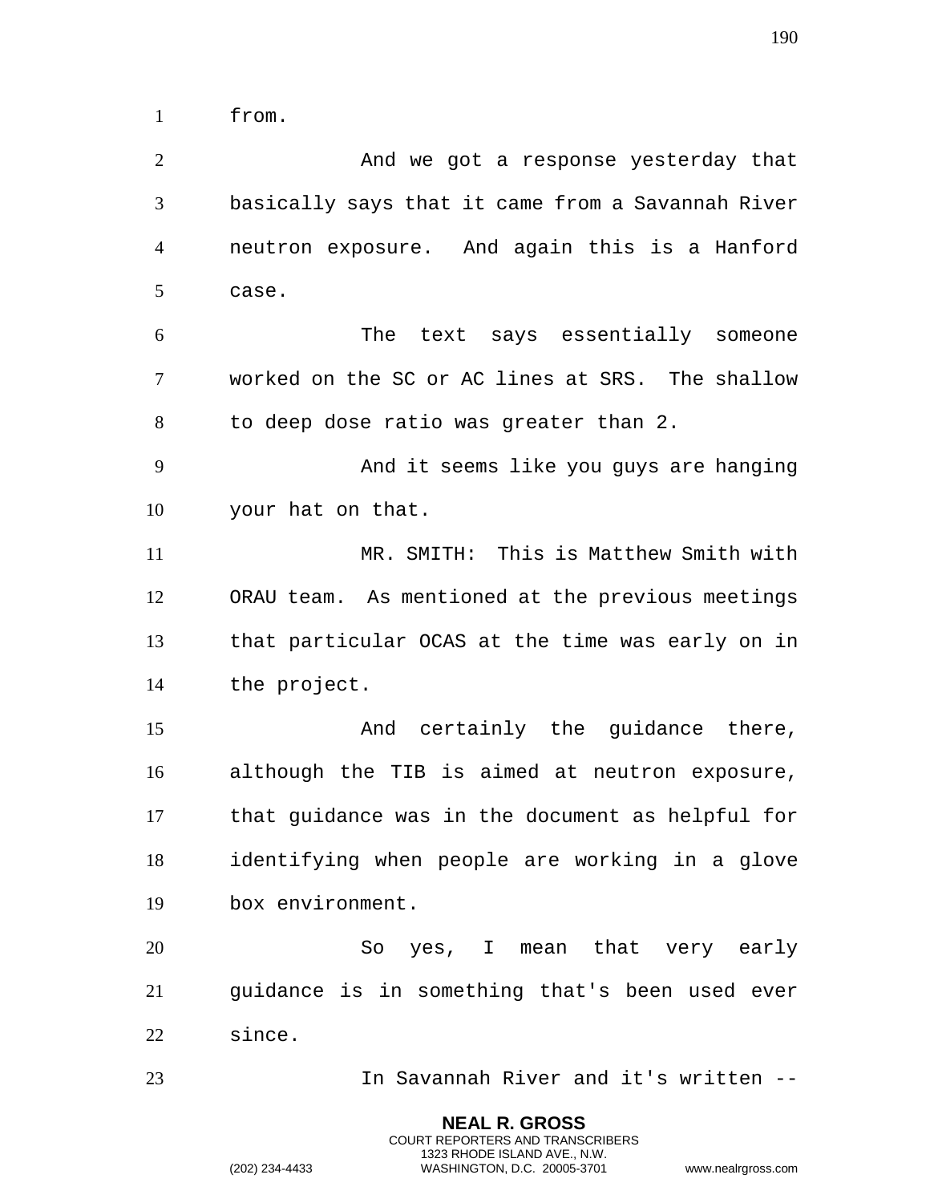from.

And we got a response yesterday that basically says that it came from a Savannah River neutron exposure. And again this is a Hanford case.

The text says essentially someone worked on the SC or AC lines at SRS. The shallow to deep dose ratio was greater than 2.

And it seems like you guys are hanging your hat on that.

MR. SMITH: This is Matthew Smith with ORAU team. As mentioned at the previous meetings that particular OCAS at the time was early on in the project.

And certainly the guidance there, although the TIB is aimed at neutron exposure, that guidance was in the document as helpful for identifying when people are working in a glove box environment.

So yes, I mean that very early guidance is in something that's been used ever since.

In Savannah River and it's written --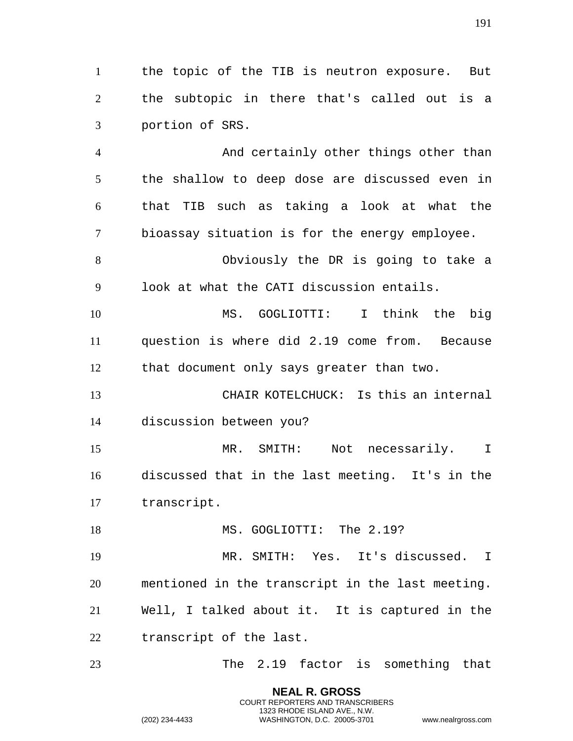the topic of the TIB is neutron exposure. But the subtopic in there that's called out is a portion of SRS.

And certainly other things other than the shallow to deep dose are discussed even in that TIB such as taking a look at what the bioassay situation is for the energy employee.

Obviously the DR is going to take a look at what the CATI discussion entails.

MS. GOGLIOTTI: I think the big question is where did 2.19 come from. Because that document only says greater than two.

CHAIR KOTELCHUCK: Is this an internal discussion between you?

MR. SMITH: Not necessarily. I discussed that in the last meeting. It's in the transcript.

MS. GOGLIOTTI: The 2.19?

MR. SMITH: Yes. It's discussed. I mentioned in the transcript in the last meeting. Well, I talked about it. It is captured in the transcript of the last.

The 2.19 factor is something that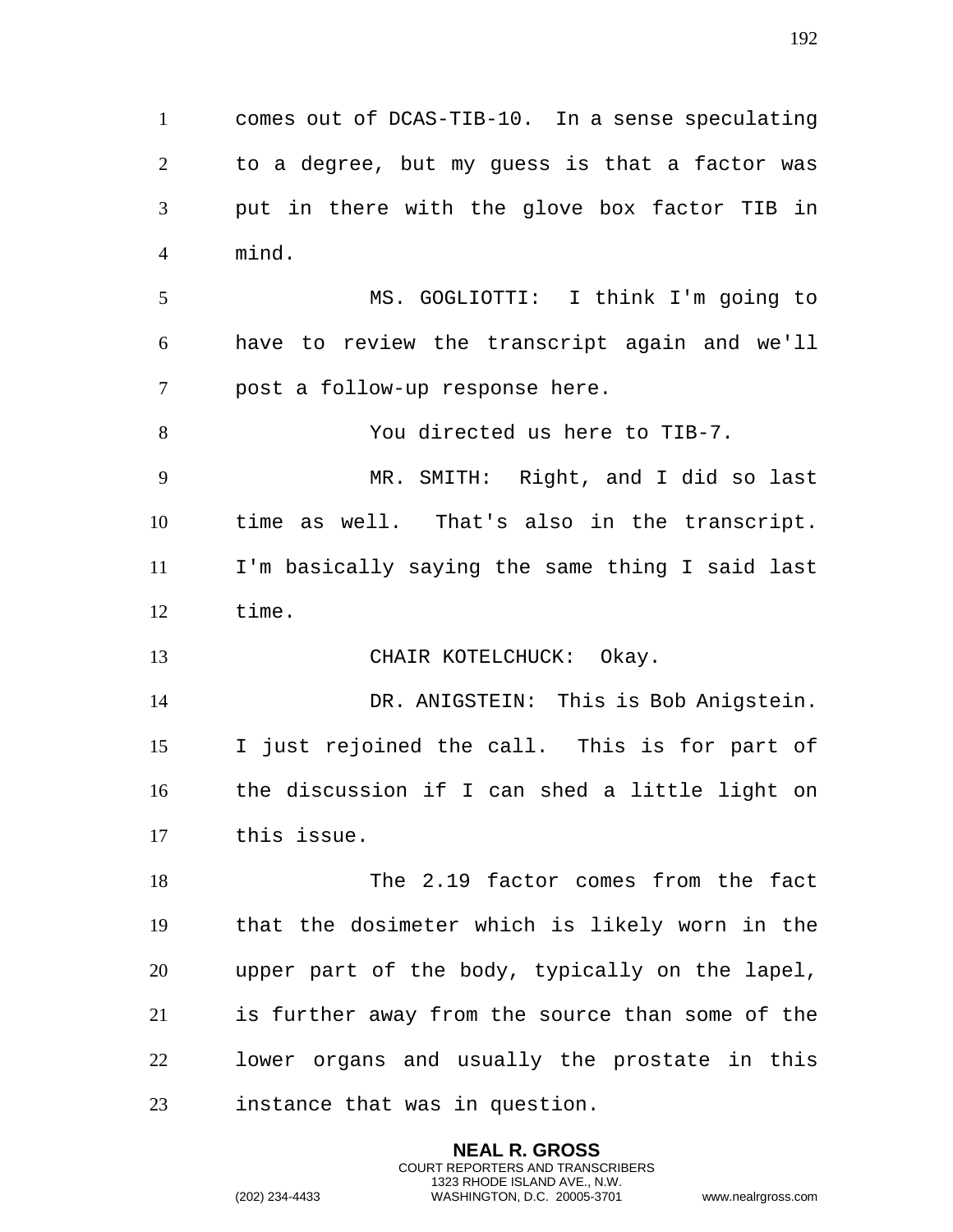comes out of DCAS-TIB-10. In a sense speculating to a degree, but my guess is that a factor was put in there with the glove box factor TIB in mind.

MS. GOGLIOTTI: I think I'm going to have to review the transcript again and we'll post a follow-up response here.

You directed us here to TIB-7.

MR. SMITH: Right, and I did so last time as well. That's also in the transcript. I'm basically saying the same thing I said last time.

CHAIR KOTELCHUCK: Okay.

DR. ANIGSTEIN: This is Bob Anigstein. I just rejoined the call. This is for part of the discussion if I can shed a little light on this issue.

The 2.19 factor comes from the fact that the dosimeter which is likely worn in the upper part of the body, typically on the lapel, is further away from the source than some of the lower organs and usually the prostate in this instance that was in question.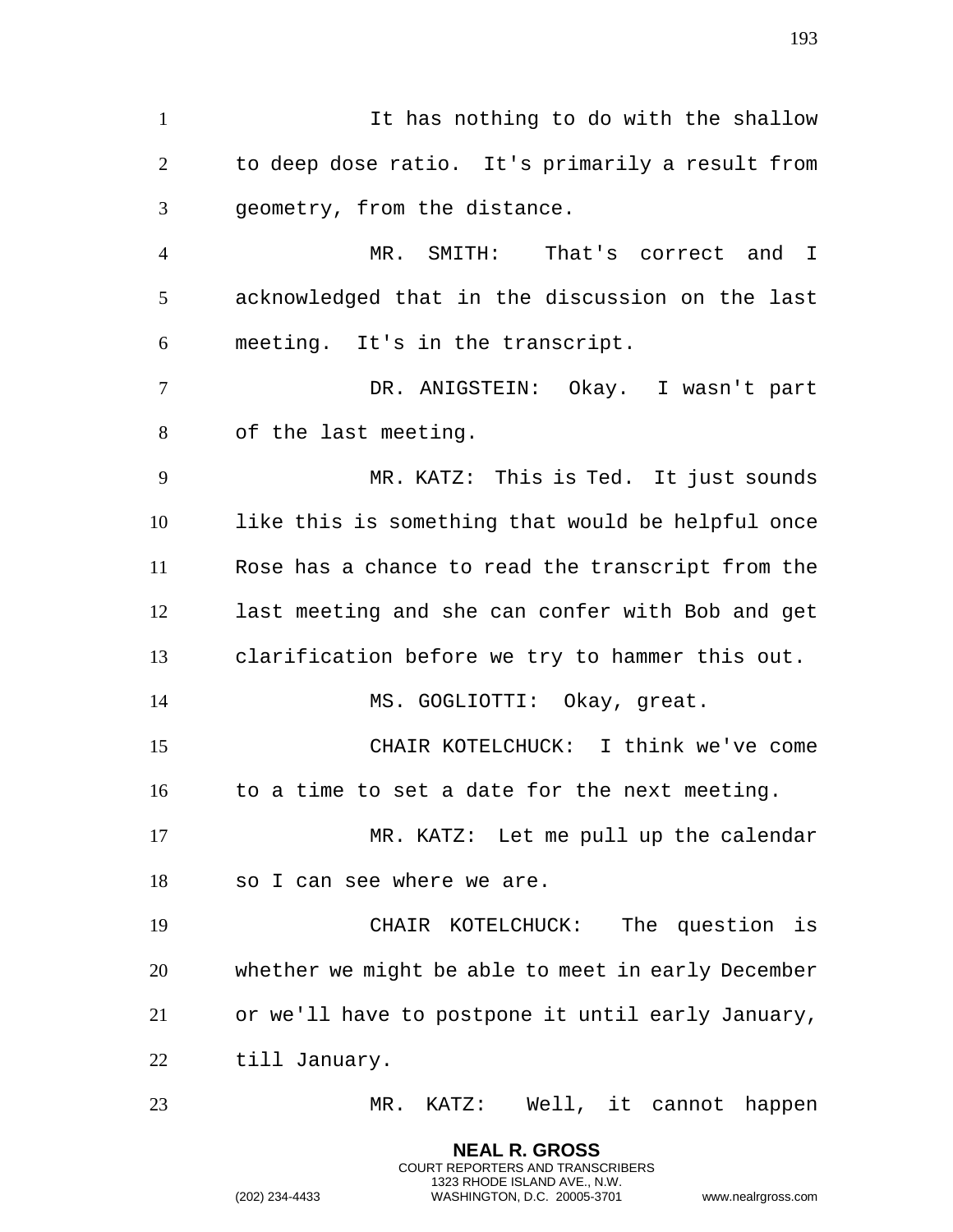It has nothing to do with the shallow to deep dose ratio. It's primarily a result from geometry, from the distance.

MR. SMITH: That's correct and I acknowledged that in the discussion on the last meeting. It's in the transcript.

DR. ANIGSTEIN: Okay. I wasn't part of the last meeting.

MR. KATZ: This is Ted. It just sounds like this is something that would be helpful once Rose has a chance to read the transcript from the last meeting and she can confer with Bob and get clarification before we try to hammer this out.

MS. GOGLIOTTI: Okay, great.

CHAIR KOTELCHUCK: I think we've come to a time to set a date for the next meeting.

MR. KATZ: Let me pull up the calendar so I can see where we are.

CHAIR KOTELCHUCK: The question is whether we might be able to meet in early December or we'll have to postpone it until early January, till January.

MR. KATZ: Well, it cannot happen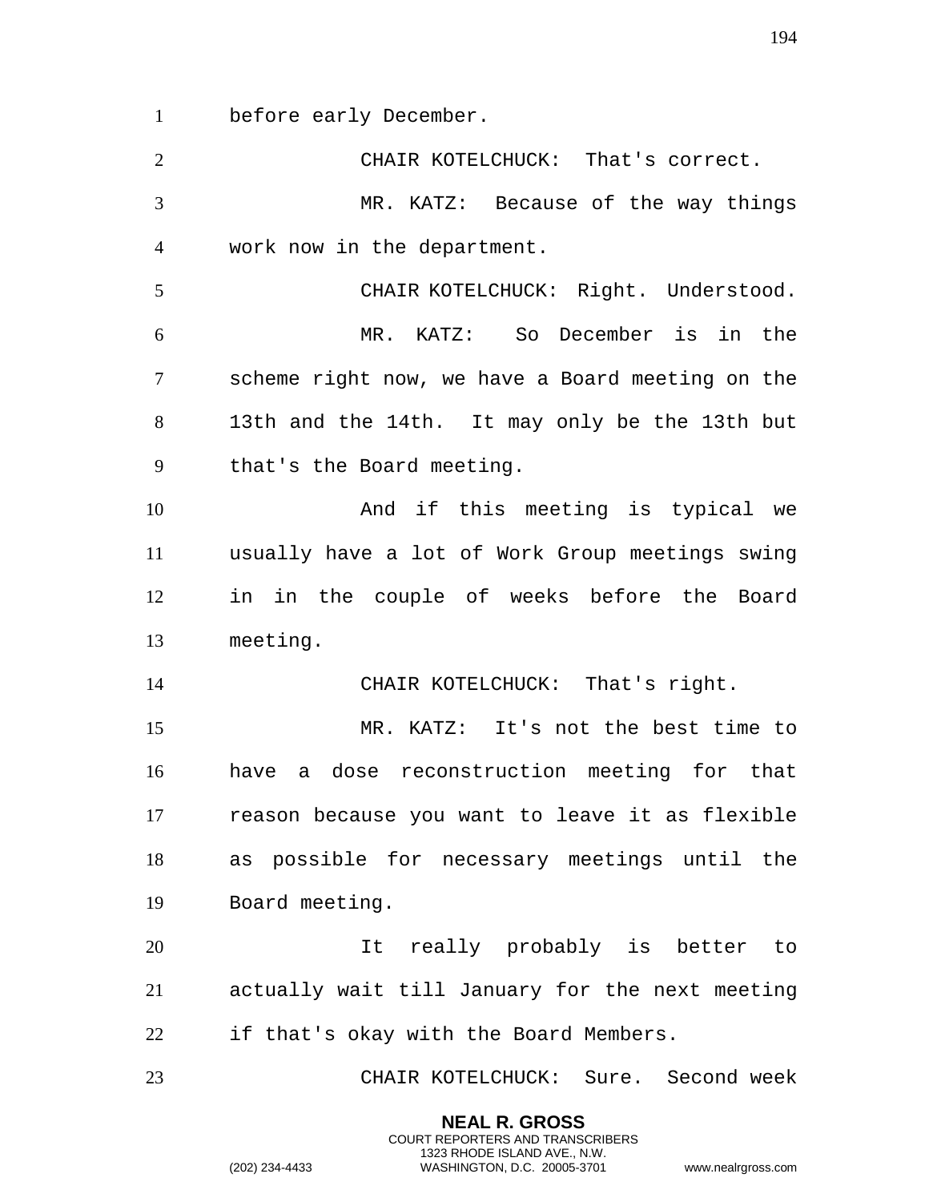before early December.

CHAIR KOTELCHUCK: That's correct.

MR. KATZ: Because of the way things work now in the department.

CHAIR KOTELCHUCK: Right. Understood.

MR. KATZ: So December is in the scheme right now, we have a Board meeting on the 13th and the 14th. It may only be the 13th but that's the Board meeting.

And if this meeting is typical we usually have a lot of Work Group meetings swing in in the couple of weeks before the Board meeting.

CHAIR KOTELCHUCK: That's right.

MR. KATZ: It's not the best time to have a dose reconstruction meeting for that reason because you want to leave it as flexible as possible for necessary meetings until the Board meeting.

It really probably is better to actually wait till January for the next meeting if that's okay with the Board Members.

CHAIR KOTELCHUCK: Sure. Second week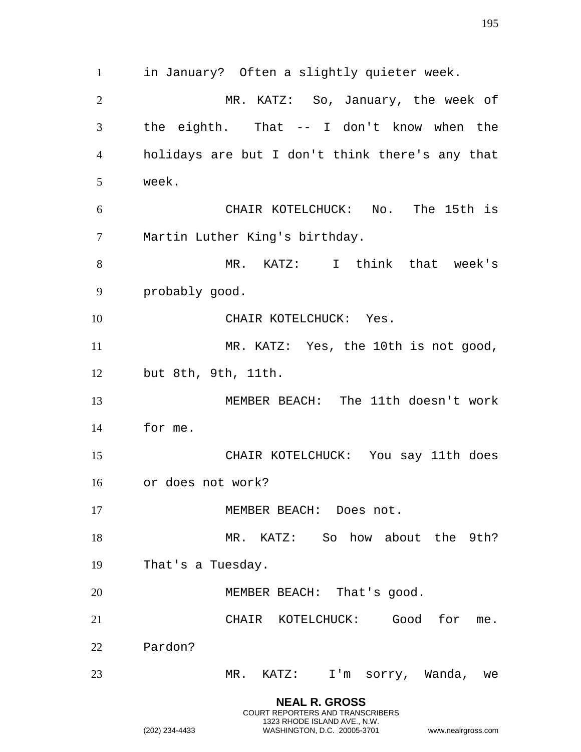in January? Often a slightly quieter week.

MR. KATZ: So, January, the week of the eighth. That -- I don't know when the holidays are but I don't think there's any that week.

CHAIR KOTELCHUCK: No. The 15th is Martin Luther King's birthday.

MR. KATZ: I think that week's probably good.

CHAIR KOTELCHUCK: Yes.

MR. KATZ: Yes, the 10th is not good, but 8th, 9th, 11th.

MEMBER BEACH: The 11th doesn't work for me.

CHAIR KOTELCHUCK: You say 11th does or does not work?

MEMBER BEACH: Does not.

MR. KATZ: So how about the 9th? That's a Tuesday.

MEMBER BEACH: That's good.

CHAIR KOTELCHUCK: Good for me. Pardon?

MR. KATZ: I'm sorry, Wanda, we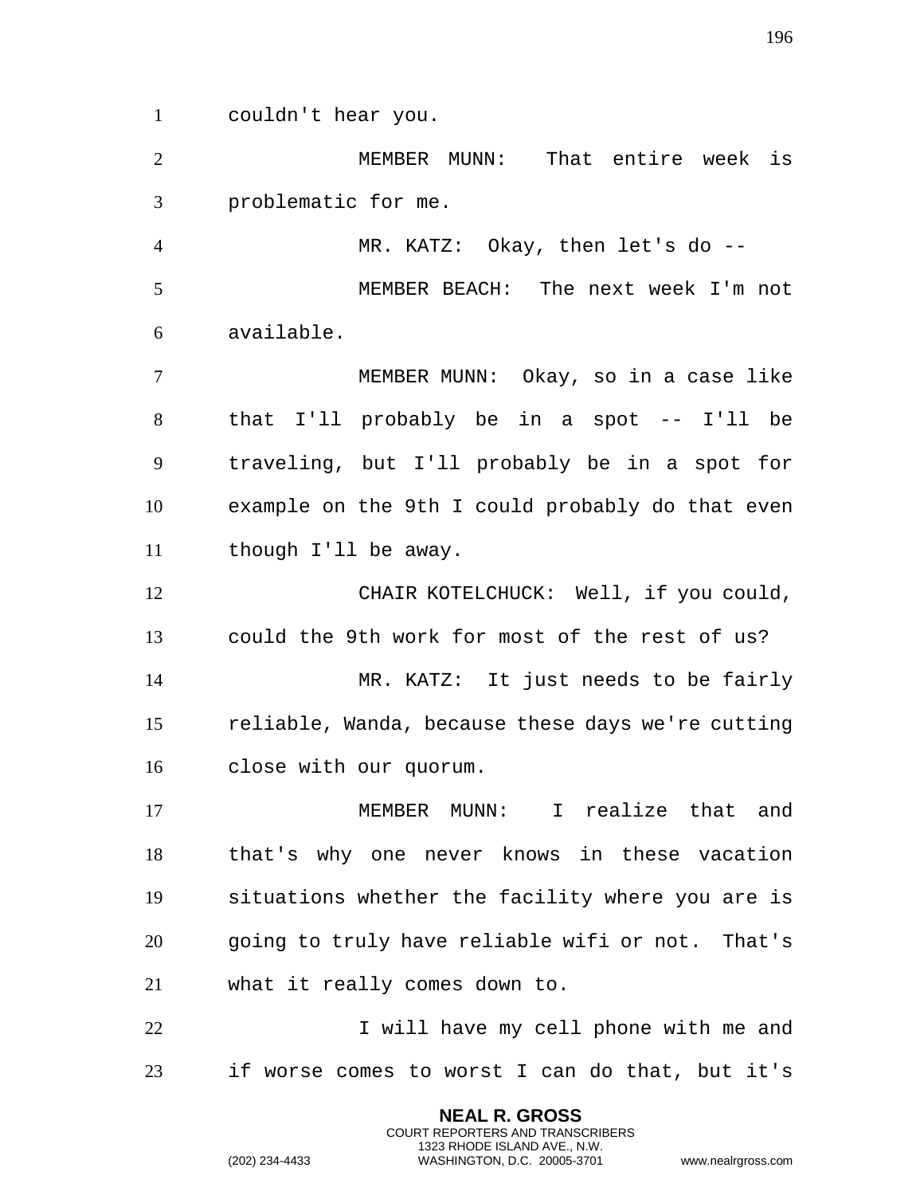couldn't hear you.

MEMBER MUNN: That entire week is problematic for me.

MR. KATZ: Okay, then let's do --

MEMBER BEACH: The next week I'm not available.

MEMBER MUNN: Okay, so in a case like that I'll probably be in a spot -- I'll be traveling, but I'll probably be in a spot for example on the 9th I could probably do that even though I'll be away.

CHAIR KOTELCHUCK: Well, if you could, could the 9th work for most of the rest of us?

MR. KATZ: It just needs to be fairly reliable, Wanda, because these days we're cutting close with our quorum.

MEMBER MUNN: I realize that and that's why one never knows in these vacation situations whether the facility where you are is going to truly have reliable wifi or not. That's what it really comes down to.

I will have my cell phone with me and if worse comes to worst I can do that, but it's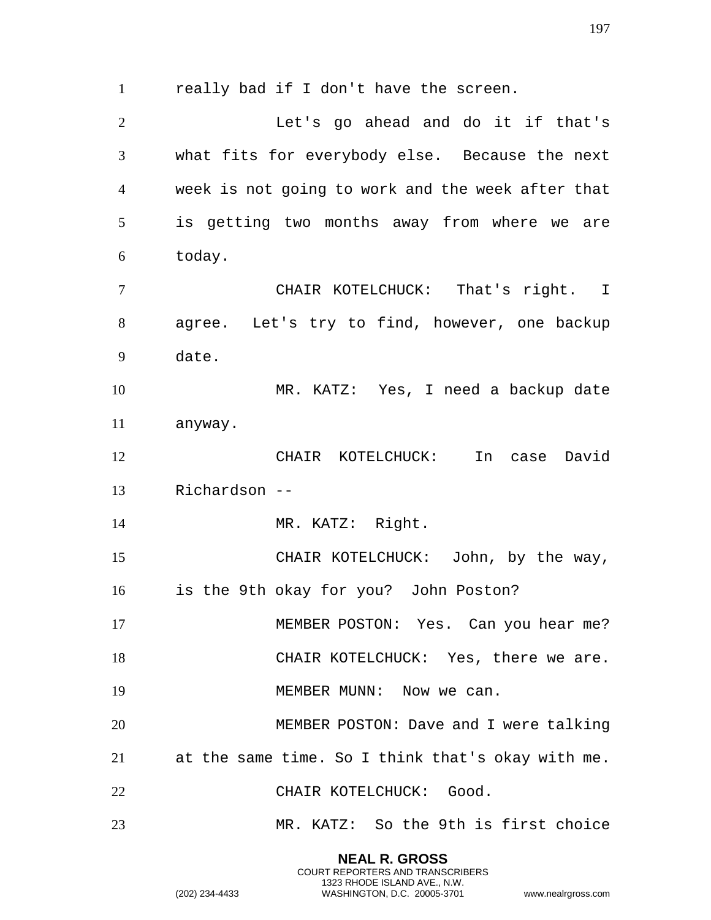really bad if I don't have the screen.

Let's go ahead and do it if that's what fits for everybody else. Because the next week is not going to work and the week after that is getting two months away from where we are today.

CHAIR KOTELCHUCK: That's right. I agree. Let's try to find, however, one backup date.

MR. KATZ: Yes, I need a backup date anyway.

CHAIR KOTELCHUCK: In case David Richardson --

MR. KATZ: Right.

CHAIR KOTELCHUCK: John, by the way, is the 9th okay for you? John Poston?

MEMBER POSTON: Yes. Can you hear me?

CHAIR KOTELCHUCK: Yes, there we are.

MEMBER MUNN: Now we can.

MEMBER POSTON: Dave and I were talking at the same time. So I think that's okay with me.

CHAIR KOTELCHUCK: Good.

MR. KATZ: So the 9th is first choice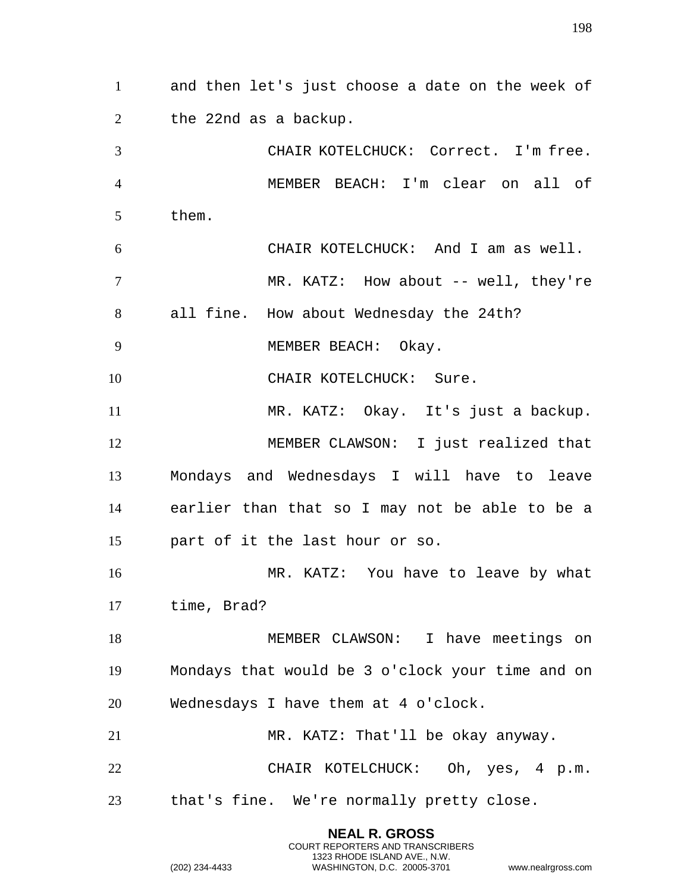and then let's just choose a date on the week of the 22nd as a backup.

CHAIR KOTELCHUCK: Correct. I'm free.

MEMBER BEACH: I'm clear on all of them.

CHAIR KOTELCHUCK: And I am as well.

MR. KATZ: How about -- well, they're all fine. How about Wednesday the 24th?

MEMBER BEACH: Okay.

CHAIR KOTELCHUCK: Sure.

MR. KATZ: Okay. It's just a backup.

MEMBER CLAWSON: I just realized that Mondays and Wednesdays I will have to leave earlier than that so I may not be able to be a part of it the last hour or so.

MR. KATZ: You have to leave by what time, Brad?

MEMBER CLAWSON: I have meetings on Mondays that would be 3 o'clock your time and on Wednesdays I have them at 4 o'clock.

MR. KATZ: That'll be okay anyway.

CHAIR KOTELCHUCK: Oh, yes, 4 p.m. that's fine. We're normally pretty close.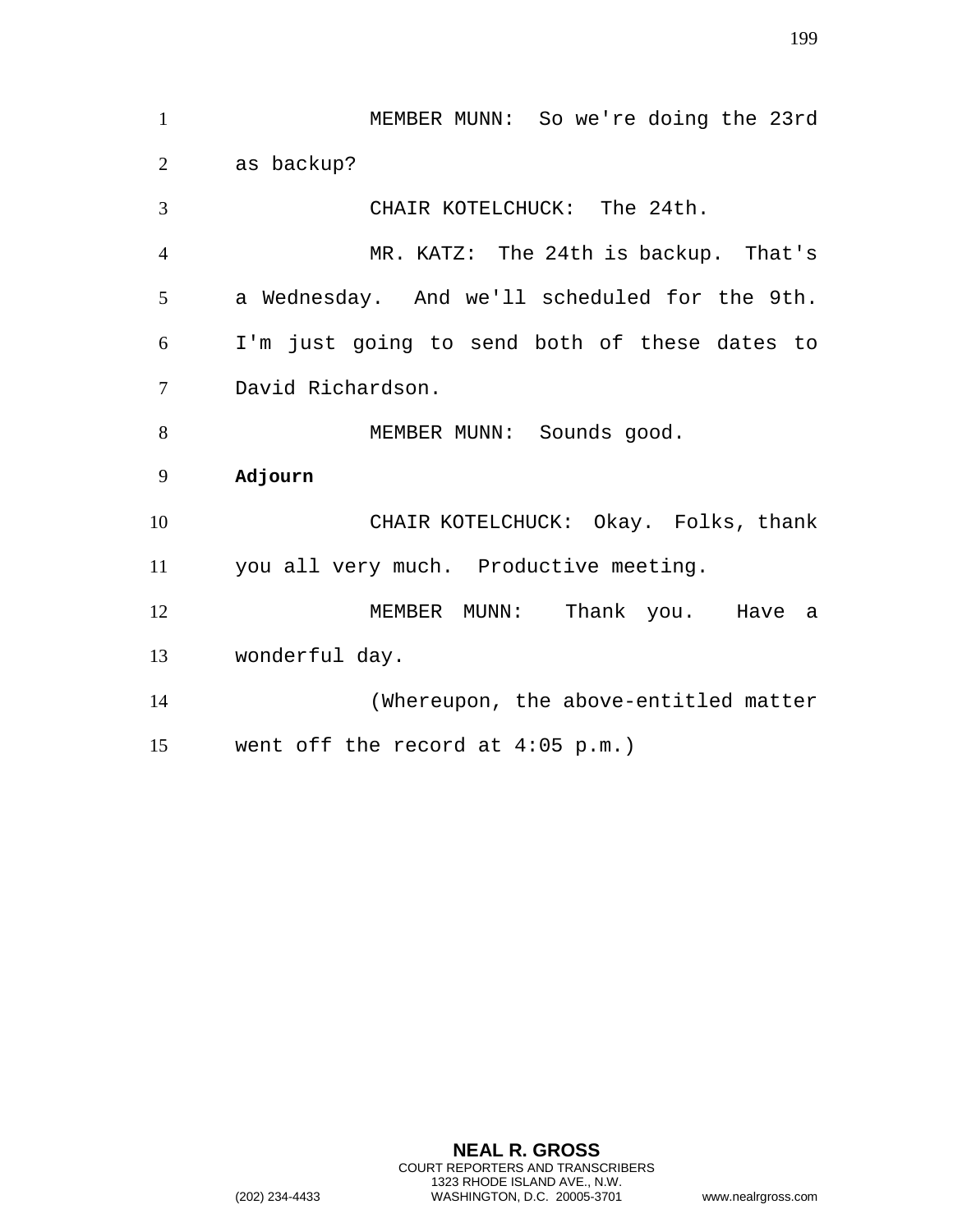MEMBER MUNN: So we're doing the 23rd as backup?

CHAIR KOTELCHUCK: The 24th.

MR. KATZ: The 24th is backup. That's a Wednesday. And we'll scheduled for the 9th. I'm just going to send both of these dates to David Richardson.

MEMBER MUNN: Sounds good.

**Adjourn**

CHAIR KOTELCHUCK: Okay. Folks, thank you all very much. Productive meeting.

MEMBER MUNN: Thank you. Have a wonderful day.

(Whereupon, the above-entitled matter went off the record at 4:05 p.m.)